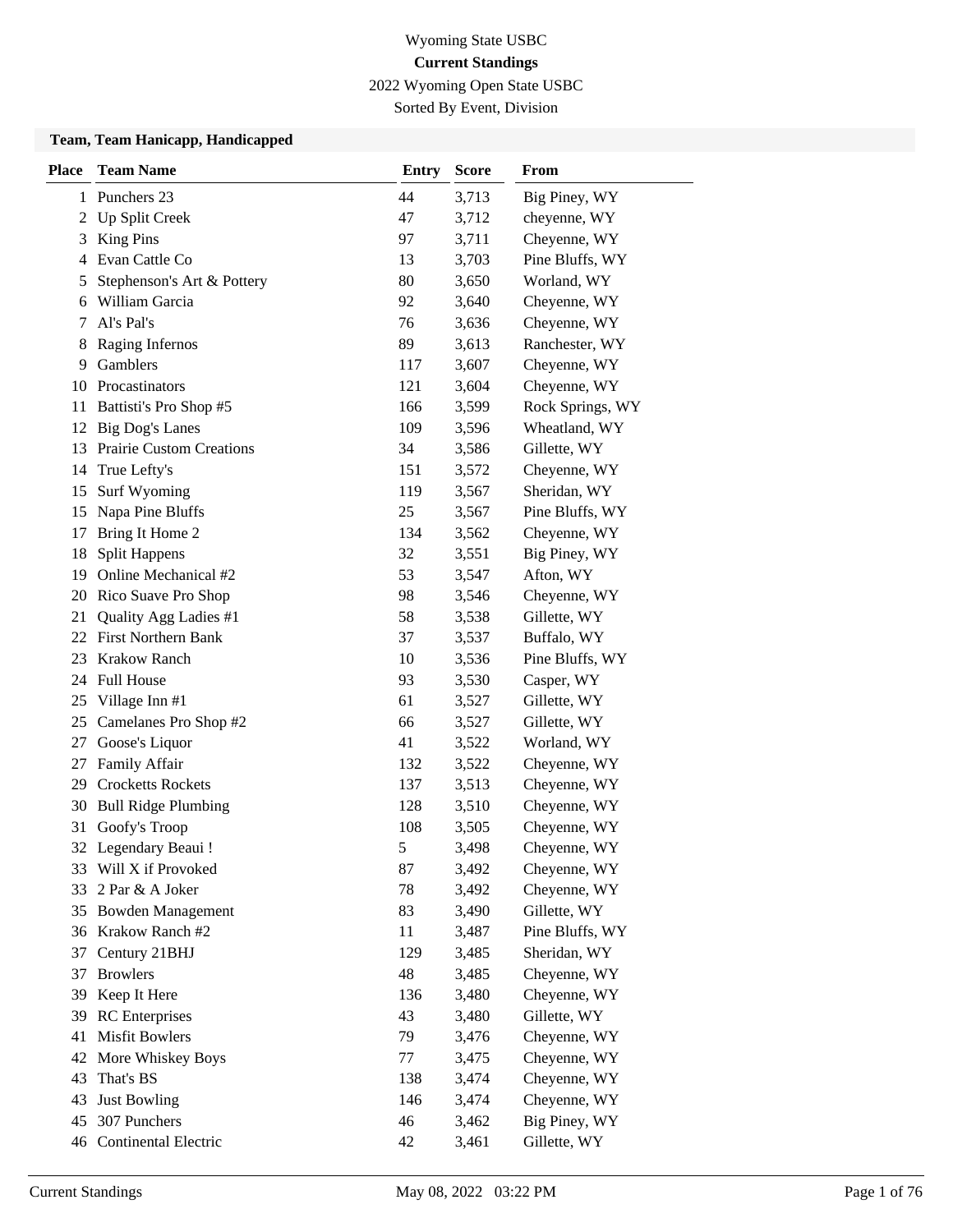Wyoming State USBC

**Current Standings**

2022 Wyoming Open State USBC

Sorted By Event, Division

### Team, Team Hanicapp, Handicapped

| Place | Team Name | Entry | Score | From |
|---|---|---|---|---|
| 1 | Punchers 23 | 44 | 3,713 | Big Piney, WY |
| 2 | Up Split Creek | 47 | 3,712 | cheyenne, WY |
| 3 | King Pins | 97 | 3,711 | Cheyenne, WY |
| 4 | Evan Cattle Co | 13 | 3,703 | Pine Bluffs, WY |
| 5 | Stephenson's Art & Pottery | 80 | 3,650 | Worland, WY |
| 6 | William Garcia | 92 | 3,640 | Cheyenne, WY |
| 7 | Al's Pal's | 76 | 3,636 | Cheyenne, WY |
| 8 | Raging Infernos | 89 | 3,613 | Ranchester, WY |
| 9 | Gamblers | 117 | 3,607 | Cheyenne, WY |
| 10 | Procastinators | 121 | 3,604 | Cheyenne, WY |
| 11 | Battisti's Pro Shop #5 | 166 | 3,599 | Rock Springs, WY |
| 12 | Big Dog's Lanes | 109 | 3,596 | Wheatland, WY |
| 13 | Prairie Custom Creations | 34 | 3,586 | Gillette, WY |
| 14 | True Lefty's | 151 | 3,572 | Cheyenne, WY |
| 15 | Surf Wyoming | 119 | 3,567 | Sheridan, WY |
| 15 | Napa Pine Bluffs | 25 | 3,567 | Pine Bluffs, WY |
| 17 | Bring It Home 2 | 134 | 3,562 | Cheyenne, WY |
| 18 | Split Happens | 32 | 3,551 | Big Piney, WY |
| 19 | Online Mechanical #2 | 53 | 3,547 | Afton, WY |
| 20 | Rico Suave Pro Shop | 98 | 3,546 | Cheyenne, WY |
| 21 | Quality Agg Ladies #1 | 58 | 3,538 | Gillette, WY |
| 22 | First Northern Bank | 37 | 3,537 | Buffalo, WY |
| 23 | Krakow Ranch | 10 | 3,536 | Pine Bluffs, WY |
| 24 | Full House | 93 | 3,530 | Casper, WY |
| 25 | Village Inn #1 | 61 | 3,527 | Gillette, WY |
| 25 | Camelanes Pro Shop #2 | 66 | 3,527 | Gillette, WY |
| 27 | Goose's Liquor | 41 | 3,522 | Worland, WY |
| 27 | Family Affair | 132 | 3,522 | Cheyenne, WY |
| 29 | Crocketts Rockets | 137 | 3,513 | Cheyenne, WY |
| 30 | Bull Ridge Plumbing | 128 | 3,510 | Cheyenne, WY |
| 31 | Goofy's Troop | 108 | 3,505 | Cheyenne, WY |
| 32 | Legendary Beaui ! | 5 | 3,498 | Cheyenne, WY |
| 33 | Will X if Provoked | 87 | 3,492 | Cheyenne, WY |
| 33 | 2 Par & A Joker | 78 | 3,492 | Cheyenne, WY |
| 35 | Bowden Management | 83 | 3,490 | Gillette, WY |
| 36 | Krakow Ranch #2 | 11 | 3,487 | Pine Bluffs, WY |
| 37 | Century 21BHJ | 129 | 3,485 | Sheridan, WY |
| 37 | Browlers | 48 | 3,485 | Cheyenne, WY |
| 39 | Keep It Here | 136 | 3,480 | Cheyenne, WY |
| 39 | RC Enterprises | 43 | 3,480 | Gillette, WY |
| 41 | Misfit Bowlers | 79 | 3,476 | Cheyenne, WY |
| 42 | More Whiskey Boys | 77 | 3,475 | Cheyenne, WY |
| 43 | That's BS | 138 | 3,474 | Cheyenne, WY |
| 43 | Just Bowling | 146 | 3,474 | Cheyenne, WY |
| 45 | 307 Punchers | 46 | 3,462 | Big Piney, WY |
| 46 | Continental Electric | 42 | 3,461 | Gillette, WY |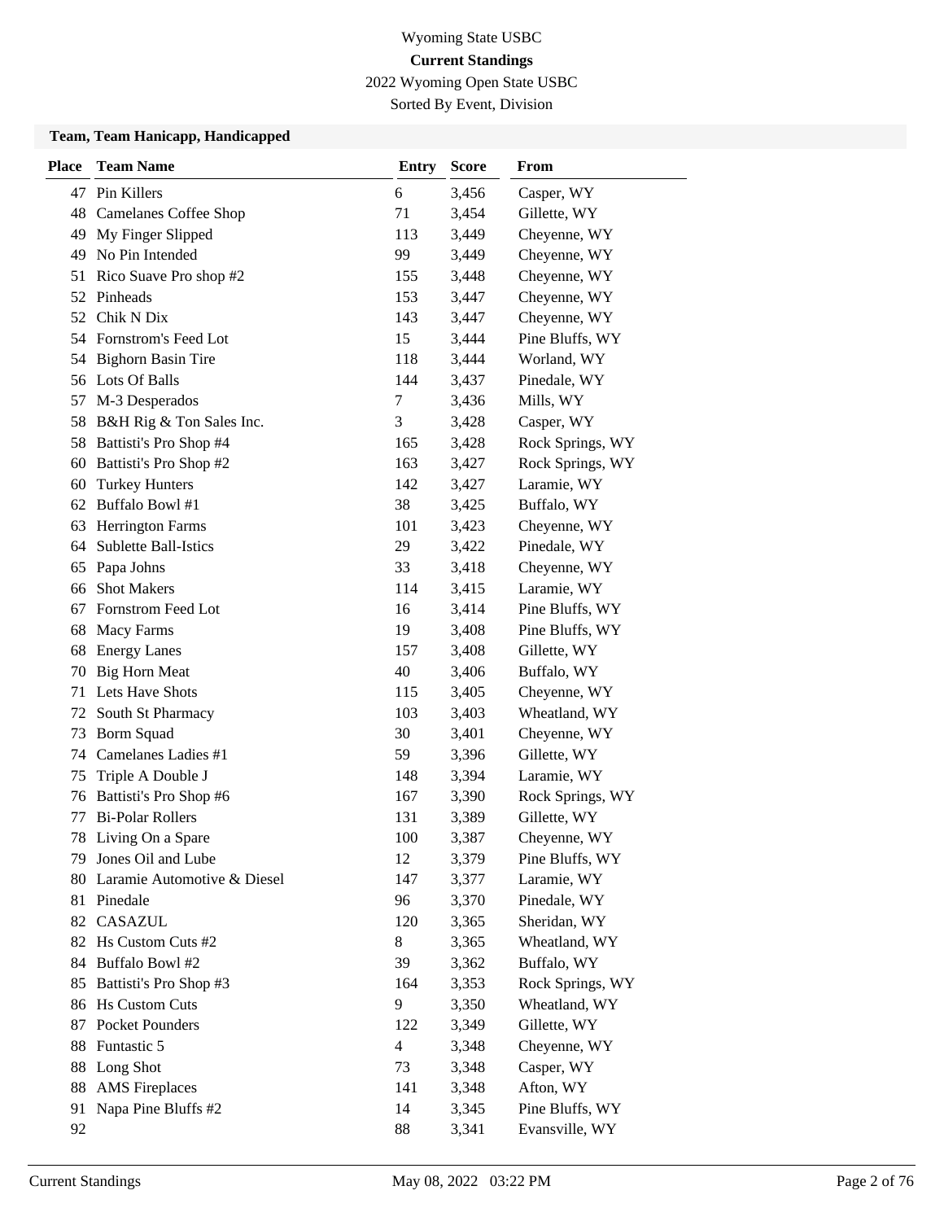Wyoming State USBC

**Current Standings**

2022 Wyoming Open State USBC

Sorted By Event, Division

### Team, Team Hanicapp, Handicapped

| Place | Team Name | Entry | Score | From |
|---|---|---|---|---|
| 47 | Pin Killers | 6 | 3,456 | Casper, WY |
| 48 | Camelanes Coffee Shop | 71 | 3,454 | Gillette, WY |
| 49 | My Finger Slipped | 113 | 3,449 | Cheyenne, WY |
| 49 | No Pin Intended | 99 | 3,449 | Cheyenne, WY |
| 51 | Rico Suave Pro shop #2 | 155 | 3,448 | Cheyenne, WY |
| 52 | Pinheads | 153 | 3,447 | Cheyenne, WY |
| 52 | Chik N Dix | 143 | 3,447 | Cheyenne, WY |
| 54 | Fornstrom's Feed Lot | 15 | 3,444 | Pine Bluffs, WY |
| 54 | Bighorn Basin Tire | 118 | 3,444 | Worland, WY |
| 56 | Lots Of Balls | 144 | 3,437 | Pinedale, WY |
| 57 | M-3 Desperados | 7 | 3,436 | Mills, WY |
| 58 | B&H Rig & Ton Sales Inc. | 3 | 3,428 | Casper, WY |
| 58 | Battisti's Pro Shop #4 | 165 | 3,428 | Rock Springs, WY |
| 60 | Battisti's Pro Shop #2 | 163 | 3,427 | Rock Springs, WY |
| 60 | Turkey Hunters | 142 | 3,427 | Laramie, WY |
| 62 | Buffalo Bowl #1 | 38 | 3,425 | Buffalo, WY |
| 63 | Herrington Farms | 101 | 3,423 | Cheyenne, WY |
| 64 | Sublette Ball-Istics | 29 | 3,422 | Pinedale, WY |
| 65 | Papa Johns | 33 | 3,418 | Cheyenne, WY |
| 66 | Shot Makers | 114 | 3,415 | Laramie, WY |
| 67 | Fornstrom Feed Lot | 16 | 3,414 | Pine Bluffs, WY |
| 68 | Macy Farms | 19 | 3,408 | Pine Bluffs, WY |
| 68 | Energy Lanes | 157 | 3,408 | Gillette, WY |
| 70 | Big Horn Meat | 40 | 3,406 | Buffalo, WY |
| 71 | Lets Have Shots | 115 | 3,405 | Cheyenne, WY |
| 72 | South St Pharmacy | 103 | 3,403 | Wheatland, WY |
| 73 | Borm Squad | 30 | 3,401 | Cheyenne, WY |
| 74 | Camelanes Ladies #1 | 59 | 3,396 | Gillette, WY |
| 75 | Triple A Double J | 148 | 3,394 | Laramie, WY |
| 76 | Battisti's Pro Shop #6 | 167 | 3,390 | Rock Springs, WY |
| 77 | Bi-Polar Rollers | 131 | 3,389 | Gillette, WY |
| 78 | Living On a Spare | 100 | 3,387 | Cheyenne, WY |
| 79 | Jones Oil and Lube | 12 | 3,379 | Pine Bluffs, WY |
| 80 | Laramie Automotive & Diesel | 147 | 3,377 | Laramie, WY |
| 81 | Pinedale | 96 | 3,370 | Pinedale, WY |
| 82 | CASAZUL | 120 | 3,365 | Sheridan, WY |
| 82 | Hs Custom Cuts #2 | 8 | 3,365 | Wheatland, WY |
| 84 | Buffalo Bowl #2 | 39 | 3,362 | Buffalo, WY |
| 85 | Battisti's Pro Shop #3 | 164 | 3,353 | Rock Springs, WY |
| 86 | Hs Custom Cuts | 9 | 3,350 | Wheatland, WY |
| 87 | Pocket Pounders | 122 | 3,349 | Gillette, WY |
| 88 | Funtastic 5 | 4 | 3,348 | Cheyenne, WY |
| 88 | Long Shot | 73 | 3,348 | Casper, WY |
| 88 | AMS Fireplaces | 141 | 3,348 | Afton, WY |
| 91 | Napa Pine Bluffs #2 | 14 | 3,345 | Pine Bluffs, WY |
| 92 | | 88 | 3,341 | Evansville, WY |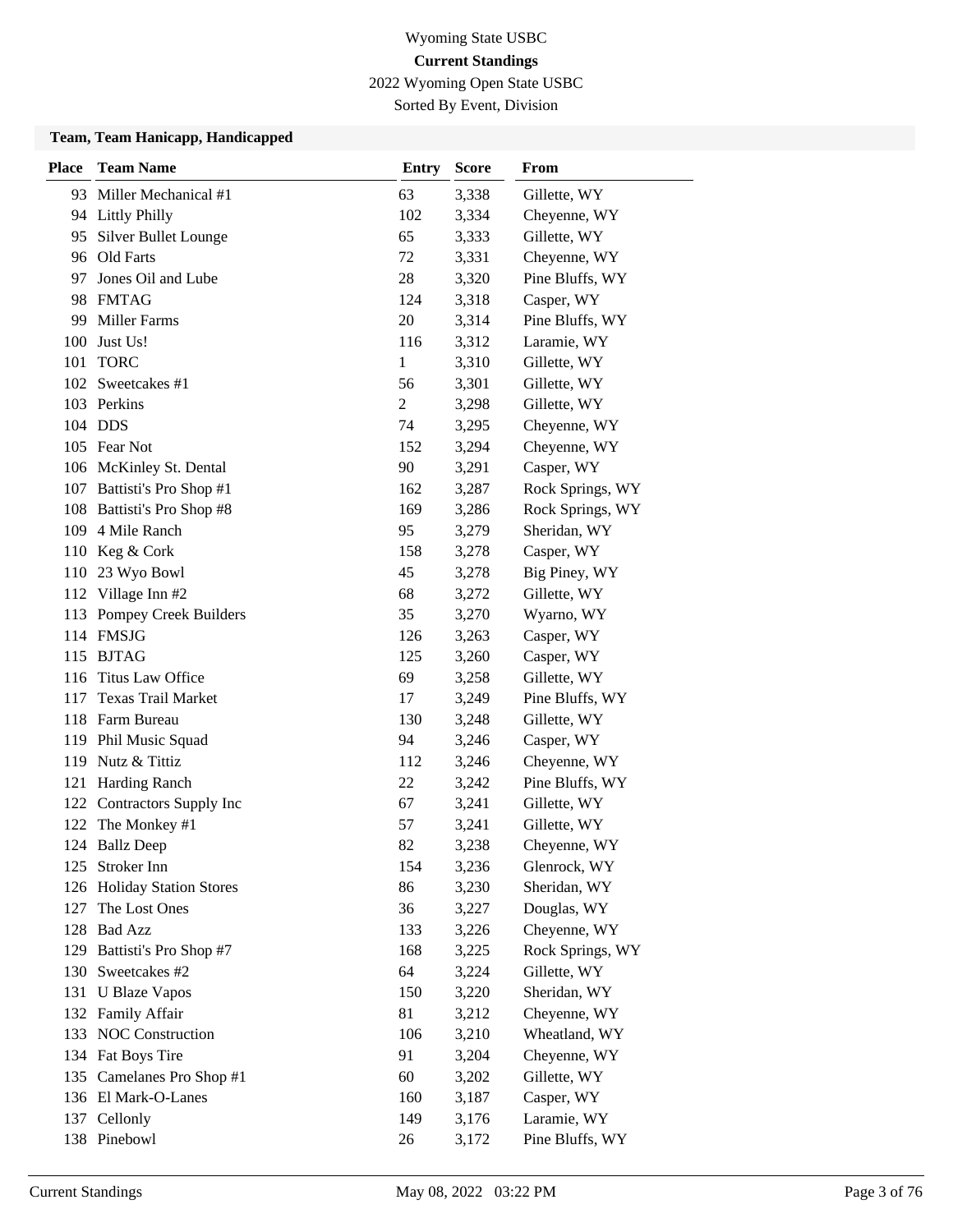# Wyoming State USBC

## Current Standings

2022 Wyoming Open State USBC

Sorted By Event, Division

### Team, Team Hanicapp, Handicapped

| Place | Team Name | Entry | Score | From |
|---|---|---|---|---|
| 93 | Miller Mechanical #1 | 63 | 3,338 | Gillette, WY |
| 94 | Littly Philly | 102 | 3,334 | Cheyenne, WY |
| 95 | Silver Bullet Lounge | 65 | 3,333 | Gillette, WY |
| 96 | Old Farts | 72 | 3,331 | Cheyenne, WY |
| 97 | Jones Oil and Lube | 28 | 3,320 | Pine Bluffs, WY |
| 98 | FMTAG | 124 | 3,318 | Casper, WY |
| 99 | Miller Farms | 20 | 3,314 | Pine Bluffs, WY |
| 100 | Just Us! | 116 | 3,312 | Laramie, WY |
| 101 | TORC | 1 | 3,310 | Gillette, WY |
| 102 | Sweetcakes #1 | 56 | 3,301 | Gillette, WY |
| 103 | Perkins | 2 | 3,298 | Gillette, WY |
| 104 | DDS | 74 | 3,295 | Cheyenne, WY |
| 105 | Fear Not | 152 | 3,294 | Cheyenne, WY |
| 106 | McKinley St. Dental | 90 | 3,291 | Casper, WY |
| 107 | Battisti's Pro Shop #1 | 162 | 3,287 | Rock Springs, WY |
| 108 | Battisti's Pro Shop #8 | 169 | 3,286 | Rock Springs, WY |
| 109 | 4 Mile Ranch | 95 | 3,279 | Sheridan, WY |
| 110 | Keg & Cork | 158 | 3,278 | Casper, WY |
| 110 | 23 Wyo Bowl | 45 | 3,278 | Big Piney, WY |
| 112 | Village Inn #2 | 68 | 3,272 | Gillette, WY |
| 113 | Pompey Creek Builders | 35 | 3,270 | Wyarno, WY |
| 114 | FMSJG | 126 | 3,263 | Casper, WY |
| 115 | BJTAG | 125 | 3,260 | Casper, WY |
| 116 | Titus Law Office | 69 | 3,258 | Gillette, WY |
| 117 | Texas Trail Market | 17 | 3,249 | Pine Bluffs, WY |
| 118 | Farm Bureau | 130 | 3,248 | Gillette, WY |
| 119 | Phil Music Squad | 94 | 3,246 | Casper, WY |
| 119 | Nutz & Tittiz | 112 | 3,246 | Cheyenne, WY |
| 121 | Harding Ranch | 22 | 3,242 | Pine Bluffs, WY |
| 122 | Contractors Supply Inc | 67 | 3,241 | Gillette, WY |
| 122 | The Monkey #1 | 57 | 3,241 | Gillette, WY |
| 124 | Ballz Deep | 82 | 3,238 | Cheyenne, WY |
| 125 | Stroker Inn | 154 | 3,236 | Glenrock, WY |
| 126 | Holiday Station Stores | 86 | 3,230 | Sheridan, WY |
| 127 | The Lost Ones | 36 | 3,227 | Douglas, WY |
| 128 | Bad Azz | 133 | 3,226 | Cheyenne, WY |
| 129 | Battisti's Pro Shop #7 | 168 | 3,225 | Rock Springs, WY |
| 130 | Sweetcakes #2 | 64 | 3,224 | Gillette, WY |
| 131 | U Blaze Vapos | 150 | 3,220 | Sheridan, WY |
| 132 | Family Affair | 81 | 3,212 | Cheyenne, WY |
| 133 | NOC Construction | 106 | 3,210 | Wheatland, WY |
| 134 | Fat Boys Tire | 91 | 3,204 | Cheyenne, WY |
| 135 | Camelanes Pro Shop #1 | 60 | 3,202 | Gillette, WY |
| 136 | El Mark-O-Lanes | 160 | 3,187 | Casper, WY |
| 137 | Cellonly | 149 | 3,176 | Laramie, WY |
| 138 | Pinebowl | 26 | 3,172 | Pine Bluffs, WY |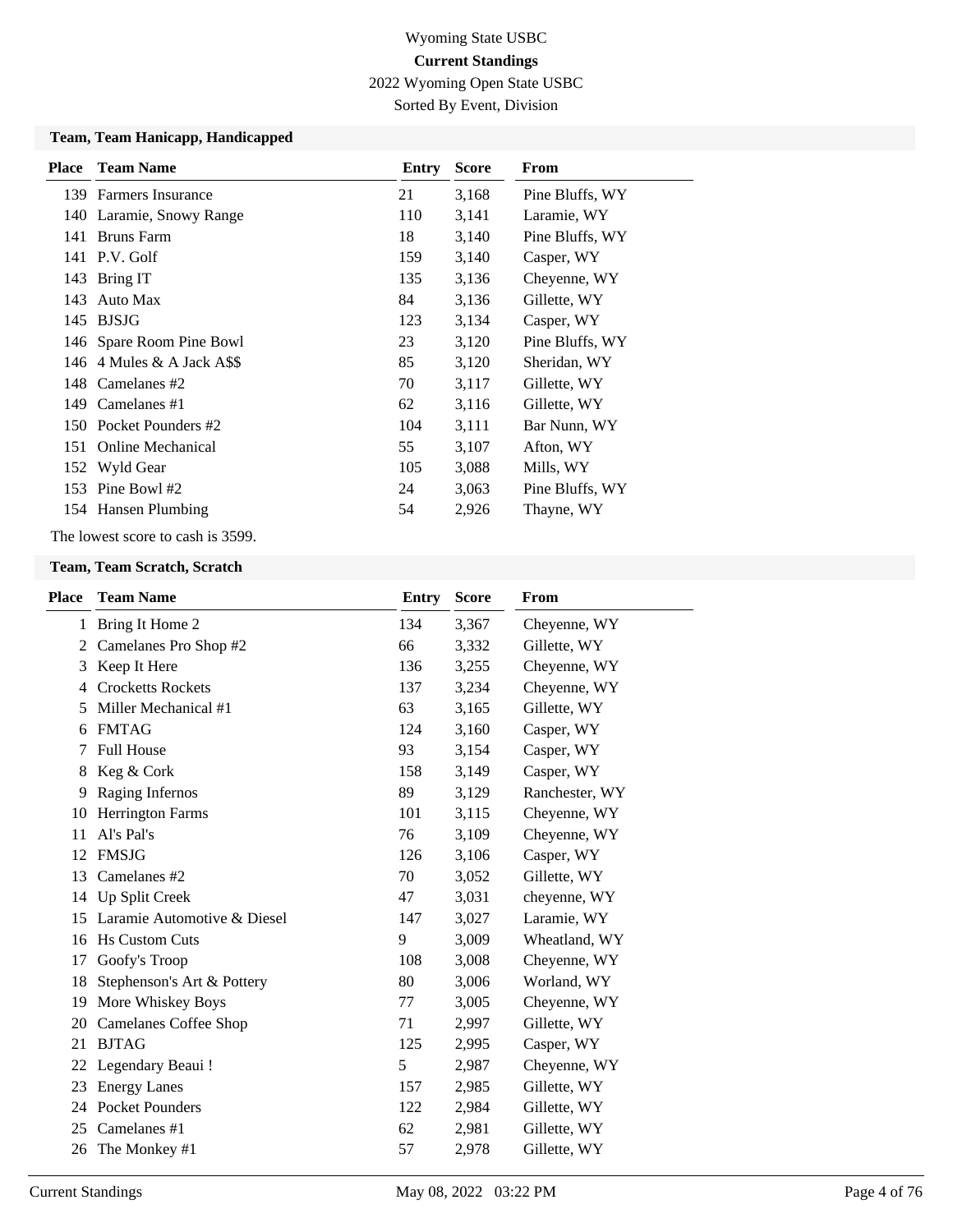Wyoming State USBC

**Current Standings**

2022 Wyoming Open State USBC

Sorted By Event, Division

### Team, Team Hanicapp, Handicapped

| Place | Team Name | Entry | Score | From |
|---|---|---|---|---|
| 139 | Farmers Insurance | 21 | 3,168 | Pine Bluffs, WY |
| 140 | Laramie, Snowy Range | 110 | 3,141 | Laramie, WY |
| 141 | Bruns Farm | 18 | 3,140 | Pine Bluffs, WY |
| 141 | P.V. Golf | 159 | 3,140 | Casper, WY |
| 143 | Bring IT | 135 | 3,136 | Cheyenne, WY |
| 143 | Auto Max | 84 | 3,136 | Gillette, WY |
| 145 | BJSJG | 123 | 3,134 | Casper, WY |
| 146 | Spare Room Pine Bowl | 23 | 3,120 | Pine Bluffs, WY |
| 146 | 4 Mules & A Jack A$$ | 85 | 3,120 | Sheridan, WY |
| 148 | Camelanes #2 | 70 | 3,117 | Gillette, WY |
| 149 | Camelanes #1 | 62 | 3,116 | Gillette, WY |
| 150 | Pocket Pounders #2 | 104 | 3,111 | Bar Nunn, WY |
| 151 | Online Mechanical | 55 | 3,107 | Afton, WY |
| 152 | Wyld Gear | 105 | 3,088 | Mills, WY |
| 153 | Pine Bowl #2 | 24 | 3,063 | Pine Bluffs, WY |
| 154 | Hansen Plumbing | 54 | 2,926 | Thayne, WY |

The lowest score to cash is 3599.

### Team, Team Scratch, Scratch

| Place | Team Name | Entry | Score | From |
|---|---|---|---|---|
| 1 | Bring It Home 2 | 134 | 3,367 | Cheyenne, WY |
| 2 | Camelanes Pro Shop #2 | 66 | 3,332 | Gillette, WY |
| 3 | Keep It Here | 136 | 3,255 | Cheyenne, WY |
| 4 | Crocketts Rockets | 137 | 3,234 | Cheyenne, WY |
| 5 | Miller Mechanical #1 | 63 | 3,165 | Gillette, WY |
| 6 | FMTAG | 124 | 3,160 | Casper, WY |
| 7 | Full House | 93 | 3,154 | Casper, WY |
| 8 | Keg & Cork | 158 | 3,149 | Casper, WY |
| 9 | Raging Infernos | 89 | 3,129 | Ranchester, WY |
| 10 | Herrington Farms | 101 | 3,115 | Cheyenne, WY |
| 11 | Al's Pal's | 76 | 3,109 | Cheyenne, WY |
| 12 | FMSJG | 126 | 3,106 | Casper, WY |
| 13 | Camelanes #2 | 70 | 3,052 | Gillette, WY |
| 14 | Up Split Creek | 47 | 3,031 | cheyenne, WY |
| 15 | Laramie Automotive & Diesel | 147 | 3,027 | Laramie, WY |
| 16 | Hs Custom Cuts | 9 | 3,009 | Wheatland, WY |
| 17 | Goofy's Troop | 108 | 3,008 | Cheyenne, WY |
| 18 | Stephenson's Art & Pottery | 80 | 3,006 | Worland, WY |
| 19 | More Whiskey Boys | 77 | 3,005 | Cheyenne, WY |
| 20 | Camelanes Coffee Shop | 71 | 2,997 | Gillette, WY |
| 21 | BJTAG | 125 | 2,995 | Casper, WY |
| 22 | Legendary Beaui ! | 5 | 2,987 | Cheyenne, WY |
| 23 | Energy Lanes | 157 | 2,985 | Gillette, WY |
| 24 | Pocket Pounders | 122 | 2,984 | Gillette, WY |
| 25 | Camelanes #1 | 62 | 2,981 | Gillette, WY |
| 26 | The Monkey #1 | 57 | 2,978 | Gillette, WY |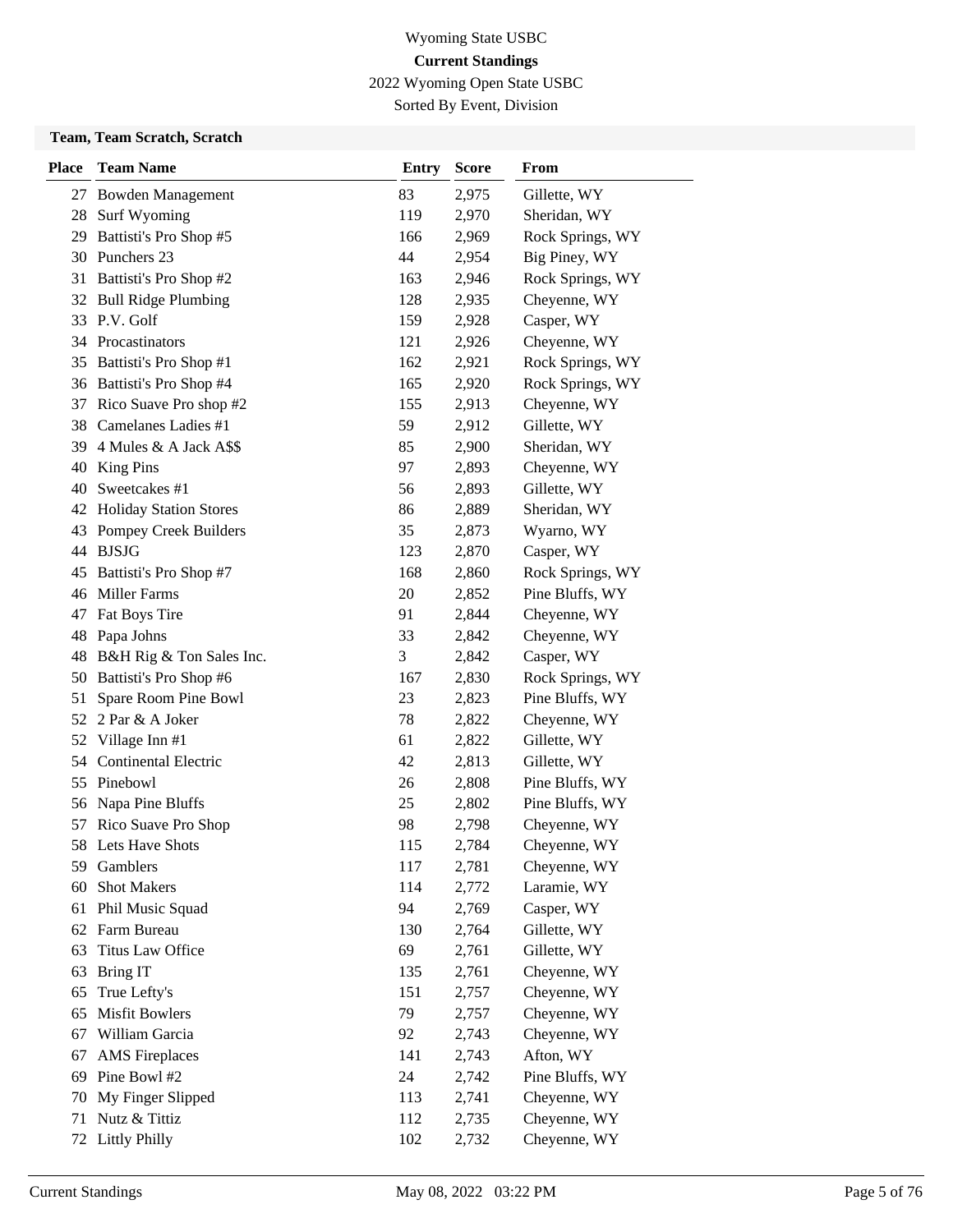Wyoming State USBC

**Current Standings**

2022 Wyoming Open State USBC

Sorted By Event, Division

**Team, Team Scratch, Scratch**

| Place | Team Name | Entry | Score | From |
|---|---|---|---|---|
| 27 | Bowden Management | 83 | 2,975 | Gillette, WY |
| 28 | Surf Wyoming | 119 | 2,970 | Sheridan, WY |
| 29 | Battisti's Pro Shop #5 | 166 | 2,969 | Rock Springs, WY |
| 30 | Punchers 23 | 44 | 2,954 | Big Piney, WY |
| 31 | Battisti's Pro Shop #2 | 163 | 2,946 | Rock Springs, WY |
| 32 | Bull Ridge Plumbing | 128 | 2,935 | Cheyenne, WY |
| 33 | P.V. Golf | 159 | 2,928 | Casper, WY |
| 34 | Procastinators | 121 | 2,926 | Cheyenne, WY |
| 35 | Battisti's Pro Shop #1 | 162 | 2,921 | Rock Springs, WY |
| 36 | Battisti's Pro Shop #4 | 165 | 2,920 | Rock Springs, WY |
| 37 | Rico Suave Pro shop #2 | 155 | 2,913 | Cheyenne, WY |
| 38 | Camelanes Ladies #1 | 59 | 2,912 | Gillette, WY |
| 39 | 4 Mules & A Jack A$$ | 85 | 2,900 | Sheridan, WY |
| 40 | King Pins | 97 | 2,893 | Cheyenne, WY |
| 40 | Sweetcakes #1 | 56 | 2,893 | Gillette, WY |
| 42 | Holiday Station Stores | 86 | 2,889 | Sheridan, WY |
| 43 | Pompey Creek Builders | 35 | 2,873 | Wyarno, WY |
| 44 | BJSJG | 123 | 2,870 | Casper, WY |
| 45 | Battisti's Pro Shop #7 | 168 | 2,860 | Rock Springs, WY |
| 46 | Miller Farms | 20 | 2,852 | Pine Bluffs, WY |
| 47 | Fat Boys Tire | 91 | 2,844 | Cheyenne, WY |
| 48 | Papa Johns | 33 | 2,842 | Cheyenne, WY |
| 48 | B&H Rig & Ton Sales Inc. | 3 | 2,842 | Casper, WY |
| 50 | Battisti's Pro Shop #6 | 167 | 2,830 | Rock Springs, WY |
| 51 | Spare Room Pine Bowl | 23 | 2,823 | Pine Bluffs, WY |
| 52 | 2 Par & A Joker | 78 | 2,822 | Cheyenne, WY |
| 52 | Village Inn #1 | 61 | 2,822 | Gillette, WY |
| 54 | Continental Electric | 42 | 2,813 | Gillette, WY |
| 55 | Pinebowl | 26 | 2,808 | Pine Bluffs, WY |
| 56 | Napa Pine Bluffs | 25 | 2,802 | Pine Bluffs, WY |
| 57 | Rico Suave Pro Shop | 98 | 2,798 | Cheyenne, WY |
| 58 | Lets Have Shots | 115 | 2,784 | Cheyenne, WY |
| 59 | Gamblers | 117 | 2,781 | Cheyenne, WY |
| 60 | Shot Makers | 114 | 2,772 | Laramie, WY |
| 61 | Phil Music Squad | 94 | 2,769 | Casper, WY |
| 62 | Farm Bureau | 130 | 2,764 | Gillette, WY |
| 63 | Titus Law Office | 69 | 2,761 | Gillette, WY |
| 63 | Bring IT | 135 | 2,761 | Cheyenne, WY |
| 65 | True Lefty's | 151 | 2,757 | Cheyenne, WY |
| 65 | Misfit Bowlers | 79 | 2,757 | Cheyenne, WY |
| 67 | William Garcia | 92 | 2,743 | Cheyenne, WY |
| 67 | AMS Fireplaces | 141 | 2,743 | Afton, WY |
| 69 | Pine Bowl #2 | 24 | 2,742 | Pine Bluffs, WY |
| 70 | My Finger Slipped | 113 | 2,741 | Cheyenne, WY |
| 71 | Nutz & Tittiz | 112 | 2,735 | Cheyenne, WY |
| 72 | Littly Philly | 102 | 2,732 | Cheyenne, WY |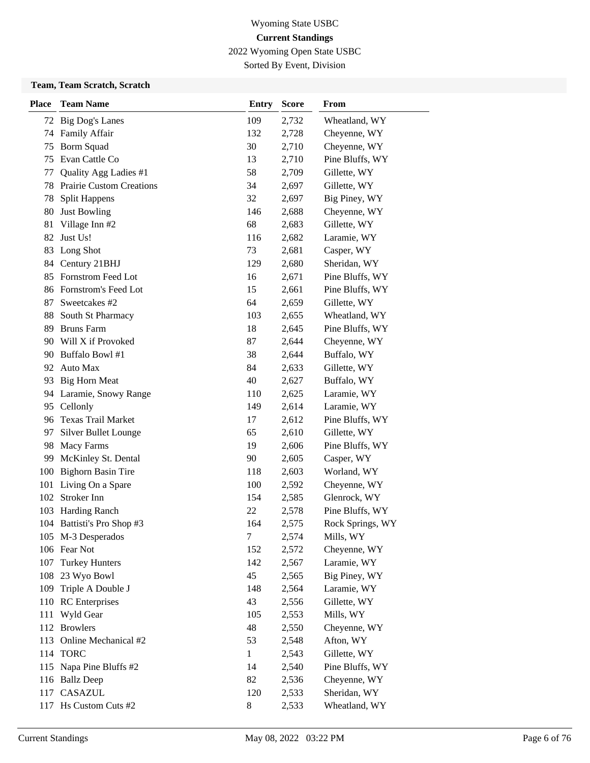# Wyoming State USBC

## Current Standings

2022 Wyoming Open State USBC

Sorted By Event, Division

### Team, Team Scratch, Scratch

| Place | Team Name | Entry | Score | From |
|---|---|---|---|---|
| 72 | Big Dog's Lanes | 109 | 2,732 | Wheatland, WY |
| 74 | Family Affair | 132 | 2,728 | Cheyenne, WY |
| 75 | Borm Squad | 30 | 2,710 | Cheyenne, WY |
| 75 | Evan Cattle Co | 13 | 2,710 | Pine Bluffs, WY |
| 77 | Quality Agg Ladies #1 | 58 | 2,709 | Gillette, WY |
| 78 | Prairie Custom Creations | 34 | 2,697 | Gillette, WY |
| 78 | Split Happens | 32 | 2,697 | Big Piney, WY |
| 80 | Just Bowling | 146 | 2,688 | Cheyenne, WY |
| 81 | Village Inn #2 | 68 | 2,683 | Gillette, WY |
| 82 | Just Us! | 116 | 2,682 | Laramie, WY |
| 83 | Long Shot | 73 | 2,681 | Casper, WY |
| 84 | Century 21BHJ | 129 | 2,680 | Sheridan, WY |
| 85 | Fornstrom Feed Lot | 16 | 2,671 | Pine Bluffs, WY |
| 86 | Fornstrom's Feed Lot | 15 | 2,661 | Pine Bluffs, WY |
| 87 | Sweetcakes #2 | 64 | 2,659 | Gillette, WY |
| 88 | South St Pharmacy | 103 | 2,655 | Wheatland, WY |
| 89 | Bruns Farm | 18 | 2,645 | Pine Bluffs, WY |
| 90 | Will X if Provoked | 87 | 2,644 | Cheyenne, WY |
| 90 | Buffalo Bowl #1 | 38 | 2,644 | Buffalo, WY |
| 92 | Auto Max | 84 | 2,633 | Gillette, WY |
| 93 | Big Horn Meat | 40 | 2,627 | Buffalo, WY |
| 94 | Laramie, Snowy Range | 110 | 2,625 | Laramie, WY |
| 95 | Cellonly | 149 | 2,614 | Laramie, WY |
| 96 | Texas Trail Market | 17 | 2,612 | Pine Bluffs, WY |
| 97 | Silver Bullet Lounge | 65 | 2,610 | Gillette, WY |
| 98 | Macy Farms | 19 | 2,606 | Pine Bluffs, WY |
| 99 | McKinley St. Dental | 90 | 2,605 | Casper, WY |
| 100 | Bighorn Basin Tire | 118 | 2,603 | Worland, WY |
| 101 | Living On a Spare | 100 | 2,592 | Cheyenne, WY |
| 102 | Stroker Inn | 154 | 2,585 | Glenrock, WY |
| 103 | Harding Ranch | 22 | 2,578 | Pine Bluffs, WY |
| 104 | Battisti's Pro Shop #3 | 164 | 2,575 | Rock Springs, WY |
| 105 | M-3 Desperados | 7 | 2,574 | Mills, WY |
| 106 | Fear Not | 152 | 2,572 | Cheyenne, WY |
| 107 | Turkey Hunters | 142 | 2,567 | Laramie, WY |
| 108 | 23 Wyo Bowl | 45 | 2,565 | Big Piney, WY |
| 109 | Triple A Double J | 148 | 2,564 | Laramie, WY |
| 110 | RC Enterprises | 43 | 2,556 | Gillette, WY |
| 111 | Wyld Gear | 105 | 2,553 | Mills, WY |
| 112 | Browlers | 48 | 2,550 | Cheyenne, WY |
| 113 | Online Mechanical #2 | 53 | 2,548 | Afton, WY |
| 114 | TORC | 1 | 2,543 | Gillette, WY |
| 115 | Napa Pine Bluffs #2 | 14 | 2,540 | Pine Bluffs, WY |
| 116 | Ballz Deep | 82 | 2,536 | Cheyenne, WY |
| 117 | CASAZUL | 120 | 2,533 | Sheridan, WY |
| 117 | Hs Custom Cuts #2 | 8 | 2,533 | Wheatland, WY |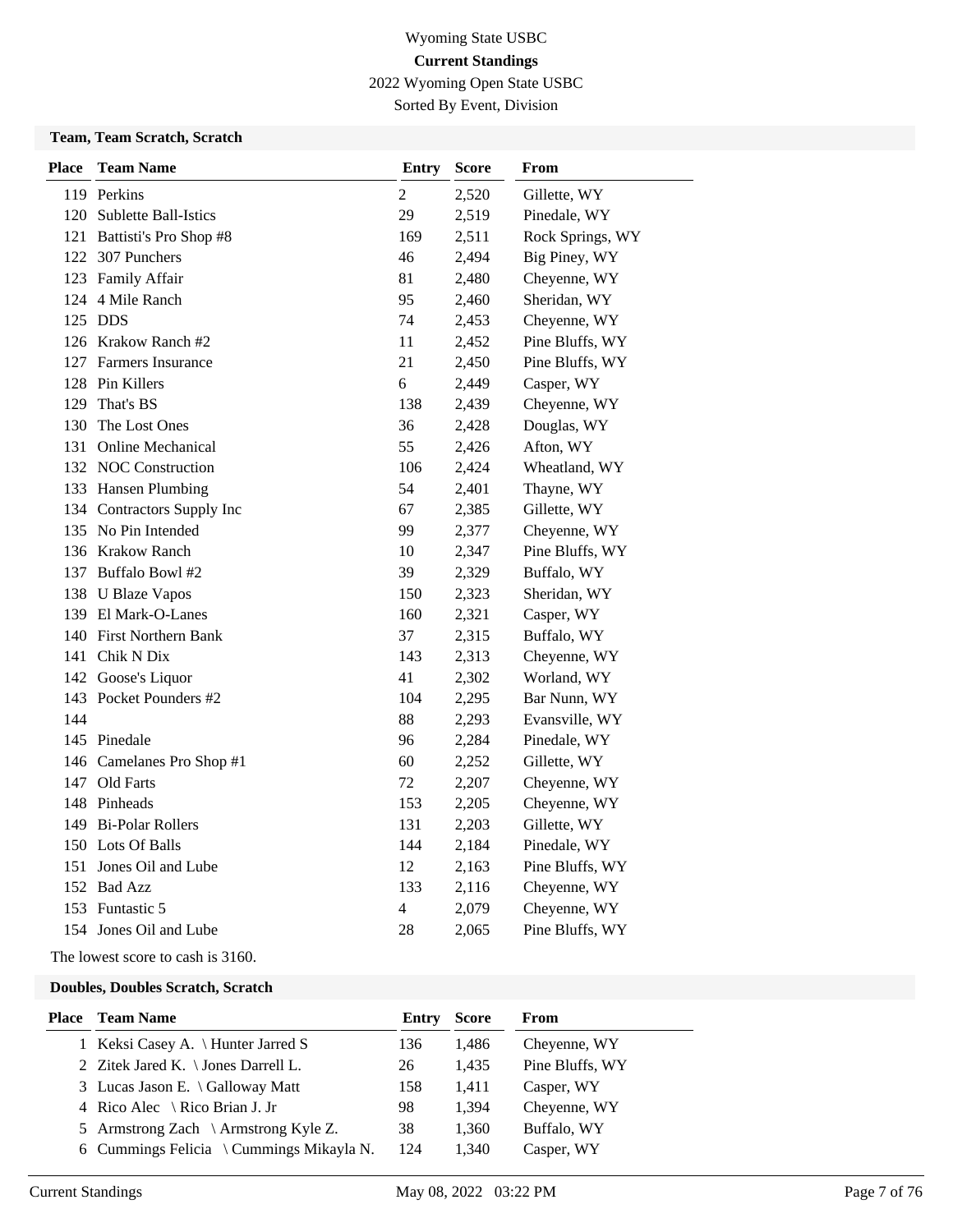Wyoming State USBC

**Current Standings**

2022 Wyoming Open State USBC

Sorted By Event, Division

### Team, Team Scratch, Scratch

| Place | Team Name | Entry | Score | From |
|---|---|---|---|---|
| 119 | Perkins | 2 | 2,520 | Gillette, WY |
| 120 | Sublette Ball-Istics | 29 | 2,519 | Pinedale, WY |
| 121 | Battisti's Pro Shop #8 | 169 | 2,511 | Rock Springs, WY |
| 122 | 307 Punchers | 46 | 2,494 | Big Piney, WY |
| 123 | Family Affair | 81 | 2,480 | Cheyenne, WY |
| 124 | 4 Mile Ranch | 95 | 2,460 | Sheridan, WY |
| 125 | DDS | 74 | 2,453 | Cheyenne, WY |
| 126 | Krakow Ranch #2 | 11 | 2,452 | Pine Bluffs, WY |
| 127 | Farmers Insurance | 21 | 2,450 | Pine Bluffs, WY |
| 128 | Pin Killers | 6 | 2,449 | Casper, WY |
| 129 | That's BS | 138 | 2,439 | Cheyenne, WY |
| 130 | The Lost Ones | 36 | 2,428 | Douglas, WY |
| 131 | Online Mechanical | 55 | 2,426 | Afton, WY |
| 132 | NOC Construction | 106 | 2,424 | Wheatland, WY |
| 133 | Hansen Plumbing | 54 | 2,401 | Thayne, WY |
| 134 | Contractors Supply Inc | 67 | 2,385 | Gillette, WY |
| 135 | No Pin Intended | 99 | 2,377 | Cheyenne, WY |
| 136 | Krakow Ranch | 10 | 2,347 | Pine Bluffs, WY |
| 137 | Buffalo Bowl #2 | 39 | 2,329 | Buffalo, WY |
| 138 | U Blaze Vapos | 150 | 2,323 | Sheridan, WY |
| 139 | El Mark-O-Lanes | 160 | 2,321 | Casper, WY |
| 140 | First Northern Bank | 37 | 2,315 | Buffalo, WY |
| 141 | Chik N Dix | 143 | 2,313 | Cheyenne, WY |
| 142 | Goose's Liquor | 41 | 2,302 | Worland, WY |
| 143 | Pocket Pounders #2 | 104 | 2,295 | Bar Nunn, WY |
| 144 | | 88 | 2,293 | Evansville, WY |
| 145 | Pinedale | 96 | 2,284 | Pinedale, WY |
| 146 | Camelanes Pro Shop #1 | 60 | 2,252 | Gillette, WY |
| 147 | Old Farts | 72 | 2,207 | Cheyenne, WY |
| 148 | Pinheads | 153 | 2,205 | Cheyenne, WY |
| 149 | Bi-Polar Rollers | 131 | 2,203 | Gillette, WY |
| 150 | Lots Of Balls | 144 | 2,184 | Pinedale, WY |
| 151 | Jones Oil and Lube | 12 | 2,163 | Pine Bluffs, WY |
| 152 | Bad Azz | 133 | 2,116 | Cheyenne, WY |
| 153 | Funtastic 5 | 4 | 2,079 | Cheyenne, WY |
| 154 | Jones Oil and Lube | 28 | 2,065 | Pine Bluffs, WY |

The lowest score to cash is 3160.

### Doubles, Doubles Scratch, Scratch

| Place | Team Name | Entry | Score | From |
|---|---|---|---|---|
| 1 | Keksi Casey A. \ Hunter Jarred S | 136 | 1,486 | Cheyenne, WY |
| 2 | Zitek Jared K. \ Jones Darrell L. | 26 | 1,435 | Pine Bluffs, WY |
| 3 | Lucas Jason E. \ Galloway Matt | 158 | 1,411 | Casper, WY |
| 4 | Rico Alec \ Rico Brian J. Jr | 98 | 1,394 | Cheyenne, WY |
| 5 | Armstrong Zach \ Armstrong Kyle Z. | 38 | 1,360 | Buffalo, WY |
| 6 | Cummings Felicia \ Cummings Mikayla N. | 124 | 1,340 | Casper, WY |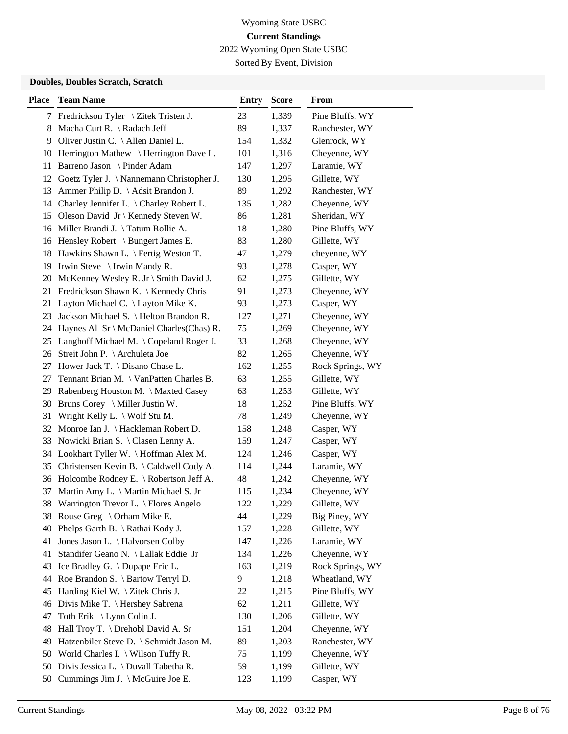Wyoming State USBC

**Current Standings**

2022 Wyoming Open State USBC

Sorted By Event, Division

**Doubles, Doubles Scratch, Scratch**

| Place | Team Name | Entry | Score | From |
|---|---|---|---|---|
| 7 | Fredrickson Tyler \ Zitek Tristen J. | 23 | 1,339 | Pine Bluffs, WY |
| 8 | Macha Curt R. \ Radach Jeff | 89 | 1,337 | Ranchester, WY |
| 9 | Oliver Justin C. \ Allen Daniel L. | 154 | 1,332 | Glenrock, WY |
| 10 | Herrington Mathew \ Herrington Dave L. | 101 | 1,316 | Cheyenne, WY |
| 11 | Barreno Jason \ Pinder Adam | 147 | 1,297 | Laramie, WY |
| 12 | Goetz Tyler J. \ Nannemann Christopher J. | 130 | 1,295 | Gillette, WY |
| 13 | Ammer Philip D. \ Adsit Brandon J. | 89 | 1,292 | Ranchester, WY |
| 14 | Charley Jennifer L. \ Charley Robert L. | 135 | 1,282 | Cheyenne, WY |
| 15 | Oleson David Jr \ Kennedy Steven W. | 86 | 1,281 | Sheridan, WY |
| 16 | Miller Brandi J. \ Tatum Rollie A. | 18 | 1,280 | Pine Bluffs, WY |
| 16 | Hensley Robert \ Bungert James E. | 83 | 1,280 | Gillette, WY |
| 18 | Hawkins Shawn L. \ Fertig Weston T. | 47 | 1,279 | cheyenne, WY |
| 19 | Irwin Steve \ Irwin Mandy R. | 93 | 1,278 | Casper, WY |
| 20 | McKenney Wesley R. Jr \ Smith David J. | 62 | 1,275 | Gillette, WY |
| 21 | Fredrickson Shawn K. \ Kennedy Chris | 91 | 1,273 | Cheyenne, WY |
| 21 | Layton Michael C. \ Layton Mike K. | 93 | 1,273 | Casper, WY |
| 23 | Jackson Michael S. \ Helton Brandon R. | 127 | 1,271 | Cheyenne, WY |
| 24 | Haynes Al Sr \ McDaniel Charles(Chas) R. | 75 | 1,269 | Cheyenne, WY |
| 25 | Langhoff Michael M. \ Copeland Roger J. | 33 | 1,268 | Cheyenne, WY |
| 26 | Streit John P. \ Archuleta Joe | 82 | 1,265 | Cheyenne, WY |
| 27 | Hower Jack T. \ Disano Chase L. | 162 | 1,255 | Rock Springs, WY |
| 27 | Tennant Brian M. \ VanPatten Charles B. | 63 | 1,255 | Gillette, WY |
| 29 | Rabenberg Houston M. \ Maxted Casey | 63 | 1,253 | Gillette, WY |
| 30 | Bruns Corey \ Miller Justin W. | 18 | 1,252 | Pine Bluffs, WY |
| 31 | Wright Kelly L. \ Wolf Stu M. | 78 | 1,249 | Cheyenne, WY |
| 32 | Monroe Ian J. \ Hackleman Robert D. | 158 | 1,248 | Casper, WY |
| 33 | Nowicki Brian S. \ Clasen Lenny A. | 159 | 1,247 | Casper, WY |
| 34 | Lookhart Tyller W. \ Hoffman Alex M. | 124 | 1,246 | Casper, WY |
| 35 | Christensen Kevin B. \ Caldwell Cody A. | 114 | 1,244 | Laramie, WY |
| 36 | Holcombe Rodney E. \ Robertson Jeff A. | 48 | 1,242 | Cheyenne, WY |
| 37 | Martin Amy L. \ Martin Michael S. Jr | 115 | 1,234 | Cheyenne, WY |
| 38 | Warrington Trevor L. \ Flores Angelo | 122 | 1,229 | Gillette, WY |
| 38 | Rouse Greg \ Orham Mike E. | 44 | 1,229 | Big Piney, WY |
| 40 | Phelps Garth B. \ Rathai Kody J. | 157 | 1,228 | Gillette, WY |
| 41 | Jones Jason L. \ Halvorsen Colby | 147 | 1,226 | Laramie, WY |
| 41 | Standifer Geano N. \ Lallak Eddie Jr | 134 | 1,226 | Cheyenne, WY |
| 43 | Ice Bradley G. \ Dupape Eric L. | 163 | 1,219 | Rock Springs, WY |
| 44 | Roe Brandon S. \ Bartow Terryl D. | 9 | 1,218 | Wheatland, WY |
| 45 | Harding Kiel W. \ Zitek Chris J. | 22 | 1,215 | Pine Bluffs, WY |
| 46 | Divis Mike T. \ Hershey Sabrena | 62 | 1,211 | Gillette, WY |
| 47 | Toth Erik \ Lynn Colin J. | 130 | 1,206 | Gillette, WY |
| 48 | Hall Troy T. \ Drehobl David A. Sr | 151 | 1,204 | Cheyenne, WY |
| 49 | Hatzenbiler Steve D. \ Schmidt Jason M. | 89 | 1,203 | Ranchester, WY |
| 50 | World Charles I. \ Wilson Tuffy R. | 75 | 1,199 | Cheyenne, WY |
| 50 | Divis Jessica L. \ Duvall Tabetha R. | 59 | 1,199 | Gillette, WY |
| 50 | Cummings Jim J. \ McGuire Joe E. | 123 | 1,199 | Casper, WY |

Current Standings May 08, 2022 03:22 PM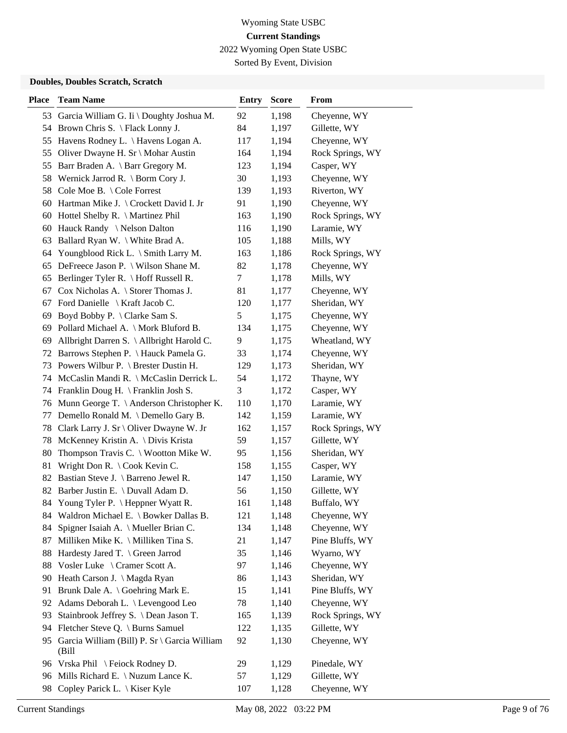Wyoming State USBC

**Current Standings**

2022 Wyoming Open State USBC

Sorted By Event, Division

### Doubles, Doubles Scratch, Scratch

| Place | Team Name | Entry | Score | From |
|---|---|---|---|---|
| 53 | Garcia William G. Ii \ Doughty Joshua M. | 92 | 1,198 | Cheyenne, WY |
| 54 | Brown Chris S. \ Flack Lonny J. | 84 | 1,197 | Gillette, WY |
| 55 | Havens Rodney L. \ Havens Logan A. | 117 | 1,194 | Cheyenne, WY |
| 55 | Oliver Dwayne H. Sr \ Mohar Austin | 164 | 1,194 | Rock Springs, WY |
| 55 | Barr Braden A. \ Barr Gregory M. | 123 | 1,194 | Casper, WY |
| 58 | Wernick Jarrod R. \ Borm Cory J. | 30 | 1,193 | Cheyenne, WY |
| 58 | Cole Moe B. \ Cole Forrest | 139 | 1,193 | Riverton, WY |
| 60 | Hartman Mike J. \ Crockett David I. Jr | 91 | 1,190 | Cheyenne, WY |
| 60 | Hottel Shelby R. \ Martinez Phil | 163 | 1,190 | Rock Springs, WY |
| 60 | Hauck Randy \ Nelson Dalton | 116 | 1,190 | Laramie, WY |
| 63 | Ballard Ryan W. \ White Brad A. | 105 | 1,188 | Mills, WY |
| 64 | Youngblood Rick L. \ Smith Larry M. | 163 | 1,186 | Rock Springs, WY |
| 65 | DeFreece Jason P. \ Wilson Shane M. | 82 | 1,178 | Cheyenne, WY |
| 65 | Berlinger Tyler R. \ Hoff Russell R. | 7 | 1,178 | Mills, WY |
| 67 | Cox Nicholas A. \ Storer Thomas J. | 81 | 1,177 | Cheyenne, WY |
| 67 | Ford Danielle \ Kraft Jacob C. | 120 | 1,177 | Sheridan, WY |
| 69 | Boyd Bobby P. \ Clarke Sam S. | 5 | 1,175 | Cheyenne, WY |
| 69 | Pollard Michael A. \ Mork Bluford B. | 134 | 1,175 | Cheyenne, WY |
| 69 | Allbright Darren S. \ Allbright Harold C. | 9 | 1,175 | Wheatland, WY |
| 72 | Barrows Stephen P. \ Hauck Pamela G. | 33 | 1,174 | Cheyenne, WY |
| 73 | Powers Wilbur P. \ Brester Dustin H. | 129 | 1,173 | Sheridan, WY |
| 74 | McCaslin Mandi R. \ McCaslin Derrick L. | 54 | 1,172 | Thayne, WY |
| 74 | Franklin Doug H. \ Franklin Josh S. | 3 | 1,172 | Casper, WY |
| 76 | Munn George T. \ Anderson Christopher K. | 110 | 1,170 | Laramie, WY |
| 77 | Demello Ronald M. \ Demello Gary B. | 142 | 1,159 | Laramie, WY |
| 78 | Clark Larry J. Sr \ Oliver Dwayne W. Jr | 162 | 1,157 | Rock Springs, WY |
| 78 | McKenney Kristin A. \ Divis Krista | 59 | 1,157 | Gillette, WY |
| 80 | Thompson Travis C. \ Wootton Mike W. | 95 | 1,156 | Sheridan, WY |
| 81 | Wright Don R. \ Cook Kevin C. | 158 | 1,155 | Casper, WY |
| 82 | Bastian Steve J. \ Barreno Jewel R. | 147 | 1,150 | Laramie, WY |
| 82 | Barber Justin E. \ Duvall Adam D. | 56 | 1,150 | Gillette, WY |
| 84 | Young Tyler P. \ Heppner Wyatt R. | 161 | 1,148 | Buffalo, WY |
| 84 | Waldron Michael E. \ Bowker Dallas B. | 121 | 1,148 | Cheyenne, WY |
| 84 | Spigner Isaiah A. \ Mueller Brian C. | 134 | 1,148 | Cheyenne, WY |
| 87 | Milliken Mike K. \ Milliken Tina S. | 21 | 1,147 | Pine Bluffs, WY |
| 88 | Hardesty Jared T. \ Green Jarrod | 35 | 1,146 | Wyarno, WY |
| 88 | Vosler Luke \ Cramer Scott A. | 97 | 1,146 | Cheyenne, WY |
| 90 | Heath Carson J. \ Magda Ryan | 86 | 1,143 | Sheridan, WY |
| 91 | Brunk Dale A. \ Goehring Mark E. | 15 | 1,141 | Pine Bluffs, WY |
| 92 | Adams Deborah L. \ Levengood Leo | 78 | 1,140 | Cheyenne, WY |
| 93 | Stainbrook Jeffrey S. \ Dean Jason T. | 165 | 1,139 | Rock Springs, WY |
| 94 | Fletcher Steve Q. \ Burns Samuel | 122 | 1,135 | Gillette, WY |
| 95 | Garcia William (Bill) P. Sr \ Garcia William (Bill | 92 | 1,130 | Cheyenne, WY |
| 96 | Vrska Phil \ Feiock Rodney D. | 29 | 1,129 | Pinedale, WY |
| 96 | Mills Richard E. \ Nuzum Lance K. | 57 | 1,129 | Gillette, WY |
| 98 | Copley Parick L. \ Kiser Kyle | 107 | 1,128 | Cheyenne, WY |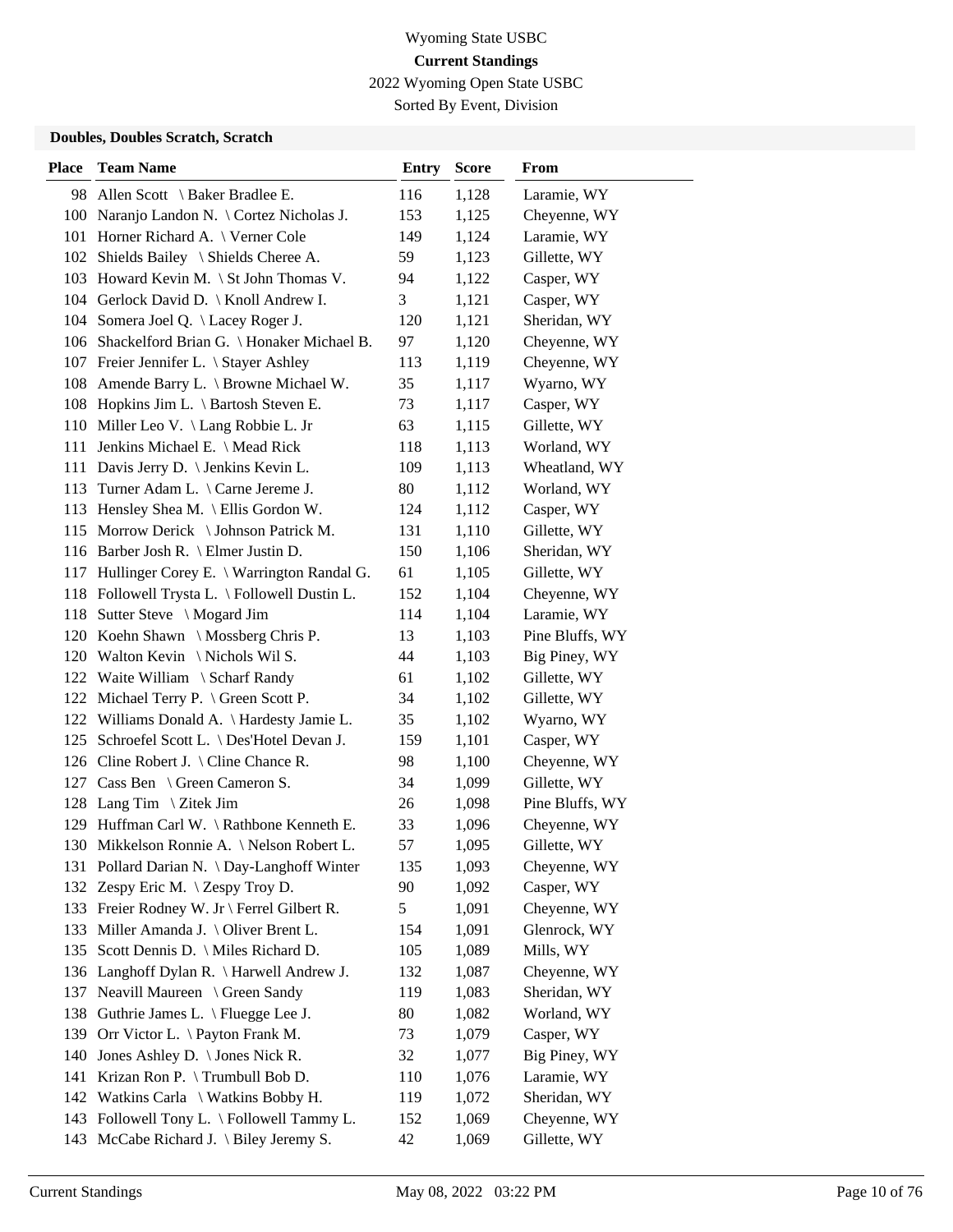# Wyoming State USBC

## Current Standings

2022 Wyoming Open State USBC

Sorted By Event, Division

### Doubles, Doubles Scratch, Scratch

| Place | Team Name | Entry | Score | From |
|---|---|---|---|---|
| 98 | Allen Scott \ Baker Bradlee E. | 116 | 1,128 | Laramie, WY |
| 100 | Naranjo Landon N. \ Cortez Nicholas J. | 153 | 1,125 | Cheyenne, WY |
| 101 | Horner Richard A. \ Verner Cole | 149 | 1,124 | Laramie, WY |
| 102 | Shields Bailey \ Shields Cheree A. | 59 | 1,123 | Gillette, WY |
| 103 | Howard Kevin M. \ St John Thomas V. | 94 | 1,122 | Casper, WY |
| 104 | Gerlock David D. \ Knoll Andrew I. | 3 | 1,121 | Casper, WY |
| 104 | Somera Joel Q. \ Lacey Roger J. | 120 | 1,121 | Sheridan, WY |
| 106 | Shackelford Brian G. \ Honaker Michael B. | 97 | 1,120 | Cheyenne, WY |
| 107 | Freier Jennifer L. \ Stayer Ashley | 113 | 1,119 | Cheyenne, WY |
| 108 | Amende Barry L. \ Browne Michael W. | 35 | 1,117 | Wyarno, WY |
| 108 | Hopkins Jim L. \ Bartosh Steven E. | 73 | 1,117 | Casper, WY |
| 110 | Miller Leo V. \ Lang Robbie L. Jr | 63 | 1,115 | Gillette, WY |
| 111 | Jenkins Michael E. \ Mead Rick | 118 | 1,113 | Worland, WY |
| 111 | Davis Jerry D. \ Jenkins Kevin L. | 109 | 1,113 | Wheatland, WY |
| 113 | Turner Adam L. \ Carne Jereme J. | 80 | 1,112 | Worland, WY |
| 113 | Hensley Shea M. \ Ellis Gordon W. | 124 | 1,112 | Casper, WY |
| 115 | Morrow Derick \ Johnson Patrick M. | 131 | 1,110 | Gillette, WY |
| 116 | Barber Josh R. \ Elmer Justin D. | 150 | 1,106 | Sheridan, WY |
| 117 | Hullinger Corey E. \ Warrington Randal G. | 61 | 1,105 | Gillette, WY |
| 118 | Followell Trysta L. \ Followell Dustin L. | 152 | 1,104 | Cheyenne, WY |
| 118 | Sutter Steve \ Mogard Jim | 114 | 1,104 | Laramie, WY |
| 120 | Koehn Shawn \ Mossberg Chris P. | 13 | 1,103 | Pine Bluffs, WY |
| 120 | Walton Kevin \ Nichols Wil S. | 44 | 1,103 | Big Piney, WY |
| 122 | Waite William \ Scharf Randy | 61 | 1,102 | Gillette, WY |
| 122 | Michael Terry P. \ Green Scott P. | 34 | 1,102 | Gillette, WY |
| 122 | Williams Donald A. \ Hardesty Jamie L. | 35 | 1,102 | Wyarno, WY |
| 125 | Schroefel Scott L. \ Des'Hotel Devan J. | 159 | 1,101 | Casper, WY |
| 126 | Cline Robert J. \ Cline Chance R. | 98 | 1,100 | Cheyenne, WY |
| 127 | Cass Ben \ Green Cameron S. | 34 | 1,099 | Gillette, WY |
| 128 | Lang Tim \ Zitek Jim | 26 | 1,098 | Pine Bluffs, WY |
| 129 | Huffman Carl W. \ Rathbone Kenneth E. | 33 | 1,096 | Cheyenne, WY |
| 130 | Mikkelson Ronnie A. \ Nelson Robert L. | 57 | 1,095 | Gillette, WY |
| 131 | Pollard Darian N. \ Day-Langhoff Winter | 135 | 1,093 | Cheyenne, WY |
| 132 | Zespy Eric M. \ Zespy Troy D. | 90 | 1,092 | Casper, WY |
| 133 | Freier Rodney W. Jr \ Ferrel Gilbert R. | 5 | 1,091 | Cheyenne, WY |
| 133 | Miller Amanda J. \ Oliver Brent L. | 154 | 1,091 | Glenrock, WY |
| 135 | Scott Dennis D. \ Miles Richard D. | 105 | 1,089 | Mills, WY |
| 136 | Langhoff Dylan R. \ Harwell Andrew J. | 132 | 1,087 | Cheyenne, WY |
| 137 | Neavill Maureen \ Green Sandy | 119 | 1,083 | Sheridan, WY |
| 138 | Guthrie James L. \ Fluegge Lee J. | 80 | 1,082 | Worland, WY |
| 139 | Orr Victor L. \ Payton Frank M. | 73 | 1,079 | Casper, WY |
| 140 | Jones Ashley D. \ Jones Nick R. | 32 | 1,077 | Big Piney, WY |
| 141 | Krizan Ron P. \ Trumbull Bob D. | 110 | 1,076 | Laramie, WY |
| 142 | Watkins Carla \ Watkins Bobby H. | 119 | 1,072 | Sheridan, WY |
| 143 | Followell Tony L. \ Followell Tammy L. | 152 | 1,069 | Cheyenne, WY |
| 143 | McCabe Richard J. \ Biley Jeremy S. | 42 | 1,069 | Gillette, WY |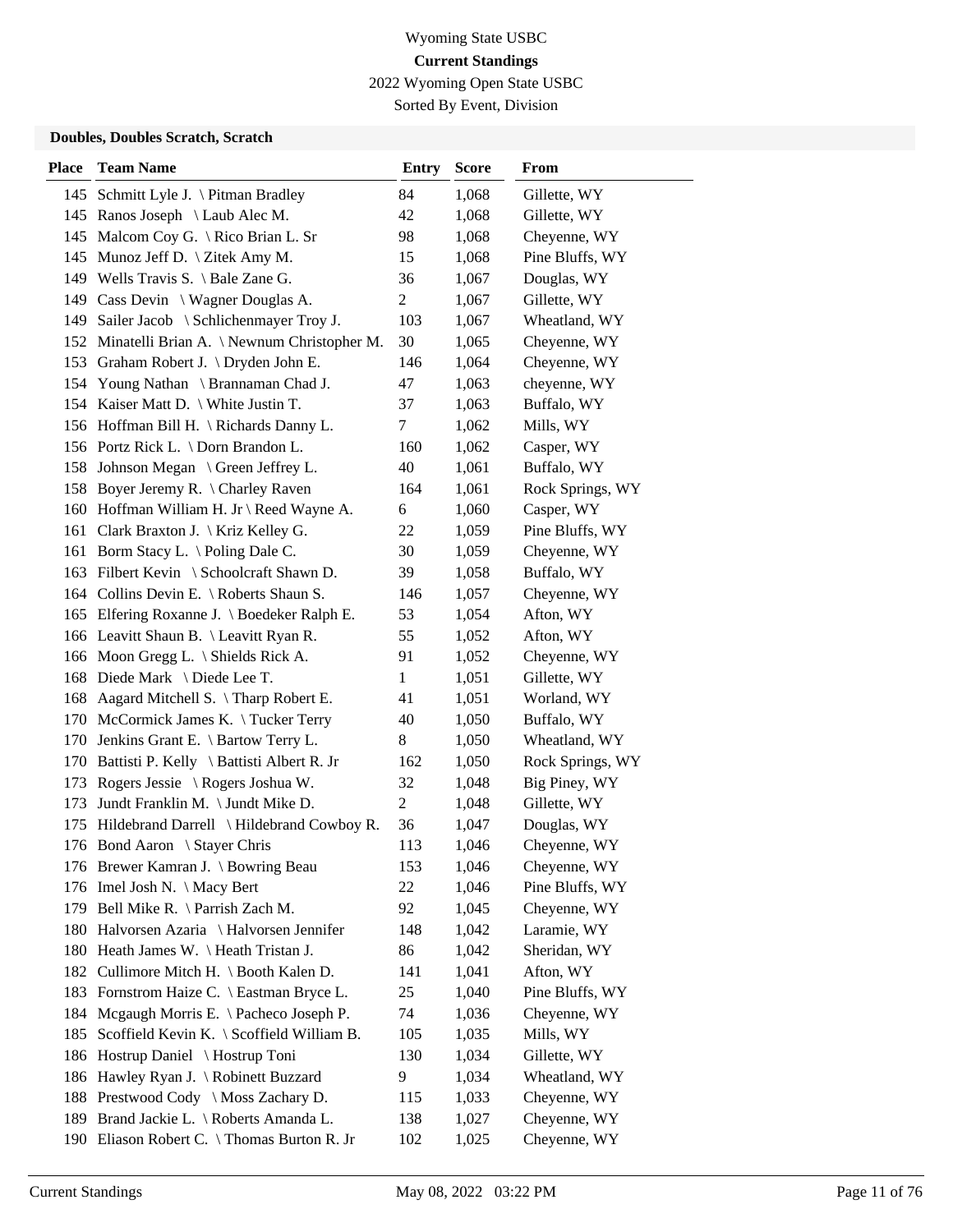Wyoming State USBC

**Current Standings**

2022 Wyoming Open State USBC

Sorted By Event, Division

### Doubles, Doubles Scratch, Scratch

| Place | Team Name | Entry | Score | From |
|---|---|---|---|---|
| 145 | Schmitt Lyle J. \ Pitman Bradley | 84 | 1,068 | Gillette, WY |
| 145 | Ranos Joseph \ Laub Alec M. | 42 | 1,068 | Gillette, WY |
| 145 | Malcom Coy G. \ Rico Brian L. Sr | 98 | 1,068 | Cheyenne, WY |
| 145 | Munoz Jeff D. \ Zitek Amy M. | 15 | 1,068 | Pine Bluffs, WY |
| 149 | Wells Travis S. \ Bale Zane G. | 36 | 1,067 | Douglas, WY |
| 149 | Cass Devin \ Wagner Douglas A. | 2 | 1,067 | Gillette, WY |
| 149 | Sailer Jacob \ Schlichenmayer Troy J. | 103 | 1,067 | Wheatland, WY |
| 152 | Minatelli Brian A. \ Newnum Christopher M. | 30 | 1,065 | Cheyenne, WY |
| 153 | Graham Robert J. \ Dryden John E. | 146 | 1,064 | Cheyenne, WY |
| 154 | Young Nathan \ Brannaman Chad J. | 47 | 1,063 | cheyenne, WY |
| 154 | Kaiser Matt D. \ White Justin T. | 37 | 1,063 | Buffalo, WY |
| 156 | Hoffman Bill H. \ Richards Danny L. | 7 | 1,062 | Mills, WY |
| 156 | Portz Rick L. \ Dorn Brandon L. | 160 | 1,062 | Casper, WY |
| 158 | Johnson Megan \ Green Jeffrey L. | 40 | 1,061 | Buffalo, WY |
| 158 | Boyer Jeremy R. \ Charley Raven | 164 | 1,061 | Rock Springs, WY |
| 160 | Hoffman William H. Jr \ Reed Wayne A. | 6 | 1,060 | Casper, WY |
| 161 | Clark Braxton J. \ Kriz Kelley G. | 22 | 1,059 | Pine Bluffs, WY |
| 161 | Borm Stacy L. \ Poling Dale C. | 30 | 1,059 | Cheyenne, WY |
| 163 | Filbert Kevin \ Schoolcraft Shawn D. | 39 | 1,058 | Buffalo, WY |
| 164 | Collins Devin E. \ Roberts Shaun S. | 146 | 1,057 | Cheyenne, WY |
| 165 | Elfering Roxanne J. \ Boedeker Ralph E. | 53 | 1,054 | Afton, WY |
| 166 | Leavitt Shaun B. \ Leavitt Ryan R. | 55 | 1,052 | Afton, WY |
| 166 | Moon Gregg L. \ Shields Rick A. | 91 | 1,052 | Cheyenne, WY |
| 168 | Diede Mark \ Diede Lee T. | 1 | 1,051 | Gillette, WY |
| 168 | Aagard Mitchell S. \ Tharp Robert E. | 41 | 1,051 | Worland, WY |
| 170 | McCormick James K. \ Tucker Terry | 40 | 1,050 | Buffalo, WY |
| 170 | Jenkins Grant E. \ Bartow Terry L. | 8 | 1,050 | Wheatland, WY |
| 170 | Battisti P. Kelly \ Battisti Albert R. Jr | 162 | 1,050 | Rock Springs, WY |
| 173 | Rogers Jessie \ Rogers Joshua W. | 32 | 1,048 | Big Piney, WY |
| 173 | Jundt Franklin M. \ Jundt Mike D. | 2 | 1,048 | Gillette, WY |
| 175 | Hildebrand Darrell \ Hildebrand Cowboy R. | 36 | 1,047 | Douglas, WY |
| 176 | Bond Aaron \ Stayer Chris | 113 | 1,046 | Cheyenne, WY |
| 176 | Brewer Kamran J. \ Bowring Beau | 153 | 1,046 | Cheyenne, WY |
| 176 | Imel Josh N. \ Macy Bert | 22 | 1,046 | Pine Bluffs, WY |
| 179 | Bell Mike R. \ Parrish Zach M. | 92 | 1,045 | Cheyenne, WY |
| 180 | Halvorsen Azaria \ Halvorsen Jennifer | 148 | 1,042 | Laramie, WY |
| 180 | Heath James W. \ Heath Tristan J. | 86 | 1,042 | Sheridan, WY |
| 182 | Cullimore Mitch H. \ Booth Kalen D. | 141 | 1,041 | Afton, WY |
| 183 | Fornstrom Haize C. \ Eastman Bryce L. | 25 | 1,040 | Pine Bluffs, WY |
| 184 | Mcgaugh Morris E. \ Pacheco Joseph P. | 74 | 1,036 | Cheyenne, WY |
| 185 | Scoffield Kevin K. \ Scoffield William B. | 105 | 1,035 | Mills, WY |
| 186 | Hostrup Daniel \ Hostrup Toni | 130 | 1,034 | Gillette, WY |
| 186 | Hawley Ryan J. \ Robinett Buzzard | 9 | 1,034 | Wheatland, WY |
| 188 | Prestwood Cody \ Moss Zachary D. | 115 | 1,033 | Cheyenne, WY |
| 189 | Brand Jackie L. \ Roberts Amanda L. | 138 | 1,027 | Cheyenne, WY |
| 190 | Eliason Robert C. \ Thomas Burton R. Jr | 102 | 1,025 | Cheyenne, WY |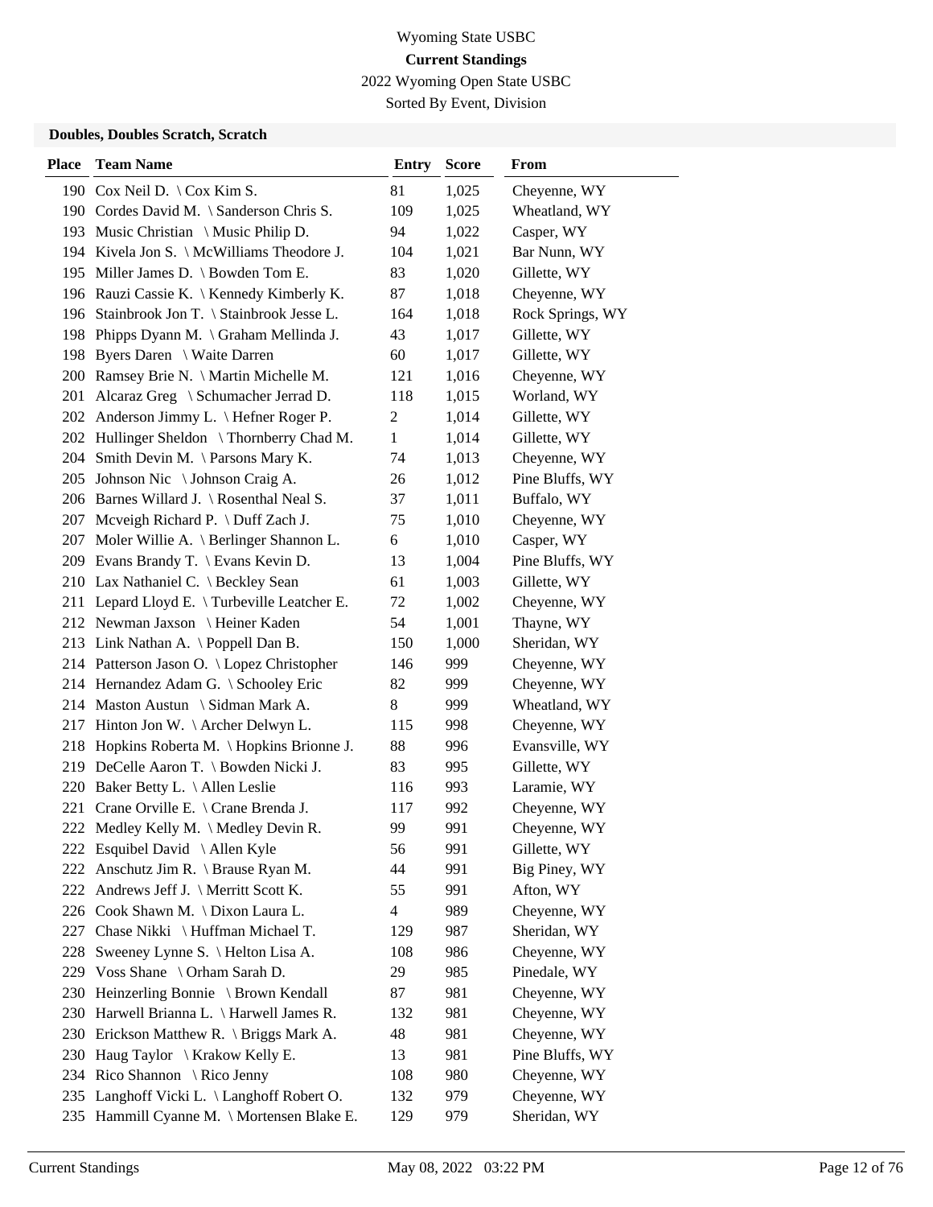# Wyoming State USBC

**Current Standings**

2022 Wyoming Open State USBC

Sorted By Event, Division

### Doubles, Doubles Scratch, Scratch

| Place | Team Name | Entry | Score | From |
|---|---|---|---|---|
| 190 | Cox Neil D. \ Cox Kim S. | 81 | 1,025 | Cheyenne, WY |
| 190 | Cordes David M. \ Sanderson Chris S. | 109 | 1,025 | Wheatland, WY |
| 193 | Music Christian \ Music Philip D. | 94 | 1,022 | Casper, WY |
| 194 | Kivela Jon S. \ McWilliams Theodore J. | 104 | 1,021 | Bar Nunn, WY |
| 195 | Miller James D. \ Bowden Tom E. | 83 | 1,020 | Gillette, WY |
| 196 | Rauzi Cassie K. \ Kennedy Kimberly K. | 87 | 1,018 | Cheyenne, WY |
| 196 | Stainbrook Jon T. \ Stainbrook Jesse L. | 164 | 1,018 | Rock Springs, WY |
| 198 | Phipps Dyann M. \ Graham Mellinda J. | 43 | 1,017 | Gillette, WY |
| 198 | Byers Daren \ Waite Darren | 60 | 1,017 | Gillette, WY |
| 200 | Ramsey Brie N. \ Martin Michelle M. | 121 | 1,016 | Cheyenne, WY |
| 201 | Alcaraz Greg \ Schumacher Jerrad D. | 118 | 1,015 | Worland, WY |
| 202 | Anderson Jimmy L. \ Hefner Roger P. | 2 | 1,014 | Gillette, WY |
| 202 | Hullinger Sheldon \ Thornberry Chad M. | 1 | 1,014 | Gillette, WY |
| 204 | Smith Devin M. \ Parsons Mary K. | 74 | 1,013 | Cheyenne, WY |
| 205 | Johnson Nic \ Johnson Craig A. | 26 | 1,012 | Pine Bluffs, WY |
| 206 | Barnes Willard J. \ Rosenthal Neal S. | 37 | 1,011 | Buffalo, WY |
| 207 | Mcveigh Richard P. \ Duff Zach J. | 75 | 1,010 | Cheyenne, WY |
| 207 | Moler Willie A. \ Berlinger Shannon L. | 6 | 1,010 | Casper, WY |
| 209 | Evans Brandy T. \ Evans Kevin D. | 13 | 1,004 | Pine Bluffs, WY |
| 210 | Lax Nathaniel C. \ Beckley Sean | 61 | 1,003 | Gillette, WY |
| 211 | Lepard Lloyd E. \ Turbeville Leatcher E. | 72 | 1,002 | Cheyenne, WY |
| 212 | Newman Jaxson \ Heiner Kaden | 54 | 1,001 | Thayne, WY |
| 213 | Link Nathan A. \ Poppell Dan B. | 150 | 1,000 | Sheridan, WY |
| 214 | Patterson Jason O. \ Lopez Christopher | 146 | 999 | Cheyenne, WY |
| 214 | Hernandez Adam G. \ Schooley Eric | 82 | 999 | Cheyenne, WY |
| 214 | Maston Austun \ Sidman Mark A. | 8 | 999 | Wheatland, WY |
| 217 | Hinton Jon W. \ Archer Delwyn L. | 115 | 998 | Cheyenne, WY |
| 218 | Hopkins Roberta M. \ Hopkins Brionne J. | 88 | 996 | Evansville, WY |
| 219 | DeCelle Aaron T. \ Bowden Nicki J. | 83 | 995 | Gillette, WY |
| 220 | Baker Betty L. \ Allen Leslie | 116 | 993 | Laramie, WY |
| 221 | Crane Orville E. \ Crane Brenda J. | 117 | 992 | Cheyenne, WY |
| 222 | Medley Kelly M. \ Medley Devin R. | 99 | 991 | Cheyenne, WY |
| 222 | Esquibel David \ Allen Kyle | 56 | 991 | Gillette, WY |
| 222 | Anschutz Jim R. \ Brause Ryan M. | 44 | 991 | Big Piney, WY |
| 222 | Andrews Jeff J. \ Merritt Scott K. | 55 | 991 | Afton, WY |
| 226 | Cook Shawn M. \ Dixon Laura L. | 4 | 989 | Cheyenne, WY |
| 227 | Chase Nikki \ Huffman Michael T. | 129 | 987 | Sheridan, WY |
| 228 | Sweeney Lynne S. \ Helton Lisa A. | 108 | 986 | Cheyenne, WY |
| 229 | Voss Shane \ Orham Sarah D. | 29 | 985 | Pinedale, WY |
| 230 | Heinzerling Bonnie \ Brown Kendall | 87 | 981 | Cheyenne, WY |
| 230 | Harwell Brianna L. \ Harwell James R. | 132 | 981 | Cheyenne, WY |
| 230 | Erickson Matthew R. \ Briggs Mark A. | 48 | 981 | Cheyenne, WY |
| 230 | Haug Taylor \ Krakow Kelly E. | 13 | 981 | Pine Bluffs, WY |
| 234 | Rico Shannon \ Rico Jenny | 108 | 980 | Cheyenne, WY |
| 235 | Langhoff Vicki L. \ Langhoff Robert O. | 132 | 979 | Cheyenne, WY |
| 235 | Hammill Cyanne M. \ Mortensen Blake E. | 129 | 979 | Sheridan, WY |

Current Standings May 08, 2022 03:22 PM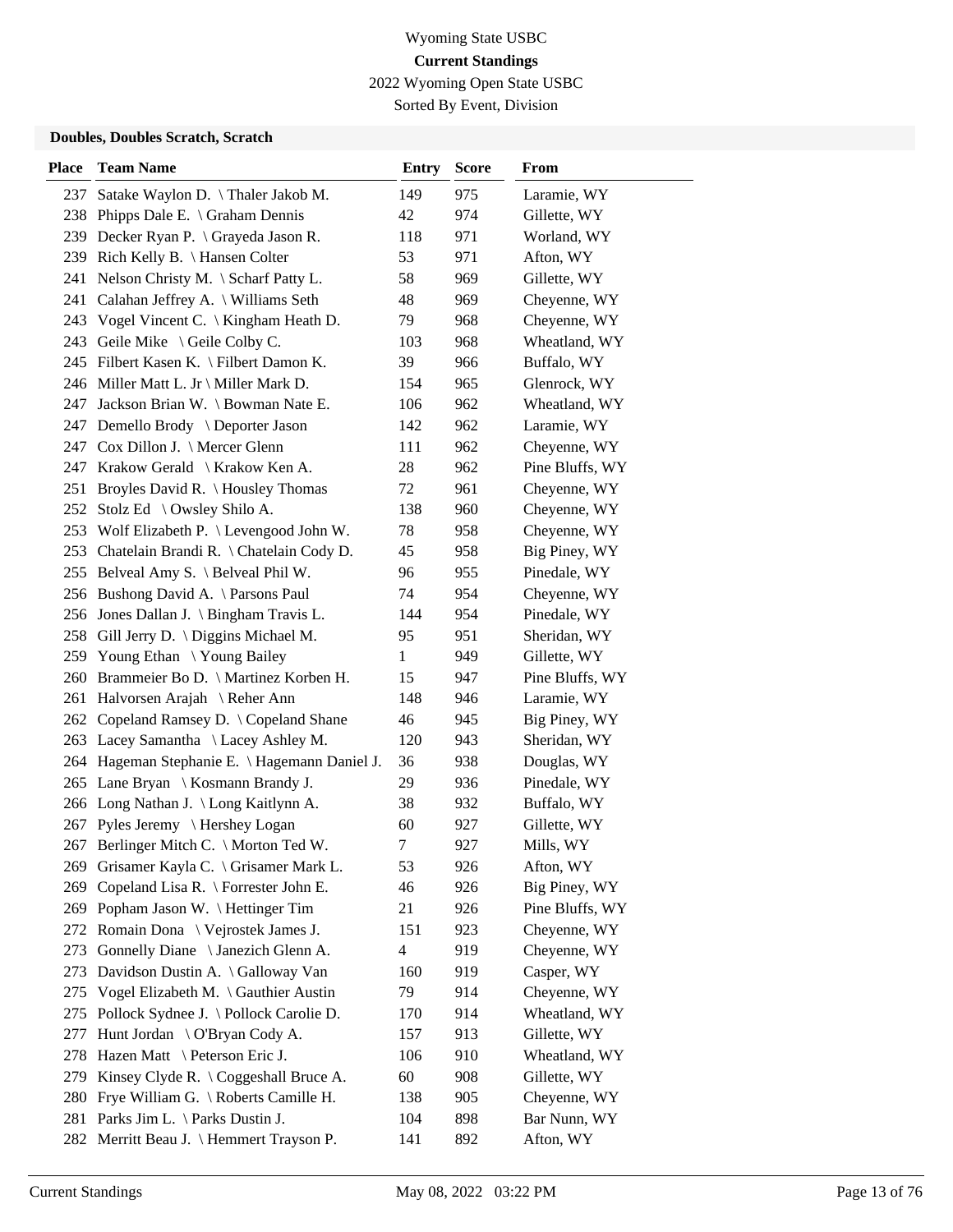Wyoming State USBC

**Current Standings**

2022 Wyoming Open State USBC

Sorted By Event, Division

**Doubles, Doubles Scratch, Scratch**

| Place | Team Name | Entry | Score | From |
|---|---|---|---|---|
| 237 | Satake Waylon D. \ Thaler Jakob M. | 149 | 975 | Laramie, WY |
| 238 | Phipps Dale E. \ Graham Dennis | 42 | 974 | Gillette, WY |
| 239 | Decker Ryan P. \ Grayeda Jason R. | 118 | 971 | Worland, WY |
| 239 | Rich Kelly B. \ Hansen Colter | 53 | 971 | Afton, WY |
| 241 | Nelson Christy M. \ Scharf Patty L. | 58 | 969 | Gillette, WY |
| 241 | Calahan Jeffrey A. \ Williams Seth | 48 | 969 | Cheyenne, WY |
| 243 | Vogel Vincent C. \ Kingham Heath D. | 79 | 968 | Cheyenne, WY |
| 243 | Geile Mike \ Geile Colby C. | 103 | 968 | Wheatland, WY |
| 245 | Filbert Kasen K. \ Filbert Damon K. | 39 | 966 | Buffalo, WY |
| 246 | Miller Matt L. Jr \ Miller Mark D. | 154 | 965 | Glenrock, WY |
| 247 | Jackson Brian W. \ Bowman Nate E. | 106 | 962 | Wheatland, WY |
| 247 | Demello Brody \ Deporter Jason | 142 | 962 | Laramie, WY |
| 247 | Cox Dillon J. \ Mercer Glenn | 111 | 962 | Cheyenne, WY |
| 247 | Krakow Gerald \ Krakow Ken A. | 28 | 962 | Pine Bluffs, WY |
| 251 | Broyles David R. \ Housley Thomas | 72 | 961 | Cheyenne, WY |
| 252 | Stolz Ed \ Owsley Shilo A. | 138 | 960 | Cheyenne, WY |
| 253 | Wolf Elizabeth P. \ Levengood John W. | 78 | 958 | Cheyenne, WY |
| 253 | Chatelain Brandi R. \ Chatelain Cody D. | 45 | 958 | Big Piney, WY |
| 255 | Belveal Amy S. \ Belveal Phil W. | 96 | 955 | Pinedale, WY |
| 256 | Bushong David A. \ Parsons Paul | 74 | 954 | Cheyenne, WY |
| 256 | Jones Dallan J. \ Bingham Travis L. | 144 | 954 | Pinedale, WY |
| 258 | Gill Jerry D. \ Diggins Michael M. | 95 | 951 | Sheridan, WY |
| 259 | Young Ethan \ Young Bailey | 1 | 949 | Gillette, WY |
| 260 | Brammeier Bo D. \ Martinez Korben H. | 15 | 947 | Pine Bluffs, WY |
| 261 | Halvorsen Arajah \ Reher Ann | 148 | 946 | Laramie, WY |
| 262 | Copeland Ramsey D. \ Copeland Shane | 46 | 945 | Big Piney, WY |
| 263 | Lacey Samantha \ Lacey Ashley M. | 120 | 943 | Sheridan, WY |
| 264 | Hageman Stephanie E. \ Hagemann Daniel J. | 36 | 938 | Douglas, WY |
| 265 | Lane Bryan \ Kosmann Brandy J. | 29 | 936 | Pinedale, WY |
| 266 | Long Nathan J. \ Long Kaitlynn A. | 38 | 932 | Buffalo, WY |
| 267 | Pyles Jeremy \ Hershey Logan | 60 | 927 | Gillette, WY |
| 267 | Berlinger Mitch C. \ Morton Ted W. | 7 | 927 | Mills, WY |
| 269 | Grisamer Kayla C. \ Grisamer Mark L. | 53 | 926 | Afton, WY |
| 269 | Copeland Lisa R. \ Forrester John E. | 46 | 926 | Big Piney, WY |
| 269 | Popham Jason W. \ Hettinger Tim | 21 | 926 | Pine Bluffs, WY |
| 272 | Romain Dona \ Vejrostek James J. | 151 | 923 | Cheyenne, WY |
| 273 | Gonnelly Diane \ Janezich Glenn A. | 4 | 919 | Cheyenne, WY |
| 273 | Davidson Dustin A. \ Galloway Van | 160 | 919 | Casper, WY |
| 275 | Vogel Elizabeth M. \ Gauthier Austin | 79 | 914 | Cheyenne, WY |
| 275 | Pollock Sydnee J. \ Pollock Carolie D. | 170 | 914 | Wheatland, WY |
| 277 | Hunt Jordan \ O'Bryan Cody A. | 157 | 913 | Gillette, WY |
| 278 | Hazen Matt \ Peterson Eric J. | 106 | 910 | Wheatland, WY |
| 279 | Kinsey Clyde R. \ Coggeshall Bruce A. | 60 | 908 | Gillette, WY |
| 280 | Frye William G. \ Roberts Camille H. | 138 | 905 | Cheyenne, WY |
| 281 | Parks Jim L. \ Parks Dustin J. | 104 | 898 | Bar Nunn, WY |
| 282 | Merritt Beau J. \ Hemmert Trayson P. | 141 | 892 | Afton, WY |

Current Standings May 08, 2022 03:22 PM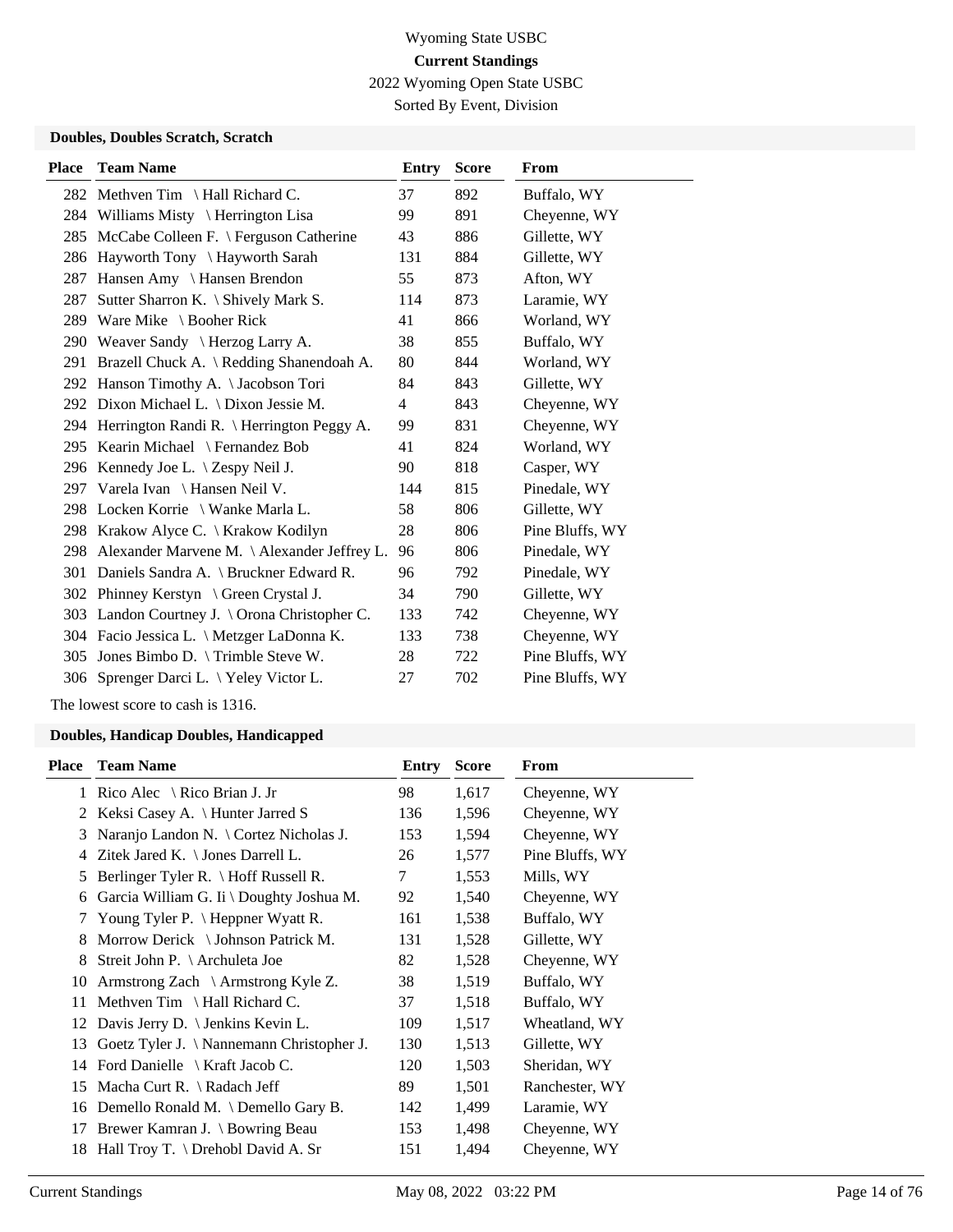Wyoming State USBC

**Current Standings**

2022 Wyoming Open State USBC

Sorted By Event, Division

### Doubles, Doubles Scratch, Scratch

| Place | Team Name | Entry | Score | From |
|---|---|---|---|---|
| 282 | Methven Tim \ Hall Richard C. | 37 | 892 | Buffalo, WY |
| 284 | Williams Misty \ Herrington Lisa | 99 | 891 | Cheyenne, WY |
| 285 | McCabe Colleen F. \ Ferguson Catherine | 43 | 886 | Gillette, WY |
| 286 | Hayworth Tony \ Hayworth Sarah | 131 | 884 | Gillette, WY |
| 287 | Hansen Amy \ Hansen Brendon | 55 | 873 | Afton, WY |
| 287 | Sutter Sharron K. \ Shively Mark S. | 114 | 873 | Laramie, WY |
| 289 | Ware Mike \ Booher Rick | 41 | 866 | Worland, WY |
| 290 | Weaver Sandy \ Herzog Larry A. | 38 | 855 | Buffalo, WY |
| 291 | Brazell Chuck A. \ Redding Shanendoah A. | 80 | 844 | Worland, WY |
| 292 | Hanson Timothy A. \ Jacobson Tori | 84 | 843 | Gillette, WY |
| 292 | Dixon Michael L. \ Dixon Jessie M. | 4 | 843 | Cheyenne, WY |
| 294 | Herrington Randi R. \ Herrington Peggy A. | 99 | 831 | Cheyenne, WY |
| 295 | Kearin Michael \ Fernandez Bob | 41 | 824 | Worland, WY |
| 296 | Kennedy Joe L. \ Zespy Neil J. | 90 | 818 | Casper, WY |
| 297 | Varela Ivan \ Hansen Neil V. | 144 | 815 | Pinedale, WY |
| 298 | Locken Korrie \ Wanke Marla L. | 58 | 806 | Gillette, WY |
| 298 | Krakow Alyce C. \ Krakow Kodilyn | 28 | 806 | Pine Bluffs, WY |
| 298 | Alexander Marvene M. \ Alexander Jeffrey L. | 96 | 806 | Pinedale, WY |
| 301 | Daniels Sandra A. \ Bruckner Edward R. | 96 | 792 | Pinedale, WY |
| 302 | Phinney Kerstyn \ Green Crystal J. | 34 | 790 | Gillette, WY |
| 303 | Landon Courtney J. \ Orona Christopher C. | 133 | 742 | Cheyenne, WY |
| 304 | Facio Jessica L. \ Metzger LaDonna K. | 133 | 738 | Cheyenne, WY |
| 305 | Jones Bimbo D. \ Trimble Steve W. | 28 | 722 | Pine Bluffs, WY |
| 306 | Sprenger Darci L. \ Yeley Victor L. | 27 | 702 | Pine Bluffs, WY |

The lowest score to cash is 1316.

### Doubles, Handicap Doubles, Handicapped

| Place | Team Name | Entry | Score | From |
|---|---|---|---|---|
| 1 | Rico Alec \ Rico Brian J. Jr | 98 | 1,617 | Cheyenne, WY |
| 2 | Keksi Casey A. \ Hunter Jarred S | 136 | 1,596 | Cheyenne, WY |
| 3 | Naranjo Landon N. \ Cortez Nicholas J. | 153 | 1,594 | Cheyenne, WY |
| 4 | Zitek Jared K. \ Jones Darrell L. | 26 | 1,577 | Pine Bluffs, WY |
| 5 | Berlinger Tyler R. \ Hoff Russell R. | 7 | 1,553 | Mills, WY |
| 6 | Garcia William G. Ii \ Doughty Joshua M. | 92 | 1,540 | Cheyenne, WY |
| 7 | Young Tyler P. \ Heppner Wyatt R. | 161 | 1,538 | Buffalo, WY |
| 8 | Morrow Derick \ Johnson Patrick M. | 131 | 1,528 | Gillette, WY |
| 8 | Streit John P. \ Archuleta Joe | 82 | 1,528 | Cheyenne, WY |
| 10 | Armstrong Zach \ Armstrong Kyle Z. | 38 | 1,519 | Buffalo, WY |
| 11 | Methven Tim \ Hall Richard C. | 37 | 1,518 | Buffalo, WY |
| 12 | Davis Jerry D. \ Jenkins Kevin L. | 109 | 1,517 | Wheatland, WY |
| 13 | Goetz Tyler J. \ Nannemann Christopher J. | 130 | 1,513 | Gillette, WY |
| 14 | Ford Danielle \ Kraft Jacob C. | 120 | 1,503 | Sheridan, WY |
| 15 | Macha Curt R. \ Radach Jeff | 89 | 1,501 | Ranchester, WY |
| 16 | Demello Ronald M. \ Demello Gary B. | 142 | 1,499 | Laramie, WY |
| 17 | Brewer Kamran J. \ Bowring Beau | 153 | 1,498 | Cheyenne, WY |
| 18 | Hall Troy T. \ Drehobl David A. Sr | 151 | 1,494 | Cheyenne, WY |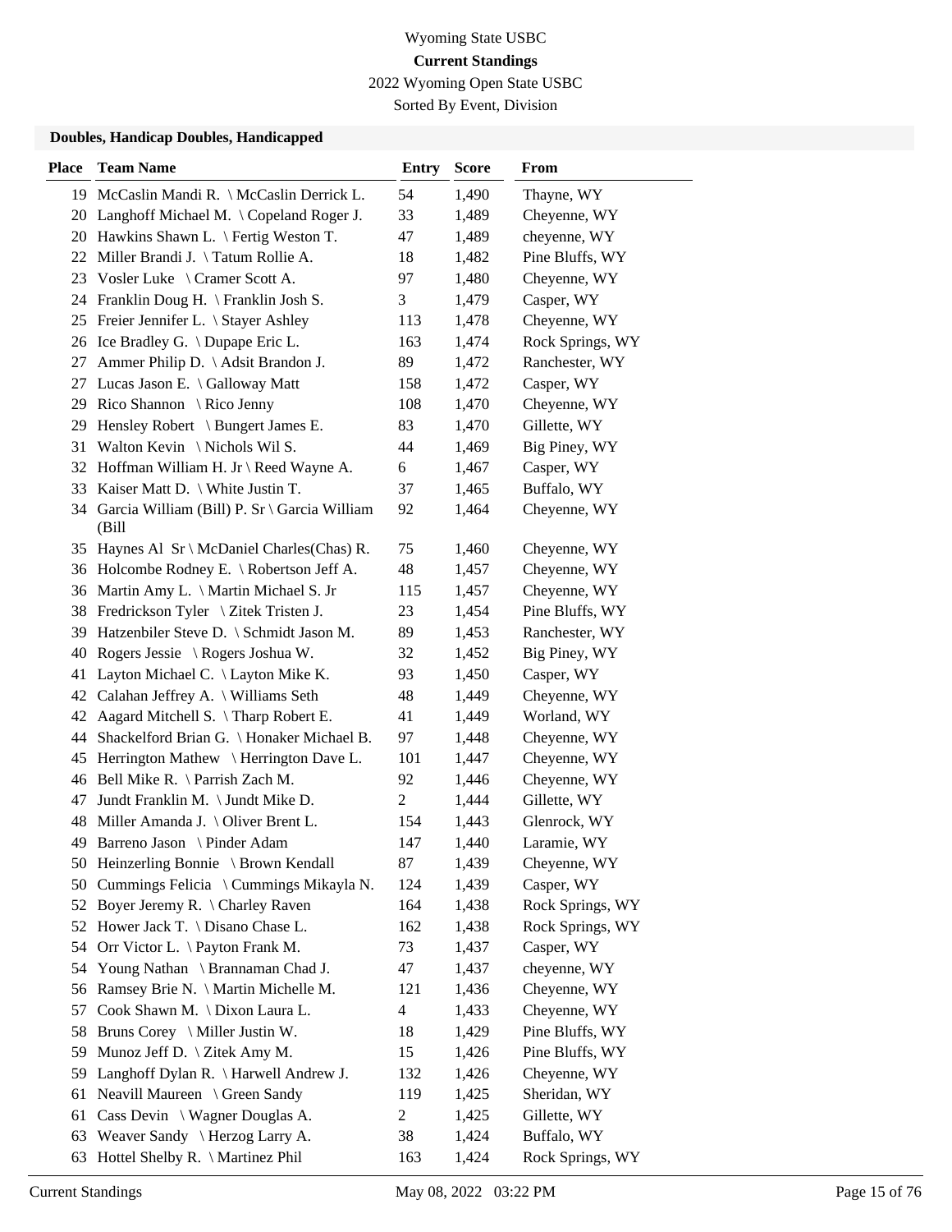Wyoming State USBC

**Current Standings**

2022 Wyoming Open State USBC

Sorted By Event, Division

### Doubles, Handicap Doubles, Handicapped

| Place | Team Name | Entry | Score | From |
|---|---|---|---|---|
| 19 | McCaslin Mandi R. \ McCaslin Derrick L. | 54 | 1,490 | Thayne, WY |
| 20 | Langhoff Michael M. \ Copeland Roger J. | 33 | 1,489 | Cheyenne, WY |
| 20 | Hawkins Shawn L. \ Fertig Weston T. | 47 | 1,489 | cheyenne, WY |
| 22 | Miller Brandi J. \ Tatum Rollie A. | 18 | 1,482 | Pine Bluffs, WY |
| 23 | Vosler Luke \ Cramer Scott A. | 97 | 1,480 | Cheyenne, WY |
| 24 | Franklin Doug H. \ Franklin Josh S. | 3 | 1,479 | Casper, WY |
| 25 | Freier Jennifer L. \ Stayer Ashley | 113 | 1,478 | Cheyenne, WY |
| 26 | Ice Bradley G. \ Dupape Eric L. | 163 | 1,474 | Rock Springs, WY |
| 27 | Ammer Philip D. \ Adsit Brandon J. | 89 | 1,472 | Ranchester, WY |
| 27 | Lucas Jason E. \ Galloway Matt | 158 | 1,472 | Casper, WY |
| 29 | Rico Shannon \ Rico Jenny | 108 | 1,470 | Cheyenne, WY |
| 29 | Hensley Robert \ Bungert James E. | 83 | 1,470 | Gillette, WY |
| 31 | Walton Kevin \ Nichols Wil S. | 44 | 1,469 | Big Piney, WY |
| 32 | Hoffman William H. Jr \ Reed Wayne A. | 6 | 1,467 | Casper, WY |
| 33 | Kaiser Matt D. \ White Justin T. | 37 | 1,465 | Buffalo, WY |
| 34 | Garcia William (Bill) P. Sr \ Garcia William (Bill | 92 | 1,464 | Cheyenne, WY |
| 35 | Haynes Al Sr \ McDaniel Charles(Chas) R. | 75 | 1,460 | Cheyenne, WY |
| 36 | Holcombe Rodney E. \ Robertson Jeff A. | 48 | 1,457 | Cheyenne, WY |
| 36 | Martin Amy L. \ Martin Michael S. Jr | 115 | 1,457 | Cheyenne, WY |
| 38 | Fredrickson Tyler \ Zitek Tristen J. | 23 | 1,454 | Pine Bluffs, WY |
| 39 | Hatzenbiler Steve D. \ Schmidt Jason M. | 89 | 1,453 | Ranchester, WY |
| 40 | Rogers Jessie \ Rogers Joshua W. | 32 | 1,452 | Big Piney, WY |
| 41 | Layton Michael C. \ Layton Mike K. | 93 | 1,450 | Casper, WY |
| 42 | Calahan Jeffrey A. \ Williams Seth | 48 | 1,449 | Cheyenne, WY |
| 42 | Aagard Mitchell S. \ Tharp Robert E. | 41 | 1,449 | Worland, WY |
| 44 | Shackelford Brian G. \ Honaker Michael B. | 97 | 1,448 | Cheyenne, WY |
| 45 | Herrington Mathew \ Herrington Dave L. | 101 | 1,447 | Cheyenne, WY |
| 46 | Bell Mike R. \ Parrish Zach M. | 92 | 1,446 | Cheyenne, WY |
| 47 | Jundt Franklin M. \ Jundt Mike D. | 2 | 1,444 | Gillette, WY |
| 48 | Miller Amanda J. \ Oliver Brent L. | 154 | 1,443 | Glenrock, WY |
| 49 | Barreno Jason \ Pinder Adam | 147 | 1,440 | Laramie, WY |
| 50 | Heinzerling Bonnie \ Brown Kendall | 87 | 1,439 | Cheyenne, WY |
| 50 | Cummings Felicia \ Cummings Mikayla N. | 124 | 1,439 | Casper, WY |
| 52 | Boyer Jeremy R. \ Charley Raven | 164 | 1,438 | Rock Springs, WY |
| 52 | Hower Jack T. \ Disano Chase L. | 162 | 1,438 | Rock Springs, WY |
| 54 | Orr Victor L. \ Payton Frank M. | 73 | 1,437 | Casper, WY |
| 54 | Young Nathan \ Brannaman Chad J. | 47 | 1,437 | cheyenne, WY |
| 56 | Ramsey Brie N. \ Martin Michelle M. | 121 | 1,436 | Cheyenne, WY |
| 57 | Cook Shawn M. \ Dixon Laura L. | 4 | 1,433 | Cheyenne, WY |
| 58 | Bruns Corey \ Miller Justin W. | 18 | 1,429 | Pine Bluffs, WY |
| 59 | Munoz Jeff D. \ Zitek Amy M. | 15 | 1,426 | Pine Bluffs, WY |
| 59 | Langhoff Dylan R. \ Harwell Andrew J. | 132 | 1,426 | Cheyenne, WY |
| 61 | Neavill Maureen \ Green Sandy | 119 | 1,425 | Sheridan, WY |
| 61 | Cass Devin \ Wagner Douglas A. | 2 | 1,425 | Gillette, WY |
| 63 | Weaver Sandy \ Herzog Larry A. | 38 | 1,424 | Buffalo, WY |
| 63 | Hottel Shelby R. \ Martinez Phil | 163 | 1,424 | Rock Springs, WY |

Current Standings May 08, 2022 03:22 PM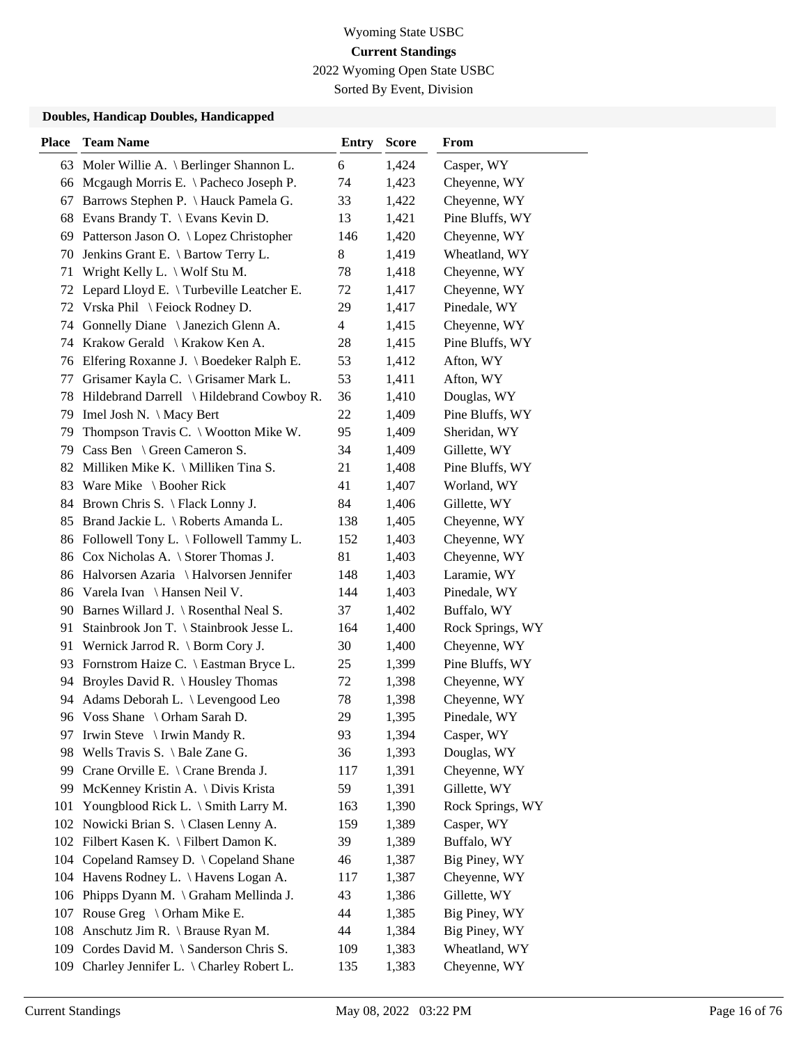Wyoming State USBC

**Current Standings**

2022 Wyoming Open State USBC

Sorted By Event, Division

### Doubles, Handicap Doubles, Handicapped

| Place | Team Name | Entry | Score | From |
|---|---|---|---|---|
| 63 | Moler Willie A. \ Berlinger Shannon L. | 6 | 1,424 | Casper, WY |
| 66 | Mcgaugh Morris E. \ Pacheco Joseph P. | 74 | 1,423 | Cheyenne, WY |
| 67 | Barrows Stephen P. \ Hauck Pamela G. | 33 | 1,422 | Cheyenne, WY |
| 68 | Evans Brandy T. \ Evans Kevin D. | 13 | 1,421 | Pine Bluffs, WY |
| 69 | Patterson Jason O. \ Lopez Christopher | 146 | 1,420 | Cheyenne, WY |
| 70 | Jenkins Grant E. \ Bartow Terry L. | 8 | 1,419 | Wheatland, WY |
| 71 | Wright Kelly L. \ Wolf Stu M. | 78 | 1,418 | Cheyenne, WY |
| 72 | Lepard Lloyd E. \ Turbeville Leatcher E. | 72 | 1,417 | Cheyenne, WY |
| 72 | Vrska Phil \ Feiock Rodney D. | 29 | 1,417 | Pinedale, WY |
| 74 | Gonnelly Diane \ Janezich Glenn A. | 4 | 1,415 | Cheyenne, WY |
| 74 | Krakow Gerald \ Krakow Ken A. | 28 | 1,415 | Pine Bluffs, WY |
| 76 | Elfering Roxanne J. \ Boedeker Ralph E. | 53 | 1,412 | Afton, WY |
| 77 | Grisamer Kayla C. \ Grisamer Mark L. | 53 | 1,411 | Afton, WY |
| 78 | Hildebrand Darrell \ Hildebrand Cowboy R. | 36 | 1,410 | Douglas, WY |
| 79 | Imel Josh N. \ Macy Bert | 22 | 1,409 | Pine Bluffs, WY |
| 79 | Thompson Travis C. \ Wootton Mike W. | 95 | 1,409 | Sheridan, WY |
| 79 | Cass Ben \ Green Cameron S. | 34 | 1,409 | Gillette, WY |
| 82 | Milliken Mike K. \ Milliken Tina S. | 21 | 1,408 | Pine Bluffs, WY |
| 83 | Ware Mike \ Booher Rick | 41 | 1,407 | Worland, WY |
| 84 | Brown Chris S. \ Flack Lonny J. | 84 | 1,406 | Gillette, WY |
| 85 | Brand Jackie L. \ Roberts Amanda L. | 138 | 1,405 | Cheyenne, WY |
| 86 | Followell Tony L. \ Followell Tammy L. | 152 | 1,403 | Cheyenne, WY |
| 86 | Cox Nicholas A. \ Storer Thomas J. | 81 | 1,403 | Cheyenne, WY |
| 86 | Halvorsen Azaria \ Halvorsen Jennifer | 148 | 1,403 | Laramie, WY |
| 86 | Varela Ivan \ Hansen Neil V. | 144 | 1,403 | Pinedale, WY |
| 90 | Barnes Willard J. \ Rosenthal Neal S. | 37 | 1,402 | Buffalo, WY |
| 91 | Stainbrook Jon T. \ Stainbrook Jesse L. | 164 | 1,400 | Rock Springs, WY |
| 91 | Wernick Jarrod R. \ Borm Cory J. | 30 | 1,400 | Cheyenne, WY |
| 93 | Fornstrom Haize C. \ Eastman Bryce L. | 25 | 1,399 | Pine Bluffs, WY |
| 94 | Broyles David R. \ Housley Thomas | 72 | 1,398 | Cheyenne, WY |
| 94 | Adams Deborah L. \ Levengood Leo | 78 | 1,398 | Cheyenne, WY |
| 96 | Voss Shane \ Orham Sarah D. | 29 | 1,395 | Pinedale, WY |
| 97 | Irwin Steve \ Irwin Mandy R. | 93 | 1,394 | Casper, WY |
| 98 | Wells Travis S. \ Bale Zane G. | 36 | 1,393 | Douglas, WY |
| 99 | Crane Orville E. \ Crane Brenda J. | 117 | 1,391 | Cheyenne, WY |
| 99 | McKenney Kristin A. \ Divis Krista | 59 | 1,391 | Gillette, WY |
| 101 | Youngblood Rick L. \ Smith Larry M. | 163 | 1,390 | Rock Springs, WY |
| 102 | Nowicki Brian S. \ Clasen Lenny A. | 159 | 1,389 | Casper, WY |
| 102 | Filbert Kasen K. \ Filbert Damon K. | 39 | 1,389 | Buffalo, WY |
| 104 | Copeland Ramsey D. \ Copeland Shane | 46 | 1,387 | Big Piney, WY |
| 104 | Havens Rodney L. \ Havens Logan A. | 117 | 1,387 | Cheyenne, WY |
| 106 | Phipps Dyann M. \ Graham Mellinda J. | 43 | 1,386 | Gillette, WY |
| 107 | Rouse Greg \ Orham Mike E. | 44 | 1,385 | Big Piney, WY |
| 108 | Anschutz Jim R. \ Brause Ryan M. | 44 | 1,384 | Big Piney, WY |
| 109 | Cordes David M. \ Sanderson Chris S. | 109 | 1,383 | Wheatland, WY |
| 109 | Charley Jennifer L. \ Charley Robert L. | 135 | 1,383 | Cheyenne, WY |

Current Standings May 08, 2022 03:22 PM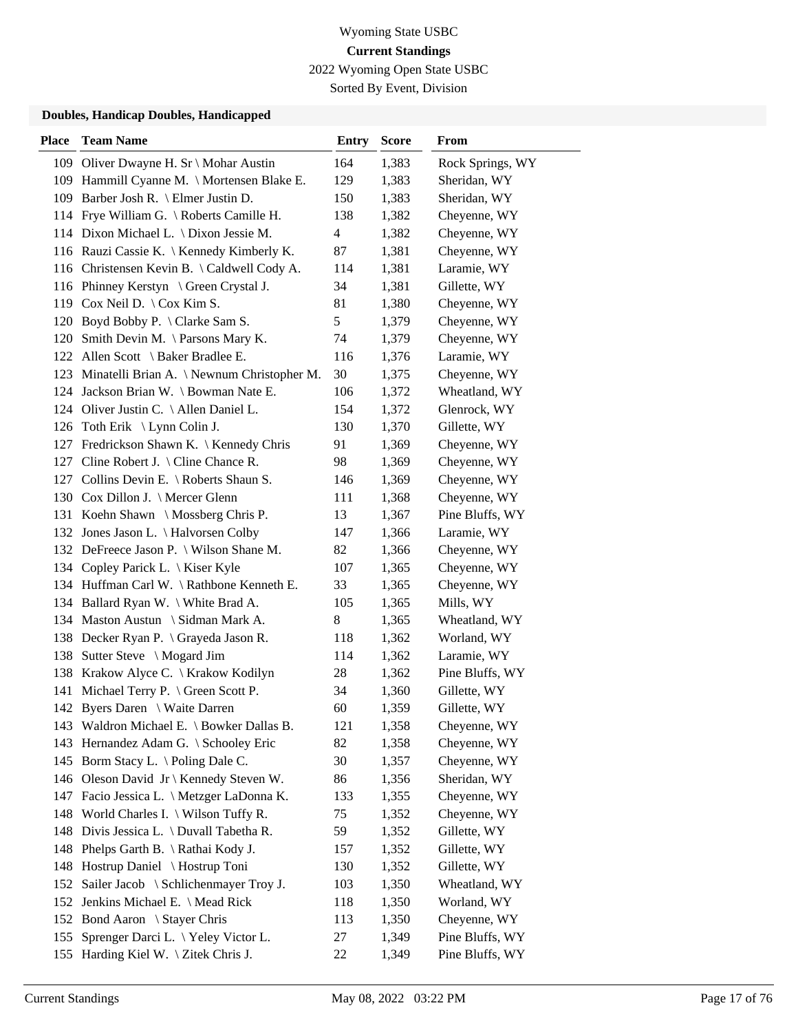Wyoming State USBC

**Current Standings**

2022 Wyoming Open State USBC

Sorted By Event, Division

### Doubles, Handicap Doubles, Handicapped

| Place | Team Name | Entry | Score | From |
|---|---|---|---|---|
| 109 | Oliver Dwayne H. Sr \ Mohar Austin | 164 | 1,383 | Rock Springs, WY |
| 109 | Hammill Cyanne M. \ Mortensen Blake E. | 129 | 1,383 | Sheridan, WY |
| 109 | Barber Josh R. \ Elmer Justin D. | 150 | 1,383 | Sheridan, WY |
| 114 | Frye William G. \ Roberts Camille H. | 138 | 1,382 | Cheyenne, WY |
| 114 | Dixon Michael L. \ Dixon Jessie M. | 4 | 1,382 | Cheyenne, WY |
| 116 | Rauzi Cassie K. \ Kennedy Kimberly K. | 87 | 1,381 | Cheyenne, WY |
| 116 | Christensen Kevin B. \ Caldwell Cody A. | 114 | 1,381 | Laramie, WY |
| 116 | Phinney Kerstyn \ Green Crystal J. | 34 | 1,381 | Gillette, WY |
| 119 | Cox Neil D. \ Cox Kim S. | 81 | 1,380 | Cheyenne, WY |
| 120 | Boyd Bobby P. \ Clarke Sam S. | 5 | 1,379 | Cheyenne, WY |
| 120 | Smith Devin M. \ Parsons Mary K. | 74 | 1,379 | Cheyenne, WY |
| 122 | Allen Scott \ Baker Bradlee E. | 116 | 1,376 | Laramie, WY |
| 123 | Minatelli Brian A. \ Newnum Christopher M. | 30 | 1,375 | Cheyenne, WY |
| 124 | Jackson Brian W. \ Bowman Nate E. | 106 | 1,372 | Wheatland, WY |
| 124 | Oliver Justin C. \ Allen Daniel L. | 154 | 1,372 | Glenrock, WY |
| 126 | Toth Erik \ Lynn Colin J. | 130 | 1,370 | Gillette, WY |
| 127 | Fredrickson Shawn K. \ Kennedy Chris | 91 | 1,369 | Cheyenne, WY |
| 127 | Cline Robert J. \ Cline Chance R. | 98 | 1,369 | Cheyenne, WY |
| 127 | Collins Devin E. \ Roberts Shaun S. | 146 | 1,369 | Cheyenne, WY |
| 130 | Cox Dillon J. \ Mercer Glenn | 111 | 1,368 | Cheyenne, WY |
| 131 | Koehn Shawn \ Mossberg Chris P. | 13 | 1,367 | Pine Bluffs, WY |
| 132 | Jones Jason L. \ Halvorsen Colby | 147 | 1,366 | Laramie, WY |
| 132 | DeFreece Jason P. \ Wilson Shane M. | 82 | 1,366 | Cheyenne, WY |
| 134 | Copley Parick L. \ Kiser Kyle | 107 | 1,365 | Cheyenne, WY |
| 134 | Huffman Carl W. \ Rathbone Kenneth E. | 33 | 1,365 | Cheyenne, WY |
| 134 | Ballard Ryan W. \ White Brad A. | 105 | 1,365 | Mills, WY |
| 134 | Maston Austun \ Sidman Mark A. | 8 | 1,365 | Wheatland, WY |
| 138 | Decker Ryan P. \ Grayeda Jason R. | 118 | 1,362 | Worland, WY |
| 138 | Sutter Steve \ Mogard Jim | 114 | 1,362 | Laramie, WY |
| 138 | Krakow Alyce C. \ Krakow Kodilyn | 28 | 1,362 | Pine Bluffs, WY |
| 141 | Michael Terry P. \ Green Scott P. | 34 | 1,360 | Gillette, WY |
| 142 | Byers Daren \ Waite Darren | 60 | 1,359 | Gillette, WY |
| 143 | Waldron Michael E. \ Bowker Dallas B. | 121 | 1,358 | Cheyenne, WY |
| 143 | Hernandez Adam G. \ Schooley Eric | 82 | 1,358 | Cheyenne, WY |
| 145 | Borm Stacy L. \ Poling Dale C. | 30 | 1,357 | Cheyenne, WY |
| 146 | Oleson David Jr \ Kennedy Steven W. | 86 | 1,356 | Sheridan, WY |
| 147 | Facio Jessica L. \ Metzger LaDonna K. | 133 | 1,355 | Cheyenne, WY |
| 148 | World Charles I. \ Wilson Tuffy R. | 75 | 1,352 | Cheyenne, WY |
| 148 | Divis Jessica L. \ Duvall Tabetha R. | 59 | 1,352 | Gillette, WY |
| 148 | Phelps Garth B. \ Rathai Kody J. | 157 | 1,352 | Gillette, WY |
| 148 | Hostrup Daniel \ Hostrup Toni | 130 | 1,352 | Gillette, WY |
| 152 | Sailer Jacob \ Schlichenmayer Troy J. | 103 | 1,350 | Wheatland, WY |
| 152 | Jenkins Michael E. \ Mead Rick | 118 | 1,350 | Worland, WY |
| 152 | Bond Aaron \ Stayer Chris | 113 | 1,350 | Cheyenne, WY |
| 155 | Sprenger Darci L. \ Yeley Victor L. | 27 | 1,349 | Pine Bluffs, WY |
| 155 | Harding Kiel W. \ Zitek Chris J. | 22 | 1,349 | Pine Bluffs, WY |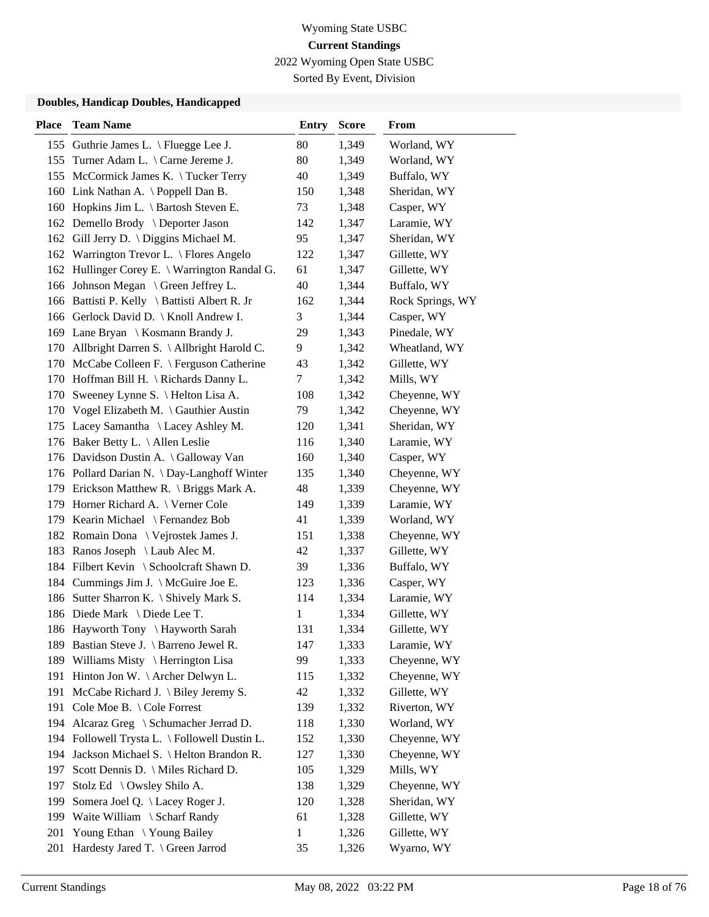Wyoming State USBC

**Current Standings**

2022 Wyoming Open State USBC

Sorted By Event, Division

### Doubles, Handicap Doubles, Handicapped

| Place | Team Name | Entry | Score | From |
|---|---|---|---|---|
| 155 | Guthrie James L. \ Fluegge Lee J. | 80 | 1,349 | Worland, WY |
| 155 | Turner Adam L. \ Carne Jereme J. | 80 | 1,349 | Worland, WY |
| 155 | McCormick James K. \ Tucker Terry | 40 | 1,349 | Buffalo, WY |
| 160 | Link Nathan A. \ Poppell Dan B. | 150 | 1,348 | Sheridan, WY |
| 160 | Hopkins Jim L. \ Bartosh Steven E. | 73 | 1,348 | Casper, WY |
| 162 | Demello Brody \ Deporter Jason | 142 | 1,347 | Laramie, WY |
| 162 | Gill Jerry D. \ Diggins Michael M. | 95 | 1,347 | Sheridan, WY |
| 162 | Warrington Trevor L. \ Flores Angelo | 122 | 1,347 | Gillette, WY |
| 162 | Hullinger Corey E. \ Warrington Randal G. | 61 | 1,347 | Gillette, WY |
| 166 | Johnson Megan \ Green Jeffrey L. | 40 | 1,344 | Buffalo, WY |
| 166 | Battisti P. Kelly \ Battisti Albert R. Jr | 162 | 1,344 | Rock Springs, WY |
| 166 | Gerlock David D. \ Knoll Andrew I. | 3 | 1,344 | Casper, WY |
| 169 | Lane Bryan \ Kosmann Brandy J. | 29 | 1,343 | Pinedale, WY |
| 170 | Allbright Darren S. \ Allbright Harold C. | 9 | 1,342 | Wheatland, WY |
| 170 | McCabe Colleen F. \ Ferguson Catherine | 43 | 1,342 | Gillette, WY |
| 170 | Hoffman Bill H. \ Richards Danny L. | 7 | 1,342 | Mills, WY |
| 170 | Sweeney Lynne S. \ Helton Lisa A. | 108 | 1,342 | Cheyenne, WY |
| 170 | Vogel Elizabeth M. \ Gauthier Austin | 79 | 1,342 | Cheyenne, WY |
| 175 | Lacey Samantha \ Lacey Ashley M. | 120 | 1,341 | Sheridan, WY |
| 176 | Baker Betty L. \ Allen Leslie | 116 | 1,340 | Laramie, WY |
| 176 | Davidson Dustin A. \ Galloway Van | 160 | 1,340 | Casper, WY |
| 176 | Pollard Darian N. \ Day-Langhoff Winter | 135 | 1,340 | Cheyenne, WY |
| 179 | Erickson Matthew R. \ Briggs Mark A. | 48 | 1,339 | Cheyenne, WY |
| 179 | Horner Richard A. \ Verner Cole | 149 | 1,339 | Laramie, WY |
| 179 | Kearin Michael \ Fernandez Bob | 41 | 1,339 | Worland, WY |
| 182 | Romain Dona \ Vejrostek James J. | 151 | 1,338 | Cheyenne, WY |
| 183 | Ranos Joseph \ Laub Alec M. | 42 | 1,337 | Gillette, WY |
| 184 | Filbert Kevin \ Schoolcraft Shawn D. | 39 | 1,336 | Buffalo, WY |
| 184 | Cummings Jim J. \ McGuire Joe E. | 123 | 1,336 | Casper, WY |
| 186 | Sutter Sharron K. \ Shively Mark S. | 114 | 1,334 | Laramie, WY |
| 186 | Diede Mark \ Diede Lee T. | 1 | 1,334 | Gillette, WY |
| 186 | Hayworth Tony \ Hayworth Sarah | 131 | 1,334 | Gillette, WY |
| 189 | Bastian Steve J. \ Barreno Jewel R. | 147 | 1,333 | Laramie, WY |
| 189 | Williams Misty \ Herrington Lisa | 99 | 1,333 | Cheyenne, WY |
| 191 | Hinton Jon W. \ Archer Delwyn L. | 115 | 1,332 | Cheyenne, WY |
| 191 | McCabe Richard J. \ Biley Jeremy S. | 42 | 1,332 | Gillette, WY |
| 191 | Cole Moe B. \ Cole Forrest | 139 | 1,332 | Riverton, WY |
| 194 | Alcaraz Greg \ Schumacher Jerrad D. | 118 | 1,330 | Worland, WY |
| 194 | Followell Trysta L. \ Followell Dustin L. | 152 | 1,330 | Cheyenne, WY |
| 194 | Jackson Michael S. \ Helton Brandon R. | 127 | 1,330 | Cheyenne, WY |
| 197 | Scott Dennis D. \ Miles Richard D. | 105 | 1,329 | Mills, WY |
| 197 | Stolz Ed \ Owsley Shilo A. | 138 | 1,329 | Cheyenne, WY |
| 199 | Somera Joel Q. \ Lacey Roger J. | 120 | 1,328 | Sheridan, WY |
| 199 | Waite William \ Scharf Randy | 61 | 1,328 | Gillette, WY |
| 201 | Young Ethan \ Young Bailey | 1 | 1,326 | Gillette, WY |
| 201 | Hardesty Jared T. \ Green Jarrod | 35 | 1,326 | Wyarno, WY |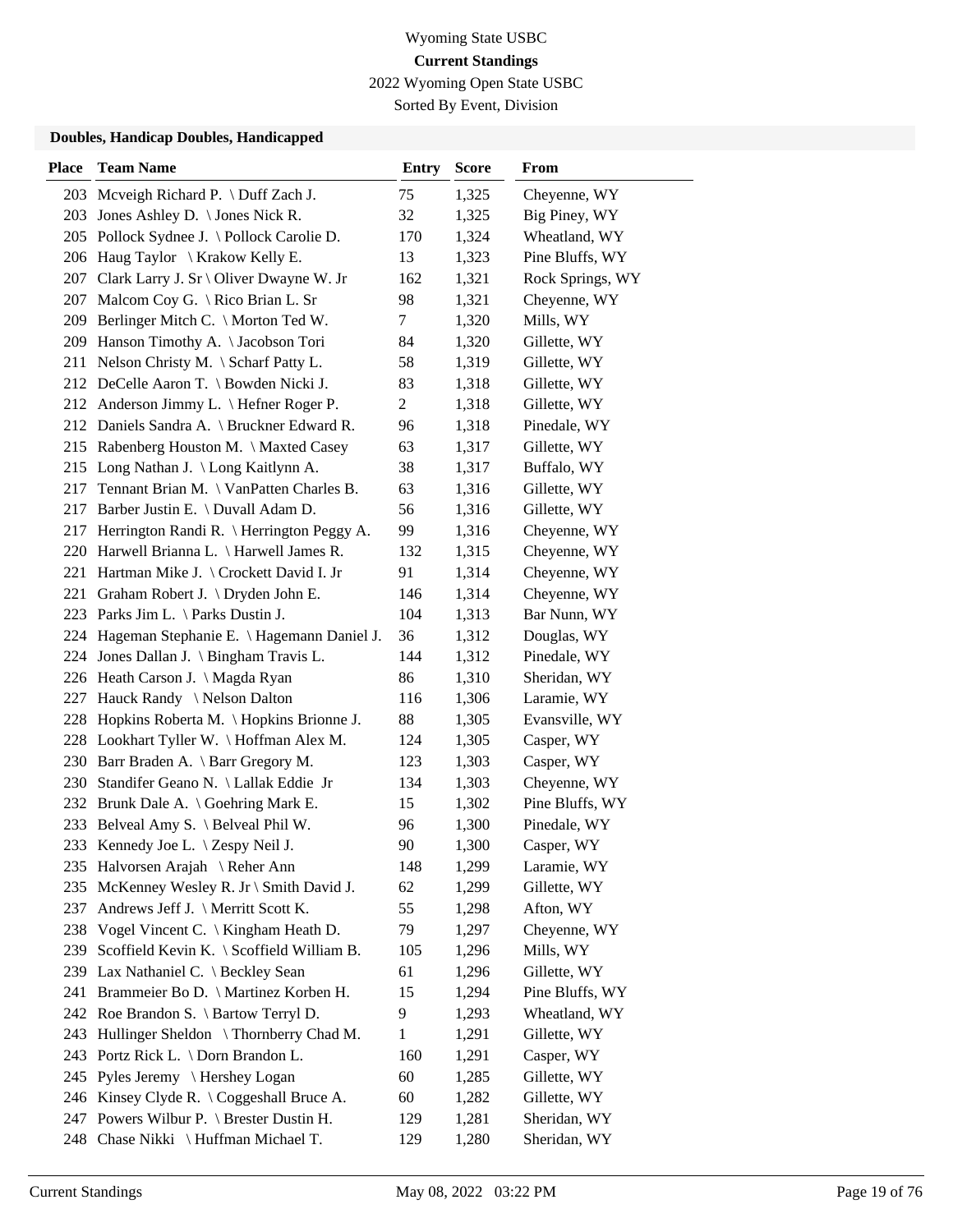Wyoming State USBC

**Current Standings**

2022 Wyoming Open State USBC

Sorted By Event, Division

### Doubles, Handicap Doubles, Handicapped

| Place | Team Name | Entry | Score | From |
|---|---|---|---|---|
| 203 | Mcveigh Richard P. \ Duff Zach J. | 75 | 1,325 | Cheyenne, WY |
| 203 | Jones Ashley D. \ Jones Nick R. | 32 | 1,325 | Big Piney, WY |
| 205 | Pollock Sydnee J. \ Pollock Carolie D. | 170 | 1,324 | Wheatland, WY |
| 206 | Haug Taylor \ Krakow Kelly E. | 13 | 1,323 | Pine Bluffs, WY |
| 207 | Clark Larry J. Sr \ Oliver Dwayne W. Jr | 162 | 1,321 | Rock Springs, WY |
| 207 | Malcom Coy G. \ Rico Brian L. Sr | 98 | 1,321 | Cheyenne, WY |
| 209 | Berlinger Mitch C. \ Morton Ted W. | 7 | 1,320 | Mills, WY |
| 209 | Hanson Timothy A. \ Jacobson Tori | 84 | 1,320 | Gillette, WY |
| 211 | Nelson Christy M. \ Scharf Patty L. | 58 | 1,319 | Gillette, WY |
| 212 | DeCelle Aaron T. \ Bowden Nicki J. | 83 | 1,318 | Gillette, WY |
| 212 | Anderson Jimmy L. \ Hefner Roger P. | 2 | 1,318 | Gillette, WY |
| 212 | Daniels Sandra A. \ Bruckner Edward R. | 96 | 1,318 | Pinedale, WY |
| 215 | Rabenberg Houston M. \ Maxted Casey | 63 | 1,317 | Gillette, WY |
| 215 | Long Nathan J. \ Long Kaitlynn A. | 38 | 1,317 | Buffalo, WY |
| 217 | Tennant Brian M. \ VanPatten Charles B. | 63 | 1,316 | Gillette, WY |
| 217 | Barber Justin E. \ Duvall Adam D. | 56 | 1,316 | Gillette, WY |
| 217 | Herrington Randi R. \ Herrington Peggy A. | 99 | 1,316 | Cheyenne, WY |
| 220 | Harwell Brianna L. \ Harwell James R. | 132 | 1,315 | Cheyenne, WY |
| 221 | Hartman Mike J. \ Crockett David I. Jr | 91 | 1,314 | Cheyenne, WY |
| 221 | Graham Robert J. \ Dryden John E. | 146 | 1,314 | Cheyenne, WY |
| 223 | Parks Jim L. \ Parks Dustin J. | 104 | 1,313 | Bar Nunn, WY |
| 224 | Hageman Stephanie E. \ Hagemann Daniel J. | 36 | 1,312 | Douglas, WY |
| 224 | Jones Dallan J. \ Bingham Travis L. | 144 | 1,312 | Pinedale, WY |
| 226 | Heath Carson J. \ Magda Ryan | 86 | 1,310 | Sheridan, WY |
| 227 | Hauck Randy \ Nelson Dalton | 116 | 1,306 | Laramie, WY |
| 228 | Hopkins Roberta M. \ Hopkins Brionne J. | 88 | 1,305 | Evansville, WY |
| 228 | Lookhart Tyller W. \ Hoffman Alex M. | 124 | 1,305 | Casper, WY |
| 230 | Barr Braden A. \ Barr Gregory M. | 123 | 1,303 | Casper, WY |
| 230 | Standifer Geano N. \ Lallak Eddie Jr | 134 | 1,303 | Cheyenne, WY |
| 232 | Brunk Dale A. \ Goehring Mark E. | 15 | 1,302 | Pine Bluffs, WY |
| 233 | Belveal Amy S. \ Belveal Phil W. | 96 | 1,300 | Pinedale, WY |
| 233 | Kennedy Joe L. \ Zespy Neil J. | 90 | 1,300 | Casper, WY |
| 235 | Halvorsen Arajah \ Reher Ann | 148 | 1,299 | Laramie, WY |
| 235 | McKenney Wesley R. Jr \ Smith David J. | 62 | 1,299 | Gillette, WY |
| 237 | Andrews Jeff J. \ Merritt Scott K. | 55 | 1,298 | Afton, WY |
| 238 | Vogel Vincent C. \ Kingham Heath D. | 79 | 1,297 | Cheyenne, WY |
| 239 | Scoffield Kevin K. \ Scoffield William B. | 105 | 1,296 | Mills, WY |
| 239 | Lax Nathaniel C. \ Beckley Sean | 61 | 1,296 | Gillette, WY |
| 241 | Brammeier Bo D. \ Martinez Korben H. | 15 | 1,294 | Pine Bluffs, WY |
| 242 | Roe Brandon S. \ Bartow Terryl D. | 9 | 1,293 | Wheatland, WY |
| 243 | Hullinger Sheldon \ Thornberry Chad M. | 1 | 1,291 | Gillette, WY |
| 243 | Portz Rick L. \ Dorn Brandon L. | 160 | 1,291 | Casper, WY |
| 245 | Pyles Jeremy \ Hershey Logan | 60 | 1,285 | Gillette, WY |
| 246 | Kinsey Clyde R. \ Coggeshall Bruce A. | 60 | 1,282 | Gillette, WY |
| 247 | Powers Wilbur P. \ Brester Dustin H. | 129 | 1,281 | Sheridan, WY |
| 248 | Chase Nikki \ Huffman Michael T. | 129 | 1,280 | Sheridan, WY |

Current Standings May 08, 2022 03:22 PM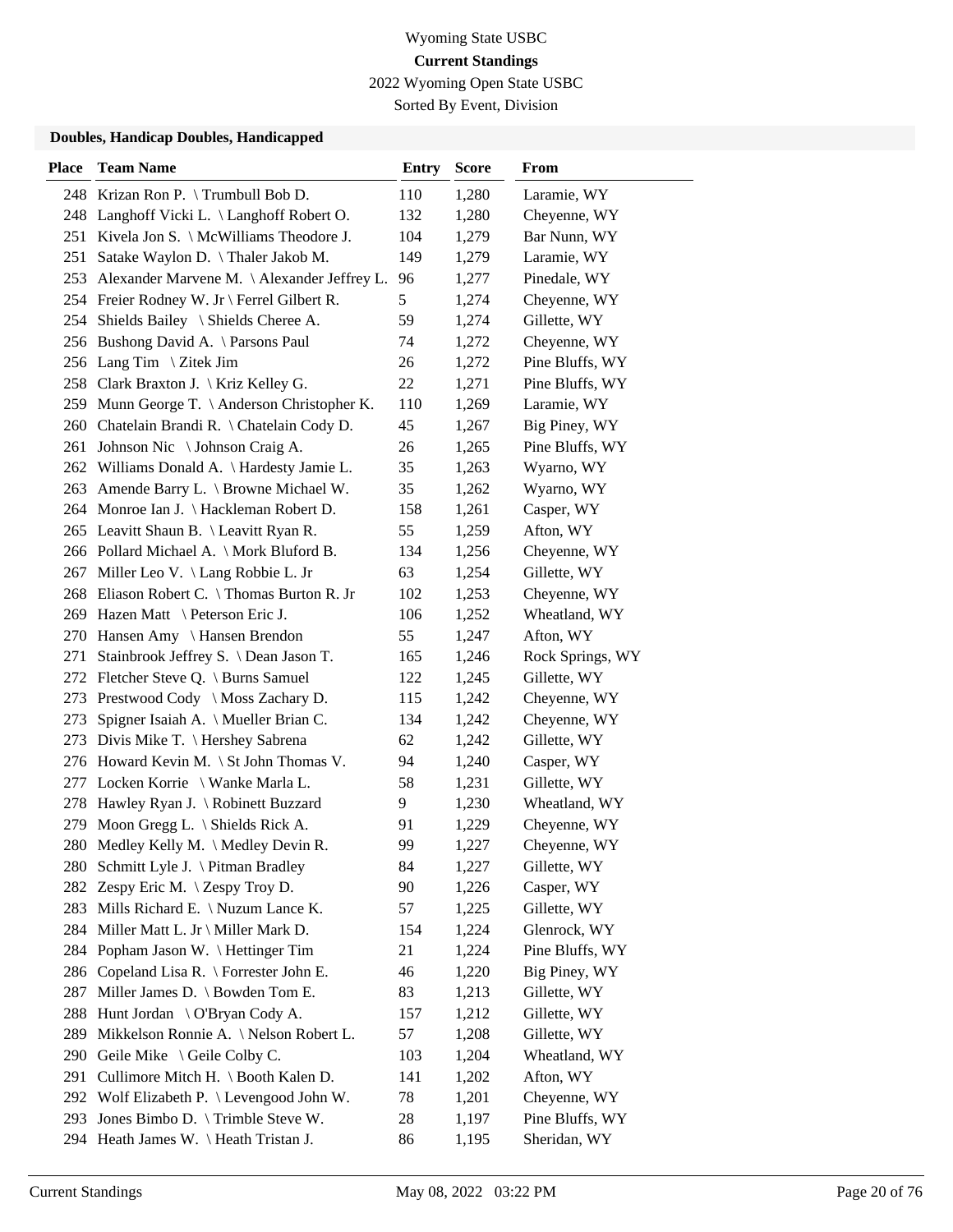Wyoming State USBC

**Current Standings**

2022 Wyoming Open State USBC

Sorted By Event, Division

### Doubles, Handicap Doubles, Handicapped

| Place | Team Name | Entry | Score | From |
|---|---|---|---|---|
| 248 | Krizan Ron P. \ Trumbull Bob D. | 110 | 1,280 | Laramie, WY |
| 248 | Langhoff Vicki L. \ Langhoff Robert O. | 132 | 1,280 | Cheyenne, WY |
| 251 | Kivela Jon S. \ McWilliams Theodore J. | 104 | 1,279 | Bar Nunn, WY |
| 251 | Satake Waylon D. \ Thaler Jakob M. | 149 | 1,279 | Laramie, WY |
| 253 | Alexander Marvene M. \ Alexander Jeffrey L. | 96 | 1,277 | Pinedale, WY |
| 254 | Freier Rodney W. Jr \ Ferrel Gilbert R. | 5 | 1,274 | Cheyenne, WY |
| 254 | Shields Bailey \ Shields Cheree A. | 59 | 1,274 | Gillette, WY |
| 256 | Bushong David A. \ Parsons Paul | 74 | 1,272 | Cheyenne, WY |
| 256 | Lang Tim \ Zitek Jim | 26 | 1,272 | Pine Bluffs, WY |
| 258 | Clark Braxton J. \ Kriz Kelley G. | 22 | 1,271 | Pine Bluffs, WY |
| 259 | Munn George T. \ Anderson Christopher K. | 110 | 1,269 | Laramie, WY |
| 260 | Chatelain Brandi R. \ Chatelain Cody D. | 45 | 1,267 | Big Piney, WY |
| 261 | Johnson Nic \ Johnson Craig A. | 26 | 1,265 | Pine Bluffs, WY |
| 262 | Williams Donald A. \ Hardesty Jamie L. | 35 | 1,263 | Wyarno, WY |
| 263 | Amende Barry L. \ Browne Michael W. | 35 | 1,262 | Wyarno, WY |
| 264 | Monroe Ian J. \ Hackleman Robert D. | 158 | 1,261 | Casper, WY |
| 265 | Leavitt Shaun B. \ Leavitt Ryan R. | 55 | 1,259 | Afton, WY |
| 266 | Pollard Michael A. \ Mork Bluford B. | 134 | 1,256 | Cheyenne, WY |
| 267 | Miller Leo V. \ Lang Robbie L. Jr | 63 | 1,254 | Gillette, WY |
| 268 | Eliason Robert C. \ Thomas Burton R. Jr | 102 | 1,253 | Cheyenne, WY |
| 269 | Hazen Matt \ Peterson Eric J. | 106 | 1,252 | Wheatland, WY |
| 270 | Hansen Amy \ Hansen Brendon | 55 | 1,247 | Afton, WY |
| 271 | Stainbrook Jeffrey S. \ Dean Jason T. | 165 | 1,246 | Rock Springs, WY |
| 272 | Fletcher Steve Q. \ Burns Samuel | 122 | 1,245 | Gillette, WY |
| 273 | Prestwood Cody \ Moss Zachary D. | 115 | 1,242 | Cheyenne, WY |
| 273 | Spigner Isaiah A. \ Mueller Brian C. | 134 | 1,242 | Cheyenne, WY |
| 273 | Divis Mike T. \ Hershey Sabrena | 62 | 1,242 | Gillette, WY |
| 276 | Howard Kevin M. \ St John Thomas V. | 94 | 1,240 | Casper, WY |
| 277 | Locken Korrie \ Wanke Marla L. | 58 | 1,231 | Gillette, WY |
| 278 | Hawley Ryan J. \ Robinett Buzzard | 9 | 1,230 | Wheatland, WY |
| 279 | Moon Gregg L. \ Shields Rick A. | 91 | 1,229 | Cheyenne, WY |
| 280 | Medley Kelly M. \ Medley Devin R. | 99 | 1,227 | Cheyenne, WY |
| 280 | Schmitt Lyle J. \ Pitman Bradley | 84 | 1,227 | Gillette, WY |
| 282 | Zespy Eric M. \ Zespy Troy D. | 90 | 1,226 | Casper, WY |
| 283 | Mills Richard E. \ Nuzum Lance K. | 57 | 1,225 | Gillette, WY |
| 284 | Miller Matt L. Jr \ Miller Mark D. | 154 | 1,224 | Glenrock, WY |
| 284 | Popham Jason W. \ Hettinger Tim | 21 | 1,224 | Pine Bluffs, WY |
| 286 | Copeland Lisa R. \ Forrester John E. | 46 | 1,220 | Big Piney, WY |
| 287 | Miller James D. \ Bowden Tom E. | 83 | 1,213 | Gillette, WY |
| 288 | Hunt Jordan \ O'Bryan Cody A. | 157 | 1,212 | Gillette, WY |
| 289 | Mikkelson Ronnie A. \ Nelson Robert L. | 57 | 1,208 | Gillette, WY |
| 290 | Geile Mike \ Geile Colby C. | 103 | 1,204 | Wheatland, WY |
| 291 | Cullimore Mitch H. \ Booth Kalen D. | 141 | 1,202 | Afton, WY |
| 292 | Wolf Elizabeth P. \ Levengood John W. | 78 | 1,201 | Cheyenne, WY |
| 293 | Jones Bimbo D. \ Trimble Steve W. | 28 | 1,197 | Pine Bluffs, WY |
| 294 | Heath James W. \ Heath Tristan J. | 86 | 1,195 | Sheridan, WY |

Current Standings    May 08, 2022 03:22 PM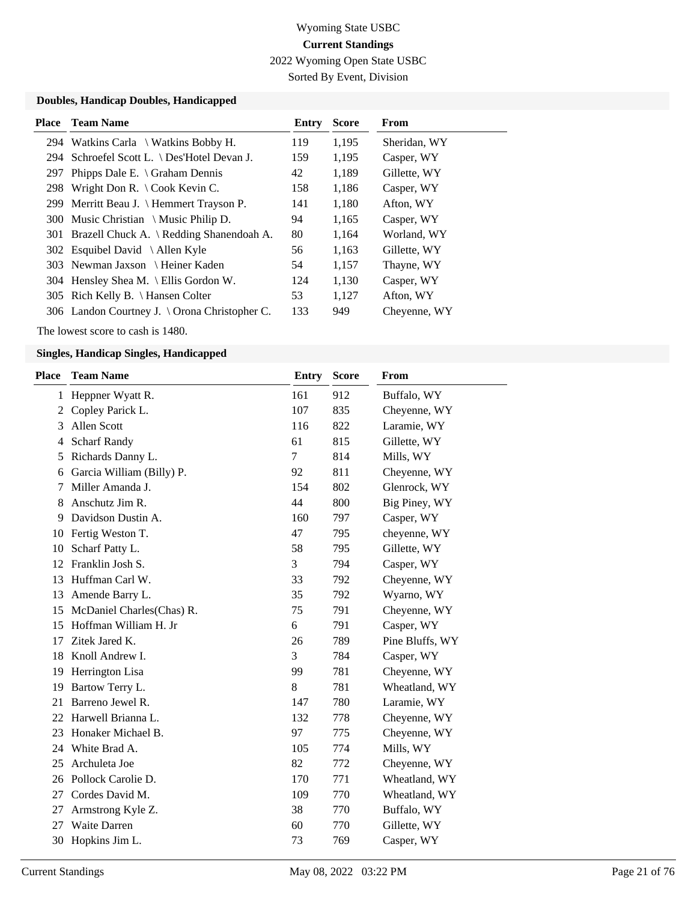Wyoming State USBC

**Current Standings**

2022 Wyoming Open State USBC

Sorted By Event, Division

### Doubles, Handicap Doubles, Handicapped

| Place | Team Name | Entry | Score | From |
|---|---|---|---|---|
| 294 | Watkins Carla \ Watkins Bobby H. | 119 | 1,195 | Sheridan, WY |
| 294 | Schroefel Scott L. \ Des'Hotel Devan J. | 159 | 1,195 | Casper, WY |
| 297 | Phipps Dale E. \ Graham Dennis | 42 | 1,189 | Gillette, WY |
| 298 | Wright Don R. \ Cook Kevin C. | 158 | 1,186 | Casper, WY |
| 299 | Merritt Beau J. \ Hemmert Trayson P. | 141 | 1,180 | Afton, WY |
| 300 | Music Christian \ Music Philip D. | 94 | 1,165 | Casper, WY |
| 301 | Brazell Chuck A. \ Redding Shanendoah A. | 80 | 1,164 | Worland, WY |
| 302 | Esquibel David \ Allen Kyle | 56 | 1,163 | Gillette, WY |
| 303 | Newman Jaxson \ Heiner Kaden | 54 | 1,157 | Thayne, WY |
| 304 | Hensley Shea M. \ Ellis Gordon W. | 124 | 1,130 | Casper, WY |
| 305 | Rich Kelly B. \ Hansen Colter | 53 | 1,127 | Afton, WY |
| 306 | Landon Courtney J. \ Orona Christopher C. | 133 | 949 | Cheyenne, WY |

The lowest score to cash is 1480.

### Singles, Handicap Singles, Handicapped

| Place | Team Name | Entry | Score | From |
|---|---|---|---|---|
| 1 | Heppner Wyatt R. | 161 | 912 | Buffalo, WY |
| 2 | Copley Parick L. | 107 | 835 | Cheyenne, WY |
| 3 | Allen Scott | 116 | 822 | Laramie, WY |
| 4 | Scharf Randy | 61 | 815 | Gillette, WY |
| 5 | Richards Danny L. | 7 | 814 | Mills, WY |
| 6 | Garcia William (Billy) P. | 92 | 811 | Cheyenne, WY |
| 7 | Miller Amanda J. | 154 | 802 | Glenrock, WY |
| 8 | Anschutz Jim R. | 44 | 800 | Big Piney, WY |
| 9 | Davidson Dustin A. | 160 | 797 | Casper, WY |
| 10 | Fertig Weston T. | 47 | 795 | cheyenne, WY |
| 10 | Scharf Patty L. | 58 | 795 | Gillette, WY |
| 12 | Franklin Josh S. | 3 | 794 | Casper, WY |
| 13 | Huffman Carl W. | 33 | 792 | Cheyenne, WY |
| 13 | Amende Barry L. | 35 | 792 | Wyarno, WY |
| 15 | McDaniel Charles(Chas) R. | 75 | 791 | Cheyenne, WY |
| 15 | Hoffman William H. Jr | 6 | 791 | Casper, WY |
| 17 | Zitek Jared K. | 26 | 789 | Pine Bluffs, WY |
| 18 | Knoll Andrew I. | 3 | 784 | Casper, WY |
| 19 | Herrington Lisa | 99 | 781 | Cheyenne, WY |
| 19 | Bartow Terry L. | 8 | 781 | Wheatland, WY |
| 21 | Barreno Jewel R. | 147 | 780 | Laramie, WY |
| 22 | Harwell Brianna L. | 132 | 778 | Cheyenne, WY |
| 23 | Honaker Michael B. | 97 | 775 | Cheyenne, WY |
| 24 | White Brad A. | 105 | 774 | Mills, WY |
| 25 | Archuleta Joe | 82 | 772 | Cheyenne, WY |
| 26 | Pollock Carolie D. | 170 | 771 | Wheatland, WY |
| 27 | Cordes David M. | 109 | 770 | Wheatland, WY |
| 27 | Armstrong Kyle Z. | 38 | 770 | Buffalo, WY |
| 27 | Waite Darren | 60 | 770 | Gillette, WY |
| 30 | Hopkins Jim L. | 73 | 769 | Casper, WY |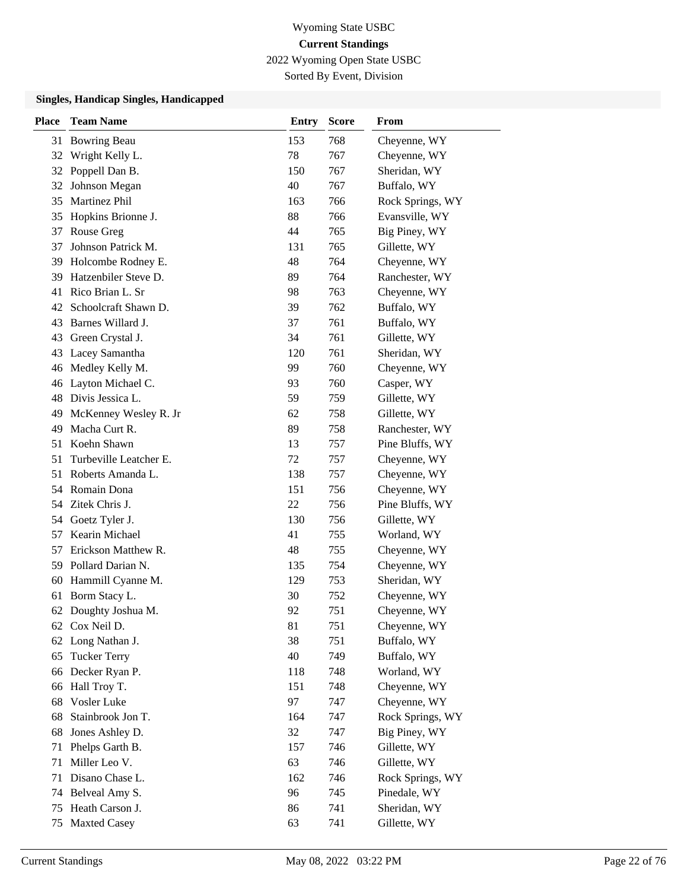Wyoming State USBC

**Current Standings**

2022 Wyoming Open State USBC

Sorted By Event, Division

### Singles, Handicap Singles, Handicapped

| Place | Team Name | Entry | Score | From |
|---|---|---|---|---|
| 31 | Bowring Beau | 153 | 768 | Cheyenne, WY |
| 32 | Wright Kelly L. | 78 | 767 | Cheyenne, WY |
| 32 | Poppell Dan B. | 150 | 767 | Sheridan, WY |
| 32 | Johnson Megan | 40 | 767 | Buffalo, WY |
| 35 | Martinez Phil | 163 | 766 | Rock Springs, WY |
| 35 | Hopkins Brionne J. | 88 | 766 | Evansville, WY |
| 37 | Rouse Greg | 44 | 765 | Big Piney, WY |
| 37 | Johnson Patrick M. | 131 | 765 | Gillette, WY |
| 39 | Holcombe Rodney E. | 48 | 764 | Cheyenne, WY |
| 39 | Hatzenbiler Steve D. | 89 | 764 | Ranchester, WY |
| 41 | Rico Brian L. Sr | 98 | 763 | Cheyenne, WY |
| 42 | Schoolcraft Shawn D. | 39 | 762 | Buffalo, WY |
| 43 | Barnes Willard J. | 37 | 761 | Buffalo, WY |
| 43 | Green Crystal J. | 34 | 761 | Gillette, WY |
| 43 | Lacey Samantha | 120 | 761 | Sheridan, WY |
| 46 | Medley Kelly M. | 99 | 760 | Cheyenne, WY |
| 46 | Layton Michael C. | 93 | 760 | Casper, WY |
| 48 | Divis Jessica L. | 59 | 759 | Gillette, WY |
| 49 | McKenney Wesley R. Jr | 62 | 758 | Gillette, WY |
| 49 | Macha Curt R. | 89 | 758 | Ranchester, WY |
| 51 | Koehn Shawn | 13 | 757 | Pine Bluffs, WY |
| 51 | Turbeville Leatcher E. | 72 | 757 | Cheyenne, WY |
| 51 | Roberts Amanda L. | 138 | 757 | Cheyenne, WY |
| 54 | Romain Dona | 151 | 756 | Cheyenne, WY |
| 54 | Zitek Chris J. | 22 | 756 | Pine Bluffs, WY |
| 54 | Goetz Tyler J. | 130 | 756 | Gillette, WY |
| 57 | Kearin Michael | 41 | 755 | Worland, WY |
| 57 | Erickson Matthew R. | 48 | 755 | Cheyenne, WY |
| 59 | Pollard Darian N. | 135 | 754 | Cheyenne, WY |
| 60 | Hammill Cyanne M. | 129 | 753 | Sheridan, WY |
| 61 | Borm Stacy L. | 30 | 752 | Cheyenne, WY |
| 62 | Doughty Joshua M. | 92 | 751 | Cheyenne, WY |
| 62 | Cox Neil D. | 81 | 751 | Cheyenne, WY |
| 62 | Long Nathan J. | 38 | 751 | Buffalo, WY |
| 65 | Tucker Terry | 40 | 749 | Buffalo, WY |
| 66 | Decker Ryan P. | 118 | 748 | Worland, WY |
| 66 | Hall Troy T. | 151 | 748 | Cheyenne, WY |
| 68 | Vosler Luke | 97 | 747 | Cheyenne, WY |
| 68 | Stainbrook Jon T. | 164 | 747 | Rock Springs, WY |
| 68 | Jones Ashley D. | 32 | 747 | Big Piney, WY |
| 71 | Phelps Garth B. | 157 | 746 | Gillette, WY |
| 71 | Miller Leo V. | 63 | 746 | Gillette, WY |
| 71 | Disano Chase L. | 162 | 746 | Rock Springs, WY |
| 74 | Belveal Amy S. | 96 | 745 | Pinedale, WY |
| 75 | Heath Carson J. | 86 | 741 | Sheridan, WY |
| 75 | Maxted Casey | 63 | 741 | Gillette, WY |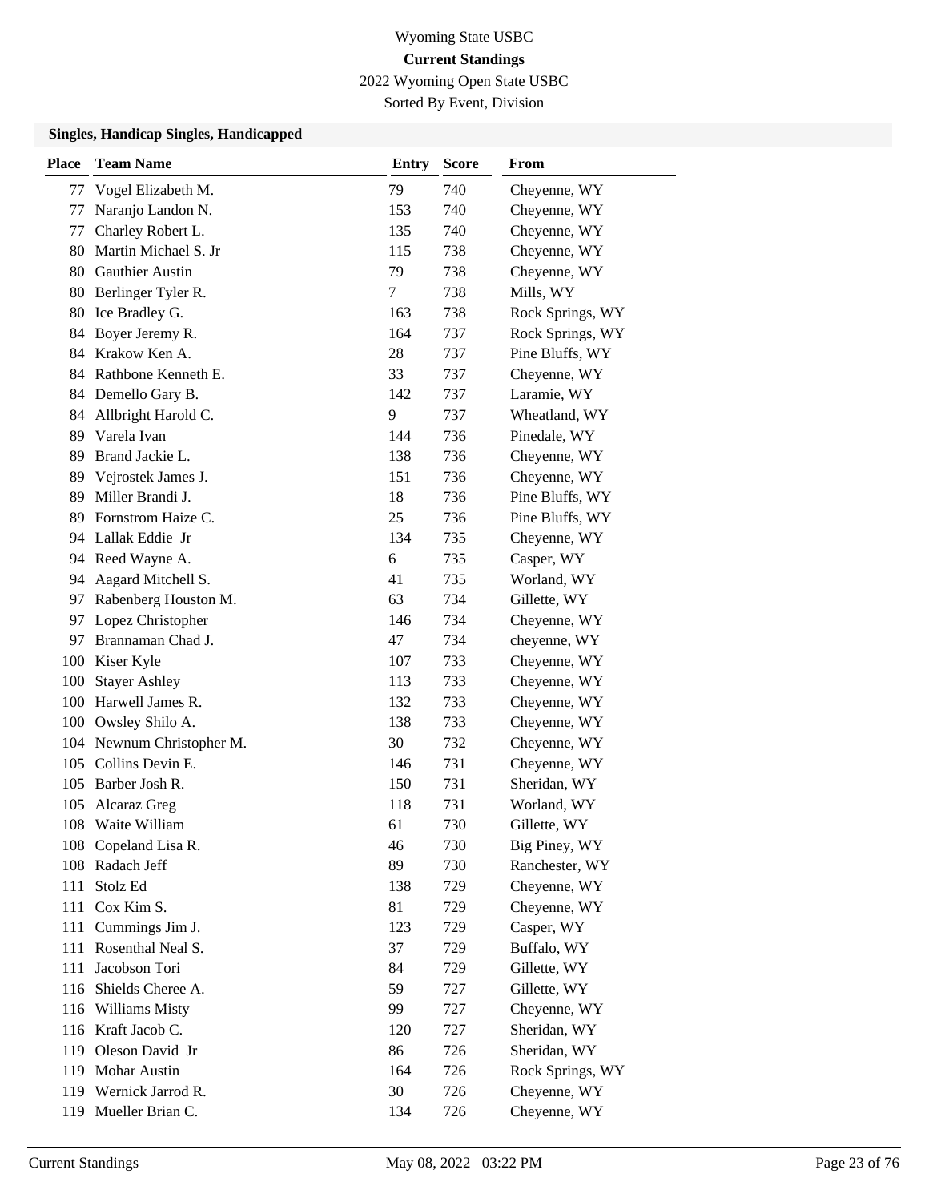Wyoming State USBC

**Current Standings**

2022 Wyoming Open State USBC

Sorted By Event, Division

### Singles, Handicap Singles, Handicapped

| Place | Team Name | Entry | Score | From |
|---|---|---|---|---|
| 77 | Vogel Elizabeth M. | 79 | 740 | Cheyenne, WY |
| 77 | Naranjo Landon N. | 153 | 740 | Cheyenne, WY |
| 77 | Charley Robert L. | 135 | 740 | Cheyenne, WY |
| 80 | Martin Michael S. Jr | 115 | 738 | Cheyenne, WY |
| 80 | Gauthier Austin | 79 | 738 | Cheyenne, WY |
| 80 | Berlinger Tyler R. | 7 | 738 | Mills, WY |
| 80 | Ice Bradley G. | 163 | 738 | Rock Springs, WY |
| 84 | Boyer Jeremy R. | 164 | 737 | Rock Springs, WY |
| 84 | Krakow Ken A. | 28 | 737 | Pine Bluffs, WY |
| 84 | Rathbone Kenneth E. | 33 | 737 | Cheyenne, WY |
| 84 | Demello Gary B. | 142 | 737 | Laramie, WY |
| 84 | Allbright Harold C. | 9 | 737 | Wheatland, WY |
| 89 | Varela Ivan | 144 | 736 | Pinedale, WY |
| 89 | Brand Jackie L. | 138 | 736 | Cheyenne, WY |
| 89 | Vejrostek James J. | 151 | 736 | Cheyenne, WY |
| 89 | Miller Brandi J. | 18 | 736 | Pine Bluffs, WY |
| 89 | Fornstrom Haize C. | 25 | 736 | Pine Bluffs, WY |
| 94 | Lallak Eddie Jr | 134 | 735 | Cheyenne, WY |
| 94 | Reed Wayne A. | 6 | 735 | Casper, WY |
| 94 | Aagard Mitchell S. | 41 | 735 | Worland, WY |
| 97 | Rabenberg Houston M. | 63 | 734 | Gillette, WY |
| 97 | Lopez Christopher | 146 | 734 | Cheyenne, WY |
| 97 | Brannaman Chad J. | 47 | 734 | cheyenne, WY |
| 100 | Kiser Kyle | 107 | 733 | Cheyenne, WY |
| 100 | Stayer Ashley | 113 | 733 | Cheyenne, WY |
| 100 | Harwell James R. | 132 | 733 | Cheyenne, WY |
| 100 | Owsley Shilo A. | 138 | 733 | Cheyenne, WY |
| 104 | Newnum Christopher M. | 30 | 732 | Cheyenne, WY |
| 105 | Collins Devin E. | 146 | 731 | Cheyenne, WY |
| 105 | Barber Josh R. | 150 | 731 | Sheridan, WY |
| 105 | Alcaraz Greg | 118 | 731 | Worland, WY |
| 108 | Waite William | 61 | 730 | Gillette, WY |
| 108 | Copeland Lisa R. | 46 | 730 | Big Piney, WY |
| 108 | Radach Jeff | 89 | 730 | Ranchester, WY |
| 111 | Stolz Ed | 138 | 729 | Cheyenne, WY |
| 111 | Cox Kim S. | 81 | 729 | Cheyenne, WY |
| 111 | Cummings Jim J. | 123 | 729 | Casper, WY |
| 111 | Rosenthal Neal S. | 37 | 729 | Buffalo, WY |
| 111 | Jacobson Tori | 84 | 729 | Gillette, WY |
| 116 | Shields Cheree A. | 59 | 727 | Gillette, WY |
| 116 | Williams Misty | 99 | 727 | Cheyenne, WY |
| 116 | Kraft Jacob C. | 120 | 727 | Sheridan, WY |
| 119 | Oleson David Jr | 86 | 726 | Sheridan, WY |
| 119 | Mohar Austin | 164 | 726 | Rock Springs, WY |
| 119 | Wernick Jarrod R. | 30 | 726 | Cheyenne, WY |
| 119 | Mueller Brian C. | 134 | 726 | Cheyenne, WY |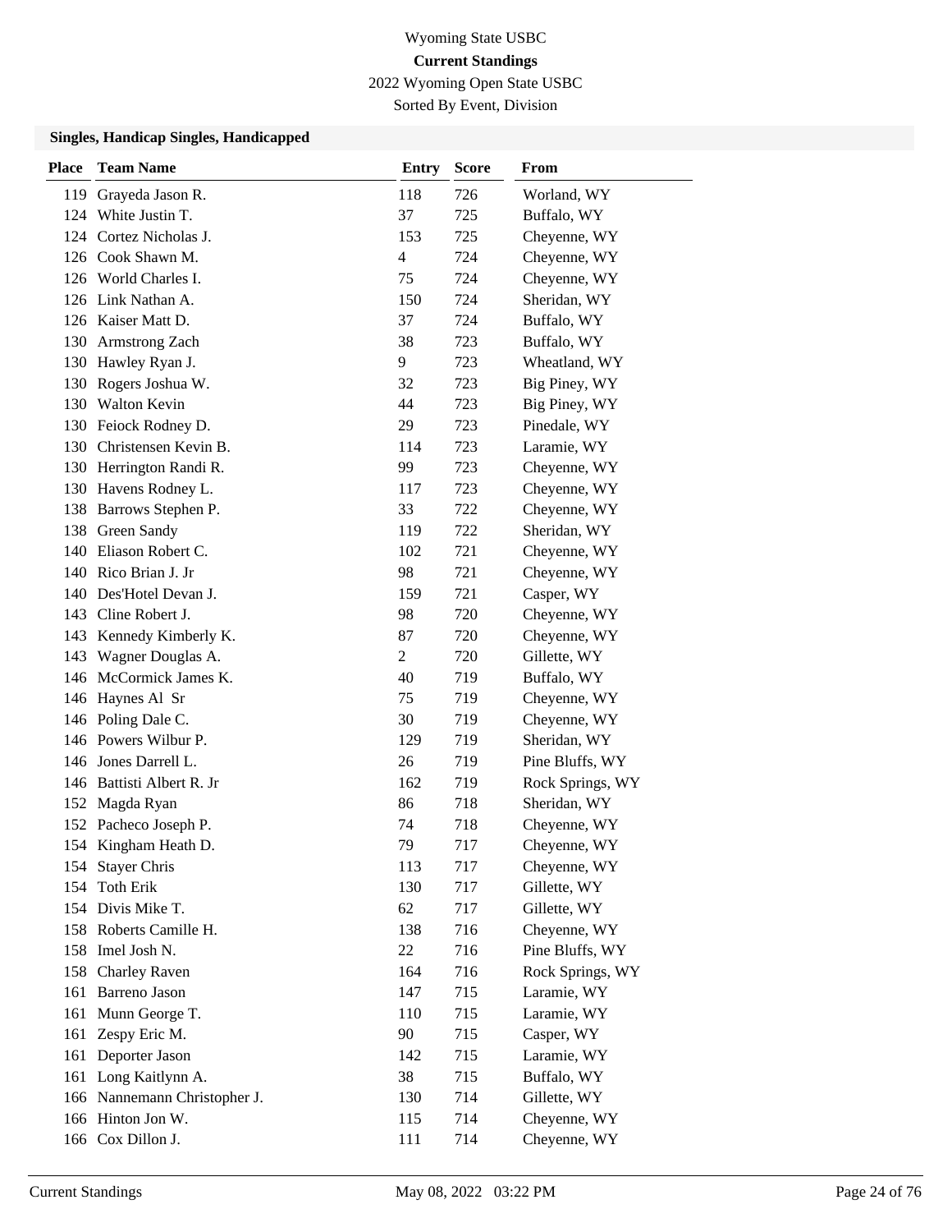Wyoming State USBC

**Current Standings**

2022 Wyoming Open State USBC

Sorted By Event, Division

### Singles, Handicap Singles, Handicapped

| Place | Team Name | Entry | Score | From |
|---|---|---|---|---|
| 119 | Grayeda Jason R. | 118 | 726 | Worland, WY |
| 124 | White Justin T. | 37 | 725 | Buffalo, WY |
| 124 | Cortez Nicholas J. | 153 | 725 | Cheyenne, WY |
| 126 | Cook Shawn M. | 4 | 724 | Cheyenne, WY |
| 126 | World Charles I. | 75 | 724 | Cheyenne, WY |
| 126 | Link Nathan A. | 150 | 724 | Sheridan, WY |
| 126 | Kaiser Matt D. | 37 | 724 | Buffalo, WY |
| 130 | Armstrong Zach | 38 | 723 | Buffalo, WY |
| 130 | Hawley Ryan J. | 9 | 723 | Wheatland, WY |
| 130 | Rogers Joshua W. | 32 | 723 | Big Piney, WY |
| 130 | Walton Kevin | 44 | 723 | Big Piney, WY |
| 130 | Feiock Rodney D. | 29 | 723 | Pinedale, WY |
| 130 | Christensen Kevin B. | 114 | 723 | Laramie, WY |
| 130 | Herrington Randi R. | 99 | 723 | Cheyenne, WY |
| 130 | Havens Rodney L. | 117 | 723 | Cheyenne, WY |
| 138 | Barrows Stephen P. | 33 | 722 | Cheyenne, WY |
| 138 | Green Sandy | 119 | 722 | Sheridan, WY |
| 140 | Eliason Robert C. | 102 | 721 | Cheyenne, WY |
| 140 | Rico Brian J. Jr | 98 | 721 | Cheyenne, WY |
| 140 | Des'Hotel Devan J. | 159 | 721 | Casper, WY |
| 143 | Cline Robert J. | 98 | 720 | Cheyenne, WY |
| 143 | Kennedy Kimberly K. | 87 | 720 | Cheyenne, WY |
| 143 | Wagner Douglas A. | 2 | 720 | Gillette, WY |
| 146 | McCormick James K. | 40 | 719 | Buffalo, WY |
| 146 | Haynes Al Sr | 75 | 719 | Cheyenne, WY |
| 146 | Poling Dale C. | 30 | 719 | Cheyenne, WY |
| 146 | Powers Wilbur P. | 129 | 719 | Sheridan, WY |
| 146 | Jones Darrell L. | 26 | 719 | Pine Bluffs, WY |
| 146 | Battisti Albert R. Jr | 162 | 719 | Rock Springs, WY |
| 152 | Magda Ryan | 86 | 718 | Sheridan, WY |
| 152 | Pacheco Joseph P. | 74 | 718 | Cheyenne, WY |
| 154 | Kingham Heath D. | 79 | 717 | Cheyenne, WY |
| 154 | Stayer Chris | 113 | 717 | Cheyenne, WY |
| 154 | Toth Erik | 130 | 717 | Gillette, WY |
| 154 | Divis Mike T. | 62 | 717 | Gillette, WY |
| 158 | Roberts Camille H. | 138 | 716 | Cheyenne, WY |
| 158 | Imel Josh N. | 22 | 716 | Pine Bluffs, WY |
| 158 | Charley Raven | 164 | 716 | Rock Springs, WY |
| 161 | Barreno Jason | 147 | 715 | Laramie, WY |
| 161 | Munn George T. | 110 | 715 | Laramie, WY |
| 161 | Zespy Eric M. | 90 | 715 | Casper, WY |
| 161 | Deporter Jason | 142 | 715 | Laramie, WY |
| 161 | Long Kaitlynn A. | 38 | 715 | Buffalo, WY |
| 166 | Nannemann Christopher J. | 130 | 714 | Gillette, WY |
| 166 | Hinton Jon W. | 115 | 714 | Cheyenne, WY |
| 166 | Cox Dillon J. | 111 | 714 | Cheyenne, WY |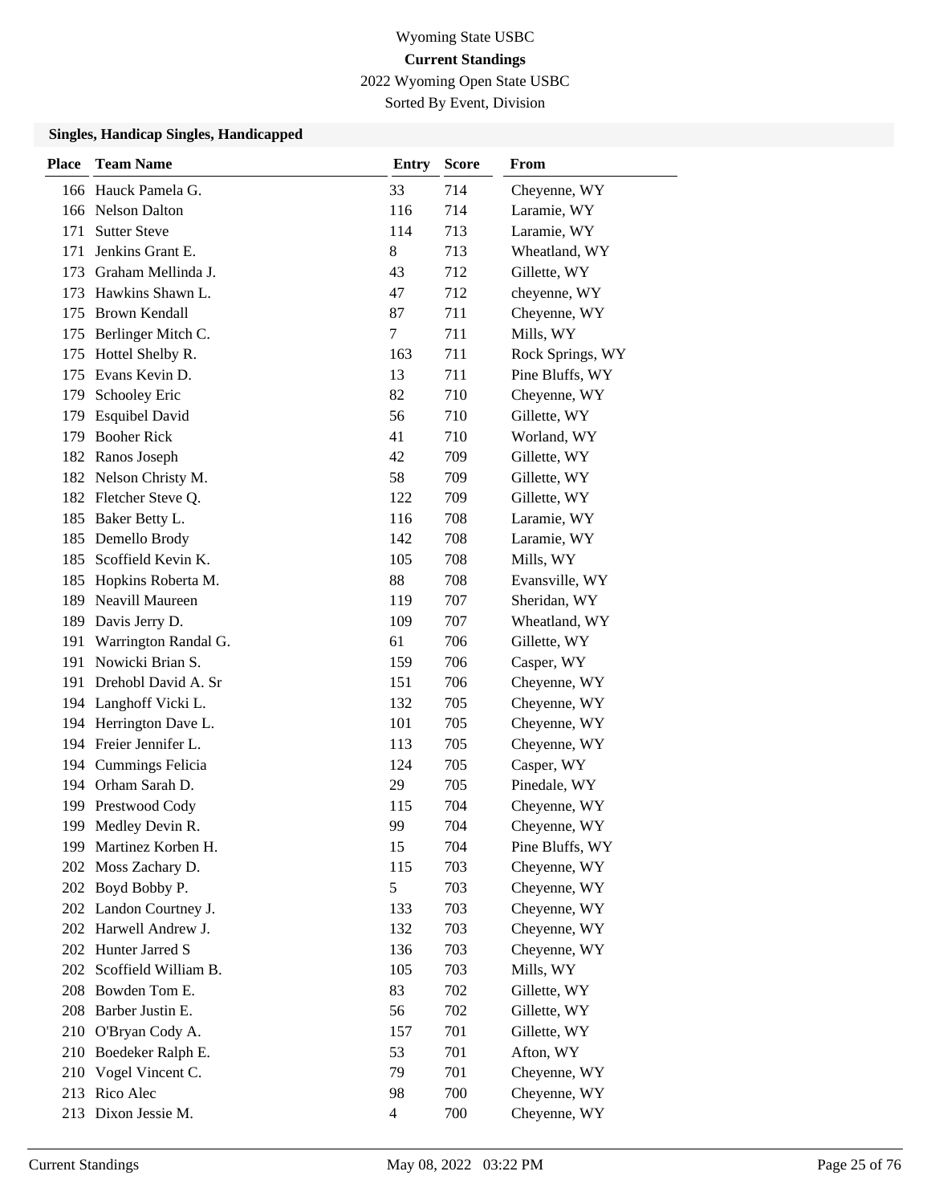Wyoming State USBC

**Current Standings**

2022 Wyoming Open State USBC

Sorted By Event, Division

### Singles, Handicap Singles, Handicapped

| Place | Team Name | Entry | Score | From |
|---|---|---|---|---|
| 166 | Hauck Pamela G. | 33 | 714 | Cheyenne, WY |
| 166 | Nelson Dalton | 116 | 714 | Laramie, WY |
| 171 | Sutter Steve | 114 | 713 | Laramie, WY |
| 171 | Jenkins Grant E. | 8 | 713 | Wheatland, WY |
| 173 | Graham Mellinda J. | 43 | 712 | Gillette, WY |
| 173 | Hawkins Shawn L. | 47 | 712 | cheyenne, WY |
| 175 | Brown Kendall | 87 | 711 | Cheyenne, WY |
| 175 | Berlinger Mitch C. | 7 | 711 | Mills, WY |
| 175 | Hottel Shelby R. | 163 | 711 | Rock Springs, WY |
| 175 | Evans Kevin D. | 13 | 711 | Pine Bluffs, WY |
| 179 | Schooley Eric | 82 | 710 | Cheyenne, WY |
| 179 | Esquibel David | 56 | 710 | Gillette, WY |
| 179 | Booher Rick | 41 | 710 | Worland, WY |
| 182 | Ranos Joseph | 42 | 709 | Gillette, WY |
| 182 | Nelson Christy M. | 58 | 709 | Gillette, WY |
| 182 | Fletcher Steve Q. | 122 | 709 | Gillette, WY |
| 185 | Baker Betty L. | 116 | 708 | Laramie, WY |
| 185 | Demello Brody | 142 | 708 | Laramie, WY |
| 185 | Scoffield Kevin K. | 105 | 708 | Mills, WY |
| 185 | Hopkins Roberta M. | 88 | 708 | Evansville, WY |
| 189 | Neavill Maureen | 119 | 707 | Sheridan, WY |
| 189 | Davis Jerry D. | 109 | 707 | Wheatland, WY |
| 191 | Warrington Randal G. | 61 | 706 | Gillette, WY |
| 191 | Nowicki Brian S. | 159 | 706 | Casper, WY |
| 191 | Drehobl David A. Sr | 151 | 706 | Cheyenne, WY |
| 194 | Langhoff Vicki L. | 132 | 705 | Cheyenne, WY |
| 194 | Herrington Dave L. | 101 | 705 | Cheyenne, WY |
| 194 | Freier Jennifer L. | 113 | 705 | Cheyenne, WY |
| 194 | Cummings Felicia | 124 | 705 | Casper, WY |
| 194 | Orham Sarah D. | 29 | 705 | Pinedale, WY |
| 199 | Prestwood Cody | 115 | 704 | Cheyenne, WY |
| 199 | Medley Devin R. | 99 | 704 | Cheyenne, WY |
| 199 | Martinez Korben H. | 15 | 704 | Pine Bluffs, WY |
| 202 | Moss Zachary D. | 115 | 703 | Cheyenne, WY |
| 202 | Boyd Bobby P. | 5 | 703 | Cheyenne, WY |
| 202 | Landon Courtney J. | 133 | 703 | Cheyenne, WY |
| 202 | Harwell Andrew J. | 132 | 703 | Cheyenne, WY |
| 202 | Hunter Jarred S | 136 | 703 | Cheyenne, WY |
| 202 | Scoffield William B. | 105 | 703 | Mills, WY |
| 208 | Bowden Tom E. | 83 | 702 | Gillette, WY |
| 208 | Barber Justin E. | 56 | 702 | Gillette, WY |
| 210 | O'Bryan Cody A. | 157 | 701 | Gillette, WY |
| 210 | Boedeker Ralph E. | 53 | 701 | Afton, WY |
| 210 | Vogel Vincent C. | 79 | 701 | Cheyenne, WY |
| 213 | Rico Alec | 98 | 700 | Cheyenne, WY |
| 213 | Dixon Jessie M. | 4 | 700 | Cheyenne, WY |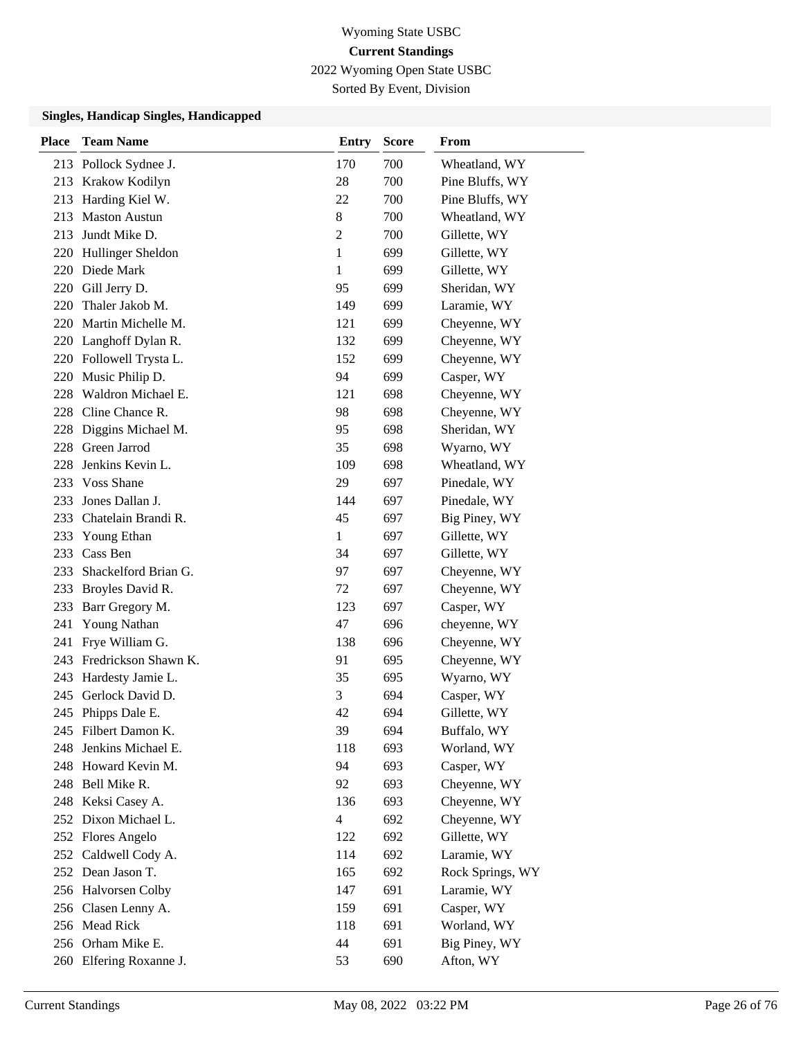Wyoming State USBC

**Current Standings**

2022 Wyoming Open State USBC

Sorted By Event, Division

### Singles, Handicap Singles, Handicapped

| Place | Team Name | Entry | Score | From |
|---|---|---|---|---|
| 213 | Pollock Sydnee J. | 170 | 700 | Wheatland, WY |
| 213 | Krakow Kodilyn | 28 | 700 | Pine Bluffs, WY |
| 213 | Harding Kiel W. | 22 | 700 | Pine Bluffs, WY |
| 213 | Maston Austun | 8 | 700 | Wheatland, WY |
| 213 | Jundt Mike D. | 2 | 700 | Gillette, WY |
| 220 | Hullinger Sheldon | 1 | 699 | Gillette, WY |
| 220 | Diede Mark | 1 | 699 | Gillette, WY |
| 220 | Gill Jerry D. | 95 | 699 | Sheridan, WY |
| 220 | Thaler Jakob M. | 149 | 699 | Laramie, WY |
| 220 | Martin Michelle M. | 121 | 699 | Cheyenne, WY |
| 220 | Langhoff Dylan R. | 132 | 699 | Cheyenne, WY |
| 220 | Followell Trysta L. | 152 | 699 | Cheyenne, WY |
| 220 | Music Philip D. | 94 | 699 | Casper, WY |
| 228 | Waldron Michael E. | 121 | 698 | Cheyenne, WY |
| 228 | Cline Chance R. | 98 | 698 | Cheyenne, WY |
| 228 | Diggins Michael M. | 95 | 698 | Sheridan, WY |
| 228 | Green Jarrod | 35 | 698 | Wyarno, WY |
| 228 | Jenkins Kevin L. | 109 | 698 | Wheatland, WY |
| 233 | Voss Shane | 29 | 697 | Pinedale, WY |
| 233 | Jones Dallan J. | 144 | 697 | Pinedale, WY |
| 233 | Chatelain Brandi R. | 45 | 697 | Big Piney, WY |
| 233 | Young Ethan | 1 | 697 | Gillette, WY |
| 233 | Cass Ben | 34 | 697 | Gillette, WY |
| 233 | Shackelford Brian G. | 97 | 697 | Cheyenne, WY |
| 233 | Broyles David R. | 72 | 697 | Cheyenne, WY |
| 233 | Barr Gregory M. | 123 | 697 | Casper, WY |
| 241 | Young Nathan | 47 | 696 | cheyenne, WY |
| 241 | Frye William G. | 138 | 696 | Cheyenne, WY |
| 243 | Fredrickson Shawn K. | 91 | 695 | Cheyenne, WY |
| 243 | Hardesty Jamie L. | 35 | 695 | Wyarno, WY |
| 245 | Gerlock David D. | 3 | 694 | Casper, WY |
| 245 | Phipps Dale E. | 42 | 694 | Gillette, WY |
| 245 | Filbert Damon K. | 39 | 694 | Buffalo, WY |
| 248 | Jenkins Michael E. | 118 | 693 | Worland, WY |
| 248 | Howard Kevin M. | 94 | 693 | Casper, WY |
| 248 | Bell Mike R. | 92 | 693 | Cheyenne, WY |
| 248 | Keksi Casey A. | 136 | 693 | Cheyenne, WY |
| 252 | Dixon Michael L. | 4 | 692 | Cheyenne, WY |
| 252 | Flores Angelo | 122 | 692 | Gillette, WY |
| 252 | Caldwell Cody A. | 114 | 692 | Laramie, WY |
| 252 | Dean Jason T. | 165 | 692 | Rock Springs, WY |
| 256 | Halvorsen Colby | 147 | 691 | Laramie, WY |
| 256 | Clasen Lenny A. | 159 | 691 | Casper, WY |
| 256 | Mead Rick | 118 | 691 | Worland, WY |
| 256 | Orham Mike E. | 44 | 691 | Big Piney, WY |
| 260 | Elfering Roxanne J. | 53 | 690 | Afton, WY |

Current Standings May 08, 2022 03:22 PM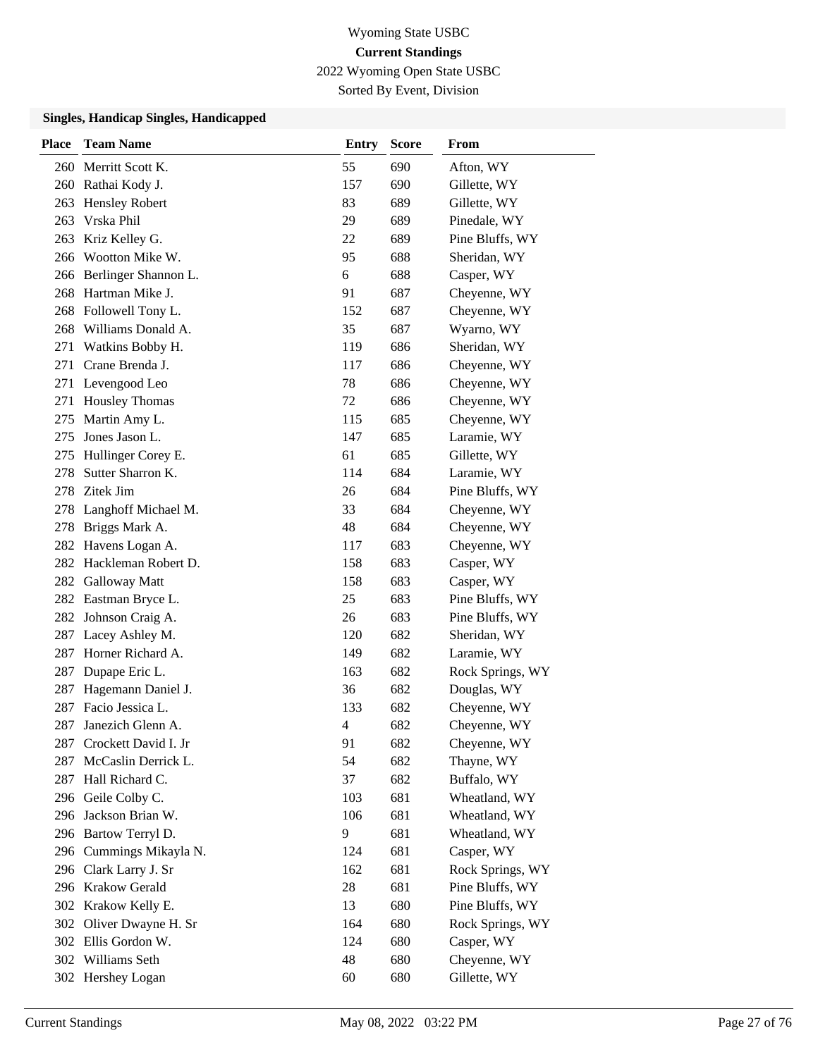Wyoming State USBC

**Current Standings**

2022 Wyoming Open State USBC

Sorted By Event, Division

### Singles, Handicap Singles, Handicapped

| Place | Team Name | Entry | Score | From |
|---|---|---|---|---|
| 260 | Merritt Scott K. | 55 | 690 | Afton, WY |
| 260 | Rathai Kody J. | 157 | 690 | Gillette, WY |
| 263 | Hensley Robert | 83 | 689 | Gillette, WY |
| 263 | Vrska Phil | 29 | 689 | Pinedale, WY |
| 263 | Kriz Kelley G. | 22 | 689 | Pine Bluffs, WY |
| 266 | Wootton Mike W. | 95 | 688 | Sheridan, WY |
| 266 | Berlinger Shannon L. | 6 | 688 | Casper, WY |
| 268 | Hartman Mike J. | 91 | 687 | Cheyenne, WY |
| 268 | Followell Tony L. | 152 | 687 | Cheyenne, WY |
| 268 | Williams Donald A. | 35 | 687 | Wyarno, WY |
| 271 | Watkins Bobby H. | 119 | 686 | Sheridan, WY |
| 271 | Crane Brenda J. | 117 | 686 | Cheyenne, WY |
| 271 | Levengood Leo | 78 | 686 | Cheyenne, WY |
| 271 | Housley Thomas | 72 | 686 | Cheyenne, WY |
| 275 | Martin Amy L. | 115 | 685 | Cheyenne, WY |
| 275 | Jones Jason L. | 147 | 685 | Laramie, WY |
| 275 | Hullinger Corey E. | 61 | 685 | Gillette, WY |
| 278 | Sutter Sharron K. | 114 | 684 | Laramie, WY |
| 278 | Zitek Jim | 26 | 684 | Pine Bluffs, WY |
| 278 | Langhoff Michael M. | 33 | 684 | Cheyenne, WY |
| 278 | Briggs Mark A. | 48 | 684 | Cheyenne, WY |
| 282 | Havens Logan A. | 117 | 683 | Cheyenne, WY |
| 282 | Hackleman Robert D. | 158 | 683 | Casper, WY |
| 282 | Galloway Matt | 158 | 683 | Casper, WY |
| 282 | Eastman Bryce L. | 25 | 683 | Pine Bluffs, WY |
| 282 | Johnson Craig A. | 26 | 683 | Pine Bluffs, WY |
| 287 | Lacey Ashley M. | 120 | 682 | Sheridan, WY |
| 287 | Horner Richard A. | 149 | 682 | Laramie, WY |
| 287 | Dupape Eric L. | 163 | 682 | Rock Springs, WY |
| 287 | Hagemann Daniel J. | 36 | 682 | Douglas, WY |
| 287 | Facio Jessica L. | 133 | 682 | Cheyenne, WY |
| 287 | Janezich Glenn A. | 4 | 682 | Cheyenne, WY |
| 287 | Crockett David I. Jr | 91 | 682 | Cheyenne, WY |
| 287 | McCaslin Derrick L. | 54 | 682 | Thayne, WY |
| 287 | Hall Richard C. | 37 | 682 | Buffalo, WY |
| 296 | Geile Colby C. | 103 | 681 | Wheatland, WY |
| 296 | Jackson Brian W. | 106 | 681 | Wheatland, WY |
| 296 | Bartow Terryl D. | 9 | 681 | Wheatland, WY |
| 296 | Cummings Mikayla N. | 124 | 681 | Casper, WY |
| 296 | Clark Larry J. Sr | 162 | 681 | Rock Springs, WY |
| 296 | Krakow Gerald | 28 | 681 | Pine Bluffs, WY |
| 302 | Krakow Kelly E. | 13 | 680 | Pine Bluffs, WY |
| 302 | Oliver Dwayne H. Sr | 164 | 680 | Rock Springs, WY |
| 302 | Ellis Gordon W. | 124 | 680 | Casper, WY |
| 302 | Williams Seth | 48 | 680 | Cheyenne, WY |
| 302 | Hershey Logan | 60 | 680 | Gillette, WY |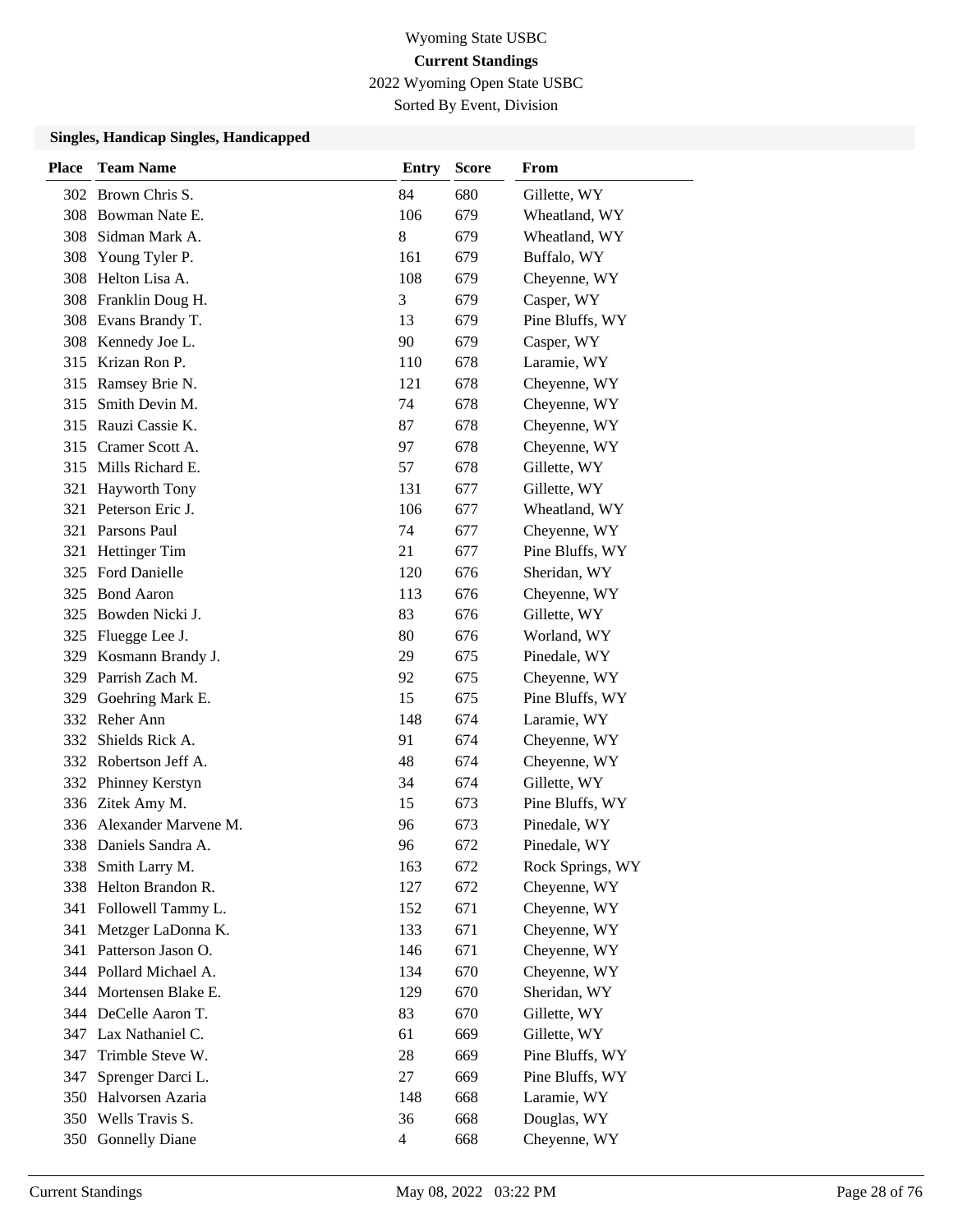Wyoming State USBC

**Current Standings**

2022 Wyoming Open State USBC

Sorted By Event, Division

### Singles, Handicap Singles, Handicapped

| Place | Team Name | Entry | Score | From |
|---|---|---|---|---|
| 302 | Brown Chris S. | 84 | 680 | Gillette, WY |
| 308 | Bowman Nate E. | 106 | 679 | Wheatland, WY |
| 308 | Sidman Mark A. | 8 | 679 | Wheatland, WY |
| 308 | Young Tyler P. | 161 | 679 | Buffalo, WY |
| 308 | Helton Lisa A. | 108 | 679 | Cheyenne, WY |
| 308 | Franklin Doug H. | 3 | 679 | Casper, WY |
| 308 | Evans Brandy T. | 13 | 679 | Pine Bluffs, WY |
| 308 | Kennedy Joe L. | 90 | 679 | Casper, WY |
| 315 | Krizan Ron P. | 110 | 678 | Laramie, WY |
| 315 | Ramsey Brie N. | 121 | 678 | Cheyenne, WY |
| 315 | Smith Devin M. | 74 | 678 | Cheyenne, WY |
| 315 | Rauzi Cassie K. | 87 | 678 | Cheyenne, WY |
| 315 | Cramer Scott A. | 97 | 678 | Cheyenne, WY |
| 315 | Mills Richard E. | 57 | 678 | Gillette, WY |
| 321 | Hayworth Tony | 131 | 677 | Gillette, WY |
| 321 | Peterson Eric J. | 106 | 677 | Wheatland, WY |
| 321 | Parsons Paul | 74 | 677 | Cheyenne, WY |
| 321 | Hettinger Tim | 21 | 677 | Pine Bluffs, WY |
| 325 | Ford Danielle | 120 | 676 | Sheridan, WY |
| 325 | Bond Aaron | 113 | 676 | Cheyenne, WY |
| 325 | Bowden Nicki J. | 83 | 676 | Gillette, WY |
| 325 | Fluegge Lee J. | 80 | 676 | Worland, WY |
| 329 | Kosmann Brandy J. | 29 | 675 | Pinedale, WY |
| 329 | Parrish Zach M. | 92 | 675 | Cheyenne, WY |
| 329 | Goehring Mark E. | 15 | 675 | Pine Bluffs, WY |
| 332 | Reher Ann | 148 | 674 | Laramie, WY |
| 332 | Shields Rick A. | 91 | 674 | Cheyenne, WY |
| 332 | Robertson Jeff A. | 48 | 674 | Cheyenne, WY |
| 332 | Phinney Kerstyn | 34 | 674 | Gillette, WY |
| 336 | Zitek Amy M. | 15 | 673 | Pine Bluffs, WY |
| 336 | Alexander Marvene M. | 96 | 673 | Pinedale, WY |
| 338 | Daniels Sandra A. | 96 | 672 | Pinedale, WY |
| 338 | Smith Larry M. | 163 | 672 | Rock Springs, WY |
| 338 | Helton Brandon R. | 127 | 672 | Cheyenne, WY |
| 341 | Followell Tammy L. | 152 | 671 | Cheyenne, WY |
| 341 | Metzger LaDonna K. | 133 | 671 | Cheyenne, WY |
| 341 | Patterson Jason O. | 146 | 671 | Cheyenne, WY |
| 344 | Pollard Michael A. | 134 | 670 | Cheyenne, WY |
| 344 | Mortensen Blake E. | 129 | 670 | Sheridan, WY |
| 344 | DeCelle Aaron T. | 83 | 670 | Gillette, WY |
| 347 | Lax Nathaniel C. | 61 | 669 | Gillette, WY |
| 347 | Trimble Steve W. | 28 | 669 | Pine Bluffs, WY |
| 347 | Sprenger Darci L. | 27 | 669 | Pine Bluffs, WY |
| 350 | Halvorsen Azaria | 148 | 668 | Laramie, WY |
| 350 | Wells Travis S. | 36 | 668 | Douglas, WY |
| 350 | Gonnelly Diane | 4 | 668 | Cheyenne, WY |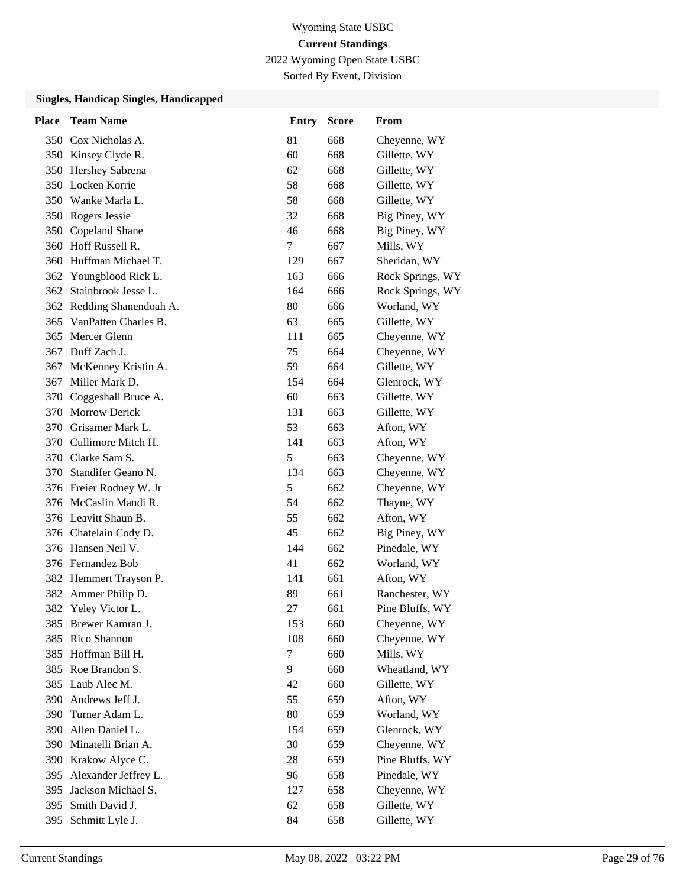# Wyoming State USBC

## Current Standings

2022 Wyoming Open State USBC

Sorted By Event, Division

### Singles, Handicap Singles, Handicapped

| Place | Team Name | Entry | Score | From |
|---|---|---|---|---|
| 350 | Cox Nicholas A. | 81 | 668 | Cheyenne, WY |
| 350 | Kinsey Clyde R. | 60 | 668 | Gillette, WY |
| 350 | Hershey Sabrena | 62 | 668 | Gillette, WY |
| 350 | Locken Korrie | 58 | 668 | Gillette, WY |
| 350 | Wanke Marla L. | 58 | 668 | Gillette, WY |
| 350 | Rogers Jessie | 32 | 668 | Big Piney, WY |
| 350 | Copeland Shane | 46 | 668 | Big Piney, WY |
| 360 | Hoff Russell R. | 7 | 667 | Mills, WY |
| 360 | Huffman Michael T. | 129 | 667 | Sheridan, WY |
| 362 | Youngblood Rick L. | 163 | 666 | Rock Springs, WY |
| 362 | Stainbrook Jesse L. | 164 | 666 | Rock Springs, WY |
| 362 | Redding Shanendoah A. | 80 | 666 | Worland, WY |
| 365 | VanPatten Charles B. | 63 | 665 | Gillette, WY |
| 365 | Mercer Glenn | 111 | 665 | Cheyenne, WY |
| 367 | Duff Zach J. | 75 | 664 | Cheyenne, WY |
| 367 | McKenney Kristin A. | 59 | 664 | Gillette, WY |
| 367 | Miller Mark D. | 154 | 664 | Glenrock, WY |
| 370 | Coggeshall Bruce A. | 60 | 663 | Gillette, WY |
| 370 | Morrow Derick | 131 | 663 | Gillette, WY |
| 370 | Grisamer Mark L. | 53 | 663 | Afton, WY |
| 370 | Cullimore Mitch H. | 141 | 663 | Afton, WY |
| 370 | Clarke Sam S. | 5 | 663 | Cheyenne, WY |
| 370 | Standifer Geano N. | 134 | 663 | Cheyenne, WY |
| 376 | Freier Rodney W. Jr | 5 | 662 | Cheyenne, WY |
| 376 | McCaslin Mandi R. | 54 | 662 | Thayne, WY |
| 376 | Leavitt Shaun B. | 55 | 662 | Afton, WY |
| 376 | Chatelain Cody D. | 45 | 662 | Big Piney, WY |
| 376 | Hansen Neil V. | 144 | 662 | Pinedale, WY |
| 376 | Fernandez Bob | 41 | 662 | Worland, WY |
| 382 | Hemmert Trayson P. | 141 | 661 | Afton, WY |
| 382 | Ammer Philip D. | 89 | 661 | Ranchester, WY |
| 382 | Yeley Victor L. | 27 | 661 | Pine Bluffs, WY |
| 385 | Brewer Kamran J. | 153 | 660 | Cheyenne, WY |
| 385 | Rico Shannon | 108 | 660 | Cheyenne, WY |
| 385 | Hoffman Bill H. | 7 | 660 | Mills, WY |
| 385 | Roe Brandon S. | 9 | 660 | Wheatland, WY |
| 385 | Laub Alec M. | 42 | 660 | Gillette, WY |
| 390 | Andrews Jeff J. | 55 | 659 | Afton, WY |
| 390 | Turner Adam L. | 80 | 659 | Worland, WY |
| 390 | Allen Daniel L. | 154 | 659 | Glenrock, WY |
| 390 | Minatelli Brian A. | 30 | 659 | Cheyenne, WY |
| 390 | Krakow Alyce C. | 28 | 659 | Pine Bluffs, WY |
| 395 | Alexander Jeffrey L. | 96 | 658 | Pinedale, WY |
| 395 | Jackson Michael S. | 127 | 658 | Cheyenne, WY |
| 395 | Smith David J. | 62 | 658 | Gillette, WY |
| 395 | Schmitt Lyle J. | 84 | 658 | Gillette, WY |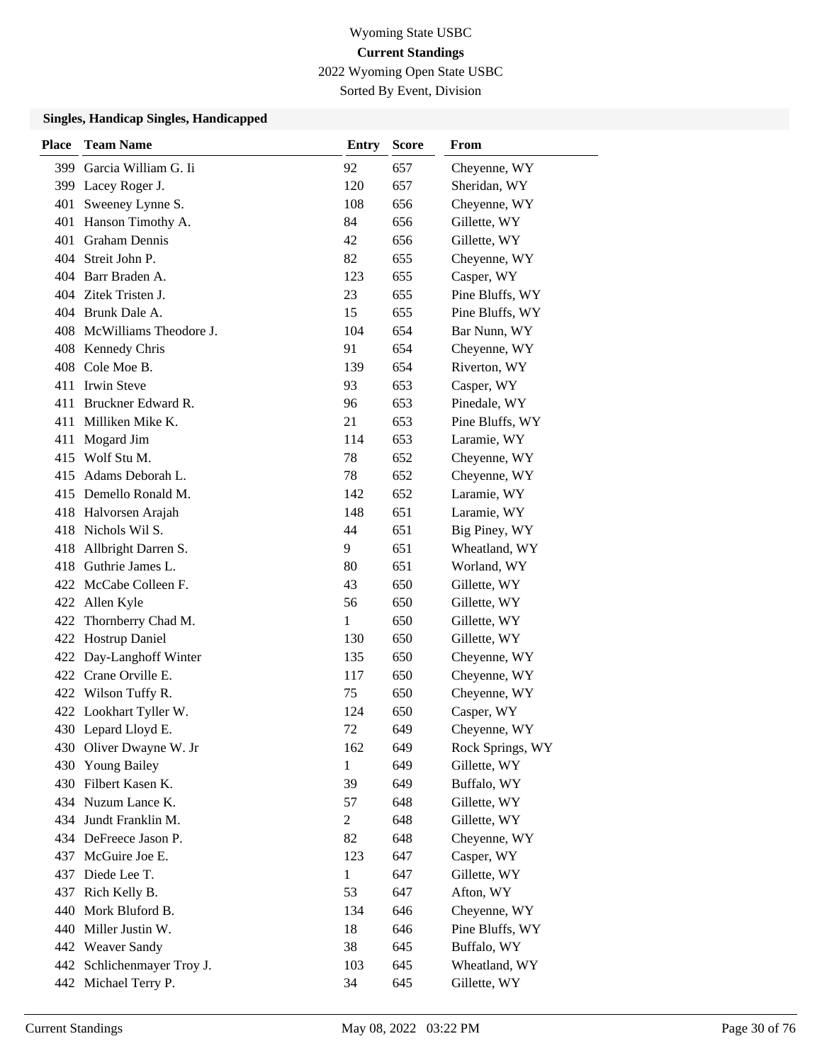Wyoming State USBC
**Current Standings**
2022 Wyoming Open State USBC
Sorted By Event, Division

### Singles, Handicap Singles, Handicapped

| Place | Team Name | Entry | Score | From |
|---|---|---|---|---|
| 399 | Garcia William G. Ii | 92 | 657 | Cheyenne, WY |
| 399 | Lacey Roger J. | 120 | 657 | Sheridan, WY |
| 401 | Sweeney Lynne S. | 108 | 656 | Cheyenne, WY |
| 401 | Hanson Timothy A. | 84 | 656 | Gillette, WY |
| 401 | Graham Dennis | 42 | 656 | Gillette, WY |
| 404 | Streit John P. | 82 | 655 | Cheyenne, WY |
| 404 | Barr Braden A. | 123 | 655 | Casper, WY |
| 404 | Zitek Tristen J. | 23 | 655 | Pine Bluffs, WY |
| 404 | Brunk Dale A. | 15 | 655 | Pine Bluffs, WY |
| 408 | McWilliams Theodore J. | 104 | 654 | Bar Nunn, WY |
| 408 | Kennedy Chris | 91 | 654 | Cheyenne, WY |
| 408 | Cole Moe B. | 139 | 654 | Riverton, WY |
| 411 | Irwin Steve | 93 | 653 | Casper, WY |
| 411 | Bruckner Edward R. | 96 | 653 | Pinedale, WY |
| 411 | Milliken Mike K. | 21 | 653 | Pine Bluffs, WY |
| 411 | Mogard Jim | 114 | 653 | Laramie, WY |
| 415 | Wolf Stu M. | 78 | 652 | Cheyenne, WY |
| 415 | Adams Deborah L. | 78 | 652 | Cheyenne, WY |
| 415 | Demello Ronald M. | 142 | 652 | Laramie, WY |
| 418 | Halvorsen Arajah | 148 | 651 | Laramie, WY |
| 418 | Nichols Wil S. | 44 | 651 | Big Piney, WY |
| 418 | Allbright Darren S. | 9 | 651 | Wheatland, WY |
| 418 | Guthrie James L. | 80 | 651 | Worland, WY |
| 422 | McCabe Colleen F. | 43 | 650 | Gillette, WY |
| 422 | Allen Kyle | 56 | 650 | Gillette, WY |
| 422 | Thornberry Chad M. | 1 | 650 | Gillette, WY |
| 422 | Hostrup Daniel | 130 | 650 | Gillette, WY |
| 422 | Day-Langhoff Winter | 135 | 650 | Cheyenne, WY |
| 422 | Crane Orville E. | 117 | 650 | Cheyenne, WY |
| 422 | Wilson Tuffy R. | 75 | 650 | Cheyenne, WY |
| 422 | Lookhart Tyller W. | 124 | 650 | Casper, WY |
| 430 | Lepard Lloyd E. | 72 | 649 | Cheyenne, WY |
| 430 | Oliver Dwayne W. Jr | 162 | 649 | Rock Springs, WY |
| 430 | Young Bailey | 1 | 649 | Gillette, WY |
| 430 | Filbert Kasen K. | 39 | 649 | Buffalo, WY |
| 434 | Nuzum Lance K. | 57 | 648 | Gillette, WY |
| 434 | Jundt Franklin M. | 2 | 648 | Gillette, WY |
| 434 | DeFreece Jason P. | 82 | 648 | Cheyenne, WY |
| 437 | McGuire Joe E. | 123 | 647 | Casper, WY |
| 437 | Diede Lee T. | 1 | 647 | Gillette, WY |
| 437 | Rich Kelly B. | 53 | 647 | Afton, WY |
| 440 | Mork Bluford B. | 134 | 646 | Cheyenne, WY |
| 440 | Miller Justin W. | 18 | 646 | Pine Bluffs, WY |
| 442 | Weaver Sandy | 38 | 645 | Buffalo, WY |
| 442 | Schlichenmayer Troy J. | 103 | 645 | Wheatland, WY |
| 442 | Michael Terry P. | 34 | 645 | Gillette, WY |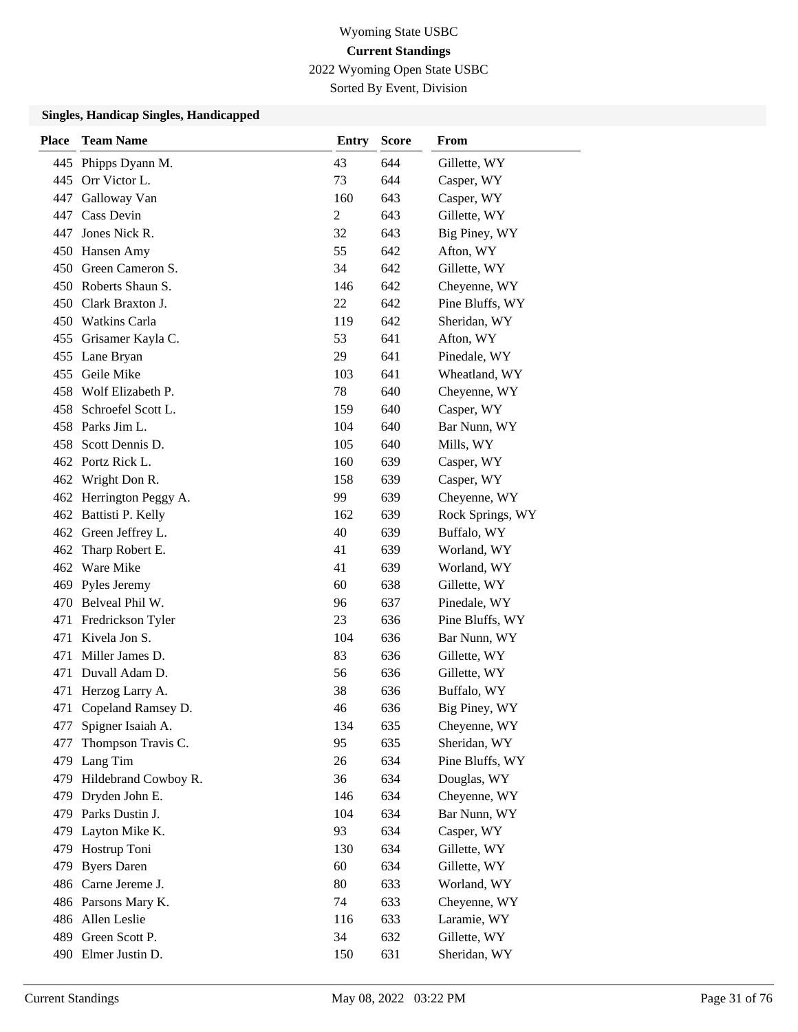Wyoming State USBC

**Current Standings**

2022 Wyoming Open State USBC

Sorted By Event, Division

### Singles, Handicap Singles, Handicapped

| Place | Team Name | Entry | Score | From |
|---|---|---|---|---|
| 445 | Phipps Dyann M. | 43 | 644 | Gillette, WY |
| 445 | Orr Victor L. | 73 | 644 | Casper, WY |
| 447 | Galloway Van | 160 | 643 | Casper, WY |
| 447 | Cass Devin | 2 | 643 | Gillette, WY |
| 447 | Jones Nick R. | 32 | 643 | Big Piney, WY |
| 450 | Hansen Amy | 55 | 642 | Afton, WY |
| 450 | Green Cameron S. | 34 | 642 | Gillette, WY |
| 450 | Roberts Shaun S. | 146 | 642 | Cheyenne, WY |
| 450 | Clark Braxton J. | 22 | 642 | Pine Bluffs, WY |
| 450 | Watkins Carla | 119 | 642 | Sheridan, WY |
| 455 | Grisamer Kayla C. | 53 | 641 | Afton, WY |
| 455 | Lane Bryan | 29 | 641 | Pinedale, WY |
| 455 | Geile Mike | 103 | 641 | Wheatland, WY |
| 458 | Wolf Elizabeth P. | 78 | 640 | Cheyenne, WY |
| 458 | Schroefel Scott L. | 159 | 640 | Casper, WY |
| 458 | Parks Jim L. | 104 | 640 | Bar Nunn, WY |
| 458 | Scott Dennis D. | 105 | 640 | Mills, WY |
| 462 | Portz Rick L. | 160 | 639 | Casper, WY |
| 462 | Wright Don R. | 158 | 639 | Casper, WY |
| 462 | Herrington Peggy A. | 99 | 639 | Cheyenne, WY |
| 462 | Battisti P. Kelly | 162 | 639 | Rock Springs, WY |
| 462 | Green Jeffrey L. | 40 | 639 | Buffalo, WY |
| 462 | Tharp Robert E. | 41 | 639 | Worland, WY |
| 462 | Ware Mike | 41 | 639 | Worland, WY |
| 469 | Pyles Jeremy | 60 | 638 | Gillette, WY |
| 470 | Belveal Phil W. | 96 | 637 | Pinedale, WY |
| 471 | Fredrickson Tyler | 23 | 636 | Pine Bluffs, WY |
| 471 | Kivela Jon S. | 104 | 636 | Bar Nunn, WY |
| 471 | Miller James D. | 83 | 636 | Gillette, WY |
| 471 | Duvall Adam D. | 56 | 636 | Gillette, WY |
| 471 | Herzog Larry A. | 38 | 636 | Buffalo, WY |
| 471 | Copeland Ramsey D. | 46 | 636 | Big Piney, WY |
| 477 | Spigner Isaiah A. | 134 | 635 | Cheyenne, WY |
| 477 | Thompson Travis C. | 95 | 635 | Sheridan, WY |
| 479 | Lang Tim | 26 | 634 | Pine Bluffs, WY |
| 479 | Hildebrand Cowboy R. | 36 | 634 | Douglas, WY |
| 479 | Dryden John E. | 146 | 634 | Cheyenne, WY |
| 479 | Parks Dustin J. | 104 | 634 | Bar Nunn, WY |
| 479 | Layton Mike K. | 93 | 634 | Casper, WY |
| 479 | Hostrup Toni | 130 | 634 | Gillette, WY |
| 479 | Byers Daren | 60 | 634 | Gillette, WY |
| 486 | Carne Jereme J. | 80 | 633 | Worland, WY |
| 486 | Parsons Mary K. | 74 | 633 | Cheyenne, WY |
| 486 | Allen Leslie | 116 | 633 | Laramie, WY |
| 489 | Green Scott P. | 34 | 632 | Gillette, WY |
| 490 | Elmer Justin D. | 150 | 631 | Sheridan, WY |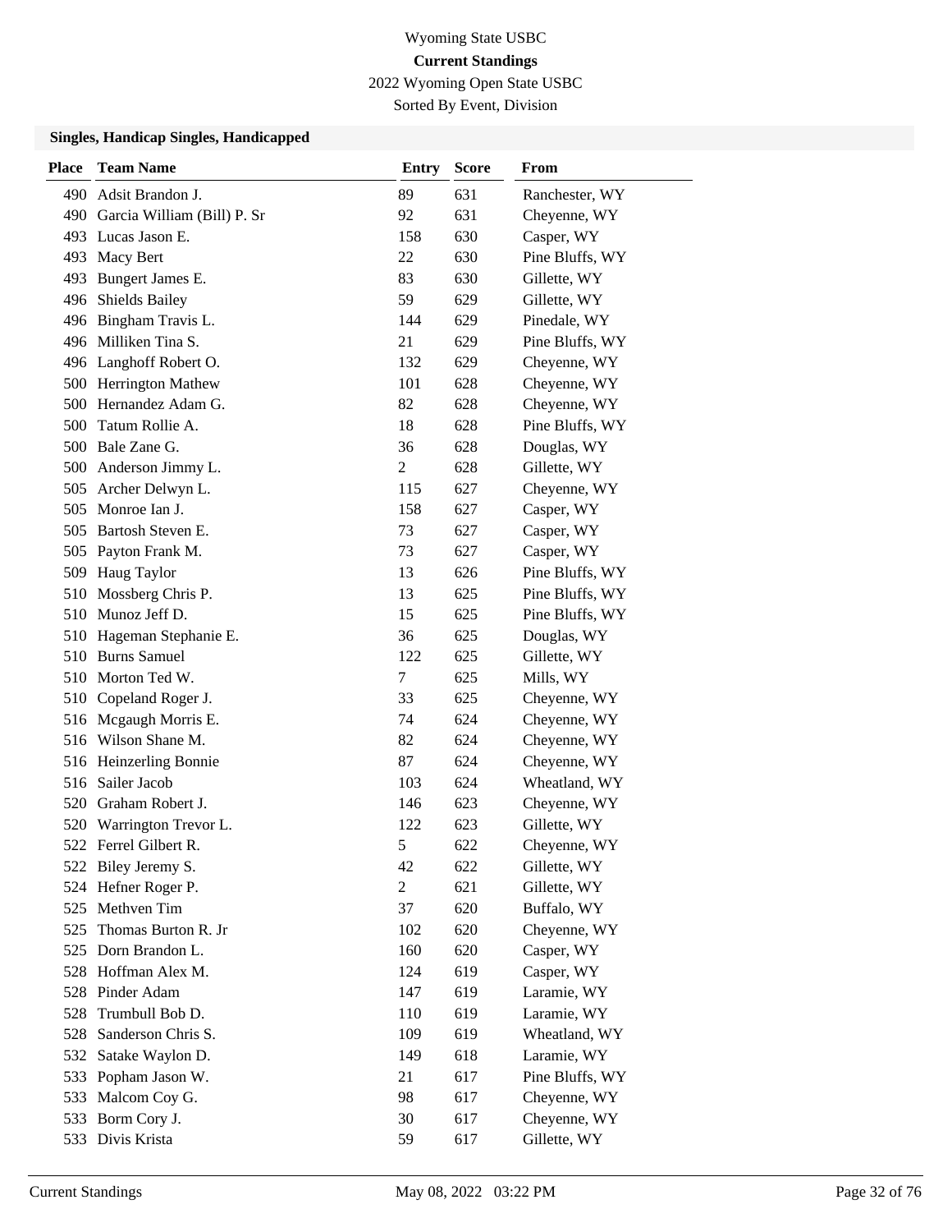Wyoming State USBC

**Current Standings**

2022 Wyoming Open State USBC

Sorted By Event, Division

### Singles, Handicap Singles, Handicapped

| Place | Team Name | Entry | Score | From |
|---|---|---|---|---|
| 490 | Adsit Brandon J. | 89 | 631 | Ranchester, WY |
| 490 | Garcia William (Bill) P. Sr | 92 | 631 | Cheyenne, WY |
| 493 | Lucas Jason E. | 158 | 630 | Casper, WY |
| 493 | Macy Bert | 22 | 630 | Pine Bluffs, WY |
| 493 | Bungert James E. | 83 | 630 | Gillette, WY |
| 496 | Shields Bailey | 59 | 629 | Gillette, WY |
| 496 | Bingham Travis L. | 144 | 629 | Pinedale, WY |
| 496 | Milliken Tina S. | 21 | 629 | Pine Bluffs, WY |
| 496 | Langhoff Robert O. | 132 | 629 | Cheyenne, WY |
| 500 | Herrington Mathew | 101 | 628 | Cheyenne, WY |
| 500 | Hernandez Adam G. | 82 | 628 | Cheyenne, WY |
| 500 | Tatum Rollie A. | 18 | 628 | Pine Bluffs, WY |
| 500 | Bale Zane G. | 36 | 628 | Douglas, WY |
| 500 | Anderson Jimmy L. | 2 | 628 | Gillette, WY |
| 505 | Archer Delwyn L. | 115 | 627 | Cheyenne, WY |
| 505 | Monroe Ian J. | 158 | 627 | Casper, WY |
| 505 | Bartosh Steven E. | 73 | 627 | Casper, WY |
| 505 | Payton Frank M. | 73 | 627 | Casper, WY |
| 509 | Haug Taylor | 13 | 626 | Pine Bluffs, WY |
| 510 | Mossberg Chris P. | 13 | 625 | Pine Bluffs, WY |
| 510 | Munoz Jeff D. | 15 | 625 | Pine Bluffs, WY |
| 510 | Hageman Stephanie E. | 36 | 625 | Douglas, WY |
| 510 | Burns Samuel | 122 | 625 | Gillette, WY |
| 510 | Morton Ted W. | 7 | 625 | Mills, WY |
| 510 | Copeland Roger J. | 33 | 625 | Cheyenne, WY |
| 516 | Mcgaugh Morris E. | 74 | 624 | Cheyenne, WY |
| 516 | Wilson Shane M. | 82 | 624 | Cheyenne, WY |
| 516 | Heinzerling Bonnie | 87 | 624 | Cheyenne, WY |
| 516 | Sailer Jacob | 103 | 624 | Wheatland, WY |
| 520 | Graham Robert J. | 146 | 623 | Cheyenne, WY |
| 520 | Warrington Trevor L. | 122 | 623 | Gillette, WY |
| 522 | Ferrel Gilbert R. | 5 | 622 | Cheyenne, WY |
| 522 | Biley Jeremy S. | 42 | 622 | Gillette, WY |
| 524 | Hefner Roger P. | 2 | 621 | Gillette, WY |
| 525 | Methven Tim | 37 | 620 | Buffalo, WY |
| 525 | Thomas Burton R. Jr | 102 | 620 | Cheyenne, WY |
| 525 | Dorn Brandon L. | 160 | 620 | Casper, WY |
| 528 | Hoffman Alex M. | 124 | 619 | Casper, WY |
| 528 | Pinder Adam | 147 | 619 | Laramie, WY |
| 528 | Trumbull Bob D. | 110 | 619 | Laramie, WY |
| 528 | Sanderson Chris S. | 109 | 619 | Wheatland, WY |
| 532 | Satake Waylon D. | 149 | 618 | Laramie, WY |
| 533 | Popham Jason W. | 21 | 617 | Pine Bluffs, WY |
| 533 | Malcom Coy G. | 98 | 617 | Cheyenne, WY |
| 533 | Borm Cory J. | 30 | 617 | Cheyenne, WY |
| 533 | Divis Krista | 59 | 617 | Gillette, WY |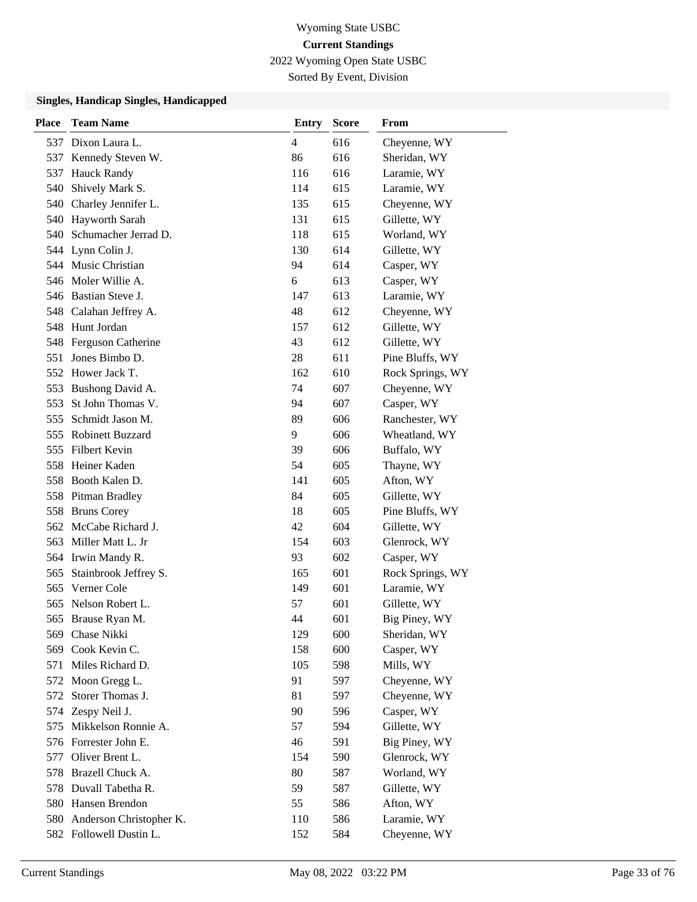Wyoming State USBC

**Current Standings**

2022 Wyoming Open State USBC

Sorted By Event, Division

### Singles, Handicap Singles, Handicapped

| Place | Team Name | Entry | Score | From |
|---|---|---|---|---|
| 537 | Dixon Laura L. | 4 | 616 | Cheyenne, WY |
| 537 | Kennedy Steven W. | 86 | 616 | Sheridan, WY |
| 537 | Hauck Randy | 116 | 616 | Laramie, WY |
| 540 | Shively Mark S. | 114 | 615 | Laramie, WY |
| 540 | Charley Jennifer L. | 135 | 615 | Cheyenne, WY |
| 540 | Hayworth Sarah | 131 | 615 | Gillette, WY |
| 540 | Schumacher Jerrad D. | 118 | 615 | Worland, WY |
| 544 | Lynn Colin J. | 130 | 614 | Gillette, WY |
| 544 | Music Christian | 94 | 614 | Casper, WY |
| 546 | Moler Willie A. | 6 | 613 | Casper, WY |
| 546 | Bastian Steve J. | 147 | 613 | Laramie, WY |
| 548 | Calahan Jeffrey A. | 48 | 612 | Cheyenne, WY |
| 548 | Hunt Jordan | 157 | 612 | Gillette, WY |
| 548 | Ferguson Catherine | 43 | 612 | Gillette, WY |
| 551 | Jones Bimbo D. | 28 | 611 | Pine Bluffs, WY |
| 552 | Hower Jack T. | 162 | 610 | Rock Springs, WY |
| 553 | Bushong David A. | 74 | 607 | Cheyenne, WY |
| 553 | St John Thomas V. | 94 | 607 | Casper, WY |
| 555 | Schmidt Jason M. | 89 | 606 | Ranchester, WY |
| 555 | Robinett Buzzard | 9 | 606 | Wheatland, WY |
| 555 | Filbert Kevin | 39 | 606 | Buffalo, WY |
| 558 | Heiner Kaden | 54 | 605 | Thayne, WY |
| 558 | Booth Kalen D. | 141 | 605 | Afton, WY |
| 558 | Pitman Bradley | 84 | 605 | Gillette, WY |
| 558 | Bruns Corey | 18 | 605 | Pine Bluffs, WY |
| 562 | McCabe Richard J. | 42 | 604 | Gillette, WY |
| 563 | Miller Matt L. Jr | 154 | 603 | Glenrock, WY |
| 564 | Irwin Mandy R. | 93 | 602 | Casper, WY |
| 565 | Stainbrook Jeffrey S. | 165 | 601 | Rock Springs, WY |
| 565 | Verner Cole | 149 | 601 | Laramie, WY |
| 565 | Nelson Robert L. | 57 | 601 | Gillette, WY |
| 565 | Brause Ryan M. | 44 | 601 | Big Piney, WY |
| 569 | Chase Nikki | 129 | 600 | Sheridan, WY |
| 569 | Cook Kevin C. | 158 | 600 | Casper, WY |
| 571 | Miles Richard D. | 105 | 598 | Mills, WY |
| 572 | Moon Gregg L. | 91 | 597 | Cheyenne, WY |
| 572 | Storer Thomas J. | 81 | 597 | Cheyenne, WY |
| 574 | Zespy Neil J. | 90 | 596 | Casper, WY |
| 575 | Mikkelson Ronnie A. | 57 | 594 | Gillette, WY |
| 576 | Forrester John E. | 46 | 591 | Big Piney, WY |
| 577 | Oliver Brent L. | 154 | 590 | Glenrock, WY |
| 578 | Brazell Chuck A. | 80 | 587 | Worland, WY |
| 578 | Duvall Tabetha R. | 59 | 587 | Gillette, WY |
| 580 | Hansen Brendon | 55 | 586 | Afton, WY |
| 580 | Anderson Christopher K. | 110 | 586 | Laramie, WY |
| 582 | Followell Dustin L. | 152 | 584 | Cheyenne, WY |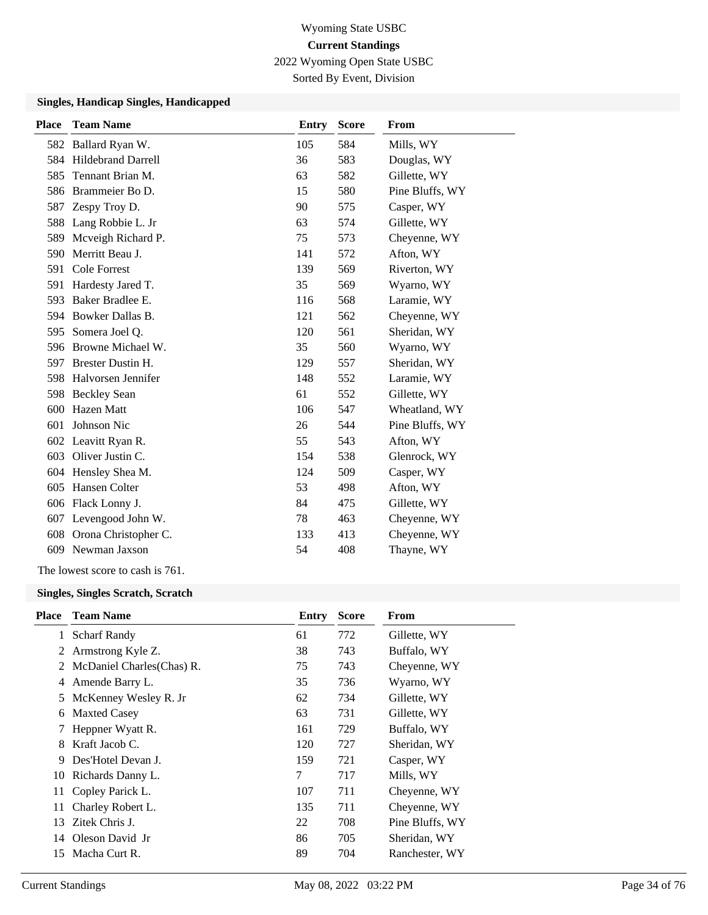Wyoming State USBC

**Current Standings**

2022 Wyoming Open State USBC

Sorted By Event, Division

### Singles, Handicap Singles, Handicapped

| Place | Team Name | Entry | Score | From |
|---|---|---|---|---|
| 582 | Ballard Ryan W. | 105 | 584 | Mills, WY |
| 584 | Hildebrand Darrell | 36 | 583 | Douglas, WY |
| 585 | Tennant Brian M. | 63 | 582 | Gillette, WY |
| 586 | Brammeier Bo D. | 15 | 580 | Pine Bluffs, WY |
| 587 | Zespy Troy D. | 90 | 575 | Casper, WY |
| 588 | Lang Robbie L. Jr | 63 | 574 | Gillette, WY |
| 589 | Mcveigh Richard P. | 75 | 573 | Cheyenne, WY |
| 590 | Merritt Beau J. | 141 | 572 | Afton, WY |
| 591 | Cole Forrest | 139 | 569 | Riverton, WY |
| 591 | Hardesty Jared T. | 35 | 569 | Wyarno, WY |
| 593 | Baker Bradlee E. | 116 | 568 | Laramie, WY |
| 594 | Bowker Dallas B. | 121 | 562 | Cheyenne, WY |
| 595 | Somera Joel Q. | 120 | 561 | Sheridan, WY |
| 596 | Browne Michael W. | 35 | 560 | Wyarno, WY |
| 597 | Brester Dustin H. | 129 | 557 | Sheridan, WY |
| 598 | Halvorsen Jennifer | 148 | 552 | Laramie, WY |
| 598 | Beckley Sean | 61 | 552 | Gillette, WY |
| 600 | Hazen Matt | 106 | 547 | Wheatland, WY |
| 601 | Johnson Nic | 26 | 544 | Pine Bluffs, WY |
| 602 | Leavitt Ryan R. | 55 | 543 | Afton, WY |
| 603 | Oliver Justin C. | 154 | 538 | Glenrock, WY |
| 604 | Hensley Shea M. | 124 | 509 | Casper, WY |
| 605 | Hansen Colter | 53 | 498 | Afton, WY |
| 606 | Flack Lonny J. | 84 | 475 | Gillette, WY |
| 607 | Levengood John W. | 78 | 463 | Cheyenne, WY |
| 608 | Orona Christopher C. | 133 | 413 | Cheyenne, WY |
| 609 | Newman Jaxson | 54 | 408 | Thayne, WY |

The lowest score to cash is 761.

### Singles, Singles Scratch, Scratch

| Place | Team Name | Entry | Score | From |
|---|---|---|---|---|
| 1 | Scharf Randy | 61 | 772 | Gillette, WY |
| 2 | Armstrong Kyle Z. | 38 | 743 | Buffalo, WY |
| 2 | McDaniel Charles(Chas) R. | 75 | 743 | Cheyenne, WY |
| 4 | Amende Barry L. | 35 | 736 | Wyarno, WY |
| 5 | McKenney Wesley R. Jr | 62 | 734 | Gillette, WY |
| 6 | Maxted Casey | 63 | 731 | Gillette, WY |
| 7 | Heppner Wyatt R. | 161 | 729 | Buffalo, WY |
| 8 | Kraft Jacob C. | 120 | 727 | Sheridan, WY |
| 9 | Des'Hotel Devan J. | 159 | 721 | Casper, WY |
| 10 | Richards Danny L. | 7 | 717 | Mills, WY |
| 11 | Copley Parick L. | 107 | 711 | Cheyenne, WY |
| 11 | Charley Robert L. | 135 | 711 | Cheyenne, WY |
| 13 | Zitek Chris J. | 22 | 708 | Pine Bluffs, WY |
| 14 | Oleson David Jr | 86 | 705 | Sheridan, WY |
| 15 | Macha Curt R. | 89 | 704 | Ranchester, WY |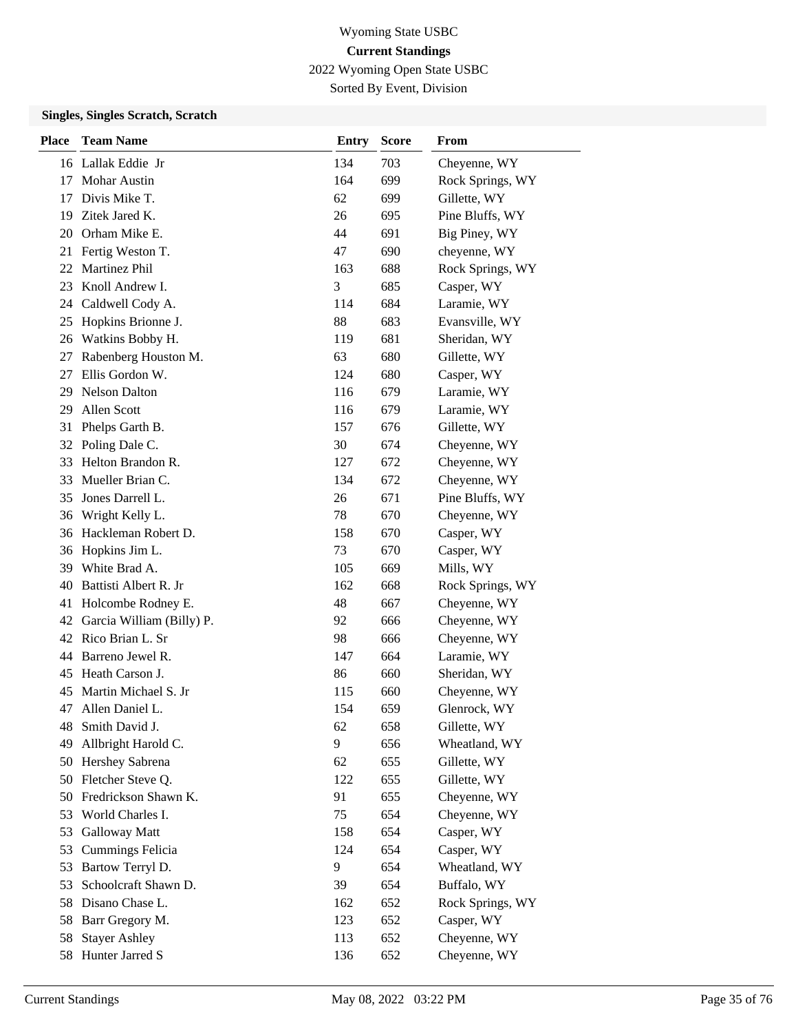Wyoming State USBC

**Current Standings**

2022 Wyoming Open State USBC

Sorted By Event, Division

### Singles, Singles Scratch, Scratch

| Place | Team Name | Entry | Score | From |
|---|---|---|---|---|
| 16 | Lallak Eddie Jr | 134 | 703 | Cheyenne, WY |
| 17 | Mohar Austin | 164 | 699 | Rock Springs, WY |
| 17 | Divis Mike T. | 62 | 699 | Gillette, WY |
| 19 | Zitek Jared K. | 26 | 695 | Pine Bluffs, WY |
| 20 | Orham Mike E. | 44 | 691 | Big Piney, WY |
| 21 | Fertig Weston T. | 47 | 690 | cheyenne, WY |
| 22 | Martinez Phil | 163 | 688 | Rock Springs, WY |
| 23 | Knoll Andrew I. | 3 | 685 | Casper, WY |
| 24 | Caldwell Cody A. | 114 | 684 | Laramie, WY |
| 25 | Hopkins Brionne J. | 88 | 683 | Evansville, WY |
| 26 | Watkins Bobby H. | 119 | 681 | Sheridan, WY |
| 27 | Rabenberg Houston M. | 63 | 680 | Gillette, WY |
| 27 | Ellis Gordon W. | 124 | 680 | Casper, WY |
| 29 | Nelson Dalton | 116 | 679 | Laramie, WY |
| 29 | Allen Scott | 116 | 679 | Laramie, WY |
| 31 | Phelps Garth B. | 157 | 676 | Gillette, WY |
| 32 | Poling Dale C. | 30 | 674 | Cheyenne, WY |
| 33 | Helton Brandon R. | 127 | 672 | Cheyenne, WY |
| 33 | Mueller Brian C. | 134 | 672 | Cheyenne, WY |
| 35 | Jones Darrell L. | 26 | 671 | Pine Bluffs, WY |
| 36 | Wright Kelly L. | 78 | 670 | Cheyenne, WY |
| 36 | Hackleman Robert D. | 158 | 670 | Casper, WY |
| 36 | Hopkins Jim L. | 73 | 670 | Casper, WY |
| 39 | White Brad A. | 105 | 669 | Mills, WY |
| 40 | Battisti Albert R. Jr | 162 | 668 | Rock Springs, WY |
| 41 | Holcombe Rodney E. | 48 | 667 | Cheyenne, WY |
| 42 | Garcia William (Billy) P. | 92 | 666 | Cheyenne, WY |
| 42 | Rico Brian L. Sr | 98 | 666 | Cheyenne, WY |
| 44 | Barreno Jewel R. | 147 | 664 | Laramie, WY |
| 45 | Heath Carson J. | 86 | 660 | Sheridan, WY |
| 45 | Martin Michael S. Jr | 115 | 660 | Cheyenne, WY |
| 47 | Allen Daniel L. | 154 | 659 | Glenrock, WY |
| 48 | Smith David J. | 62 | 658 | Gillette, WY |
| 49 | Allbright Harold C. | 9 | 656 | Wheatland, WY |
| 50 | Hershey Sabrena | 62 | 655 | Gillette, WY |
| 50 | Fletcher Steve Q. | 122 | 655 | Gillette, WY |
| 50 | Fredrickson Shawn K. | 91 | 655 | Cheyenne, WY |
| 53 | World Charles I. | 75 | 654 | Cheyenne, WY |
| 53 | Galloway Matt | 158 | 654 | Casper, WY |
| 53 | Cummings Felicia | 124 | 654 | Casper, WY |
| 53 | Bartow Terryl D. | 9 | 654 | Wheatland, WY |
| 53 | Schoolcraft Shawn D. | 39 | 654 | Buffalo, WY |
| 58 | Disano Chase L. | 162 | 652 | Rock Springs, WY |
| 58 | Barr Gregory M. | 123 | 652 | Casper, WY |
| 58 | Stayer Ashley | 113 | 652 | Cheyenne, WY |
| 58 | Hunter Jarred S | 136 | 652 | Cheyenne, WY |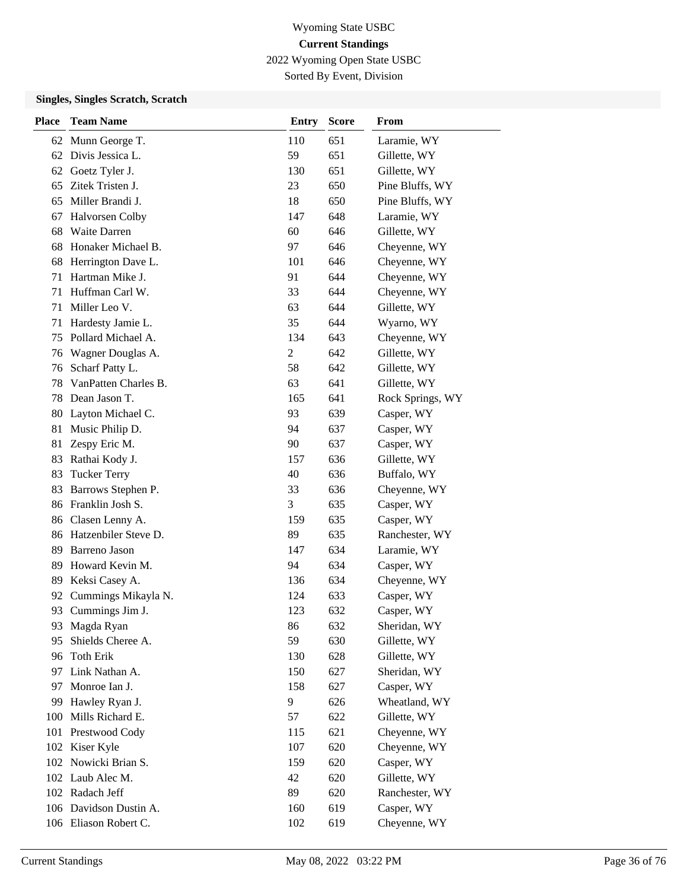# Wyoming State USBC

## Current Standings

2022 Wyoming Open State USBC

Sorted By Event, Division

### Singles, Singles Scratch, Scratch

| Place | Team Name | Entry | Score | From |
|---|---|---|---|---|
| 62 | Munn George T. | 110 | 651 | Laramie, WY |
| 62 | Divis Jessica L. | 59 | 651 | Gillette, WY |
| 62 | Goetz Tyler J. | 130 | 651 | Gillette, WY |
| 65 | Zitek Tristen J. | 23 | 650 | Pine Bluffs, WY |
| 65 | Miller Brandi J. | 18 | 650 | Pine Bluffs, WY |
| 67 | Halvorsen Colby | 147 | 648 | Laramie, WY |
| 68 | Waite Darren | 60 | 646 | Gillette, WY |
| 68 | Honaker Michael B. | 97 | 646 | Cheyenne, WY |
| 68 | Herrington Dave L. | 101 | 646 | Cheyenne, WY |
| 71 | Hartman Mike J. | 91 | 644 | Cheyenne, WY |
| 71 | Huffman Carl W. | 33 | 644 | Cheyenne, WY |
| 71 | Miller Leo V. | 63 | 644 | Gillette, WY |
| 71 | Hardesty Jamie L. | 35 | 644 | Wyarno, WY |
| 75 | Pollard Michael A. | 134 | 643 | Cheyenne, WY |
| 76 | Wagner Douglas A. | 2 | 642 | Gillette, WY |
| 76 | Scharf Patty L. | 58 | 642 | Gillette, WY |
| 78 | VanPatten Charles B. | 63 | 641 | Gillette, WY |
| 78 | Dean Jason T. | 165 | 641 | Rock Springs, WY |
| 80 | Layton Michael C. | 93 | 639 | Casper, WY |
| 81 | Music Philip D. | 94 | 637 | Casper, WY |
| 81 | Zespy Eric M. | 90 | 637 | Casper, WY |
| 83 | Rathai Kody J. | 157 | 636 | Gillette, WY |
| 83 | Tucker Terry | 40 | 636 | Buffalo, WY |
| 83 | Barrows Stephen P. | 33 | 636 | Cheyenne, WY |
| 86 | Franklin Josh S. | 3 | 635 | Casper, WY |
| 86 | Clasen Lenny A. | 159 | 635 | Casper, WY |
| 86 | Hatzenbiler Steve D. | 89 | 635 | Ranchester, WY |
| 89 | Barreno Jason | 147 | 634 | Laramie, WY |
| 89 | Howard Kevin M. | 94 | 634 | Casper, WY |
| 89 | Keksi Casey A. | 136 | 634 | Cheyenne, WY |
| 92 | Cummings Mikayla N. | 124 | 633 | Casper, WY |
| 93 | Cummings Jim J. | 123 | 632 | Casper, WY |
| 93 | Magda Ryan | 86 | 632 | Sheridan, WY |
| 95 | Shields Cheree A. | 59 | 630 | Gillette, WY |
| 96 | Toth Erik | 130 | 628 | Gillette, WY |
| 97 | Link Nathan A. | 150 | 627 | Sheridan, WY |
| 97 | Monroe Ian J. | 158 | 627 | Casper, WY |
| 99 | Hawley Ryan J. | 9 | 626 | Wheatland, WY |
| 100 | Mills Richard E. | 57 | 622 | Gillette, WY |
| 101 | Prestwood Cody | 115 | 621 | Cheyenne, WY |
| 102 | Kiser Kyle | 107 | 620 | Cheyenne, WY |
| 102 | Nowicki Brian S. | 159 | 620 | Casper, WY |
| 102 | Laub Alec M. | 42 | 620 | Gillette, WY |
| 102 | Radach Jeff | 89 | 620 | Ranchester, WY |
| 106 | Davidson Dustin A. | 160 | 619 | Casper, WY |
| 106 | Eliason Robert C. | 102 | 619 | Cheyenne, WY |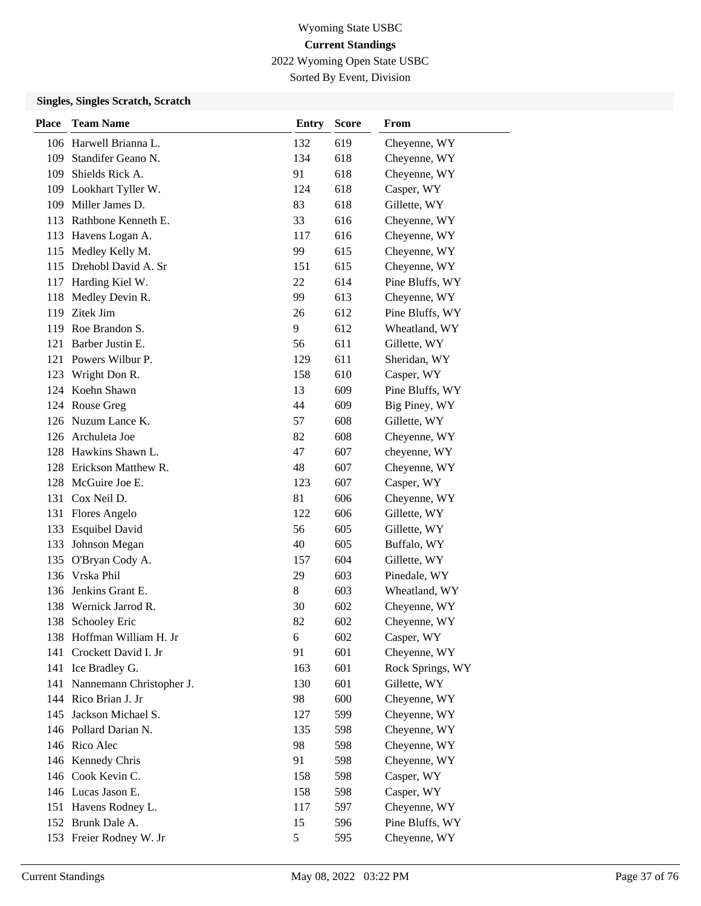Wyoming State USBC

**Current Standings**

2022 Wyoming Open State USBC

Sorted By Event, Division

### Singles, Singles Scratch, Scratch

| Place | Team Name | Entry | Score | From |
|---|---|---|---|---|
| 106 | Harwell Brianna L. | 132 | 619 | Cheyenne, WY |
| 109 | Standifer Geano N. | 134 | 618 | Cheyenne, WY |
| 109 | Shields Rick A. | 91 | 618 | Cheyenne, WY |
| 109 | Lookhart Tyller W. | 124 | 618 | Casper, WY |
| 109 | Miller James D. | 83 | 618 | Gillette, WY |
| 113 | Rathbone Kenneth E. | 33 | 616 | Cheyenne, WY |
| 113 | Havens Logan A. | 117 | 616 | Cheyenne, WY |
| 115 | Medley Kelly M. | 99 | 615 | Cheyenne, WY |
| 115 | Drehobl David A. Sr | 151 | 615 | Cheyenne, WY |
| 117 | Harding Kiel W. | 22 | 614 | Pine Bluffs, WY |
| 118 | Medley Devin R. | 99 | 613 | Cheyenne, WY |
| 119 | Zitek Jim | 26 | 612 | Pine Bluffs, WY |
| 119 | Roe Brandon S. | 9 | 612 | Wheatland, WY |
| 121 | Barber Justin E. | 56 | 611 | Gillette, WY |
| 121 | Powers Wilbur P. | 129 | 611 | Sheridan, WY |
| 123 | Wright Don R. | 158 | 610 | Casper, WY |
| 124 | Koehn Shawn | 13 | 609 | Pine Bluffs, WY |
| 124 | Rouse Greg | 44 | 609 | Big Piney, WY |
| 126 | Nuzum Lance K. | 57 | 608 | Gillette, WY |
| 126 | Archuleta Joe | 82 | 608 | Cheyenne, WY |
| 128 | Hawkins Shawn L. | 47 | 607 | cheyenne, WY |
| 128 | Erickson Matthew R. | 48 | 607 | Cheyenne, WY |
| 128 | McGuire Joe E. | 123 | 607 | Casper, WY |
| 131 | Cox Neil D. | 81 | 606 | Cheyenne, WY |
| 131 | Flores Angelo | 122 | 606 | Gillette, WY |
| 133 | Esquibel David | 56 | 605 | Gillette, WY |
| 133 | Johnson Megan | 40 | 605 | Buffalo, WY |
| 135 | O'Bryan Cody A. | 157 | 604 | Gillette, WY |
| 136 | Vrska Phil | 29 | 603 | Pinedale, WY |
| 136 | Jenkins Grant E. | 8 | 603 | Wheatland, WY |
| 138 | Wernick Jarrod R. | 30 | 602 | Cheyenne, WY |
| 138 | Schooley Eric | 82 | 602 | Cheyenne, WY |
| 138 | Hoffman William H. Jr | 6 | 602 | Casper, WY |
| 141 | Crockett David I. Jr | 91 | 601 | Cheyenne, WY |
| 141 | Ice Bradley G. | 163 | 601 | Rock Springs, WY |
| 141 | Nannemann Christopher J. | 130 | 601 | Gillette, WY |
| 144 | Rico Brian J. Jr | 98 | 600 | Cheyenne, WY |
| 145 | Jackson Michael S. | 127 | 599 | Cheyenne, WY |
| 146 | Pollard Darian N. | 135 | 598 | Cheyenne, WY |
| 146 | Rico Alec | 98 | 598 | Cheyenne, WY |
| 146 | Kennedy Chris | 91 | 598 | Cheyenne, WY |
| 146 | Cook Kevin C. | 158 | 598 | Casper, WY |
| 146 | Lucas Jason E. | 158 | 598 | Casper, WY |
| 151 | Havens Rodney L. | 117 | 597 | Cheyenne, WY |
| 152 | Brunk Dale A. | 15 | 596 | Pine Bluffs, WY |
| 153 | Freier Rodney W. Jr | 5 | 595 | Cheyenne, WY |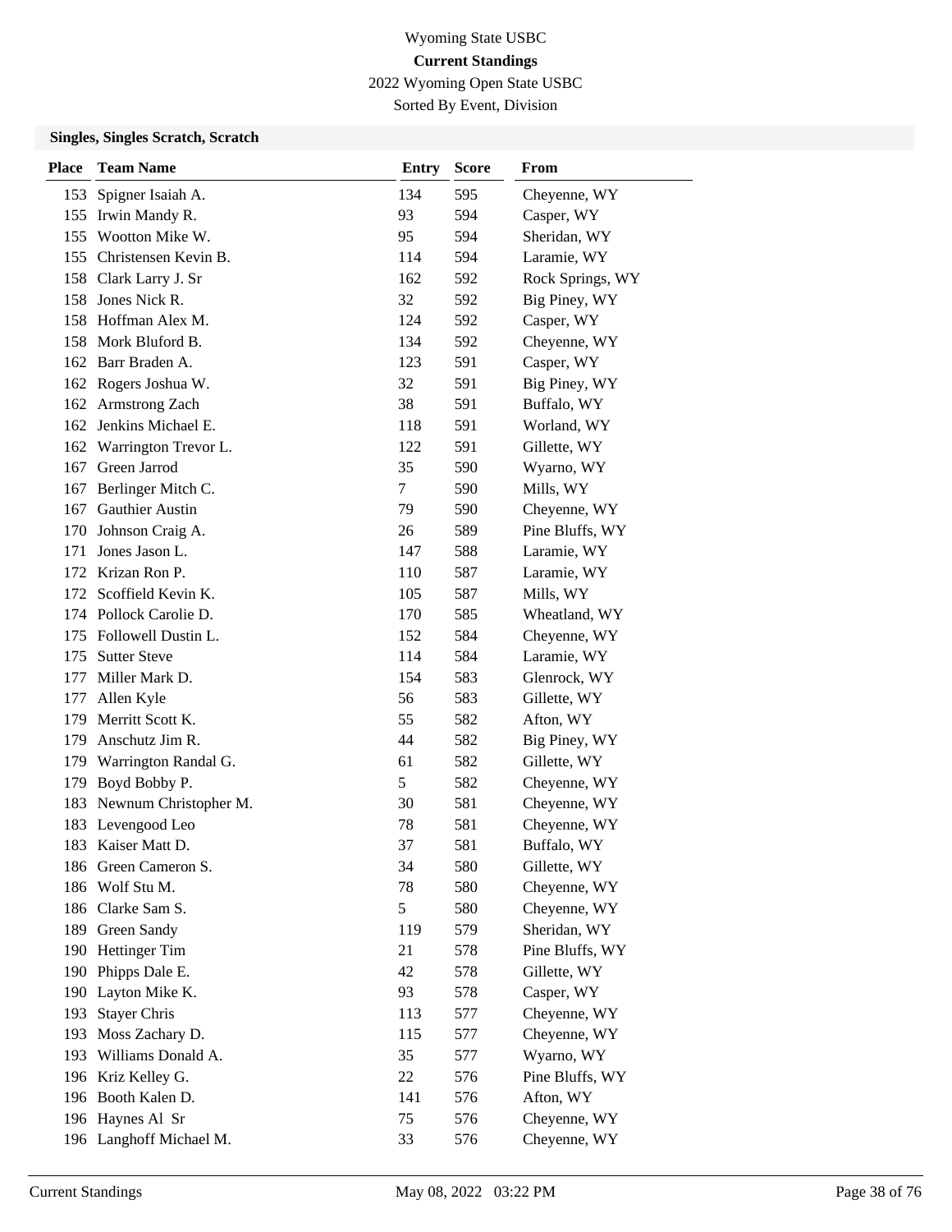Wyoming State USBC

**Current Standings**

2022 Wyoming Open State USBC

Sorted By Event, Division

### Singles, Singles Scratch, Scratch

| Place | Team Name | Entry | Score | From |
|---|---|---|---|---|
| 153 | Spigner Isaiah A. | 134 | 595 | Cheyenne, WY |
| 155 | Irwin Mandy R. | 93 | 594 | Casper, WY |
| 155 | Wootton Mike W. | 95 | 594 | Sheridan, WY |
| 155 | Christensen Kevin B. | 114 | 594 | Laramie, WY |
| 158 | Clark Larry J. Sr | 162 | 592 | Rock Springs, WY |
| 158 | Jones Nick R. | 32 | 592 | Big Piney, WY |
| 158 | Hoffman Alex M. | 124 | 592 | Casper, WY |
| 158 | Mork Bluford B. | 134 | 592 | Cheyenne, WY |
| 162 | Barr Braden A. | 123 | 591 | Casper, WY |
| 162 | Rogers Joshua W. | 32 | 591 | Big Piney, WY |
| 162 | Armstrong Zach | 38 | 591 | Buffalo, WY |
| 162 | Jenkins Michael E. | 118 | 591 | Worland, WY |
| 162 | Warrington Trevor L. | 122 | 591 | Gillette, WY |
| 167 | Green Jarrod | 35 | 590 | Wyarno, WY |
| 167 | Berlinger Mitch C. | 7 | 590 | Mills, WY |
| 167 | Gauthier Austin | 79 | 590 | Cheyenne, WY |
| 170 | Johnson Craig A. | 26 | 589 | Pine Bluffs, WY |
| 171 | Jones Jason L. | 147 | 588 | Laramie, WY |
| 172 | Krizan Ron P. | 110 | 587 | Laramie, WY |
| 172 | Scoffield Kevin K. | 105 | 587 | Mills, WY |
| 174 | Pollock Carolie D. | 170 | 585 | Wheatland, WY |
| 175 | Followell Dustin L. | 152 | 584 | Cheyenne, WY |
| 175 | Sutter Steve | 114 | 584 | Laramie, WY |
| 177 | Miller Mark D. | 154 | 583 | Glenrock, WY |
| 177 | Allen Kyle | 56 | 583 | Gillette, WY |
| 179 | Merritt Scott K. | 55 | 582 | Afton, WY |
| 179 | Anschutz Jim R. | 44 | 582 | Big Piney, WY |
| 179 | Warrington Randal G. | 61 | 582 | Gillette, WY |
| 179 | Boyd Bobby P. | 5 | 582 | Cheyenne, WY |
| 183 | Newnum Christopher M. | 30 | 581 | Cheyenne, WY |
| 183 | Levengood Leo | 78 | 581 | Cheyenne, WY |
| 183 | Kaiser Matt D. | 37 | 581 | Buffalo, WY |
| 186 | Green Cameron S. | 34 | 580 | Gillette, WY |
| 186 | Wolf Stu M. | 78 | 580 | Cheyenne, WY |
| 186 | Clarke Sam S. | 5 | 580 | Cheyenne, WY |
| 189 | Green Sandy | 119 | 579 | Sheridan, WY |
| 190 | Hettinger Tim | 21 | 578 | Pine Bluffs, WY |
| 190 | Phipps Dale E. | 42 | 578 | Gillette, WY |
| 190 | Layton Mike K. | 93 | 578 | Casper, WY |
| 193 | Stayer Chris | 113 | 577 | Cheyenne, WY |
| 193 | Moss Zachary D. | 115 | 577 | Cheyenne, WY |
| 193 | Williams Donald A. | 35 | 577 | Wyarno, WY |
| 196 | Kriz Kelley G. | 22 | 576 | Pine Bluffs, WY |
| 196 | Booth Kalen D. | 141 | 576 | Afton, WY |
| 196 | Haynes Al Sr | 75 | 576 | Cheyenne, WY |
| 196 | Langhoff Michael M. | 33 | 576 | Cheyenne, WY |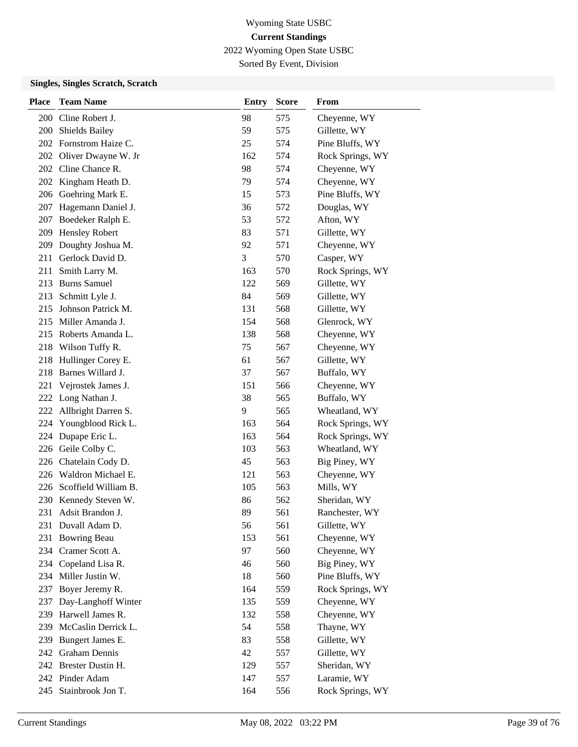Wyoming State USBC

**Current Standings**

2022 Wyoming Open State USBC

Sorted By Event, Division

### Singles, Singles Scratch, Scratch

| Place | Team Name | Entry | Score | From |
|---|---|---|---|---|
| 200 | Cline Robert J. | 98 | 575 | Cheyenne, WY |
| 200 | Shields Bailey | 59 | 575 | Gillette, WY |
| 202 | Fornstrom Haize C. | 25 | 574 | Pine Bluffs, WY |
| 202 | Oliver Dwayne W. Jr | 162 | 574 | Rock Springs, WY |
| 202 | Cline Chance R. | 98 | 574 | Cheyenne, WY |
| 202 | Kingham Heath D. | 79 | 574 | Cheyenne, WY |
| 206 | Goehring Mark E. | 15 | 573 | Pine Bluffs, WY |
| 207 | Hagemann Daniel J. | 36 | 572 | Douglas, WY |
| 207 | Boedeker Ralph E. | 53 | 572 | Afton, WY |
| 209 | Hensley Robert | 83 | 571 | Gillette, WY |
| 209 | Doughty Joshua M. | 92 | 571 | Cheyenne, WY |
| 211 | Gerlock David D. | 3 | 570 | Casper, WY |
| 211 | Smith Larry M. | 163 | 570 | Rock Springs, WY |
| 213 | Burns Samuel | 122 | 569 | Gillette, WY |
| 213 | Schmitt Lyle J. | 84 | 569 | Gillette, WY |
| 215 | Johnson Patrick M. | 131 | 568 | Gillette, WY |
| 215 | Miller Amanda J. | 154 | 568 | Glenrock, WY |
| 215 | Roberts Amanda L. | 138 | 568 | Cheyenne, WY |
| 218 | Wilson Tuffy R. | 75 | 567 | Cheyenne, WY |
| 218 | Hullinger Corey E. | 61 | 567 | Gillette, WY |
| 218 | Barnes Willard J. | 37 | 567 | Buffalo, WY |
| 221 | Vejrostek James J. | 151 | 566 | Cheyenne, WY |
| 222 | Long Nathan J. | 38 | 565 | Buffalo, WY |
| 222 | Allbright Darren S. | 9 | 565 | Wheatland, WY |
| 224 | Youngblood Rick L. | 163 | 564 | Rock Springs, WY |
| 224 | Dupape Eric L. | 163 | 564 | Rock Springs, WY |
| 226 | Geile Colby C. | 103 | 563 | Wheatland, WY |
| 226 | Chatelain Cody D. | 45 | 563 | Big Piney, WY |
| 226 | Waldron Michael E. | 121 | 563 | Cheyenne, WY |
| 226 | Scoffield William B. | 105 | 563 | Mills, WY |
| 230 | Kennedy Steven W. | 86 | 562 | Sheridan, WY |
| 231 | Adsit Brandon J. | 89 | 561 | Ranchester, WY |
| 231 | Duvall Adam D. | 56 | 561 | Gillette, WY |
| 231 | Bowring Beau | 153 | 561 | Cheyenne, WY |
| 234 | Cramer Scott A. | 97 | 560 | Cheyenne, WY |
| 234 | Copeland Lisa R. | 46 | 560 | Big Piney, WY |
| 234 | Miller Justin W. | 18 | 560 | Pine Bluffs, WY |
| 237 | Boyer Jeremy R. | 164 | 559 | Rock Springs, WY |
| 237 | Day-Langhoff Winter | 135 | 559 | Cheyenne, WY |
| 239 | Harwell James R. | 132 | 558 | Cheyenne, WY |
| 239 | McCaslin Derrick L. | 54 | 558 | Thayne, WY |
| 239 | Bungert James E. | 83 | 558 | Gillette, WY |
| 242 | Graham Dennis | 42 | 557 | Gillette, WY |
| 242 | Brester Dustin H. | 129 | 557 | Sheridan, WY |
| 242 | Pinder Adam | 147 | 557 | Laramie, WY |
| 245 | Stainbrook Jon T. | 164 | 556 | Rock Springs, WY |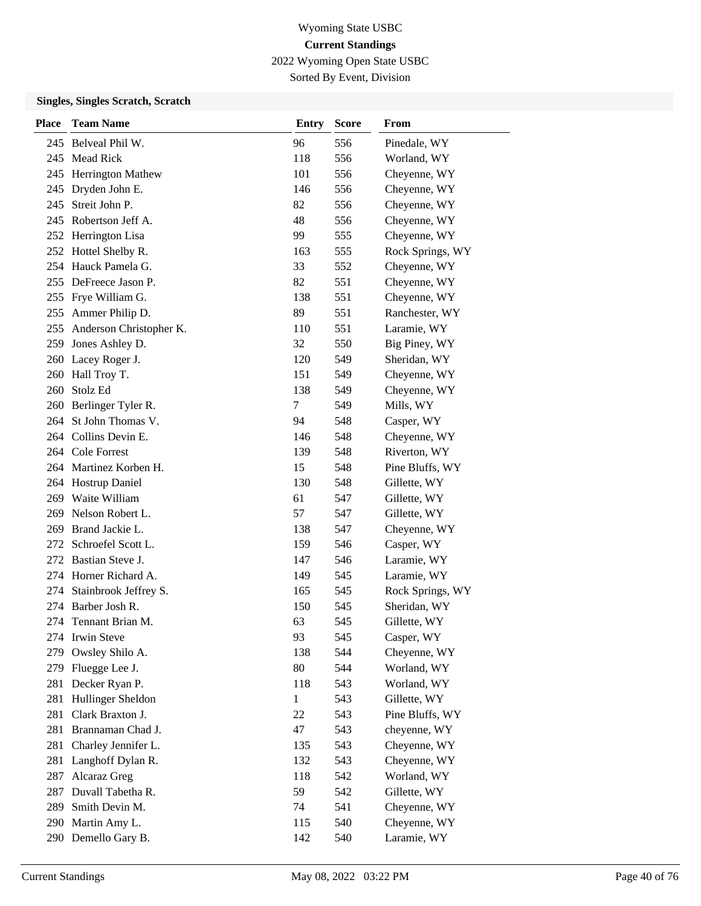# Wyoming State USBC

## Current Standings

2022 Wyoming Open State USBC

Sorted By Event, Division

### Singles, Singles Scratch, Scratch

| Place | Team Name | Entry | Score | From |
|---|---|---|---|---|
| 245 | Belveal Phil W. | 96 | 556 | Pinedale, WY |
| 245 | Mead Rick | 118 | 556 | Worland, WY |
| 245 | Herrington Mathew | 101 | 556 | Cheyenne, WY |
| 245 | Dryden John E. | 146 | 556 | Cheyenne, WY |
| 245 | Streit John P. | 82 | 556 | Cheyenne, WY |
| 245 | Robertson Jeff A. | 48 | 556 | Cheyenne, WY |
| 252 | Herrington Lisa | 99 | 555 | Cheyenne, WY |
| 252 | Hottel Shelby R. | 163 | 555 | Rock Springs, WY |
| 254 | Hauck Pamela G. | 33 | 552 | Cheyenne, WY |
| 255 | DeFreece Jason P. | 82 | 551 | Cheyenne, WY |
| 255 | Frye William G. | 138 | 551 | Cheyenne, WY |
| 255 | Ammer Philip D. | 89 | 551 | Ranchester, WY |
| 255 | Anderson Christopher K. | 110 | 551 | Laramie, WY |
| 259 | Jones Ashley D. | 32 | 550 | Big Piney, WY |
| 260 | Lacey Roger J. | 120 | 549 | Sheridan, WY |
| 260 | Hall Troy T. | 151 | 549 | Cheyenne, WY |
| 260 | Stolz Ed | 138 | 549 | Cheyenne, WY |
| 260 | Berlinger Tyler R. | 7 | 549 | Mills, WY |
| 264 | St John Thomas V. | 94 | 548 | Casper, WY |
| 264 | Collins Devin E. | 146 | 548 | Cheyenne, WY |
| 264 | Cole Forrest | 139 | 548 | Riverton, WY |
| 264 | Martinez Korben H. | 15 | 548 | Pine Bluffs, WY |
| 264 | Hostrup Daniel | 130 | 548 | Gillette, WY |
| 269 | Waite William | 61 | 547 | Gillette, WY |
| 269 | Nelson Robert L. | 57 | 547 | Gillette, WY |
| 269 | Brand Jackie L. | 138 | 547 | Cheyenne, WY |
| 272 | Schroefel Scott L. | 159 | 546 | Casper, WY |
| 272 | Bastian Steve J. | 147 | 546 | Laramie, WY |
| 274 | Horner Richard A. | 149 | 545 | Laramie, WY |
| 274 | Stainbrook Jeffrey S. | 165 | 545 | Rock Springs, WY |
| 274 | Barber Josh R. | 150 | 545 | Sheridan, WY |
| 274 | Tennant Brian M. | 63 | 545 | Gillette, WY |
| 274 | Irwin Steve | 93 | 545 | Casper, WY |
| 279 | Owsley Shilo A. | 138 | 544 | Cheyenne, WY |
| 279 | Fluegge Lee J. | 80 | 544 | Worland, WY |
| 281 | Decker Ryan P. | 118 | 543 | Worland, WY |
| 281 | Hullinger Sheldon | 1 | 543 | Gillette, WY |
| 281 | Clark Braxton J. | 22 | 543 | Pine Bluffs, WY |
| 281 | Brannaman Chad J. | 47 | 543 | cheyenne, WY |
| 281 | Charley Jennifer L. | 135 | 543 | Cheyenne, WY |
| 281 | Langhoff Dylan R. | 132 | 543 | Cheyenne, WY |
| 287 | Alcaraz Greg | 118 | 542 | Worland, WY |
| 287 | Duvall Tabetha R. | 59 | 542 | Gillette, WY |
| 289 | Smith Devin M. | 74 | 541 | Cheyenne, WY |
| 290 | Martin Amy L. | 115 | 540 | Cheyenne, WY |
| 290 | Demello Gary B. | 142 | 540 | Laramie, WY |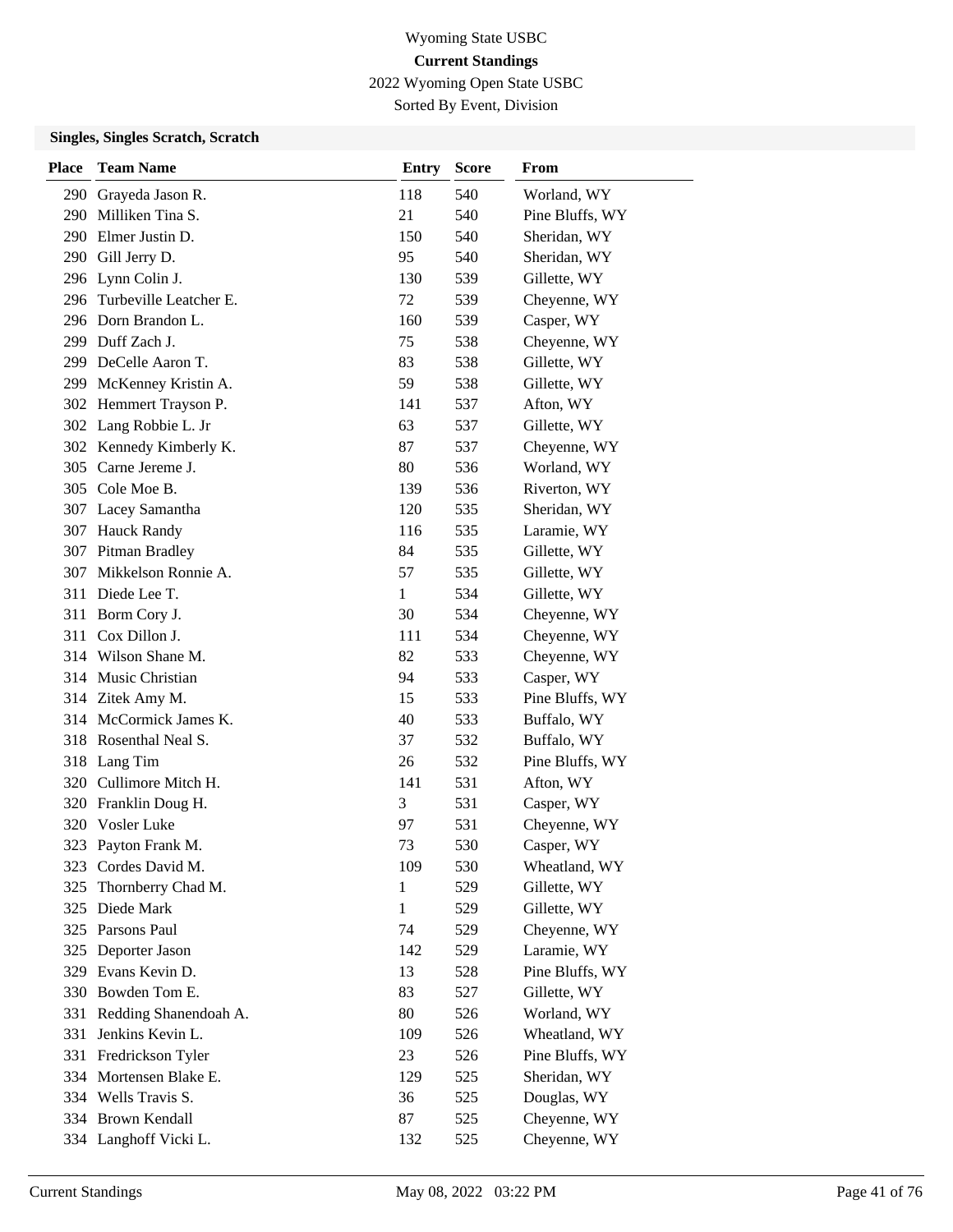Wyoming State USBC

**Current Standings**

2022 Wyoming Open State USBC

Sorted By Event, Division

### Singles, Singles Scratch, Scratch

| Place | Team Name | Entry | Score | From |
|---|---|---|---|---|
| 290 | Grayeda Jason R. | 118 | 540 | Worland, WY |
| 290 | Milliken Tina S. | 21 | 540 | Pine Bluffs, WY |
| 290 | Elmer Justin D. | 150 | 540 | Sheridan, WY |
| 290 | Gill Jerry D. | 95 | 540 | Sheridan, WY |
| 296 | Lynn Colin J. | 130 | 539 | Gillette, WY |
| 296 | Turbeville Leatcher E. | 72 | 539 | Cheyenne, WY |
| 296 | Dorn Brandon L. | 160 | 539 | Casper, WY |
| 299 | Duff Zach J. | 75 | 538 | Cheyenne, WY |
| 299 | DeCelle Aaron T. | 83 | 538 | Gillette, WY |
| 299 | McKenney Kristin A. | 59 | 538 | Gillette, WY |
| 302 | Hemmert Trayson P. | 141 | 537 | Afton, WY |
| 302 | Lang Robbie L. Jr | 63 | 537 | Gillette, WY |
| 302 | Kennedy Kimberly K. | 87 | 537 | Cheyenne, WY |
| 305 | Carne Jereme J. | 80 | 536 | Worland, WY |
| 305 | Cole Moe B. | 139 | 536 | Riverton, WY |
| 307 | Lacey Samantha | 120 | 535 | Sheridan, WY |
| 307 | Hauck Randy | 116 | 535 | Laramie, WY |
| 307 | Pitman Bradley | 84 | 535 | Gillette, WY |
| 307 | Mikkelson Ronnie A. | 57 | 535 | Gillette, WY |
| 311 | Diede Lee T. | 1 | 534 | Gillette, WY |
| 311 | Borm Cory J. | 30 | 534 | Cheyenne, WY |
| 311 | Cox Dillon J. | 111 | 534 | Cheyenne, WY |
| 314 | Wilson Shane M. | 82 | 533 | Cheyenne, WY |
| 314 | Music Christian | 94 | 533 | Casper, WY |
| 314 | Zitek Amy M. | 15 | 533 | Pine Bluffs, WY |
| 314 | McCormick James K. | 40 | 533 | Buffalo, WY |
| 318 | Rosenthal Neal S. | 37 | 532 | Buffalo, WY |
| 318 | Lang Tim | 26 | 532 | Pine Bluffs, WY |
| 320 | Cullimore Mitch H. | 141 | 531 | Afton, WY |
| 320 | Franklin Doug H. | 3 | 531 | Casper, WY |
| 320 | Vosler Luke | 97 | 531 | Cheyenne, WY |
| 323 | Payton Frank M. | 73 | 530 | Casper, WY |
| 323 | Cordes David M. | 109 | 530 | Wheatland, WY |
| 325 | Thornberry Chad M. | 1 | 529 | Gillette, WY |
| 325 | Diede Mark | 1 | 529 | Gillette, WY |
| 325 | Parsons Paul | 74 | 529 | Cheyenne, WY |
| 325 | Deporter Jason | 142 | 529 | Laramie, WY |
| 329 | Evans Kevin D. | 13 | 528 | Pine Bluffs, WY |
| 330 | Bowden Tom E. | 83 | 527 | Gillette, WY |
| 331 | Redding Shanendoah A. | 80 | 526 | Worland, WY |
| 331 | Jenkins Kevin L. | 109 | 526 | Wheatland, WY |
| 331 | Fredrickson Tyler | 23 | 526 | Pine Bluffs, WY |
| 334 | Mortensen Blake E. | 129 | 525 | Sheridan, WY |
| 334 | Wells Travis S. | 36 | 525 | Douglas, WY |
| 334 | Brown Kendall | 87 | 525 | Cheyenne, WY |
| 334 | Langhoff Vicki L. | 132 | 525 | Cheyenne, WY |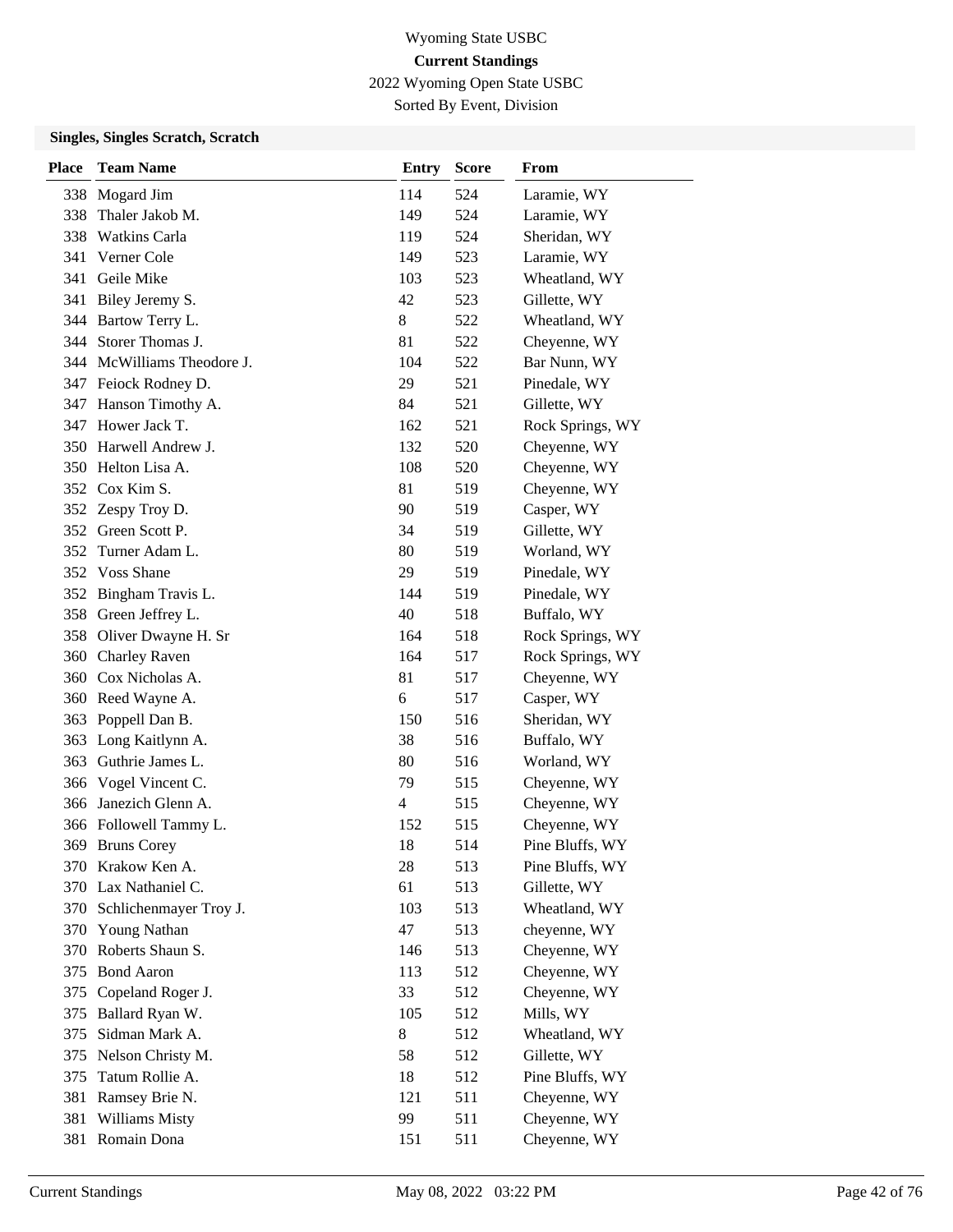Wyoming State USBC

**Current Standings**

2022 Wyoming Open State USBC

Sorted By Event, Division

### Singles, Singles Scratch, Scratch

| Place | Team Name | Entry | Score | From |
|---|---|---|---|---|
| 338 | Mogard Jim | 114 | 524 | Laramie, WY |
| 338 | Thaler Jakob M. | 149 | 524 | Laramie, WY |
| 338 | Watkins Carla | 119 | 524 | Sheridan, WY |
| 341 | Verner Cole | 149 | 523 | Laramie, WY |
| 341 | Geile Mike | 103 | 523 | Wheatland, WY |
| 341 | Biley Jeremy S. | 42 | 523 | Gillette, WY |
| 344 | Bartow Terry L. | 8 | 522 | Wheatland, WY |
| 344 | Storer Thomas J. | 81 | 522 | Cheyenne, WY |
| 344 | McWilliams Theodore J. | 104 | 522 | Bar Nunn, WY |
| 347 | Feiock Rodney D. | 29 | 521 | Pinedale, WY |
| 347 | Hanson Timothy A. | 84 | 521 | Gillette, WY |
| 347 | Hower Jack T. | 162 | 521 | Rock Springs, WY |
| 350 | Harwell Andrew J. | 132 | 520 | Cheyenne, WY |
| 350 | Helton Lisa A. | 108 | 520 | Cheyenne, WY |
| 352 | Cox Kim S. | 81 | 519 | Cheyenne, WY |
| 352 | Zespy Troy D. | 90 | 519 | Casper, WY |
| 352 | Green Scott P. | 34 | 519 | Gillette, WY |
| 352 | Turner Adam L. | 80 | 519 | Worland, WY |
| 352 | Voss Shane | 29 | 519 | Pinedale, WY |
| 352 | Bingham Travis L. | 144 | 519 | Pinedale, WY |
| 358 | Green Jeffrey L. | 40 | 518 | Buffalo, WY |
| 358 | Oliver Dwayne H. Sr | 164 | 518 | Rock Springs, WY |
| 360 | Charley Raven | 164 | 517 | Rock Springs, WY |
| 360 | Cox Nicholas A. | 81 | 517 | Cheyenne, WY |
| 360 | Reed Wayne A. | 6 | 517 | Casper, WY |
| 363 | Poppell Dan B. | 150 | 516 | Sheridan, WY |
| 363 | Long Kaitlynn A. | 38 | 516 | Buffalo, WY |
| 363 | Guthrie James L. | 80 | 516 | Worland, WY |
| 366 | Vogel Vincent C. | 79 | 515 | Cheyenne, WY |
| 366 | Janezich Glenn A. | 4 | 515 | Cheyenne, WY |
| 366 | Followell Tammy L. | 152 | 515 | Cheyenne, WY |
| 369 | Bruns Corey | 18 | 514 | Pine Bluffs, WY |
| 370 | Krakow Ken A. | 28 | 513 | Pine Bluffs, WY |
| 370 | Lax Nathaniel C. | 61 | 513 | Gillette, WY |
| 370 | Schlichenmayer Troy J. | 103 | 513 | Wheatland, WY |
| 370 | Young Nathan | 47 | 513 | cheyenne, WY |
| 370 | Roberts Shaun S. | 146 | 513 | Cheyenne, WY |
| 375 | Bond Aaron | 113 | 512 | Cheyenne, WY |
| 375 | Copeland Roger J. | 33 | 512 | Cheyenne, WY |
| 375 | Ballard Ryan W. | 105 | 512 | Mills, WY |
| 375 | Sidman Mark A. | 8 | 512 | Wheatland, WY |
| 375 | Nelson Christy M. | 58 | 512 | Gillette, WY |
| 375 | Tatum Rollie A. | 18 | 512 | Pine Bluffs, WY |
| 381 | Ramsey Brie N. | 121 | 511 | Cheyenne, WY |
| 381 | Williams Misty | 99 | 511 | Cheyenne, WY |
| 381 | Romain Dona | 151 | 511 | Cheyenne, WY |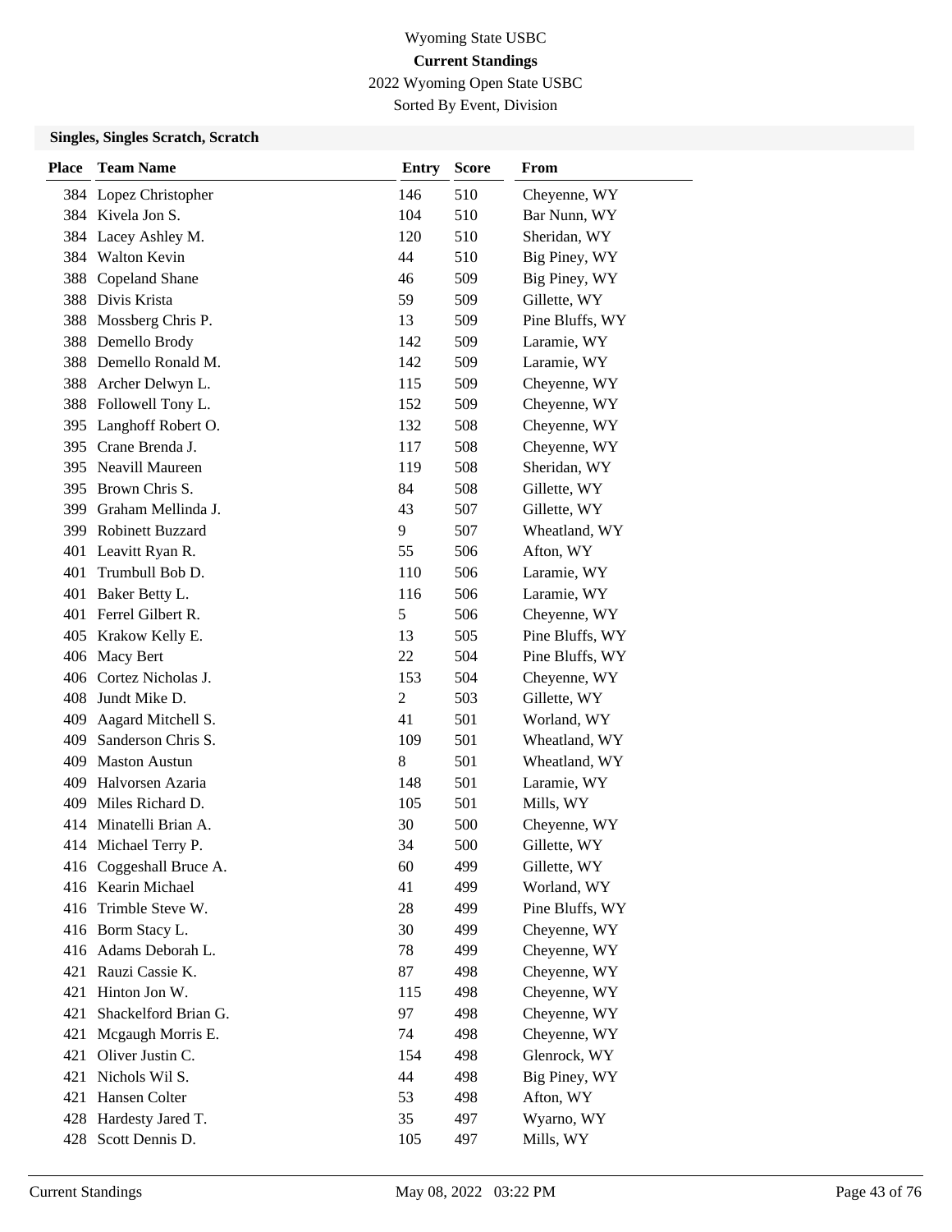# Wyoming State USBC
## Current Standings
2022 Wyoming Open State USBC

Sorted By Event, Division

### Singles, Singles Scratch, Scratch

| Place | Team Name | Entry | Score | From |
|---|---|---|---|---|
| 384 | Lopez Christopher | 146 | 510 | Cheyenne, WY |
| 384 | Kivela Jon S. | 104 | 510 | Bar Nunn, WY |
| 384 | Lacey Ashley M. | 120 | 510 | Sheridan, WY |
| 384 | Walton Kevin | 44 | 510 | Big Piney, WY |
| 388 | Copeland Shane | 46 | 509 | Big Piney, WY |
| 388 | Divis Krista | 59 | 509 | Gillette, WY |
| 388 | Mossberg Chris P. | 13 | 509 | Pine Bluffs, WY |
| 388 | Demello Brody | 142 | 509 | Laramie, WY |
| 388 | Demello Ronald M. | 142 | 509 | Laramie, WY |
| 388 | Archer Delwyn L. | 115 | 509 | Cheyenne, WY |
| 388 | Followell Tony L. | 152 | 509 | Cheyenne, WY |
| 395 | Langhoff Robert O. | 132 | 508 | Cheyenne, WY |
| 395 | Crane Brenda J. | 117 | 508 | Cheyenne, WY |
| 395 | Neavill Maureen | 119 | 508 | Sheridan, WY |
| 395 | Brown Chris S. | 84 | 508 | Gillette, WY |
| 399 | Graham Mellinda J. | 43 | 507 | Gillette, WY |
| 399 | Robinett Buzzard | 9 | 507 | Wheatland, WY |
| 401 | Leavitt Ryan R. | 55 | 506 | Afton, WY |
| 401 | Trumbull Bob D. | 110 | 506 | Laramie, WY |
| 401 | Baker Betty L. | 116 | 506 | Laramie, WY |
| 401 | Ferrel Gilbert R. | 5 | 506 | Cheyenne, WY |
| 405 | Krakow Kelly E. | 13 | 505 | Pine Bluffs, WY |
| 406 | Macy Bert | 22 | 504 | Pine Bluffs, WY |
| 406 | Cortez Nicholas J. | 153 | 504 | Cheyenne, WY |
| 408 | Jundt Mike D. | 2 | 503 | Gillette, WY |
| 409 | Aagard Mitchell S. | 41 | 501 | Worland, WY |
| 409 | Sanderson Chris S. | 109 | 501 | Wheatland, WY |
| 409 | Maston Austun | 8 | 501 | Wheatland, WY |
| 409 | Halvorsen Azaria | 148 | 501 | Laramie, WY |
| 409 | Miles Richard D. | 105 | 501 | Mills, WY |
| 414 | Minatelli Brian A. | 30 | 500 | Cheyenne, WY |
| 414 | Michael Terry P. | 34 | 500 | Gillette, WY |
| 416 | Coggeshall Bruce A. | 60 | 499 | Gillette, WY |
| 416 | Kearin Michael | 41 | 499 | Worland, WY |
| 416 | Trimble Steve W. | 28 | 499 | Pine Bluffs, WY |
| 416 | Borm Stacy L. | 30 | 499 | Cheyenne, WY |
| 416 | Adams Deborah L. | 78 | 499 | Cheyenne, WY |
| 421 | Rauzi Cassie K. | 87 | 498 | Cheyenne, WY |
| 421 | Hinton Jon W. | 115 | 498 | Cheyenne, WY |
| 421 | Shackelford Brian G. | 97 | 498 | Cheyenne, WY |
| 421 | Mcgaugh Morris E. | 74 | 498 | Cheyenne, WY |
| 421 | Oliver Justin C. | 154 | 498 | Glenrock, WY |
| 421 | Nichols Wil S. | 44 | 498 | Big Piney, WY |
| 421 | Hansen Colter | 53 | 498 | Afton, WY |
| 428 | Hardesty Jared T. | 35 | 497 | Wyarno, WY |
| 428 | Scott Dennis D. | 105 | 497 | Mills, WY |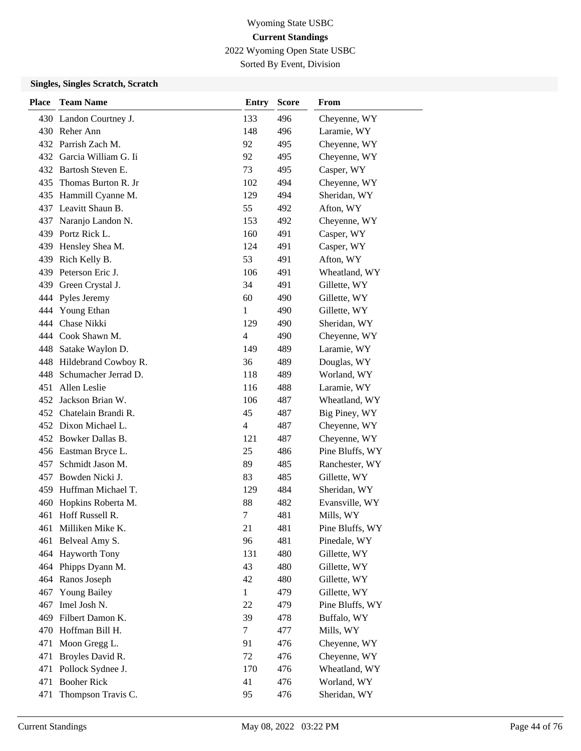Wyoming State USBC

**Current Standings**

2022 Wyoming Open State USBC

Sorted By Event, Division

### Singles, Singles Scratch, Scratch

| Place | Team Name | Entry | Score | From |
|---|---|---|---|---|
| 430 | Landon Courtney J. | 133 | 496 | Cheyenne, WY |
| 430 | Reher Ann | 148 | 496 | Laramie, WY |
| 432 | Parrish Zach M. | 92 | 495 | Cheyenne, WY |
| 432 | Garcia William G. Ii | 92 | 495 | Cheyenne, WY |
| 432 | Bartosh Steven E. | 73 | 495 | Casper, WY |
| 435 | Thomas Burton R. Jr | 102 | 494 | Cheyenne, WY |
| 435 | Hammill Cyanne M. | 129 | 494 | Sheridan, WY |
| 437 | Leavitt Shaun B. | 55 | 492 | Afton, WY |
| 437 | Naranjo Landon N. | 153 | 492 | Cheyenne, WY |
| 439 | Portz Rick L. | 160 | 491 | Casper, WY |
| 439 | Hensley Shea M. | 124 | 491 | Casper, WY |
| 439 | Rich Kelly B. | 53 | 491 | Afton, WY |
| 439 | Peterson Eric J. | 106 | 491 | Wheatland, WY |
| 439 | Green Crystal J. | 34 | 491 | Gillette, WY |
| 444 | Pyles Jeremy | 60 | 490 | Gillette, WY |
| 444 | Young Ethan | 1 | 490 | Gillette, WY |
| 444 | Chase Nikki | 129 | 490 | Sheridan, WY |
| 444 | Cook Shawn M. | 4 | 490 | Cheyenne, WY |
| 448 | Satake Waylon D. | 149 | 489 | Laramie, WY |
| 448 | Hildebrand Cowboy R. | 36 | 489 | Douglas, WY |
| 448 | Schumacher Jerrad D. | 118 | 489 | Worland, WY |
| 451 | Allen Leslie | 116 | 488 | Laramie, WY |
| 452 | Jackson Brian W. | 106 | 487 | Wheatland, WY |
| 452 | Chatelain Brandi R. | 45 | 487 | Big Piney, WY |
| 452 | Dixon Michael L. | 4 | 487 | Cheyenne, WY |
| 452 | Bowker Dallas B. | 121 | 487 | Cheyenne, WY |
| 456 | Eastman Bryce L. | 25 | 486 | Pine Bluffs, WY |
| 457 | Schmidt Jason M. | 89 | 485 | Ranchester, WY |
| 457 | Bowden Nicki J. | 83 | 485 | Gillette, WY |
| 459 | Huffman Michael T. | 129 | 484 | Sheridan, WY |
| 460 | Hopkins Roberta M. | 88 | 482 | Evansville, WY |
| 461 | Hoff Russell R. | 7 | 481 | Mills, WY |
| 461 | Milliken Mike K. | 21 | 481 | Pine Bluffs, WY |
| 461 | Belveal Amy S. | 96 | 481 | Pinedale, WY |
| 464 | Hayworth Tony | 131 | 480 | Gillette, WY |
| 464 | Phipps Dyann M. | 43 | 480 | Gillette, WY |
| 464 | Ranos Joseph | 42 | 480 | Gillette, WY |
| 467 | Young Bailey | 1 | 479 | Gillette, WY |
| 467 | Imel Josh N. | 22 | 479 | Pine Bluffs, WY |
| 469 | Filbert Damon K. | 39 | 478 | Buffalo, WY |
| 470 | Hoffman Bill H. | 7 | 477 | Mills, WY |
| 471 | Moon Gregg L. | 91 | 476 | Cheyenne, WY |
| 471 | Broyles David R. | 72 | 476 | Cheyenne, WY |
| 471 | Pollock Sydnee J. | 170 | 476 | Wheatland, WY |
| 471 | Booher Rick | 41 | 476 | Worland, WY |
| 471 | Thompson Travis C. | 95 | 476 | Sheridan, WY |

Current Standings May 08, 2022 03:22 PM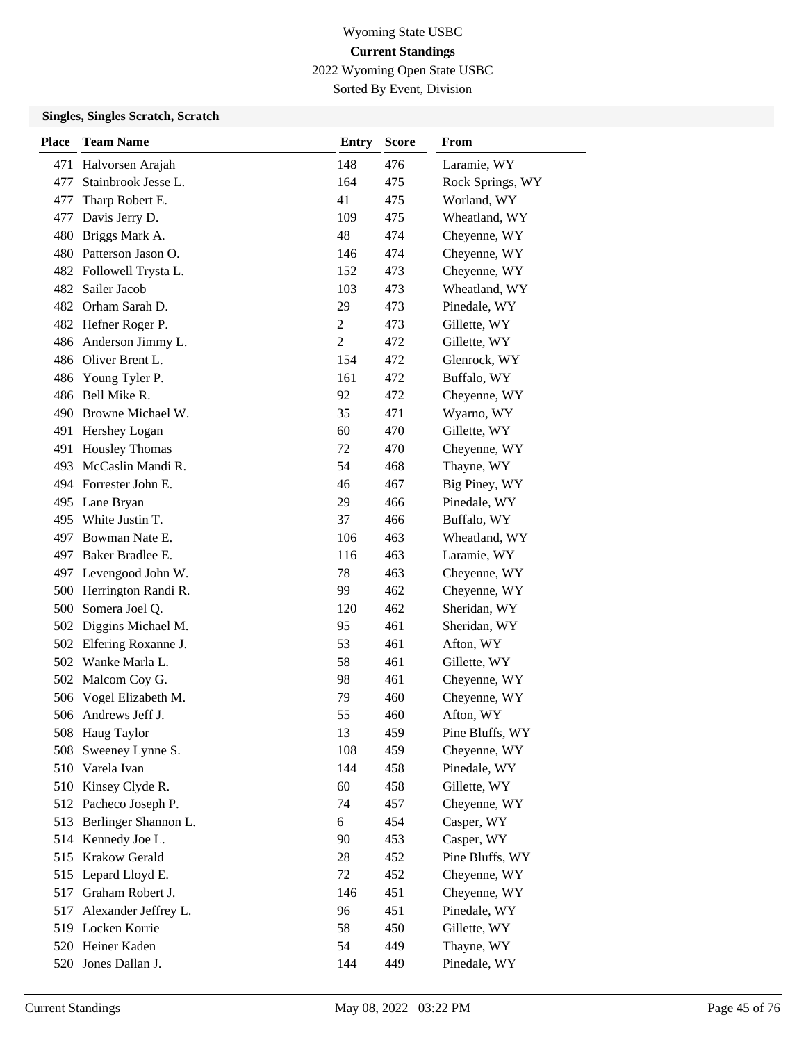Wyoming State USBC

**Current Standings**

2022 Wyoming Open State USBC

Sorted By Event, Division

### Singles, Singles Scratch, Scratch

| Place | Team Name | Entry | Score | From |
|---|---|---|---|---|
| 471 | Halvorsen Arajah | 148 | 476 | Laramie, WY |
| 477 | Stainbrook Jesse L. | 164 | 475 | Rock Springs, WY |
| 477 | Tharp Robert E. | 41 | 475 | Worland, WY |
| 477 | Davis Jerry D. | 109 | 475 | Wheatland, WY |
| 480 | Briggs Mark A. | 48 | 474 | Cheyenne, WY |
| 480 | Patterson Jason O. | 146 | 474 | Cheyenne, WY |
| 482 | Followell Trysta L. | 152 | 473 | Cheyenne, WY |
| 482 | Sailer Jacob | 103 | 473 | Wheatland, WY |
| 482 | Orham Sarah D. | 29 | 473 | Pinedale, WY |
| 482 | Hefner Roger P. | 2 | 473 | Gillette, WY |
| 486 | Anderson Jimmy L. | 2 | 472 | Gillette, WY |
| 486 | Oliver Brent L. | 154 | 472 | Glenrock, WY |
| 486 | Young Tyler P. | 161 | 472 | Buffalo, WY |
| 486 | Bell Mike R. | 92 | 472 | Cheyenne, WY |
| 490 | Browne Michael W. | 35 | 471 | Wyarno, WY |
| 491 | Hershey Logan | 60 | 470 | Gillette, WY |
| 491 | Housley Thomas | 72 | 470 | Cheyenne, WY |
| 493 | McCaslin Mandi R. | 54 | 468 | Thayne, WY |
| 494 | Forrester John E. | 46 | 467 | Big Piney, WY |
| 495 | Lane Bryan | 29 | 466 | Pinedale, WY |
| 495 | White Justin T. | 37 | 466 | Buffalo, WY |
| 497 | Bowman Nate E. | 106 | 463 | Wheatland, WY |
| 497 | Baker Bradlee E. | 116 | 463 | Laramie, WY |
| 497 | Levengood John W. | 78 | 463 | Cheyenne, WY |
| 500 | Herrington Randi R. | 99 | 462 | Cheyenne, WY |
| 500 | Somera Joel Q. | 120 | 462 | Sheridan, WY |
| 502 | Diggins Michael M. | 95 | 461 | Sheridan, WY |
| 502 | Elfering Roxanne J. | 53 | 461 | Afton, WY |
| 502 | Wanke Marla L. | 58 | 461 | Gillette, WY |
| 502 | Malcom Coy G. | 98 | 461 | Cheyenne, WY |
| 506 | Vogel Elizabeth M. | 79 | 460 | Cheyenne, WY |
| 506 | Andrews Jeff J. | 55 | 460 | Afton, WY |
| 508 | Haug Taylor | 13 | 459 | Pine Bluffs, WY |
| 508 | Sweeney Lynne S. | 108 | 459 | Cheyenne, WY |
| 510 | Varela Ivan | 144 | 458 | Pinedale, WY |
| 510 | Kinsey Clyde R. | 60 | 458 | Gillette, WY |
| 512 | Pacheco Joseph P. | 74 | 457 | Cheyenne, WY |
| 513 | Berlinger Shannon L. | 6 | 454 | Casper, WY |
| 514 | Kennedy Joe L. | 90 | 453 | Casper, WY |
| 515 | Krakow Gerald | 28 | 452 | Pine Bluffs, WY |
| 515 | Lepard Lloyd E. | 72 | 452 | Cheyenne, WY |
| 517 | Graham Robert J. | 146 | 451 | Cheyenne, WY |
| 517 | Alexander Jeffrey L. | 96 | 451 | Pinedale, WY |
| 519 | Locken Korrie | 58 | 450 | Gillette, WY |
| 520 | Heiner Kaden | 54 | 449 | Thayne, WY |
| 520 | Jones Dallan J. | 144 | 449 | Pinedale, WY |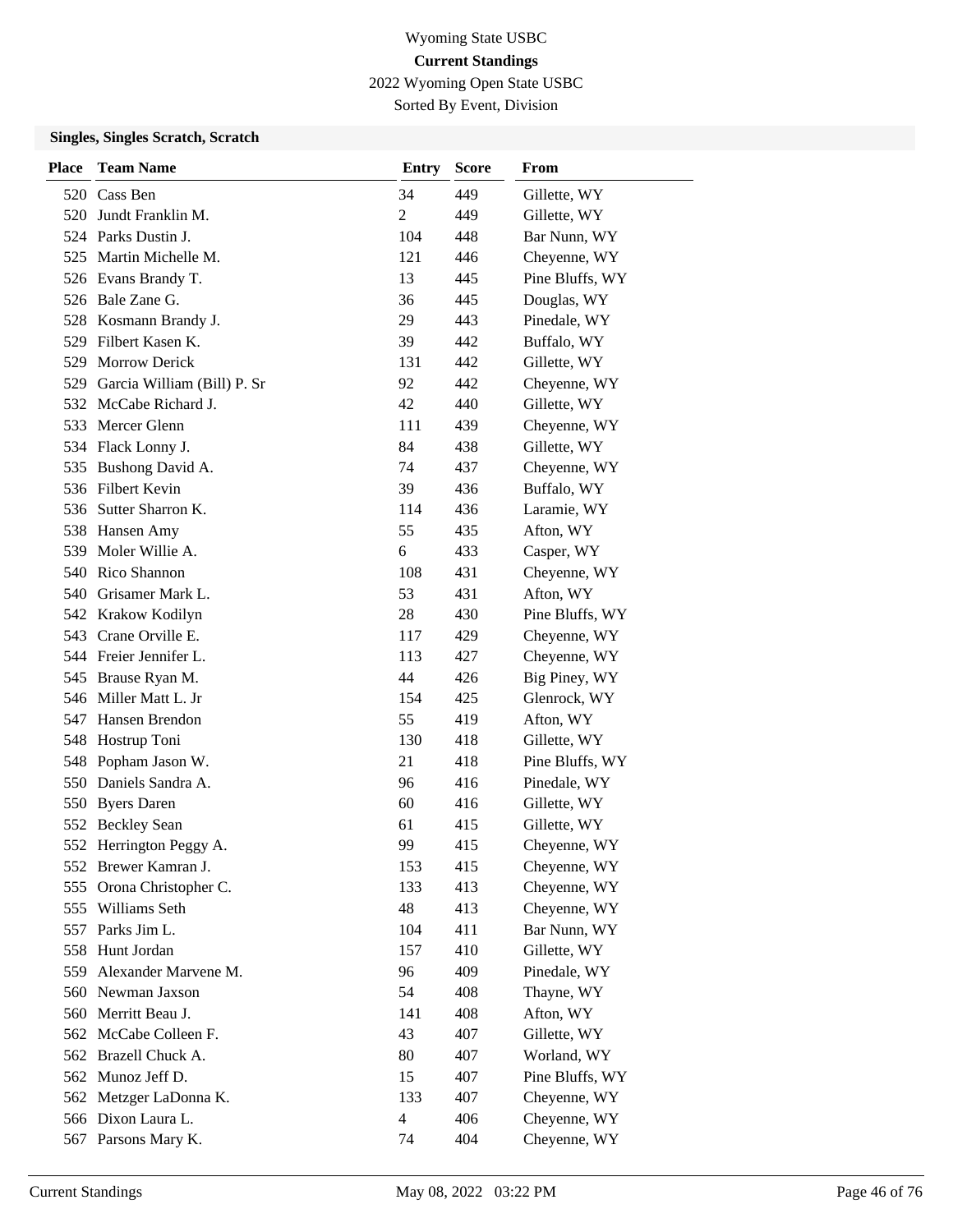Wyoming State USBC

**Current Standings**

2022 Wyoming Open State USBC

Sorted By Event, Division

### Singles, Singles Scratch, Scratch

| Place | Team Name | Entry | Score | From |
|---|---|---|---|---|
| 520 | Cass Ben | 34 | 449 | Gillette, WY |
| 520 | Jundt Franklin M. | 2 | 449 | Gillette, WY |
| 524 | Parks Dustin J. | 104 | 448 | Bar Nunn, WY |
| 525 | Martin Michelle M. | 121 | 446 | Cheyenne, WY |
| 526 | Evans Brandy T. | 13 | 445 | Pine Bluffs, WY |
| 526 | Bale Zane G. | 36 | 445 | Douglas, WY |
| 528 | Kosmann Brandy J. | 29 | 443 | Pinedale, WY |
| 529 | Filbert Kasen K. | 39 | 442 | Buffalo, WY |
| 529 | Morrow Derick | 131 | 442 | Gillette, WY |
| 529 | Garcia William (Bill) P. Sr | 92 | 442 | Cheyenne, WY |
| 532 | McCabe Richard J. | 42 | 440 | Gillette, WY |
| 533 | Mercer Glenn | 111 | 439 | Cheyenne, WY |
| 534 | Flack Lonny J. | 84 | 438 | Gillette, WY |
| 535 | Bushong David A. | 74 | 437 | Cheyenne, WY |
| 536 | Filbert Kevin | 39 | 436 | Buffalo, WY |
| 536 | Sutter Sharron K. | 114 | 436 | Laramie, WY |
| 538 | Hansen Amy | 55 | 435 | Afton, WY |
| 539 | Moler Willie A. | 6 | 433 | Casper, WY |
| 540 | Rico Shannon | 108 | 431 | Cheyenne, WY |
| 540 | Grisamer Mark L. | 53 | 431 | Afton, WY |
| 542 | Krakow Kodilyn | 28 | 430 | Pine Bluffs, WY |
| 543 | Crane Orville E. | 117 | 429 | Cheyenne, WY |
| 544 | Freier Jennifer L. | 113 | 427 | Cheyenne, WY |
| 545 | Brause Ryan M. | 44 | 426 | Big Piney, WY |
| 546 | Miller Matt L. Jr | 154 | 425 | Glenrock, WY |
| 547 | Hansen Brendon | 55 | 419 | Afton, WY |
| 548 | Hostrup Toni | 130 | 418 | Gillette, WY |
| 548 | Popham Jason W. | 21 | 418 | Pine Bluffs, WY |
| 550 | Daniels Sandra A. | 96 | 416 | Pinedale, WY |
| 550 | Byers Daren | 60 | 416 | Gillette, WY |
| 552 | Beckley Sean | 61 | 415 | Gillette, WY |
| 552 | Herrington Peggy A. | 99 | 415 | Cheyenne, WY |
| 552 | Brewer Kamran J. | 153 | 415 | Cheyenne, WY |
| 555 | Orona Christopher C. | 133 | 413 | Cheyenne, WY |
| 555 | Williams Seth | 48 | 413 | Cheyenne, WY |
| 557 | Parks Jim L. | 104 | 411 | Bar Nunn, WY |
| 558 | Hunt Jordan | 157 | 410 | Gillette, WY |
| 559 | Alexander Marvene M. | 96 | 409 | Pinedale, WY |
| 560 | Newman Jaxson | 54 | 408 | Thayne, WY |
| 560 | Merritt Beau J. | 141 | 408 | Afton, WY |
| 562 | McCabe Colleen F. | 43 | 407 | Gillette, WY |
| 562 | Brazell Chuck A. | 80 | 407 | Worland, WY |
| 562 | Munoz Jeff D. | 15 | 407 | Pine Bluffs, WY |
| 562 | Metzger LaDonna K. | 133 | 407 | Cheyenne, WY |
| 566 | Dixon Laura L. | 4 | 406 | Cheyenne, WY |
| 567 | Parsons Mary K. | 74 | 404 | Cheyenne, WY |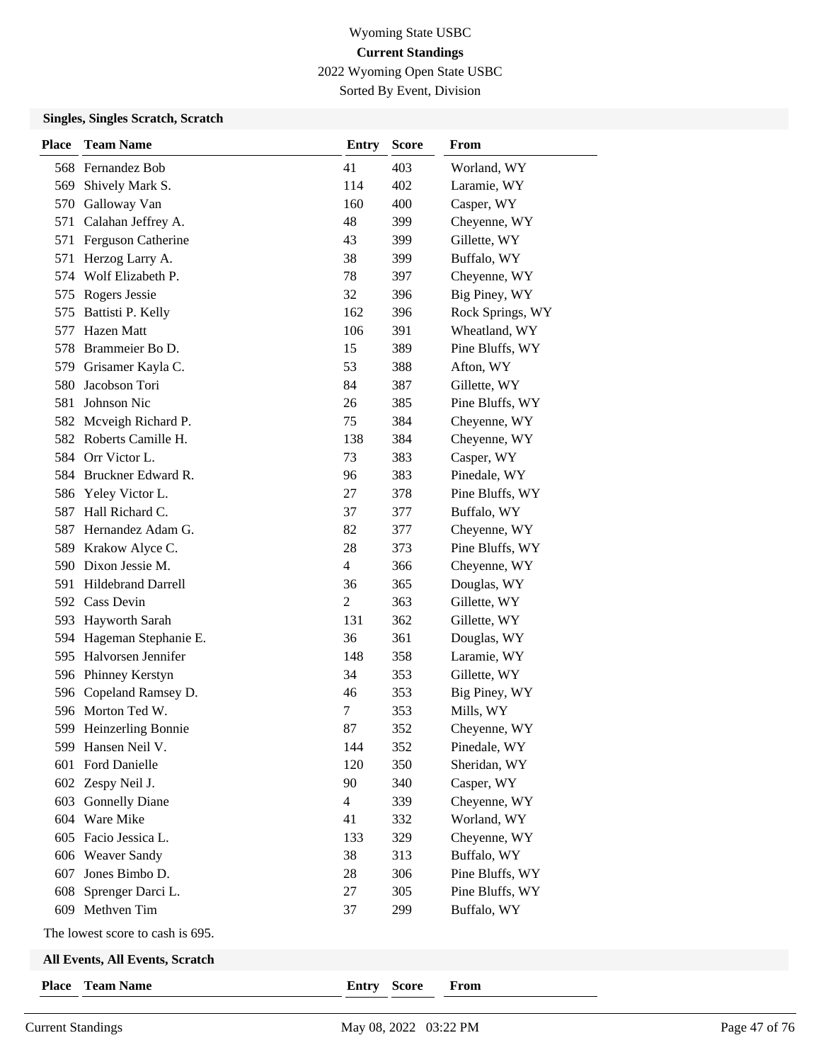Wyoming State USBC

**Current Standings**

2022 Wyoming Open State USBC

Sorted By Event, Division

### Singles, Singles Scratch, Scratch

| Place | Team Name | Entry | Score | From |
|---|---|---|---|---|
| 568 | Fernandez Bob | 41 | 403 | Worland, WY |
| 569 | Shively Mark S. | 114 | 402 | Laramie, WY |
| 570 | Galloway Van | 160 | 400 | Casper, WY |
| 571 | Calahan Jeffrey A. | 48 | 399 | Cheyenne, WY |
| 571 | Ferguson Catherine | 43 | 399 | Gillette, WY |
| 571 | Herzog Larry A. | 38 | 399 | Buffalo, WY |
| 574 | Wolf Elizabeth P. | 78 | 397 | Cheyenne, WY |
| 575 | Rogers Jessie | 32 | 396 | Big Piney, WY |
| 575 | Battisti P. Kelly | 162 | 396 | Rock Springs, WY |
| 577 | Hazen Matt | 106 | 391 | Wheatland, WY |
| 578 | Brammeier Bo D. | 15 | 389 | Pine Bluffs, WY |
| 579 | Grisamer Kayla C. | 53 | 388 | Afton, WY |
| 580 | Jacobson Tori | 84 | 387 | Gillette, WY |
| 581 | Johnson Nic | 26 | 385 | Pine Bluffs, WY |
| 582 | Mcveigh Richard P. | 75 | 384 | Cheyenne, WY |
| 582 | Roberts Camille H. | 138 | 384 | Cheyenne, WY |
| 584 | Orr Victor L. | 73 | 383 | Casper, WY |
| 584 | Bruckner Edward R. | 96 | 383 | Pinedale, WY |
| 586 | Yeley Victor L. | 27 | 378 | Pine Bluffs, WY |
| 587 | Hall Richard C. | 37 | 377 | Buffalo, WY |
| 587 | Hernandez Adam G. | 82 | 377 | Cheyenne, WY |
| 589 | Krakow Alyce C. | 28 | 373 | Pine Bluffs, WY |
| 590 | Dixon Jessie M. | 4 | 366 | Cheyenne, WY |
| 591 | Hildebrand Darrell | 36 | 365 | Douglas, WY |
| 592 | Cass Devin | 2 | 363 | Gillette, WY |
| 593 | Hayworth Sarah | 131 | 362 | Gillette, WY |
| 594 | Hageman Stephanie E. | 36 | 361 | Douglas, WY |
| 595 | Halvorsen Jennifer | 148 | 358 | Laramie, WY |
| 596 | Phinney Kerstyn | 34 | 353 | Gillette, WY |
| 596 | Copeland Ramsey D. | 46 | 353 | Big Piney, WY |
| 596 | Morton Ted W. | 7 | 353 | Mills, WY |
| 599 | Heinzerling Bonnie | 87 | 352 | Cheyenne, WY |
| 599 | Hansen Neil V. | 144 | 352 | Pinedale, WY |
| 601 | Ford Danielle | 120 | 350 | Sheridan, WY |
| 602 | Zespy Neil J. | 90 | 340 | Casper, WY |
| 603 | Gonnelly Diane | 4 | 339 | Cheyenne, WY |
| 604 | Ware Mike | 41 | 332 | Worland, WY |
| 605 | Facio Jessica L. | 133 | 329 | Cheyenne, WY |
| 606 | Weaver Sandy | 38 | 313 | Buffalo, WY |
| 607 | Jones Bimbo D. | 28 | 306 | Pine Bluffs, WY |
| 608 | Sprenger Darci L. | 27 | 305 | Pine Bluffs, WY |
| 609 | Methven Tim | 37 | 299 | Buffalo, WY |

The lowest score to cash is 695.

### All Events, All Events, Scratch

| Place | Team Name | Entry | Score | From |
|---|---|---|---|---|

Current Standings May 08, 2022 03:22 PM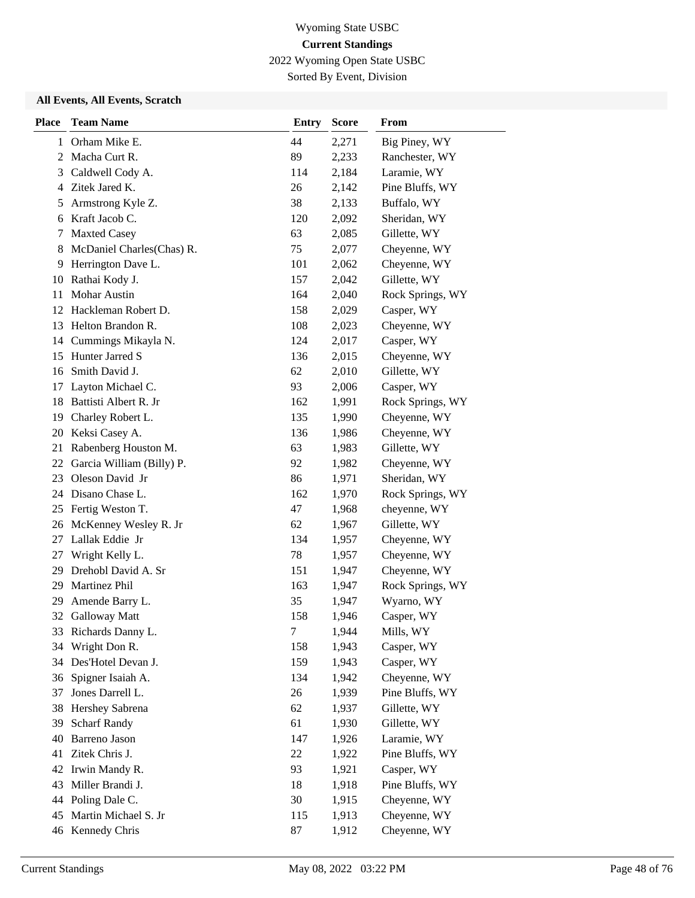Wyoming State USBC

**Current Standings**

2022 Wyoming Open State USBC

Sorted By Event, Division

### All Events, All Events, Scratch

| Place | Team Name | Entry | Score | From |
|---|---|---|---|---|
| 1 | Orham Mike E. | 44 | 2,271 | Big Piney, WY |
| 2 | Macha Curt R. | 89 | 2,233 | Ranchester, WY |
| 3 | Caldwell Cody A. | 114 | 2,184 | Laramie, WY |
| 4 | Zitek Jared K. | 26 | 2,142 | Pine Bluffs, WY |
| 5 | Armstrong Kyle Z. | 38 | 2,133 | Buffalo, WY |
| 6 | Kraft Jacob C. | 120 | 2,092 | Sheridan, WY |
| 7 | Maxted Casey | 63 | 2,085 | Gillette, WY |
| 8 | McDaniel Charles(Chas) R. | 75 | 2,077 | Cheyenne, WY |
| 9 | Herrington Dave L. | 101 | 2,062 | Cheyenne, WY |
| 10 | Rathai Kody J. | 157 | 2,042 | Gillette, WY |
| 11 | Mohar Austin | 164 | 2,040 | Rock Springs, WY |
| 12 | Hackleman Robert D. | 158 | 2,029 | Casper, WY |
| 13 | Helton Brandon R. | 108 | 2,023 | Cheyenne, WY |
| 14 | Cummings Mikayla N. | 124 | 2,017 | Casper, WY |
| 15 | Hunter Jarred S | 136 | 2,015 | Cheyenne, WY |
| 16 | Smith David J. | 62 | 2,010 | Gillette, WY |
| 17 | Layton Michael C. | 93 | 2,006 | Casper, WY |
| 18 | Battisti Albert R. Jr | 162 | 1,991 | Rock Springs, WY |
| 19 | Charley Robert L. | 135 | 1,990 | Cheyenne, WY |
| 20 | Keksi Casey A. | 136 | 1,986 | Cheyenne, WY |
| 21 | Rabenberg Houston M. | 63 | 1,983 | Gillette, WY |
| 22 | Garcia William (Billy) P. | 92 | 1,982 | Cheyenne, WY |
| 23 | Oleson David Jr | 86 | 1,971 | Sheridan, WY |
| 24 | Disano Chase L. | 162 | 1,970 | Rock Springs, WY |
| 25 | Fertig Weston T. | 47 | 1,968 | cheyenne, WY |
| 26 | McKenney Wesley R. Jr | 62 | 1,967 | Gillette, WY |
| 27 | Lallak Eddie Jr | 134 | 1,957 | Cheyenne, WY |
| 27 | Wright Kelly L. | 78 | 1,957 | Cheyenne, WY |
| 29 | Drehobl David A. Sr | 151 | 1,947 | Cheyenne, WY |
| 29 | Martinez Phil | 163 | 1,947 | Rock Springs, WY |
| 29 | Amende Barry L. | 35 | 1,947 | Wyarno, WY |
| 32 | Galloway Matt | 158 | 1,946 | Casper, WY |
| 33 | Richards Danny L. | 7 | 1,944 | Mills, WY |
| 34 | Wright Don R. | 158 | 1,943 | Casper, WY |
| 34 | Des'Hotel Devan J. | 159 | 1,943 | Casper, WY |
| 36 | Spigner Isaiah A. | 134 | 1,942 | Cheyenne, WY |
| 37 | Jones Darrell L. | 26 | 1,939 | Pine Bluffs, WY |
| 38 | Hershey Sabrena | 62 | 1,937 | Gillette, WY |
| 39 | Scharf Randy | 61 | 1,930 | Gillette, WY |
| 40 | Barreno Jason | 147 | 1,926 | Laramie, WY |
| 41 | Zitek Chris J. | 22 | 1,922 | Pine Bluffs, WY |
| 42 | Irwin Mandy R. | 93 | 1,921 | Casper, WY |
| 43 | Miller Brandi J. | 18 | 1,918 | Pine Bluffs, WY |
| 44 | Poling Dale C. | 30 | 1,915 | Cheyenne, WY |
| 45 | Martin Michael S. Jr | 115 | 1,913 | Cheyenne, WY |
| 46 | Kennedy Chris | 87 | 1,912 | Cheyenne, WY |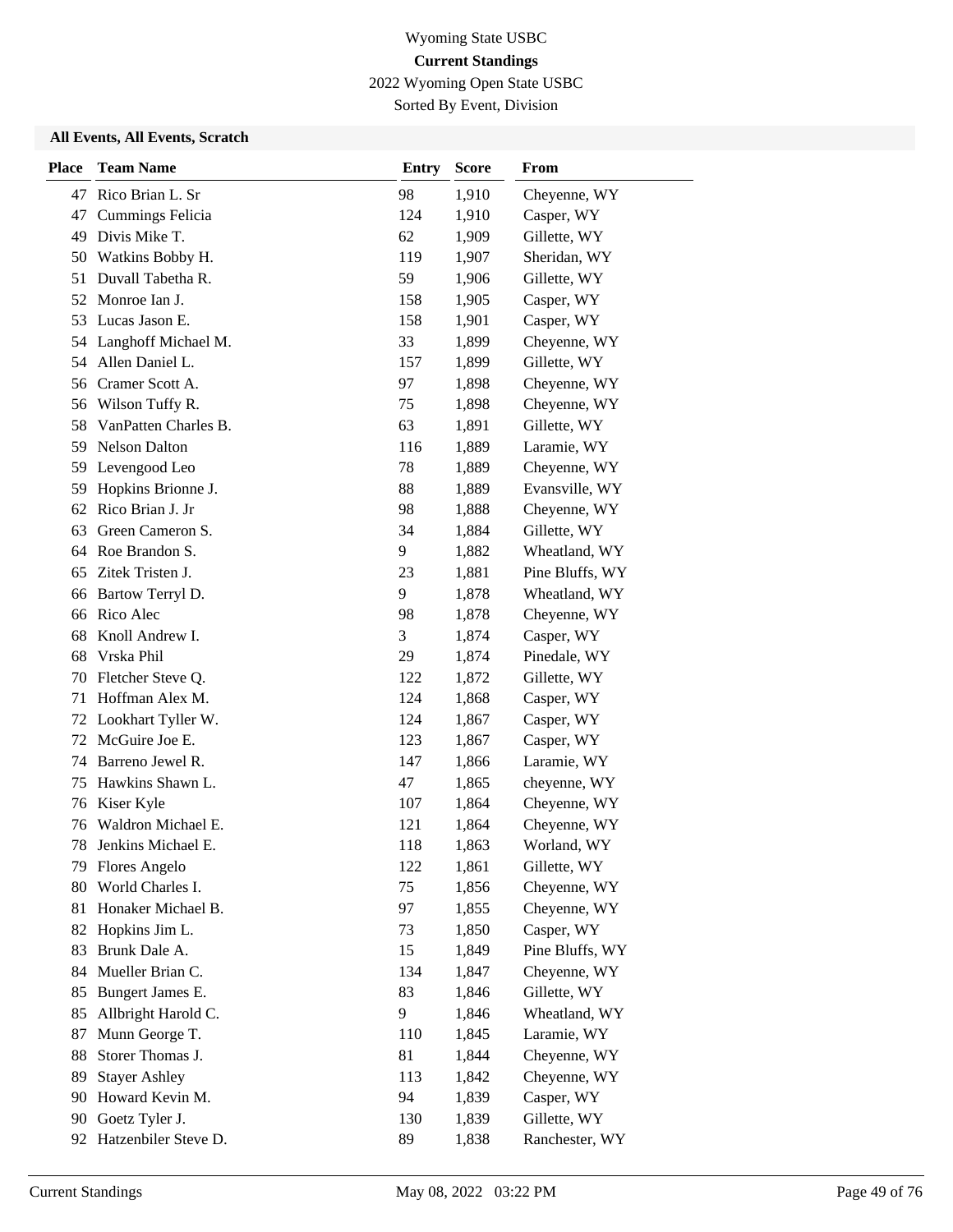Wyoming State USBC

**Current Standings**

2022 Wyoming Open State USBC

Sorted By Event, Division

### All Events, All Events, Scratch

| Place | Team Name | Entry | Score | From |
|---|---|---|---|---|
| 47 | Rico Brian L. Sr | 98 | 1,910 | Cheyenne, WY |
| 47 | Cummings Felicia | 124 | 1,910 | Casper, WY |
| 49 | Divis Mike T. | 62 | 1,909 | Gillette, WY |
| 50 | Watkins Bobby H. | 119 | 1,907 | Sheridan, WY |
| 51 | Duvall Tabetha R. | 59 | 1,906 | Gillette, WY |
| 52 | Monroe Ian J. | 158 | 1,905 | Casper, WY |
| 53 | Lucas Jason E. | 158 | 1,901 | Casper, WY |
| 54 | Langhoff Michael M. | 33 | 1,899 | Cheyenne, WY |
| 54 | Allen Daniel L. | 157 | 1,899 | Gillette, WY |
| 56 | Cramer Scott A. | 97 | 1,898 | Cheyenne, WY |
| 56 | Wilson Tuffy R. | 75 | 1,898 | Cheyenne, WY |
| 58 | VanPatten Charles B. | 63 | 1,891 | Gillette, WY |
| 59 | Nelson Dalton | 116 | 1,889 | Laramie, WY |
| 59 | Levengood Leo | 78 | 1,889 | Cheyenne, WY |
| 59 | Hopkins Brionne J. | 88 | 1,889 | Evansville, WY |
| 62 | Rico Brian J. Jr | 98 | 1,888 | Cheyenne, WY |
| 63 | Green Cameron S. | 34 | 1,884 | Gillette, WY |
| 64 | Roe Brandon S. | 9 | 1,882 | Wheatland, WY |
| 65 | Zitek Tristen J. | 23 | 1,881 | Pine Bluffs, WY |
| 66 | Bartow Terryl D. | 9 | 1,878 | Wheatland, WY |
| 66 | Rico Alec | 98 | 1,878 | Cheyenne, WY |
| 68 | Knoll Andrew I. | 3 | 1,874 | Casper, WY |
| 68 | Vrska Phil | 29 | 1,874 | Pinedale, WY |
| 70 | Fletcher Steve Q. | 122 | 1,872 | Gillette, WY |
| 71 | Hoffman Alex M. | 124 | 1,868 | Casper, WY |
| 72 | Lookhart Tyller W. | 124 | 1,867 | Casper, WY |
| 72 | McGuire Joe E. | 123 | 1,867 | Casper, WY |
| 74 | Barreno Jewel R. | 147 | 1,866 | Laramie, WY |
| 75 | Hawkins Shawn L. | 47 | 1,865 | cheyenne, WY |
| 76 | Kiser Kyle | 107 | 1,864 | Cheyenne, WY |
| 76 | Waldron Michael E. | 121 | 1,864 | Cheyenne, WY |
| 78 | Jenkins Michael E. | 118 | 1,863 | Worland, WY |
| 79 | Flores Angelo | 122 | 1,861 | Gillette, WY |
| 80 | World Charles I. | 75 | 1,856 | Cheyenne, WY |
| 81 | Honaker Michael B. | 97 | 1,855 | Cheyenne, WY |
| 82 | Hopkins Jim L. | 73 | 1,850 | Casper, WY |
| 83 | Brunk Dale A. | 15 | 1,849 | Pine Bluffs, WY |
| 84 | Mueller Brian C. | 134 | 1,847 | Cheyenne, WY |
| 85 | Bungert James E. | 83 | 1,846 | Gillette, WY |
| 85 | Allbright Harold C. | 9 | 1,846 | Wheatland, WY |
| 87 | Munn George T. | 110 | 1,845 | Laramie, WY |
| 88 | Storer Thomas J. | 81 | 1,844 | Cheyenne, WY |
| 89 | Stayer Ashley | 113 | 1,842 | Cheyenne, WY |
| 90 | Howard Kevin M. | 94 | 1,839 | Casper, WY |
| 90 | Goetz Tyler J. | 130 | 1,839 | Gillette, WY |
| 92 | Hatzenbiler Steve D. | 89 | 1,838 | Ranchester, WY |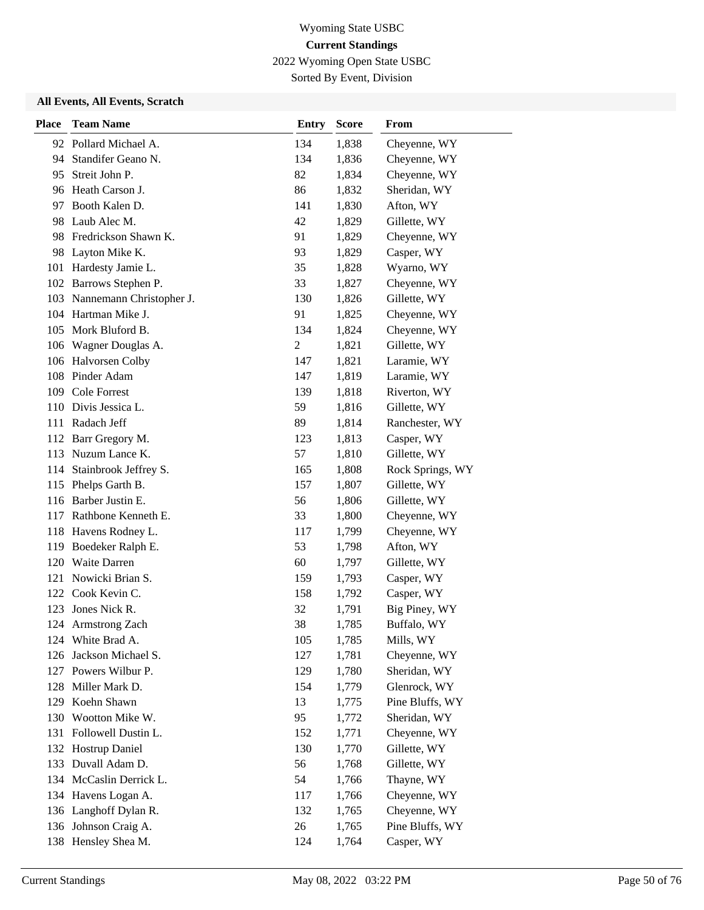Wyoming State USBC

**Current Standings**

2022 Wyoming Open State USBC

Sorted By Event, Division

### All Events, All Events, Scratch

| Place | Team Name | Entry | Score | From |
|---|---|---|---|---|
| 92 | Pollard Michael A. | 134 | 1,838 | Cheyenne, WY |
| 94 | Standifer Geano N. | 134 | 1,836 | Cheyenne, WY |
| 95 | Streit John P. | 82 | 1,834 | Cheyenne, WY |
| 96 | Heath Carson J. | 86 | 1,832 | Sheridan, WY |
| 97 | Booth Kalen D. | 141 | 1,830 | Afton, WY |
| 98 | Laub Alec M. | 42 | 1,829 | Gillette, WY |
| 98 | Fredrickson Shawn K. | 91 | 1,829 | Cheyenne, WY |
| 98 | Layton Mike K. | 93 | 1,829 | Casper, WY |
| 101 | Hardesty Jamie L. | 35 | 1,828 | Wyarno, WY |
| 102 | Barrows Stephen P. | 33 | 1,827 | Cheyenne, WY |
| 103 | Nannemann Christopher J. | 130 | 1,826 | Gillette, WY |
| 104 | Hartman Mike J. | 91 | 1,825 | Cheyenne, WY |
| 105 | Mork Bluford B. | 134 | 1,824 | Cheyenne, WY |
| 106 | Wagner Douglas A. | 2 | 1,821 | Gillette, WY |
| 106 | Halvorsen Colby | 147 | 1,821 | Laramie, WY |
| 108 | Pinder Adam | 147 | 1,819 | Laramie, WY |
| 109 | Cole Forrest | 139 | 1,818 | Riverton, WY |
| 110 | Divis Jessica L. | 59 | 1,816 | Gillette, WY |
| 111 | Radach Jeff | 89 | 1,814 | Ranchester, WY |
| 112 | Barr Gregory M. | 123 | 1,813 | Casper, WY |
| 113 | Nuzum Lance K. | 57 | 1,810 | Gillette, WY |
| 114 | Stainbrook Jeffrey S. | 165 | 1,808 | Rock Springs, WY |
| 115 | Phelps Garth B. | 157 | 1,807 | Gillette, WY |
| 116 | Barber Justin E. | 56 | 1,806 | Gillette, WY |
| 117 | Rathbone Kenneth E. | 33 | 1,800 | Cheyenne, WY |
| 118 | Havens Rodney L. | 117 | 1,799 | Cheyenne, WY |
| 119 | Boedeker Ralph E. | 53 | 1,798 | Afton, WY |
| 120 | Waite Darren | 60 | 1,797 | Gillette, WY |
| 121 | Nowicki Brian S. | 159 | 1,793 | Casper, WY |
| 122 | Cook Kevin C. | 158 | 1,792 | Casper, WY |
| 123 | Jones Nick R. | 32 | 1,791 | Big Piney, WY |
| 124 | Armstrong Zach | 38 | 1,785 | Buffalo, WY |
| 124 | White Brad A. | 105 | 1,785 | Mills, WY |
| 126 | Jackson Michael S. | 127 | 1,781 | Cheyenne, WY |
| 127 | Powers Wilbur P. | 129 | 1,780 | Sheridan, WY |
| 128 | Miller Mark D. | 154 | 1,779 | Glenrock, WY |
| 129 | Koehn Shawn | 13 | 1,775 | Pine Bluffs, WY |
| 130 | Wootton Mike W. | 95 | 1,772 | Sheridan, WY |
| 131 | Followell Dustin L. | 152 | 1,771 | Cheyenne, WY |
| 132 | Hostrup Daniel | 130 | 1,770 | Gillette, WY |
| 133 | Duvall Adam D. | 56 | 1,768 | Gillette, WY |
| 134 | McCaslin Derrick L. | 54 | 1,766 | Thayne, WY |
| 134 | Havens Logan A. | 117 | 1,766 | Cheyenne, WY |
| 136 | Langhoff Dylan R. | 132 | 1,765 | Cheyenne, WY |
| 136 | Johnson Craig A. | 26 | 1,765 | Pine Bluffs, WY |
| 138 | Hensley Shea M. | 124 | 1,764 | Casper, WY |

Current Standings May 08, 2022 03:22 PM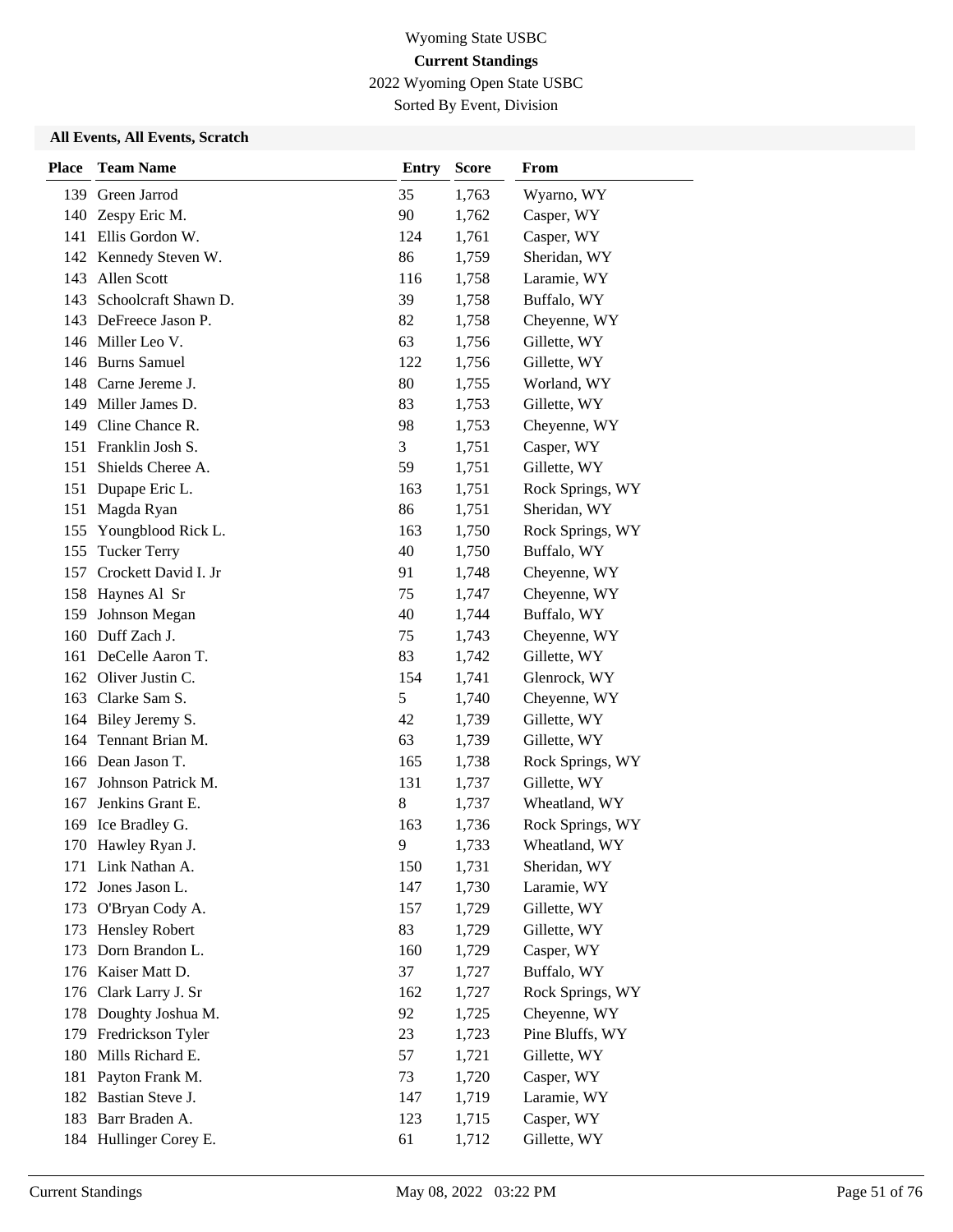Wyoming State USBC

**Current Standings**

2022 Wyoming Open State USBC

Sorted By Event, Division

### All Events, All Events, Scratch

| Place | Team Name | Entry | Score | From |
|---|---|---|---|---|
| 139 | Green Jarrod | 35 | 1,763 | Wyarno, WY |
| 140 | Zespy Eric M. | 90 | 1,762 | Casper, WY |
| 141 | Ellis Gordon W. | 124 | 1,761 | Casper, WY |
| 142 | Kennedy Steven W. | 86 | 1,759 | Sheridan, WY |
| 143 | Allen Scott | 116 | 1,758 | Laramie, WY |
| 143 | Schoolcraft Shawn D. | 39 | 1,758 | Buffalo, WY |
| 143 | DeFreece Jason P. | 82 | 1,758 | Cheyenne, WY |
| 146 | Miller Leo V. | 63 | 1,756 | Gillette, WY |
| 146 | Burns Samuel | 122 | 1,756 | Gillette, WY |
| 148 | Carne Jereme J. | 80 | 1,755 | Worland, WY |
| 149 | Miller James D. | 83 | 1,753 | Gillette, WY |
| 149 | Cline Chance R. | 98 | 1,753 | Cheyenne, WY |
| 151 | Franklin Josh S. | 3 | 1,751 | Casper, WY |
| 151 | Shields Cheree A. | 59 | 1,751 | Gillette, WY |
| 151 | Dupape Eric L. | 163 | 1,751 | Rock Springs, WY |
| 151 | Magda Ryan | 86 | 1,751 | Sheridan, WY |
| 155 | Youngblood Rick L. | 163 | 1,750 | Rock Springs, WY |
| 155 | Tucker Terry | 40 | 1,750 | Buffalo, WY |
| 157 | Crockett David I. Jr | 91 | 1,748 | Cheyenne, WY |
| 158 | Haynes Al Sr | 75 | 1,747 | Cheyenne, WY |
| 159 | Johnson Megan | 40 | 1,744 | Buffalo, WY |
| 160 | Duff Zach J. | 75 | 1,743 | Cheyenne, WY |
| 161 | DeCelle Aaron T. | 83 | 1,742 | Gillette, WY |
| 162 | Oliver Justin C. | 154 | 1,741 | Glenrock, WY |
| 163 | Clarke Sam S. | 5 | 1,740 | Cheyenne, WY |
| 164 | Biley Jeremy S. | 42 | 1,739 | Gillette, WY |
| 164 | Tennant Brian M. | 63 | 1,739 | Gillette, WY |
| 166 | Dean Jason T. | 165 | 1,738 | Rock Springs, WY |
| 167 | Johnson Patrick M. | 131 | 1,737 | Gillette, WY |
| 167 | Jenkins Grant E. | 8 | 1,737 | Wheatland, WY |
| 169 | Ice Bradley G. | 163 | 1,736 | Rock Springs, WY |
| 170 | Hawley Ryan J. | 9 | 1,733 | Wheatland, WY |
| 171 | Link Nathan A. | 150 | 1,731 | Sheridan, WY |
| 172 | Jones Jason L. | 147 | 1,730 | Laramie, WY |
| 173 | O'Bryan Cody A. | 157 | 1,729 | Gillette, WY |
| 173 | Hensley Robert | 83 | 1,729 | Gillette, WY |
| 173 | Dorn Brandon L. | 160 | 1,729 | Casper, WY |
| 176 | Kaiser Matt D. | 37 | 1,727 | Buffalo, WY |
| 176 | Clark Larry J. Sr | 162 | 1,727 | Rock Springs, WY |
| 178 | Doughty Joshua M. | 92 | 1,725 | Cheyenne, WY |
| 179 | Fredrickson Tyler | 23 | 1,723 | Pine Bluffs, WY |
| 180 | Mills Richard E. | 57 | 1,721 | Gillette, WY |
| 181 | Payton Frank M. | 73 | 1,720 | Casper, WY |
| 182 | Bastian Steve J. | 147 | 1,719 | Laramie, WY |
| 183 | Barr Braden A. | 123 | 1,715 | Casper, WY |
| 184 | Hullinger Corey E. | 61 | 1,712 | Gillette, WY |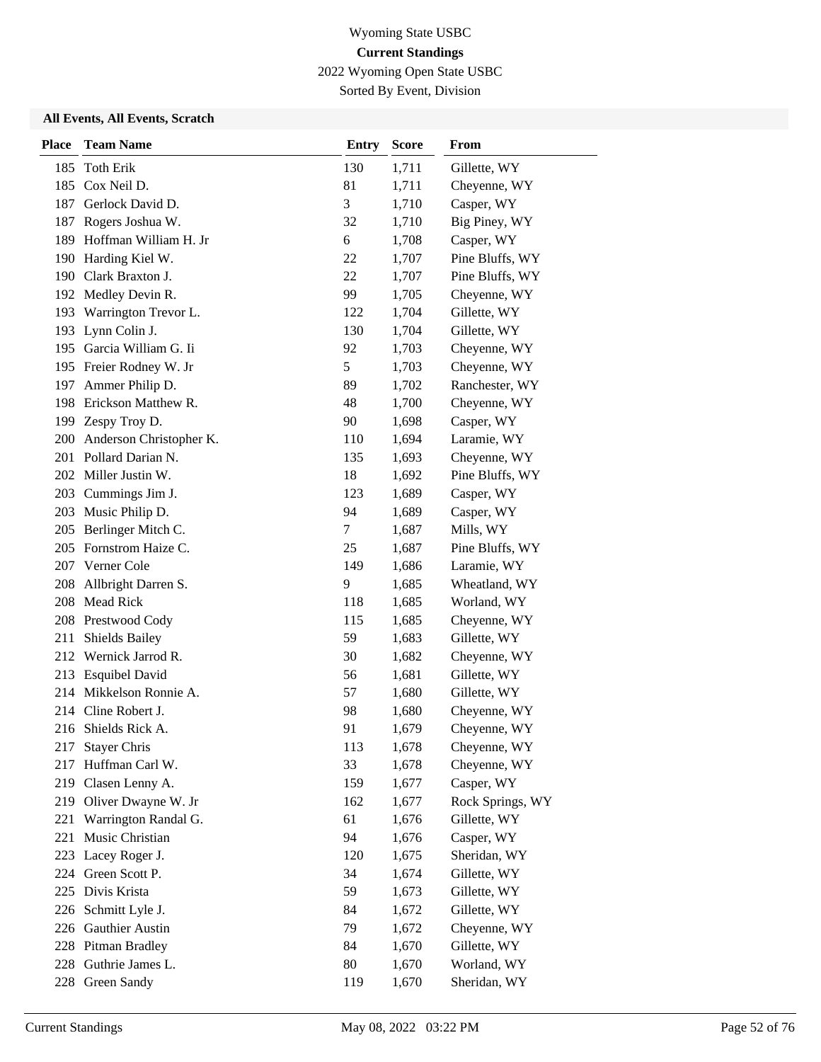Wyoming State USBC

**Current Standings**

2022 Wyoming Open State USBC

Sorted By Event, Division

### All Events, All Events, Scratch

| Place | Team Name | Entry | Score | From |
|---|---|---|---|---|
| 185 | Toth Erik | 130 | 1,711 | Gillette, WY |
| 185 | Cox Neil D. | 81 | 1,711 | Cheyenne, WY |
| 187 | Gerlock David D. | 3 | 1,710 | Casper, WY |
| 187 | Rogers Joshua W. | 32 | 1,710 | Big Piney, WY |
| 189 | Hoffman William H. Jr | 6 | 1,708 | Casper, WY |
| 190 | Harding Kiel W. | 22 | 1,707 | Pine Bluffs, WY |
| 190 | Clark Braxton J. | 22 | 1,707 | Pine Bluffs, WY |
| 192 | Medley Devin R. | 99 | 1,705 | Cheyenne, WY |
| 193 | Warrington Trevor L. | 122 | 1,704 | Gillette, WY |
| 193 | Lynn Colin J. | 130 | 1,704 | Gillette, WY |
| 195 | Garcia William G. Ii | 92 | 1,703 | Cheyenne, WY |
| 195 | Freier Rodney W. Jr | 5 | 1,703 | Cheyenne, WY |
| 197 | Ammer Philip D. | 89 | 1,702 | Ranchester, WY |
| 198 | Erickson Matthew R. | 48 | 1,700 | Cheyenne, WY |
| 199 | Zespy Troy D. | 90 | 1,698 | Casper, WY |
| 200 | Anderson Christopher K. | 110 | 1,694 | Laramie, WY |
| 201 | Pollard Darian N. | 135 | 1,693 | Cheyenne, WY |
| 202 | Miller Justin W. | 18 | 1,692 | Pine Bluffs, WY |
| 203 | Cummings Jim J. | 123 | 1,689 | Casper, WY |
| 203 | Music Philip D. | 94 | 1,689 | Casper, WY |
| 205 | Berlinger Mitch C. | 7 | 1,687 | Mills, WY |
| 205 | Fornstrom Haize C. | 25 | 1,687 | Pine Bluffs, WY |
| 207 | Verner Cole | 149 | 1,686 | Laramie, WY |
| 208 | Allbright Darren S. | 9 | 1,685 | Wheatland, WY |
| 208 | Mead Rick | 118 | 1,685 | Worland, WY |
| 208 | Prestwood Cody | 115 | 1,685 | Cheyenne, WY |
| 211 | Shields Bailey | 59 | 1,683 | Gillette, WY |
| 212 | Wernick Jarrod R. | 30 | 1,682 | Cheyenne, WY |
| 213 | Esquibel David | 56 | 1,681 | Gillette, WY |
| 214 | Mikkelson Ronnie A. | 57 | 1,680 | Gillette, WY |
| 214 | Cline Robert J. | 98 | 1,680 | Cheyenne, WY |
| 216 | Shields Rick A. | 91 | 1,679 | Cheyenne, WY |
| 217 | Stayer Chris | 113 | 1,678 | Cheyenne, WY |
| 217 | Huffman Carl W. | 33 | 1,678 | Cheyenne, WY |
| 219 | Clasen Lenny A. | 159 | 1,677 | Casper, WY |
| 219 | Oliver Dwayne W. Jr | 162 | 1,677 | Rock Springs, WY |
| 221 | Warrington Randal G. | 61 | 1,676 | Gillette, WY |
| 221 | Music Christian | 94 | 1,676 | Casper, WY |
| 223 | Lacey Roger J. | 120 | 1,675 | Sheridan, WY |
| 224 | Green Scott P. | 34 | 1,674 | Gillette, WY |
| 225 | Divis Krista | 59 | 1,673 | Gillette, WY |
| 226 | Schmitt Lyle J. | 84 | 1,672 | Gillette, WY |
| 226 | Gauthier Austin | 79 | 1,672 | Cheyenne, WY |
| 228 | Pitman Bradley | 84 | 1,670 | Gillette, WY |
| 228 | Guthrie James L. | 80 | 1,670 | Worland, WY |
| 228 | Green Sandy | 119 | 1,670 | Sheridan, WY |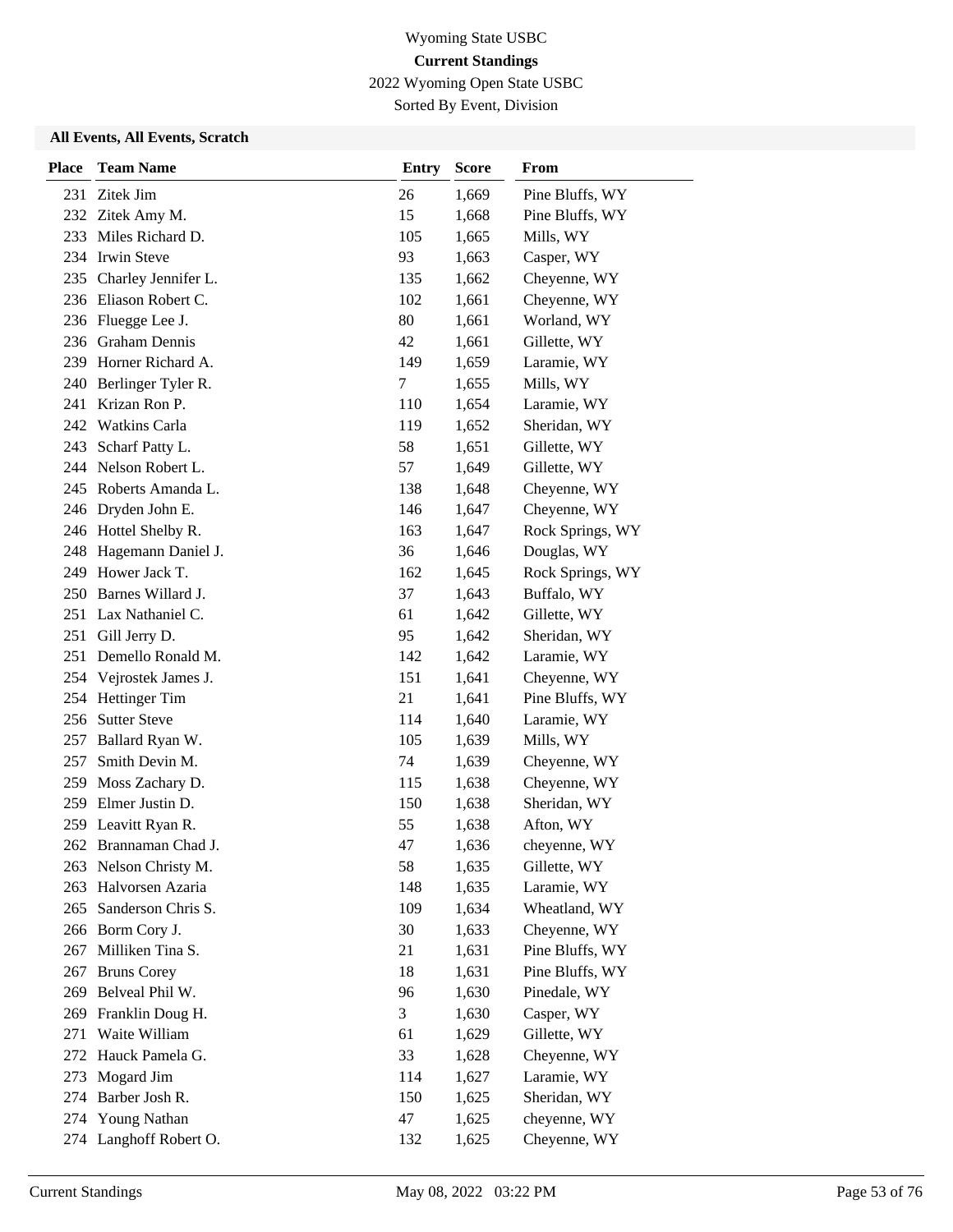# Wyoming State USBC

## Current Standings

2022 Wyoming Open State USBC

Sorted By Event, Division

### All Events, All Events, Scratch

| Place | Team Name | Entry | Score | From |
|---|---|---|---|---|
| 231 | Zitek Jim | 26 | 1,669 | Pine Bluffs, WY |
| 232 | Zitek Amy M. | 15 | 1,668 | Pine Bluffs, WY |
| 233 | Miles Richard D. | 105 | 1,665 | Mills, WY |
| 234 | Irwin Steve | 93 | 1,663 | Casper, WY |
| 235 | Charley Jennifer L. | 135 | 1,662 | Cheyenne, WY |
| 236 | Eliason Robert C. | 102 | 1,661 | Cheyenne, WY |
| 236 | Fluegge Lee J. | 80 | 1,661 | Worland, WY |
| 236 | Graham Dennis | 42 | 1,661 | Gillette, WY |
| 239 | Horner Richard A. | 149 | 1,659 | Laramie, WY |
| 240 | Berlinger Tyler R. | 7 | 1,655 | Mills, WY |
| 241 | Krizan Ron P. | 110 | 1,654 | Laramie, WY |
| 242 | Watkins Carla | 119 | 1,652 | Sheridan, WY |
| 243 | Scharf Patty L. | 58 | 1,651 | Gillette, WY |
| 244 | Nelson Robert L. | 57 | 1,649 | Gillette, WY |
| 245 | Roberts Amanda L. | 138 | 1,648 | Cheyenne, WY |
| 246 | Dryden John E. | 146 | 1,647 | Cheyenne, WY |
| 246 | Hottel Shelby R. | 163 | 1,647 | Rock Springs, WY |
| 248 | Hagemann Daniel J. | 36 | 1,646 | Douglas, WY |
| 249 | Hower Jack T. | 162 | 1,645 | Rock Springs, WY |
| 250 | Barnes Willard J. | 37 | 1,643 | Buffalo, WY |
| 251 | Lax Nathaniel C. | 61 | 1,642 | Gillette, WY |
| 251 | Gill Jerry D. | 95 | 1,642 | Sheridan, WY |
| 251 | Demello Ronald M. | 142 | 1,642 | Laramie, WY |
| 254 | Vejrostek James J. | 151 | 1,641 | Cheyenne, WY |
| 254 | Hettinger Tim | 21 | 1,641 | Pine Bluffs, WY |
| 256 | Sutter Steve | 114 | 1,640 | Laramie, WY |
| 257 | Ballard Ryan W. | 105 | 1,639 | Mills, WY |
| 257 | Smith Devin M. | 74 | 1,639 | Cheyenne, WY |
| 259 | Moss Zachary D. | 115 | 1,638 | Cheyenne, WY |
| 259 | Elmer Justin D. | 150 | 1,638 | Sheridan, WY |
| 259 | Leavitt Ryan R. | 55 | 1,638 | Afton, WY |
| 262 | Brannaman Chad J. | 47 | 1,636 | cheyenne, WY |
| 263 | Nelson Christy M. | 58 | 1,635 | Gillette, WY |
| 263 | Halvorsen Azaria | 148 | 1,635 | Laramie, WY |
| 265 | Sanderson Chris S. | 109 | 1,634 | Wheatland, WY |
| 266 | Borm Cory J. | 30 | 1,633 | Cheyenne, WY |
| 267 | Milliken Tina S. | 21 | 1,631 | Pine Bluffs, WY |
| 267 | Bruns Corey | 18 | 1,631 | Pine Bluffs, WY |
| 269 | Belveal Phil W. | 96 | 1,630 | Pinedale, WY |
| 269 | Franklin Doug H. | 3 | 1,630 | Casper, WY |
| 271 | Waite William | 61 | 1,629 | Gillette, WY |
| 272 | Hauck Pamela G. | 33 | 1,628 | Cheyenne, WY |
| 273 | Mogard Jim | 114 | 1,627 | Laramie, WY |
| 274 | Barber Josh R. | 150 | 1,625 | Sheridan, WY |
| 274 | Young Nathan | 47 | 1,625 | cheyenne, WY |
| 274 | Langhoff Robert O. | 132 | 1,625 | Cheyenne, WY |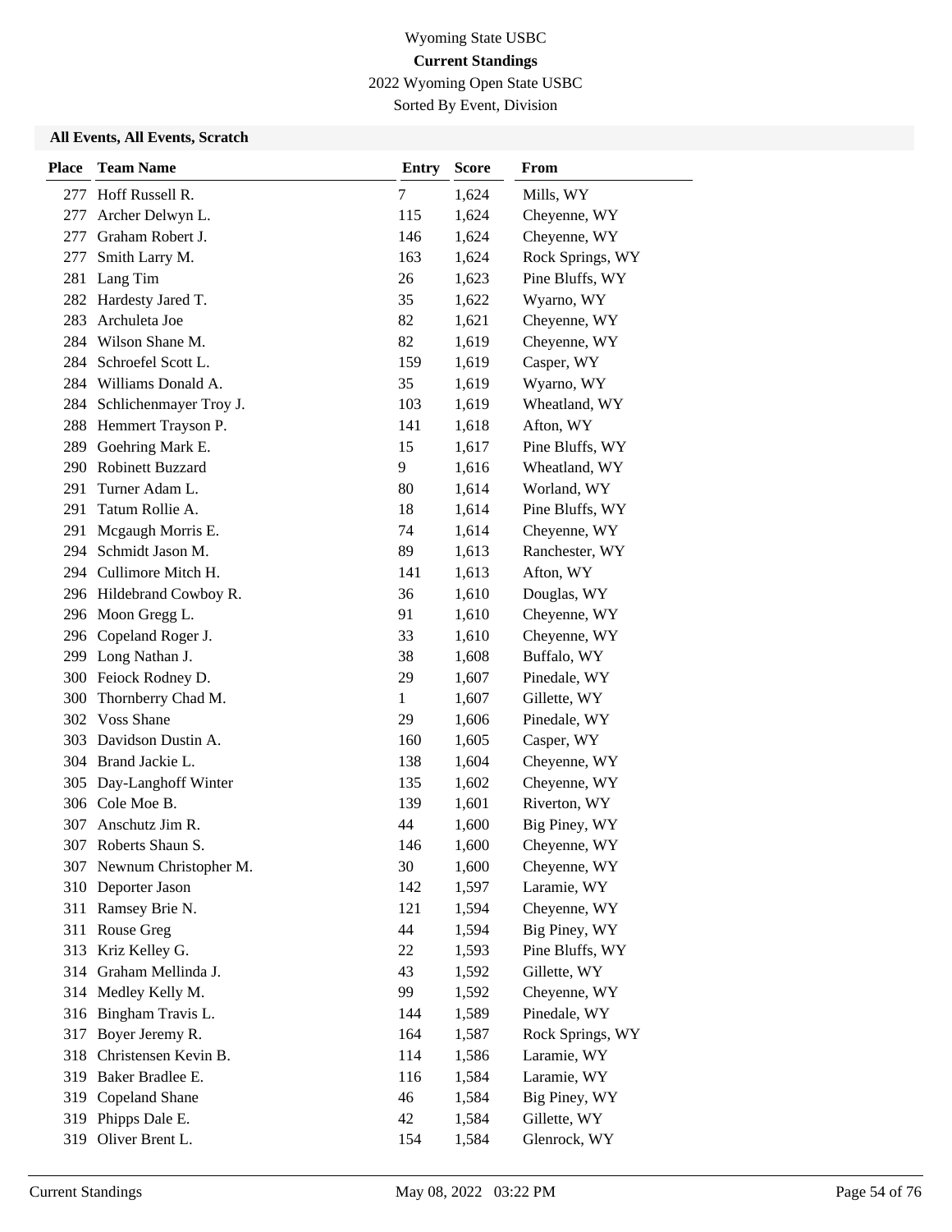# Wyoming State USBC

## Current Standings

2022 Wyoming Open State USBC

Sorted By Event, Division

### All Events, All Events, Scratch

| Place | Team Name | Entry | Score | From |
|---|---|---|---|---|
| 277 | Hoff Russell R. | 7 | 1,624 | Mills, WY |
| 277 | Archer Delwyn L. | 115 | 1,624 | Cheyenne, WY |
| 277 | Graham Robert J. | 146 | 1,624 | Cheyenne, WY |
| 277 | Smith Larry M. | 163 | 1,624 | Rock Springs, WY |
| 281 | Lang Tim | 26 | 1,623 | Pine Bluffs, WY |
| 282 | Hardesty Jared T. | 35 | 1,622 | Wyarno, WY |
| 283 | Archuleta Joe | 82 | 1,621 | Cheyenne, WY |
| 284 | Wilson Shane M. | 82 | 1,619 | Cheyenne, WY |
| 284 | Schroefel Scott L. | 159 | 1,619 | Casper, WY |
| 284 | Williams Donald A. | 35 | 1,619 | Wyarno, WY |
| 284 | Schlichenmayer Troy J. | 103 | 1,619 | Wheatland, WY |
| 288 | Hemmert Trayson P. | 141 | 1,618 | Afton, WY |
| 289 | Goehring Mark E. | 15 | 1,617 | Pine Bluffs, WY |
| 290 | Robinett Buzzard | 9 | 1,616 | Wheatland, WY |
| 291 | Turner Adam L. | 80 | 1,614 | Worland, WY |
| 291 | Tatum Rollie A. | 18 | 1,614 | Pine Bluffs, WY |
| 291 | Mcgaugh Morris E. | 74 | 1,614 | Cheyenne, WY |
| 294 | Schmidt Jason M. | 89 | 1,613 | Ranchester, WY |
| 294 | Cullimore Mitch H. | 141 | 1,613 | Afton, WY |
| 296 | Hildebrand Cowboy R. | 36 | 1,610 | Douglas, WY |
| 296 | Moon Gregg L. | 91 | 1,610 | Cheyenne, WY |
| 296 | Copeland Roger J. | 33 | 1,610 | Cheyenne, WY |
| 299 | Long Nathan J. | 38 | 1,608 | Buffalo, WY |
| 300 | Feiock Rodney D. | 29 | 1,607 | Pinedale, WY |
| 300 | Thornberry Chad M. | 1 | 1,607 | Gillette, WY |
| 302 | Voss Shane | 29 | 1,606 | Pinedale, WY |
| 303 | Davidson Dustin A. | 160 | 1,605 | Casper, WY |
| 304 | Brand Jackie L. | 138 | 1,604 | Cheyenne, WY |
| 305 | Day-Langhoff Winter | 135 | 1,602 | Cheyenne, WY |
| 306 | Cole Moe B. | 139 | 1,601 | Riverton, WY |
| 307 | Anschutz Jim R. | 44 | 1,600 | Big Piney, WY |
| 307 | Roberts Shaun S. | 146 | 1,600 | Cheyenne, WY |
| 307 | Newnum Christopher M. | 30 | 1,600 | Cheyenne, WY |
| 310 | Deporter Jason | 142 | 1,597 | Laramie, WY |
| 311 | Ramsey Brie N. | 121 | 1,594 | Cheyenne, WY |
| 311 | Rouse Greg | 44 | 1,594 | Big Piney, WY |
| 313 | Kriz Kelley G. | 22 | 1,593 | Pine Bluffs, WY |
| 314 | Graham Mellinda J. | 43 | 1,592 | Gillette, WY |
| 314 | Medley Kelly M. | 99 | 1,592 | Cheyenne, WY |
| 316 | Bingham Travis L. | 144 | 1,589 | Pinedale, WY |
| 317 | Boyer Jeremy R. | 164 | 1,587 | Rock Springs, WY |
| 318 | Christensen Kevin B. | 114 | 1,586 | Laramie, WY |
| 319 | Baker Bradlee E. | 116 | 1,584 | Laramie, WY |
| 319 | Copeland Shane | 46 | 1,584 | Big Piney, WY |
| 319 | Phipps Dale E. | 42 | 1,584 | Gillette, WY |
| 319 | Oliver Brent L. | 154 | 1,584 | Glenrock, WY |

Current Standings May 08, 2022 03:22 PM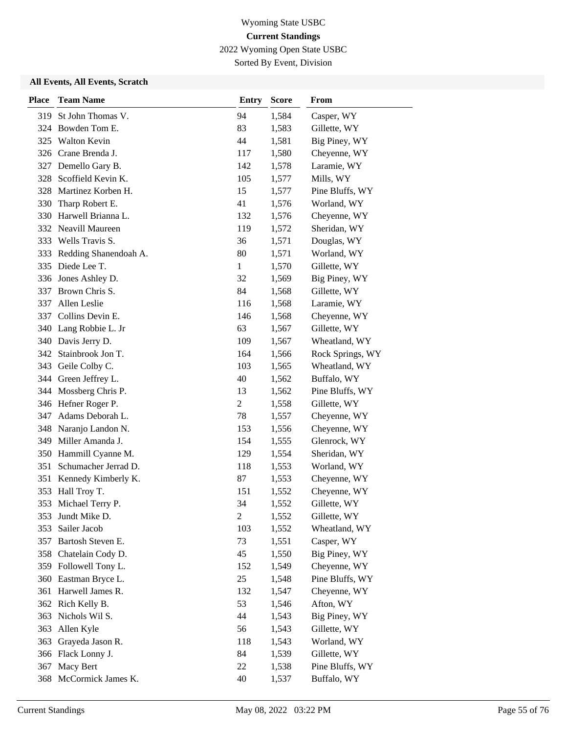Wyoming State USBC
**Current Standings**
2022 Wyoming Open State USBC
Sorted By Event, Division

### All Events, All Events, Scratch

| Place | Team Name | Entry | Score | From |
|---|---|---|---|---|
| 319 | St John Thomas V. | 94 | 1,584 | Casper, WY |
| 324 | Bowden Tom E. | 83 | 1,583 | Gillette, WY |
| 325 | Walton Kevin | 44 | 1,581 | Big Piney, WY |
| 326 | Crane Brenda J. | 117 | 1,580 | Cheyenne, WY |
| 327 | Demello Gary B. | 142 | 1,578 | Laramie, WY |
| 328 | Scoffield Kevin K. | 105 | 1,577 | Mills, WY |
| 328 | Martinez Korben H. | 15 | 1,577 | Pine Bluffs, WY |
| 330 | Tharp Robert E. | 41 | 1,576 | Worland, WY |
| 330 | Harwell Brianna L. | 132 | 1,576 | Cheyenne, WY |
| 332 | Neavill Maureen | 119 | 1,572 | Sheridan, WY |
| 333 | Wells Travis S. | 36 | 1,571 | Douglas, WY |
| 333 | Redding Shanendoah A. | 80 | 1,571 | Worland, WY |
| 335 | Diede Lee T. | 1 | 1,570 | Gillette, WY |
| 336 | Jones Ashley D. | 32 | 1,569 | Big Piney, WY |
| 337 | Brown Chris S. | 84 | 1,568 | Gillette, WY |
| 337 | Allen Leslie | 116 | 1,568 | Laramie, WY |
| 337 | Collins Devin E. | 146 | 1,568 | Cheyenne, WY |
| 340 | Lang Robbie L. Jr | 63 | 1,567 | Gillette, WY |
| 340 | Davis Jerry D. | 109 | 1,567 | Wheatland, WY |
| 342 | Stainbrook Jon T. | 164 | 1,566 | Rock Springs, WY |
| 343 | Geile Colby C. | 103 | 1,565 | Wheatland, WY |
| 344 | Green Jeffrey L. | 40 | 1,562 | Buffalo, WY |
| 344 | Mossberg Chris P. | 13 | 1,562 | Pine Bluffs, WY |
| 346 | Hefner Roger P. | 2 | 1,558 | Gillette, WY |
| 347 | Adams Deborah L. | 78 | 1,557 | Cheyenne, WY |
| 348 | Naranjo Landon N. | 153 | 1,556 | Cheyenne, WY |
| 349 | Miller Amanda J. | 154 | 1,555 | Glenrock, WY |
| 350 | Hammill Cyanne M. | 129 | 1,554 | Sheridan, WY |
| 351 | Schumacher Jerrad D. | 118 | 1,553 | Worland, WY |
| 351 | Kennedy Kimberly K. | 87 | 1,553 | Cheyenne, WY |
| 353 | Hall Troy T. | 151 | 1,552 | Cheyenne, WY |
| 353 | Michael Terry P. | 34 | 1,552 | Gillette, WY |
| 353 | Jundt Mike D. | 2 | 1,552 | Gillette, WY |
| 353 | Sailer Jacob | 103 | 1,552 | Wheatland, WY |
| 357 | Bartosh Steven E. | 73 | 1,551 | Casper, WY |
| 358 | Chatelain Cody D. | 45 | 1,550 | Big Piney, WY |
| 359 | Followell Tony L. | 152 | 1,549 | Cheyenne, WY |
| 360 | Eastman Bryce L. | 25 | 1,548 | Pine Bluffs, WY |
| 361 | Harwell James R. | 132 | 1,547 | Cheyenne, WY |
| 362 | Rich Kelly B. | 53 | 1,546 | Afton, WY |
| 363 | Nichols Wil S. | 44 | 1,543 | Big Piney, WY |
| 363 | Allen Kyle | 56 | 1,543 | Gillette, WY |
| 363 | Grayeda Jason R. | 118 | 1,543 | Worland, WY |
| 366 | Flack Lonny J. | 84 | 1,539 | Gillette, WY |
| 367 | Macy Bert | 22 | 1,538 | Pine Bluffs, WY |
| 368 | McCormick James K. | 40 | 1,537 | Buffalo, WY |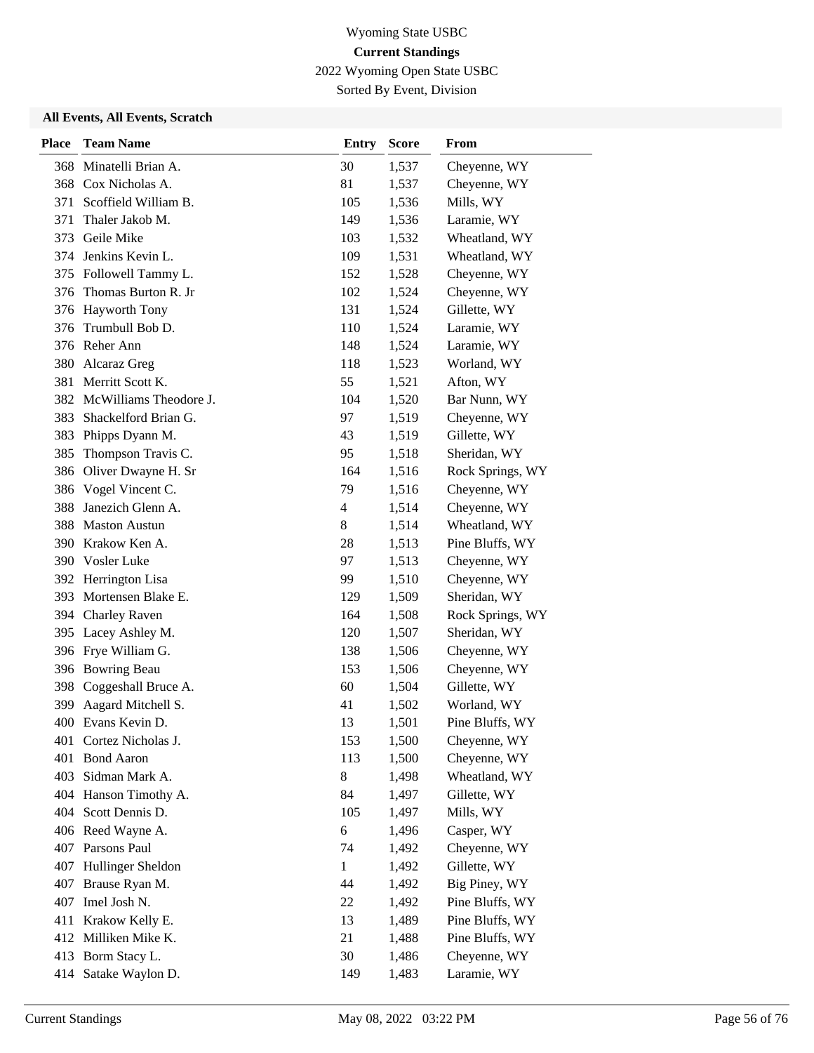Wyoming State USBC

**Current Standings**

2022 Wyoming Open State USBC

Sorted By Event, Division

### All Events, All Events, Scratch

| Place | Team Name | Entry | Score | From |
|---|---|---|---|---|
| 368 | Minatelli Brian A. | 30 | 1,537 | Cheyenne, WY |
| 368 | Cox Nicholas A. | 81 | 1,537 | Cheyenne, WY |
| 371 | Scoffield William B. | 105 | 1,536 | Mills, WY |
| 371 | Thaler Jakob M. | 149 | 1,536 | Laramie, WY |
| 373 | Geile Mike | 103 | 1,532 | Wheatland, WY |
| 374 | Jenkins Kevin L. | 109 | 1,531 | Wheatland, WY |
| 375 | Followell Tammy L. | 152 | 1,528 | Cheyenne, WY |
| 376 | Thomas Burton R. Jr | 102 | 1,524 | Cheyenne, WY |
| 376 | Hayworth Tony | 131 | 1,524 | Gillette, WY |
| 376 | Trumbull Bob D. | 110 | 1,524 | Laramie, WY |
| 376 | Reher Ann | 148 | 1,524 | Laramie, WY |
| 380 | Alcaraz Greg | 118 | 1,523 | Worland, WY |
| 381 | Merritt Scott K. | 55 | 1,521 | Afton, WY |
| 382 | McWilliams Theodore J. | 104 | 1,520 | Bar Nunn, WY |
| 383 | Shackelford Brian G. | 97 | 1,519 | Cheyenne, WY |
| 383 | Phipps Dyann M. | 43 | 1,519 | Gillette, WY |
| 385 | Thompson Travis C. | 95 | 1,518 | Sheridan, WY |
| 386 | Oliver Dwayne H. Sr | 164 | 1,516 | Rock Springs, WY |
| 386 | Vogel Vincent C. | 79 | 1,516 | Cheyenne, WY |
| 388 | Janezich Glenn A. | 4 | 1,514 | Cheyenne, WY |
| 388 | Maston Austun | 8 | 1,514 | Wheatland, WY |
| 390 | Krakow Ken A. | 28 | 1,513 | Pine Bluffs, WY |
| 390 | Vosler Luke | 97 | 1,513 | Cheyenne, WY |
| 392 | Herrington Lisa | 99 | 1,510 | Cheyenne, WY |
| 393 | Mortensen Blake E. | 129 | 1,509 | Sheridan, WY |
| 394 | Charley Raven | 164 | 1,508 | Rock Springs, WY |
| 395 | Lacey Ashley M. | 120 | 1,507 | Sheridan, WY |
| 396 | Frye William G. | 138 | 1,506 | Cheyenne, WY |
| 396 | Bowring Beau | 153 | 1,506 | Cheyenne, WY |
| 398 | Coggeshall Bruce A. | 60 | 1,504 | Gillette, WY |
| 399 | Aagard Mitchell S. | 41 | 1,502 | Worland, WY |
| 400 | Evans Kevin D. | 13 | 1,501 | Pine Bluffs, WY |
| 401 | Cortez Nicholas J. | 153 | 1,500 | Cheyenne, WY |
| 401 | Bond Aaron | 113 | 1,500 | Cheyenne, WY |
| 403 | Sidman Mark A. | 8 | 1,498 | Wheatland, WY |
| 404 | Hanson Timothy A. | 84 | 1,497 | Gillette, WY |
| 404 | Scott Dennis D. | 105 | 1,497 | Mills, WY |
| 406 | Reed Wayne A. | 6 | 1,496 | Casper, WY |
| 407 | Parsons Paul | 74 | 1,492 | Cheyenne, WY |
| 407 | Hullinger Sheldon | 1 | 1,492 | Gillette, WY |
| 407 | Brause Ryan M. | 44 | 1,492 | Big Piney, WY |
| 407 | Imel Josh N. | 22 | 1,492 | Pine Bluffs, WY |
| 411 | Krakow Kelly E. | 13 | 1,489 | Pine Bluffs, WY |
| 412 | Milliken Mike K. | 21 | 1,488 | Pine Bluffs, WY |
| 413 | Borm Stacy L. | 30 | 1,486 | Cheyenne, WY |
| 414 | Satake Waylon D. | 149 | 1,483 | Laramie, WY |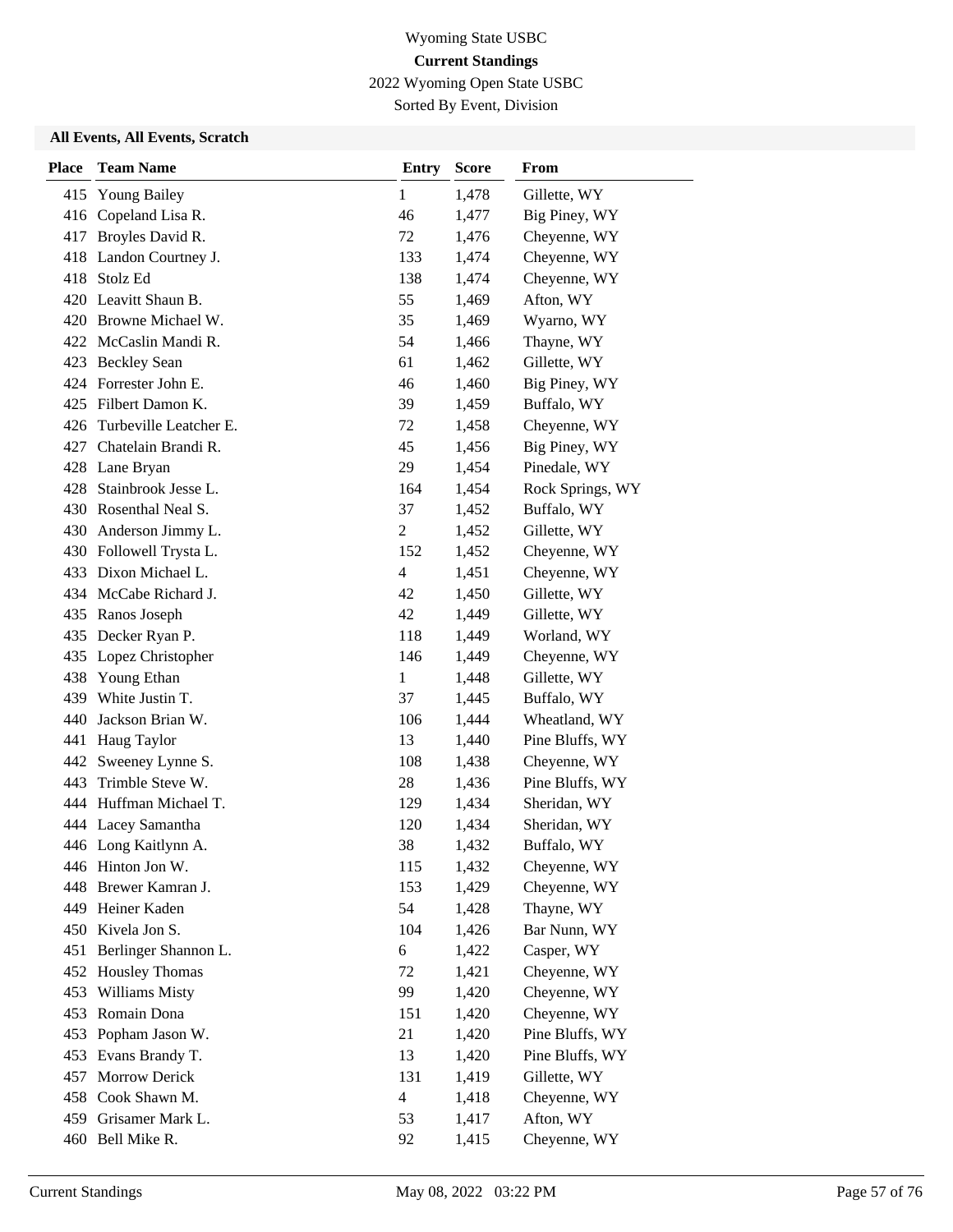# Wyoming State USBC

## Current Standings

2022 Wyoming Open State USBC

Sorted By Event, Division

### All Events, All Events, Scratch

| Place | Team Name | Entry | Score | From |
|---|---|---|---|---|
| 415 | Young Bailey | 1 | 1,478 | Gillette, WY |
| 416 | Copeland Lisa R. | 46 | 1,477 | Big Piney, WY |
| 417 | Broyles David R. | 72 | 1,476 | Cheyenne, WY |
| 418 | Landon Courtney J. | 133 | 1,474 | Cheyenne, WY |
| 418 | Stolz Ed | 138 | 1,474 | Cheyenne, WY |
| 420 | Leavitt Shaun B. | 55 | 1,469 | Afton, WY |
| 420 | Browne Michael W. | 35 | 1,469 | Wyarno, WY |
| 422 | McCaslin Mandi R. | 54 | 1,466 | Thayne, WY |
| 423 | Beckley Sean | 61 | 1,462 | Gillette, WY |
| 424 | Forrester John E. | 46 | 1,460 | Big Piney, WY |
| 425 | Filbert Damon K. | 39 | 1,459 | Buffalo, WY |
| 426 | Turbeville Leatcher E. | 72 | 1,458 | Cheyenne, WY |
| 427 | Chatelain Brandi R. | 45 | 1,456 | Big Piney, WY |
| 428 | Lane Bryan | 29 | 1,454 | Pinedale, WY |
| 428 | Stainbrook Jesse L. | 164 | 1,454 | Rock Springs, WY |
| 430 | Rosenthal Neal S. | 37 | 1,452 | Buffalo, WY |
| 430 | Anderson Jimmy L. | 2 | 1,452 | Gillette, WY |
| 430 | Followell Trysta L. | 152 | 1,452 | Cheyenne, WY |
| 433 | Dixon Michael L. | 4 | 1,451 | Cheyenne, WY |
| 434 | McCabe Richard J. | 42 | 1,450 | Gillette, WY |
| 435 | Ranos Joseph | 42 | 1,449 | Gillette, WY |
| 435 | Decker Ryan P. | 118 | 1,449 | Worland, WY |
| 435 | Lopez Christopher | 146 | 1,449 | Cheyenne, WY |
| 438 | Young Ethan | 1 | 1,448 | Gillette, WY |
| 439 | White Justin T. | 37 | 1,445 | Buffalo, WY |
| 440 | Jackson Brian W. | 106 | 1,444 | Wheatland, WY |
| 441 | Haug Taylor | 13 | 1,440 | Pine Bluffs, WY |
| 442 | Sweeney Lynne S. | 108 | 1,438 | Cheyenne, WY |
| 443 | Trimble Steve W. | 28 | 1,436 | Pine Bluffs, WY |
| 444 | Huffman Michael T. | 129 | 1,434 | Sheridan, WY |
| 444 | Lacey Samantha | 120 | 1,434 | Sheridan, WY |
| 446 | Long Kaitlynn A. | 38 | 1,432 | Buffalo, WY |
| 446 | Hinton Jon W. | 115 | 1,432 | Cheyenne, WY |
| 448 | Brewer Kamran J. | 153 | 1,429 | Cheyenne, WY |
| 449 | Heiner Kaden | 54 | 1,428 | Thayne, WY |
| 450 | Kivela Jon S. | 104 | 1,426 | Bar Nunn, WY |
| 451 | Berlinger Shannon L. | 6 | 1,422 | Casper, WY |
| 452 | Housley Thomas | 72 | 1,421 | Cheyenne, WY |
| 453 | Williams Misty | 99 | 1,420 | Cheyenne, WY |
| 453 | Romain Dona | 151 | 1,420 | Cheyenne, WY |
| 453 | Popham Jason W. | 21 | 1,420 | Pine Bluffs, WY |
| 453 | Evans Brandy T. | 13 | 1,420 | Pine Bluffs, WY |
| 457 | Morrow Derick | 131 | 1,419 | Gillette, WY |
| 458 | Cook Shawn M. | 4 | 1,418 | Cheyenne, WY |
| 459 | Grisamer Mark L. | 53 | 1,417 | Afton, WY |
| 460 | Bell Mike R. | 92 | 1,415 | Cheyenne, WY |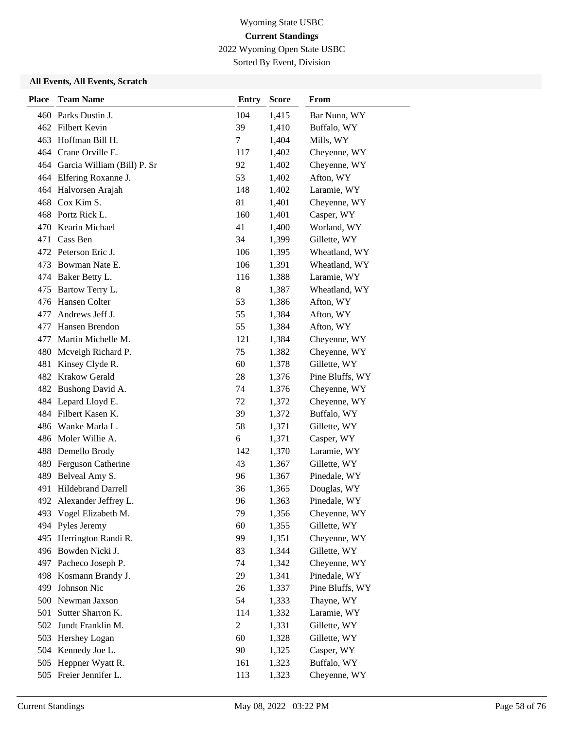Wyoming State USBC

**Current Standings**

2022 Wyoming Open State USBC

Sorted By Event, Division

### All Events, All Events, Scratch

| Place | Team Name | Entry | Score | From |
|---|---|---|---|---|
| 460 | Parks Dustin J. | 104 | 1,415 | Bar Nunn, WY |
| 462 | Filbert Kevin | 39 | 1,410 | Buffalo, WY |
| 463 | Hoffman Bill H. | 7 | 1,404 | Mills, WY |
| 464 | Crane Orville E. | 117 | 1,402 | Cheyenne, WY |
| 464 | Garcia William (Bill) P. Sr | 92 | 1,402 | Cheyenne, WY |
| 464 | Elfering Roxanne J. | 53 | 1,402 | Afton, WY |
| 464 | Halvorsen Arajah | 148 | 1,402 | Laramie, WY |
| 468 | Cox Kim S. | 81 | 1,401 | Cheyenne, WY |
| 468 | Portz Rick L. | 160 | 1,401 | Casper, WY |
| 470 | Kearin Michael | 41 | 1,400 | Worland, WY |
| 471 | Cass Ben | 34 | 1,399 | Gillette, WY |
| 472 | Peterson Eric J. | 106 | 1,395 | Wheatland, WY |
| 473 | Bowman Nate E. | 106 | 1,391 | Wheatland, WY |
| 474 | Baker Betty L. | 116 | 1,388 | Laramie, WY |
| 475 | Bartow Terry L. | 8 | 1,387 | Wheatland, WY |
| 476 | Hansen Colter | 53 | 1,386 | Afton, WY |
| 477 | Andrews Jeff J. | 55 | 1,384 | Afton, WY |
| 477 | Hansen Brendon | 55 | 1,384 | Afton, WY |
| 477 | Martin Michelle M. | 121 | 1,384 | Cheyenne, WY |
| 480 | Mcveigh Richard P. | 75 | 1,382 | Cheyenne, WY |
| 481 | Kinsey Clyde R. | 60 | 1,378 | Gillette, WY |
| 482 | Krakow Gerald | 28 | 1,376 | Pine Bluffs, WY |
| 482 | Bushong David A. | 74 | 1,376 | Cheyenne, WY |
| 484 | Lepard Lloyd E. | 72 | 1,372 | Cheyenne, WY |
| 484 | Filbert Kasen K. | 39 | 1,372 | Buffalo, WY |
| 486 | Wanke Marla L. | 58 | 1,371 | Gillette, WY |
| 486 | Moler Willie A. | 6 | 1,371 | Casper, WY |
| 488 | Demello Brody | 142 | 1,370 | Laramie, WY |
| 489 | Ferguson Catherine | 43 | 1,367 | Gillette, WY |
| 489 | Belveal Amy S. | 96 | 1,367 | Pinedale, WY |
| 491 | Hildebrand Darrell | 36 | 1,365 | Douglas, WY |
| 492 | Alexander Jeffrey L. | 96 | 1,363 | Pinedale, WY |
| 493 | Vogel Elizabeth M. | 79 | 1,356 | Cheyenne, WY |
| 494 | Pyles Jeremy | 60 | 1,355 | Gillette, WY |
| 495 | Herrington Randi R. | 99 | 1,351 | Cheyenne, WY |
| 496 | Bowden Nicki J. | 83 | 1,344 | Gillette, WY |
| 497 | Pacheco Joseph P. | 74 | 1,342 | Cheyenne, WY |
| 498 | Kosmann Brandy J. | 29 | 1,341 | Pinedale, WY |
| 499 | Johnson Nic | 26 | 1,337 | Pine Bluffs, WY |
| 500 | Newman Jaxson | 54 | 1,333 | Thayne, WY |
| 501 | Sutter Sharron K. | 114 | 1,332 | Laramie, WY |
| 502 | Jundt Franklin M. | 2 | 1,331 | Gillette, WY |
| 503 | Hershey Logan | 60 | 1,328 | Gillette, WY |
| 504 | Kennedy Joe L. | 90 | 1,325 | Casper, WY |
| 505 | Heppner Wyatt R. | 161 | 1,323 | Buffalo, WY |
| 505 | Freier Jennifer L. | 113 | 1,323 | Cheyenne, WY |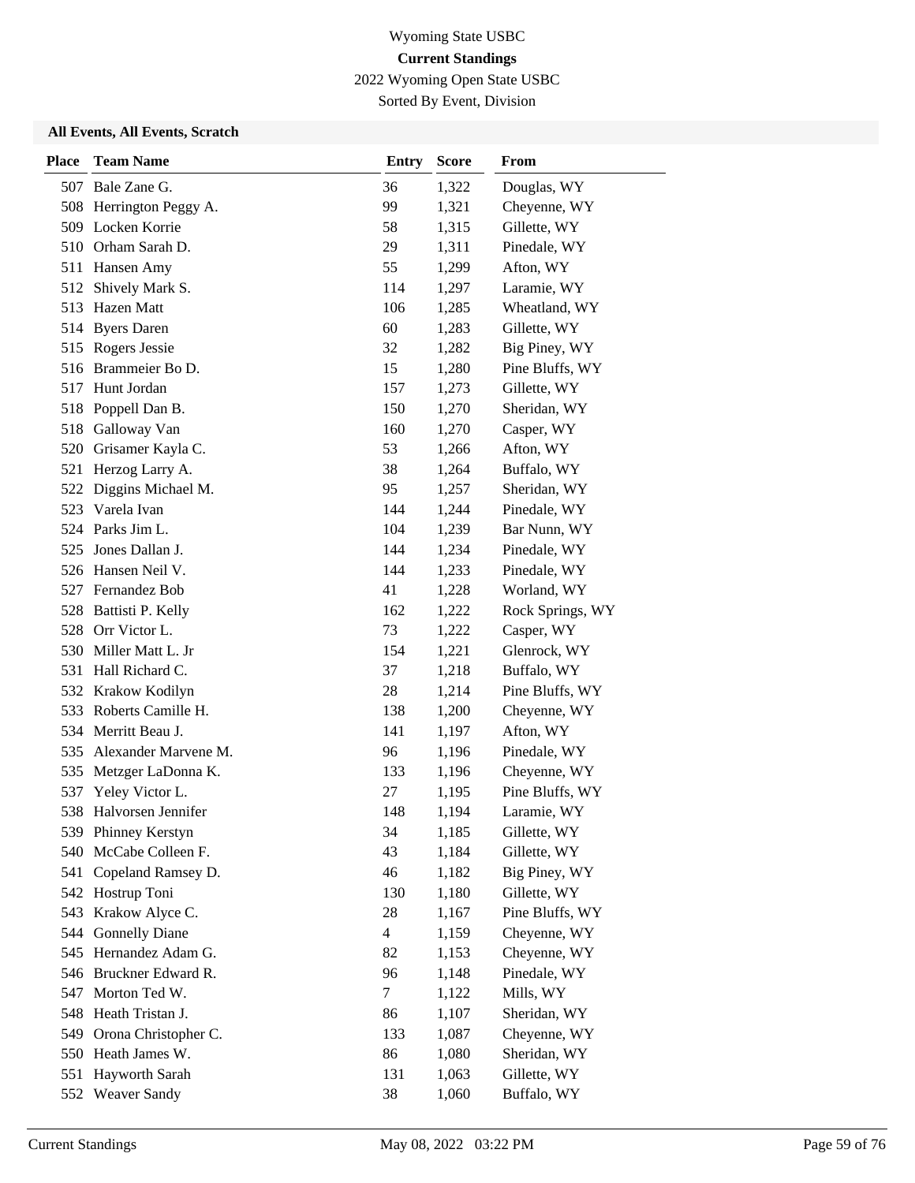Wyoming State USBC

**Current Standings**

2022 Wyoming Open State USBC

Sorted By Event, Division

### All Events, All Events, Scratch

| Place | Team Name | Entry | Score | From |
|---|---|---|---|---|
| 507 | Bale Zane G. | 36 | 1,322 | Douglas, WY |
| 508 | Herrington Peggy A. | 99 | 1,321 | Cheyenne, WY |
| 509 | Locken Korrie | 58 | 1,315 | Gillette, WY |
| 510 | Orham Sarah D. | 29 | 1,311 | Pinedale, WY |
| 511 | Hansen Amy | 55 | 1,299 | Afton, WY |
| 512 | Shively Mark S. | 114 | 1,297 | Laramie, WY |
| 513 | Hazen Matt | 106 | 1,285 | Wheatland, WY |
| 514 | Byers Daren | 60 | 1,283 | Gillette, WY |
| 515 | Rogers Jessie | 32 | 1,282 | Big Piney, WY |
| 516 | Brammeier Bo D. | 15 | 1,280 | Pine Bluffs, WY |
| 517 | Hunt Jordan | 157 | 1,273 | Gillette, WY |
| 518 | Poppell Dan B. | 150 | 1,270 | Sheridan, WY |
| 518 | Galloway Van | 160 | 1,270 | Casper, WY |
| 520 | Grisamer Kayla C. | 53 | 1,266 | Afton, WY |
| 521 | Herzog Larry A. | 38 | 1,264 | Buffalo, WY |
| 522 | Diggins Michael M. | 95 | 1,257 | Sheridan, WY |
| 523 | Varela Ivan | 144 | 1,244 | Pinedale, WY |
| 524 | Parks Jim L. | 104 | 1,239 | Bar Nunn, WY |
| 525 | Jones Dallan J. | 144 | 1,234 | Pinedale, WY |
| 526 | Hansen Neil V. | 144 | 1,233 | Pinedale, WY |
| 527 | Fernandez Bob | 41 | 1,228 | Worland, WY |
| 528 | Battisti P. Kelly | 162 | 1,222 | Rock Springs, WY |
| 528 | Orr Victor L. | 73 | 1,222 | Casper, WY |
| 530 | Miller Matt L. Jr | 154 | 1,221 | Glenrock, WY |
| 531 | Hall Richard C. | 37 | 1,218 | Buffalo, WY |
| 532 | Krakow Kodilyn | 28 | 1,214 | Pine Bluffs, WY |
| 533 | Roberts Camille H. | 138 | 1,200 | Cheyenne, WY |
| 534 | Merritt Beau J. | 141 | 1,197 | Afton, WY |
| 535 | Alexander Marvene M. | 96 | 1,196 | Pinedale, WY |
| 535 | Metzger LaDonna K. | 133 | 1,196 | Cheyenne, WY |
| 537 | Yeley Victor L. | 27 | 1,195 | Pine Bluffs, WY |
| 538 | Halvorsen Jennifer | 148 | 1,194 | Laramie, WY |
| 539 | Phinney Kerstyn | 34 | 1,185 | Gillette, WY |
| 540 | McCabe Colleen F. | 43 | 1,184 | Gillette, WY |
| 541 | Copeland Ramsey D. | 46 | 1,182 | Big Piney, WY |
| 542 | Hostrup Toni | 130 | 1,180 | Gillette, WY |
| 543 | Krakow Alyce C. | 28 | 1,167 | Pine Bluffs, WY |
| 544 | Gonnelly Diane | 4 | 1,159 | Cheyenne, WY |
| 545 | Hernandez Adam G. | 82 | 1,153 | Cheyenne, WY |
| 546 | Bruckner Edward R. | 96 | 1,148 | Pinedale, WY |
| 547 | Morton Ted W. | 7 | 1,122 | Mills, WY |
| 548 | Heath Tristan J. | 86 | 1,107 | Sheridan, WY |
| 549 | Orona Christopher C. | 133 | 1,087 | Cheyenne, WY |
| 550 | Heath James W. | 86 | 1,080 | Sheridan, WY |
| 551 | Hayworth Sarah | 131 | 1,063 | Gillette, WY |
| 552 | Weaver Sandy | 38 | 1,060 | Buffalo, WY |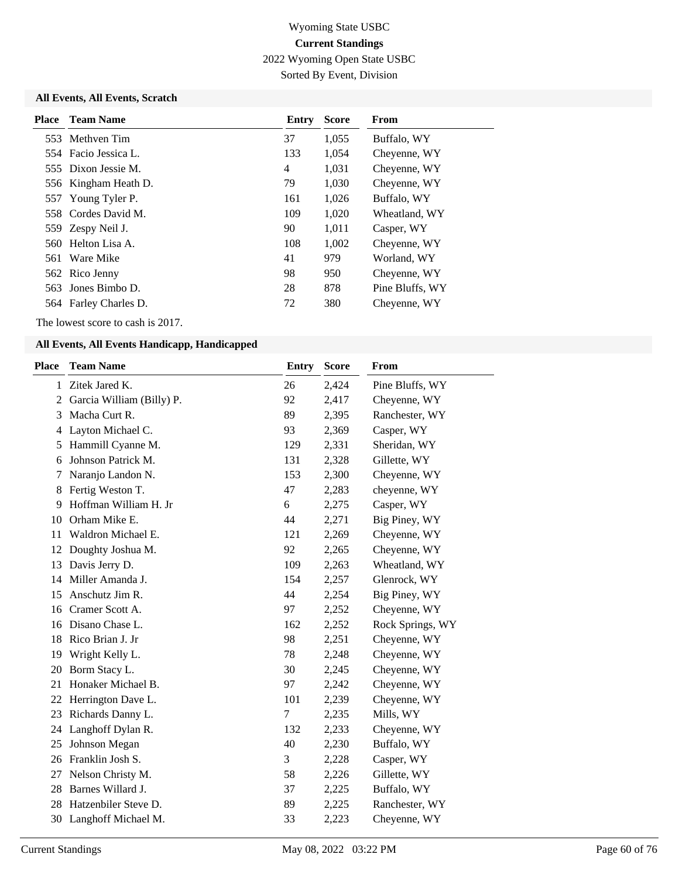Wyoming State USBC

**Current Standings**

2022 Wyoming Open State USBC

Sorted By Event, Division

### All Events, All Events, Scratch

| Place | Team Name | Entry | Score | From |
|---|---|---|---|---|
| 553 | Methven Tim | 37 | 1,055 | Buffalo, WY |
| 554 | Facio Jessica L. | 133 | 1,054 | Cheyenne, WY |
| 555 | Dixon Jessie M. | 4 | 1,031 | Cheyenne, WY |
| 556 | Kingham Heath D. | 79 | 1,030 | Cheyenne, WY |
| 557 | Young Tyler P. | 161 | 1,026 | Buffalo, WY |
| 558 | Cordes David M. | 109 | 1,020 | Wheatland, WY |
| 559 | Zespy Neil J. | 90 | 1,011 | Casper, WY |
| 560 | Helton Lisa A. | 108 | 1,002 | Cheyenne, WY |
| 561 | Ware Mike | 41 | 979 | Worland, WY |
| 562 | Rico Jenny | 98 | 950 | Cheyenne, WY |
| 563 | Jones Bimbo D. | 28 | 878 | Pine Bluffs, WY |
| 564 | Farley Charles D. | 72 | 380 | Cheyenne, WY |

The lowest score to cash is 2017.

### All Events, All Events Handicapp, Handicapped

| Place | Team Name | Entry | Score | From |
|---|---|---|---|---|
| 1 | Zitek Jared K. | 26 | 2,424 | Pine Bluffs, WY |
| 2 | Garcia William (Billy) P. | 92 | 2,417 | Cheyenne, WY |
| 3 | Macha Curt R. | 89 | 2,395 | Ranchester, WY |
| 4 | Layton Michael C. | 93 | 2,369 | Casper, WY |
| 5 | Hammill Cyanne M. | 129 | 2,331 | Sheridan, WY |
| 6 | Johnson Patrick M. | 131 | 2,328 | Gillette, WY |
| 7 | Naranjo Landon N. | 153 | 2,300 | Cheyenne, WY |
| 8 | Fertig Weston T. | 47 | 2,283 | cheyenne, WY |
| 9 | Hoffman William H. Jr | 6 | 2,275 | Casper, WY |
| 10 | Orham Mike E. | 44 | 2,271 | Big Piney, WY |
| 11 | Waldron Michael E. | 121 | 2,269 | Cheyenne, WY |
| 12 | Doughty Joshua M. | 92 | 2,265 | Cheyenne, WY |
| 13 | Davis Jerry D. | 109 | 2,263 | Wheatland, WY |
| 14 | Miller Amanda J. | 154 | 2,257 | Glenrock, WY |
| 15 | Anschutz Jim R. | 44 | 2,254 | Big Piney, WY |
| 16 | Cramer Scott A. | 97 | 2,252 | Cheyenne, WY |
| 16 | Disano Chase L. | 162 | 2,252 | Rock Springs, WY |
| 18 | Rico Brian J. Jr | 98 | 2,251 | Cheyenne, WY |
| 19 | Wright Kelly L. | 78 | 2,248 | Cheyenne, WY |
| 20 | Borm Stacy L. | 30 | 2,245 | Cheyenne, WY |
| 21 | Honaker Michael B. | 97 | 2,242 | Cheyenne, WY |
| 22 | Herrington Dave L. | 101 | 2,239 | Cheyenne, WY |
| 23 | Richards Danny L. | 7 | 2,235 | Mills, WY |
| 24 | Langhoff Dylan R. | 132 | 2,233 | Cheyenne, WY |
| 25 | Johnson Megan | 40 | 2,230 | Buffalo, WY |
| 26 | Franklin Josh S. | 3 | 2,228 | Casper, WY |
| 27 | Nelson Christy M. | 58 | 2,226 | Gillette, WY |
| 28 | Barnes Willard J. | 37 | 2,225 | Buffalo, WY |
| 28 | Hatzenbiler Steve D. | 89 | 2,225 | Ranchester, WY |
| 30 | Langhoff Michael M. | 33 | 2,223 | Cheyenne, WY |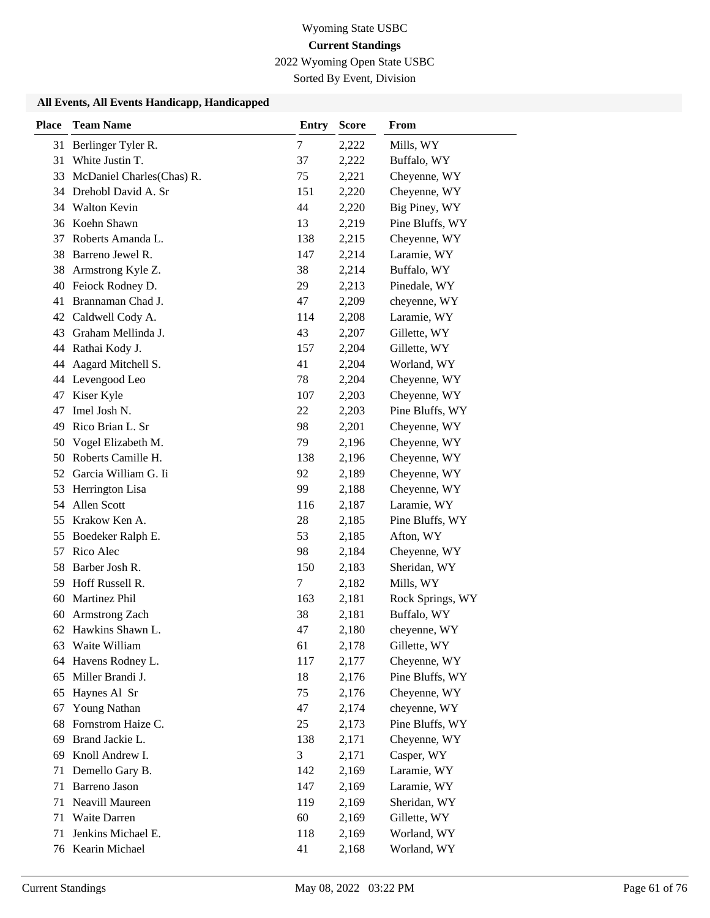Wyoming State USBC

**Current Standings**

2022 Wyoming Open State USBC

Sorted By Event, Division

### All Events, All Events Handicapp, Handicapped

| Place | Team Name | Entry | Score | From |
|---|---|---|---|---|
| 31 | Berlinger Tyler R. | 7 | 2,222 | Mills, WY |
| 31 | White Justin T. | 37 | 2,222 | Buffalo, WY |
| 33 | McDaniel Charles(Chas) R. | 75 | 2,221 | Cheyenne, WY |
| 34 | Drehobl David A. Sr | 151 | 2,220 | Cheyenne, WY |
| 34 | Walton Kevin | 44 | 2,220 | Big Piney, WY |
| 36 | Koehn Shawn | 13 | 2,219 | Pine Bluffs, WY |
| 37 | Roberts Amanda L. | 138 | 2,215 | Cheyenne, WY |
| 38 | Barreno Jewel R. | 147 | 2,214 | Laramie, WY |
| 38 | Armstrong Kyle Z. | 38 | 2,214 | Buffalo, WY |
| 40 | Feiock Rodney D. | 29 | 2,213 | Pinedale, WY |
| 41 | Brannaman Chad J. | 47 | 2,209 | cheyenne, WY |
| 42 | Caldwell Cody A. | 114 | 2,208 | Laramie, WY |
| 43 | Graham Mellinda J. | 43 | 2,207 | Gillette, WY |
| 44 | Rathai Kody J. | 157 | 2,204 | Gillette, WY |
| 44 | Aagard Mitchell S. | 41 | 2,204 | Worland, WY |
| 44 | Levengood Leo | 78 | 2,204 | Cheyenne, WY |
| 47 | Kiser Kyle | 107 | 2,203 | Cheyenne, WY |
| 47 | Imel Josh N. | 22 | 2,203 | Pine Bluffs, WY |
| 49 | Rico Brian L. Sr | 98 | 2,201 | Cheyenne, WY |
| 50 | Vogel Elizabeth M. | 79 | 2,196 | Cheyenne, WY |
| 50 | Roberts Camille H. | 138 | 2,196 | Cheyenne, WY |
| 52 | Garcia William G. Ii | 92 | 2,189 | Cheyenne, WY |
| 53 | Herrington Lisa | 99 | 2,188 | Cheyenne, WY |
| 54 | Allen Scott | 116 | 2,187 | Laramie, WY |
| 55 | Krakow Ken A. | 28 | 2,185 | Pine Bluffs, WY |
| 55 | Boedeker Ralph E. | 53 | 2,185 | Afton, WY |
| 57 | Rico Alec | 98 | 2,184 | Cheyenne, WY |
| 58 | Barber Josh R. | 150 | 2,183 | Sheridan, WY |
| 59 | Hoff Russell R. | 7 | 2,182 | Mills, WY |
| 60 | Martinez Phil | 163 | 2,181 | Rock Springs, WY |
| 60 | Armstrong Zach | 38 | 2,181 | Buffalo, WY |
| 62 | Hawkins Shawn L. | 47 | 2,180 | cheyenne, WY |
| 63 | Waite William | 61 | 2,178 | Gillette, WY |
| 64 | Havens Rodney L. | 117 | 2,177 | Cheyenne, WY |
| 65 | Miller Brandi J. | 18 | 2,176 | Pine Bluffs, WY |
| 65 | Haynes Al Sr | 75 | 2,176 | Cheyenne, WY |
| 67 | Young Nathan | 47 | 2,174 | cheyenne, WY |
| 68 | Fornstrom Haize C. | 25 | 2,173 | Pine Bluffs, WY |
| 69 | Brand Jackie L. | 138 | 2,171 | Cheyenne, WY |
| 69 | Knoll Andrew I. | 3 | 2,171 | Casper, WY |
| 71 | Demello Gary B. | 142 | 2,169 | Laramie, WY |
| 71 | Barreno Jason | 147 | 2,169 | Laramie, WY |
| 71 | Neavill Maureen | 119 | 2,169 | Sheridan, WY |
| 71 | Waite Darren | 60 | 2,169 | Gillette, WY |
| 71 | Jenkins Michael E. | 118 | 2,169 | Worland, WY |
| 76 | Kearin Michael | 41 | 2,168 | Worland, WY |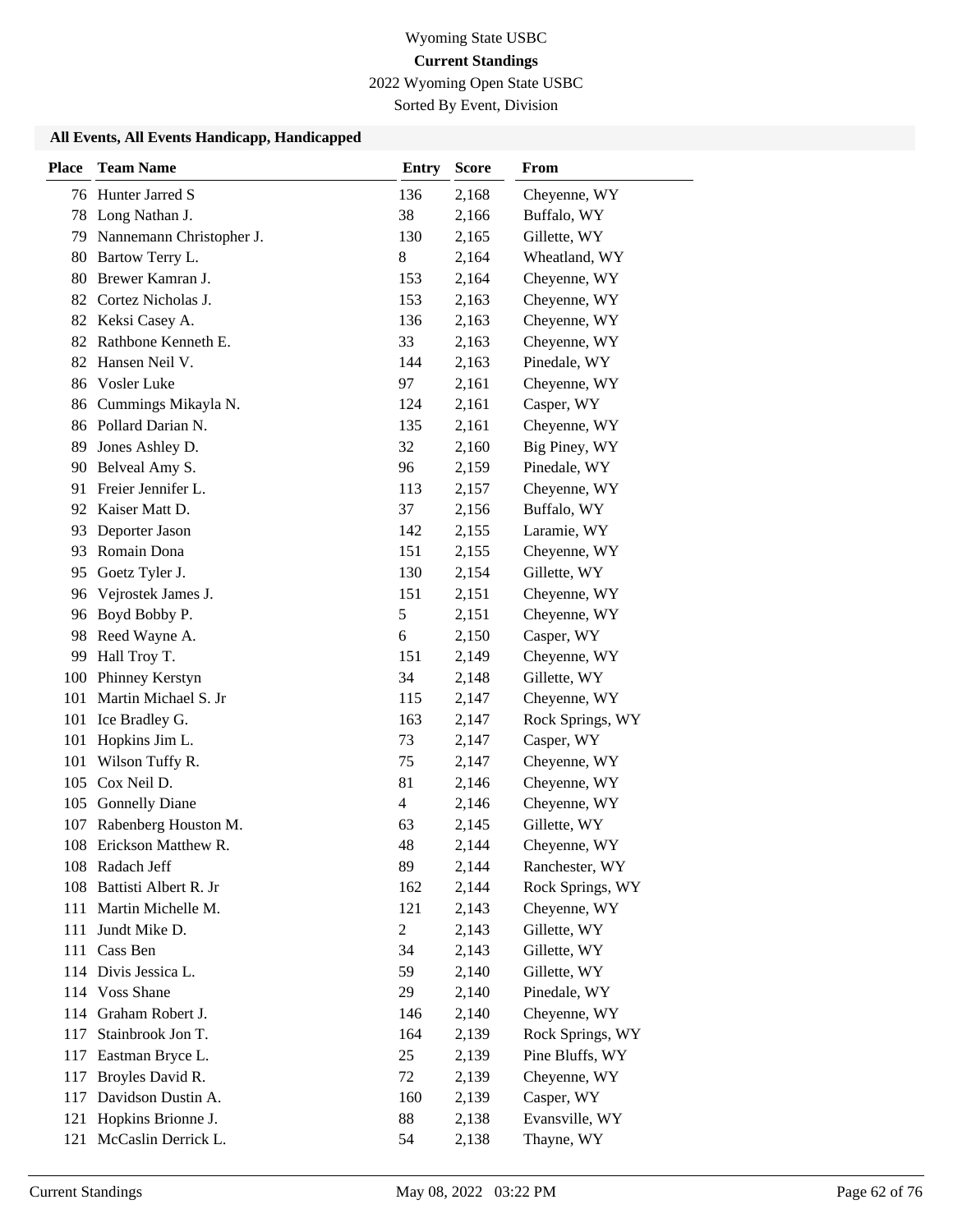# Wyoming State USBC

## Current Standings

2022 Wyoming Open State USBC

Sorted By Event, Division

### All Events, All Events Handicapp, Handicapped

| Place | Team Name | Entry | Score | From |
|---|---|---|---|---|
| 76 | Hunter Jarred S | 136 | 2,168 | Cheyenne, WY |
| 78 | Long Nathan J. | 38 | 2,166 | Buffalo, WY |
| 79 | Nannemann Christopher J. | 130 | 2,165 | Gillette, WY |
| 80 | Bartow Terry L. | 8 | 2,164 | Wheatland, WY |
| 80 | Brewer Kamran J. | 153 | 2,164 | Cheyenne, WY |
| 82 | Cortez Nicholas J. | 153 | 2,163 | Cheyenne, WY |
| 82 | Keksi Casey A. | 136 | 2,163 | Cheyenne, WY |
| 82 | Rathbone Kenneth E. | 33 | 2,163 | Cheyenne, WY |
| 82 | Hansen Neil V. | 144 | 2,163 | Pinedale, WY |
| 86 | Vosler Luke | 97 | 2,161 | Cheyenne, WY |
| 86 | Cummings Mikayla N. | 124 | 2,161 | Casper, WY |
| 86 | Pollard Darian N. | 135 | 2,161 | Cheyenne, WY |
| 89 | Jones Ashley D. | 32 | 2,160 | Big Piney, WY |
| 90 | Belveal Amy S. | 96 | 2,159 | Pinedale, WY |
| 91 | Freier Jennifer L. | 113 | 2,157 | Cheyenne, WY |
| 92 | Kaiser Matt D. | 37 | 2,156 | Buffalo, WY |
| 93 | Deporter Jason | 142 | 2,155 | Laramie, WY |
| 93 | Romain Dona | 151 | 2,155 | Cheyenne, WY |
| 95 | Goetz Tyler J. | 130 | 2,154 | Gillette, WY |
| 96 | Vejrostek James J. | 151 | 2,151 | Cheyenne, WY |
| 96 | Boyd Bobby P. | 5 | 2,151 | Cheyenne, WY |
| 98 | Reed Wayne A. | 6 | 2,150 | Casper, WY |
| 99 | Hall Troy T. | 151 | 2,149 | Cheyenne, WY |
| 100 | Phinney Kerstyn | 34 | 2,148 | Gillette, WY |
| 101 | Martin Michael S. Jr | 115 | 2,147 | Cheyenne, WY |
| 101 | Ice Bradley G. | 163 | 2,147 | Rock Springs, WY |
| 101 | Hopkins Jim L. | 73 | 2,147 | Casper, WY |
| 101 | Wilson Tuffy R. | 75 | 2,147 | Cheyenne, WY |
| 105 | Cox Neil D. | 81 | 2,146 | Cheyenne, WY |
| 105 | Gonnelly Diane | 4 | 2,146 | Cheyenne, WY |
| 107 | Rabenberg Houston M. | 63 | 2,145 | Gillette, WY |
| 108 | Erickson Matthew R. | 48 | 2,144 | Cheyenne, WY |
| 108 | Radach Jeff | 89 | 2,144 | Ranchester, WY |
| 108 | Battisti Albert R. Jr | 162 | 2,144 | Rock Springs, WY |
| 111 | Martin Michelle M. | 121 | 2,143 | Cheyenne, WY |
| 111 | Jundt Mike D. | 2 | 2,143 | Gillette, WY |
| 111 | Cass Ben | 34 | 2,143 | Gillette, WY |
| 114 | Divis Jessica L. | 59 | 2,140 | Gillette, WY |
| 114 | Voss Shane | 29 | 2,140 | Pinedale, WY |
| 114 | Graham Robert J. | 146 | 2,140 | Cheyenne, WY |
| 117 | Stainbrook Jon T. | 164 | 2,139 | Rock Springs, WY |
| 117 | Eastman Bryce L. | 25 | 2,139 | Pine Bluffs, WY |
| 117 | Broyles David R. | 72 | 2,139 | Cheyenne, WY |
| 117 | Davidson Dustin A. | 160 | 2,139 | Casper, WY |
| 121 | Hopkins Brionne J. | 88 | 2,138 | Evansville, WY |
| 121 | McCaslin Derrick L. | 54 | 2,138 | Thayne, WY |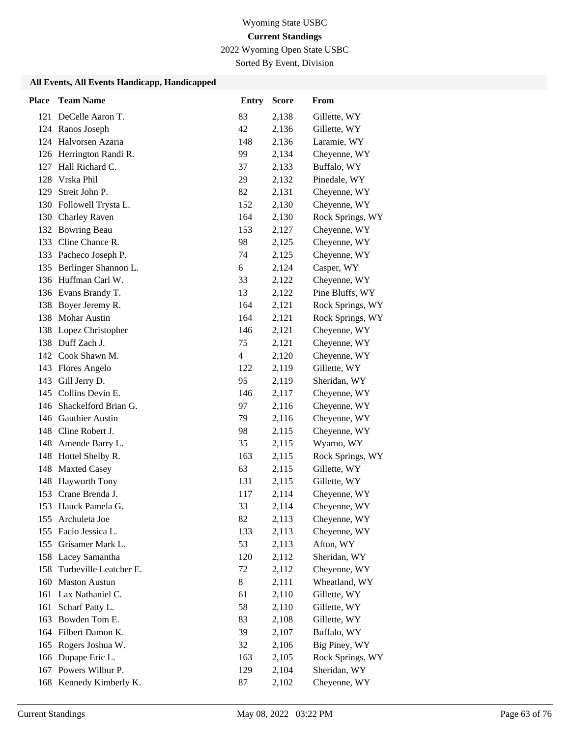Wyoming State USBC

**Current Standings**

2022 Wyoming Open State USBC

Sorted By Event, Division

### All Events, All Events Handicapp, Handicapped

| Place | Team Name | Entry | Score | From |
|---|---|---|---|---|
| 121 | DeCelle Aaron T. | 83 | 2,138 | Gillette, WY |
| 124 | Ranos Joseph | 42 | 2,136 | Gillette, WY |
| 124 | Halvorsen Azaria | 148 | 2,136 | Laramie, WY |
| 126 | Herrington Randi R. | 99 | 2,134 | Cheyenne, WY |
| 127 | Hall Richard C. | 37 | 2,133 | Buffalo, WY |
| 128 | Vrska Phil | 29 | 2,132 | Pinedale, WY |
| 129 | Streit John P. | 82 | 2,131 | Cheyenne, WY |
| 130 | Followell Trysta L. | 152 | 2,130 | Cheyenne, WY |
| 130 | Charley Raven | 164 | 2,130 | Rock Springs, WY |
| 132 | Bowring Beau | 153 | 2,127 | Cheyenne, WY |
| 133 | Cline Chance R. | 98 | 2,125 | Cheyenne, WY |
| 133 | Pacheco Joseph P. | 74 | 2,125 | Cheyenne, WY |
| 135 | Berlinger Shannon L. | 6 | 2,124 | Casper, WY |
| 136 | Huffman Carl W. | 33 | 2,122 | Cheyenne, WY |
| 136 | Evans Brandy T. | 13 | 2,122 | Pine Bluffs, WY |
| 138 | Boyer Jeremy R. | 164 | 2,121 | Rock Springs, WY |
| 138 | Mohar Austin | 164 | 2,121 | Rock Springs, WY |
| 138 | Lopez Christopher | 146 | 2,121 | Cheyenne, WY |
| 138 | Duff Zach J. | 75 | 2,121 | Cheyenne, WY |
| 142 | Cook Shawn M. | 4 | 2,120 | Cheyenne, WY |
| 143 | Flores Angelo | 122 | 2,119 | Gillette, WY |
| 143 | Gill Jerry D. | 95 | 2,119 | Sheridan, WY |
| 145 | Collins Devin E. | 146 | 2,117 | Cheyenne, WY |
| 146 | Shackelford Brian G. | 97 | 2,116 | Cheyenne, WY |
| 146 | Gauthier Austin | 79 | 2,116 | Cheyenne, WY |
| 148 | Cline Robert J. | 98 | 2,115 | Cheyenne, WY |
| 148 | Amende Barry L. | 35 | 2,115 | Wyarno, WY |
| 148 | Hottel Shelby R. | 163 | 2,115 | Rock Springs, WY |
| 148 | Maxted Casey | 63 | 2,115 | Gillette, WY |
| 148 | Hayworth Tony | 131 | 2,115 | Gillette, WY |
| 153 | Crane Brenda J. | 117 | 2,114 | Cheyenne, WY |
| 153 | Hauck Pamela G. | 33 | 2,114 | Cheyenne, WY |
| 155 | Archuleta Joe | 82 | 2,113 | Cheyenne, WY |
| 155 | Facio Jessica L. | 133 | 2,113 | Cheyenne, WY |
| 155 | Grisamer Mark L. | 53 | 2,113 | Afton, WY |
| 158 | Lacey Samantha | 120 | 2,112 | Sheridan, WY |
| 158 | Turbeville Leatcher E. | 72 | 2,112 | Cheyenne, WY |
| 160 | Maston Austun | 8 | 2,111 | Wheatland, WY |
| 161 | Lax Nathaniel C. | 61 | 2,110 | Gillette, WY |
| 161 | Scharf Patty L. | 58 | 2,110 | Gillette, WY |
| 163 | Bowden Tom E. | 83 | 2,108 | Gillette, WY |
| 164 | Filbert Damon K. | 39 | 2,107 | Buffalo, WY |
| 165 | Rogers Joshua W. | 32 | 2,106 | Big Piney, WY |
| 166 | Dupape Eric L. | 163 | 2,105 | Rock Springs, WY |
| 167 | Powers Wilbur P. | 129 | 2,104 | Sheridan, WY |
| 168 | Kennedy Kimberly K. | 87 | 2,102 | Cheyenne, WY |

Current Standings May 08, 2022 03:22 PM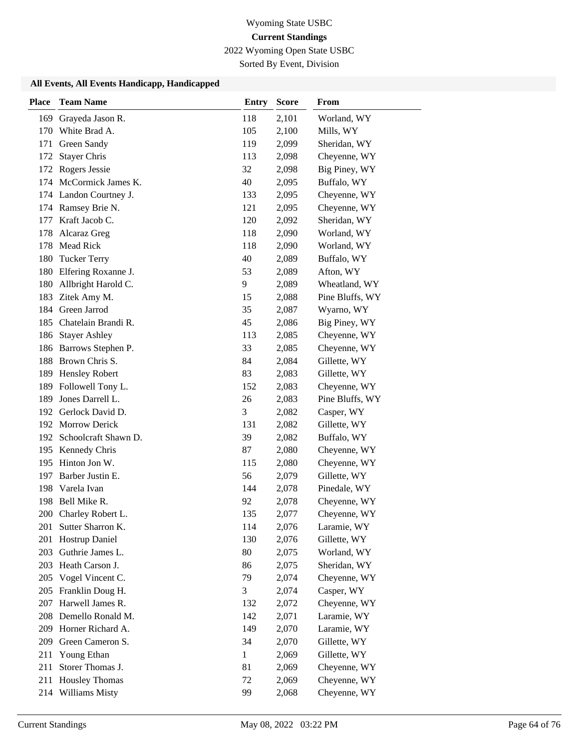Wyoming State USBC

**Current Standings**

2022 Wyoming Open State USBC

Sorted By Event, Division

### All Events, All Events Handicapp, Handicapped

| Place | Team Name | Entry | Score | From |
|---|---|---|---|---|
| 169 | Grayeda Jason R. | 118 | 2,101 | Worland, WY |
| 170 | White Brad A. | 105 | 2,100 | Mills, WY |
| 171 | Green Sandy | 119 | 2,099 | Sheridan, WY |
| 172 | Stayer Chris | 113 | 2,098 | Cheyenne, WY |
| 172 | Rogers Jessie | 32 | 2,098 | Big Piney, WY |
| 174 | McCormick James K. | 40 | 2,095 | Buffalo, WY |
| 174 | Landon Courtney J. | 133 | 2,095 | Cheyenne, WY |
| 174 | Ramsey Brie N. | 121 | 2,095 | Cheyenne, WY |
| 177 | Kraft Jacob C. | 120 | 2,092 | Sheridan, WY |
| 178 | Alcaraz Greg | 118 | 2,090 | Worland, WY |
| 178 | Mead Rick | 118 | 2,090 | Worland, WY |
| 180 | Tucker Terry | 40 | 2,089 | Buffalo, WY |
| 180 | Elfering Roxanne J. | 53 | 2,089 | Afton, WY |
| 180 | Allbright Harold C. | 9 | 2,089 | Wheatland, WY |
| 183 | Zitek Amy M. | 15 | 2,088 | Pine Bluffs, WY |
| 184 | Green Jarrod | 35 | 2,087 | Wyarno, WY |
| 185 | Chatelain Brandi R. | 45 | 2,086 | Big Piney, WY |
| 186 | Stayer Ashley | 113 | 2,085 | Cheyenne, WY |
| 186 | Barrows Stephen P. | 33 | 2,085 | Cheyenne, WY |
| 188 | Brown Chris S. | 84 | 2,084 | Gillette, WY |
| 189 | Hensley Robert | 83 | 2,083 | Gillette, WY |
| 189 | Followell Tony L. | 152 | 2,083 | Cheyenne, WY |
| 189 | Jones Darrell L. | 26 | 2,083 | Pine Bluffs, WY |
| 192 | Gerlock David D. | 3 | 2,082 | Casper, WY |
| 192 | Morrow Derick | 131 | 2,082 | Gillette, WY |
| 192 | Schoolcraft Shawn D. | 39 | 2,082 | Buffalo, WY |
| 195 | Kennedy Chris | 87 | 2,080 | Cheyenne, WY |
| 195 | Hinton Jon W. | 115 | 2,080 | Cheyenne, WY |
| 197 | Barber Justin E. | 56 | 2,079 | Gillette, WY |
| 198 | Varela Ivan | 144 | 2,078 | Pinedale, WY |
| 198 | Bell Mike R. | 92 | 2,078 | Cheyenne, WY |
| 200 | Charley Robert L. | 135 | 2,077 | Cheyenne, WY |
| 201 | Sutter Sharron K. | 114 | 2,076 | Laramie, WY |
| 201 | Hostrup Daniel | 130 | 2,076 | Gillette, WY |
| 203 | Guthrie James L. | 80 | 2,075 | Worland, WY |
| 203 | Heath Carson J. | 86 | 2,075 | Sheridan, WY |
| 205 | Vogel Vincent C. | 79 | 2,074 | Cheyenne, WY |
| 205 | Franklin Doug H. | 3 | 2,074 | Casper, WY |
| 207 | Harwell James R. | 132 | 2,072 | Cheyenne, WY |
| 208 | Demello Ronald M. | 142 | 2,071 | Laramie, WY |
| 209 | Horner Richard A. | 149 | 2,070 | Laramie, WY |
| 209 | Green Cameron S. | 34 | 2,070 | Gillette, WY |
| 211 | Young Ethan | 1 | 2,069 | Gillette, WY |
| 211 | Storer Thomas J. | 81 | 2,069 | Cheyenne, WY |
| 211 | Housley Thomas | 72 | 2,069 | Cheyenne, WY |
| 214 | Williams Misty | 99 | 2,068 | Cheyenne, WY |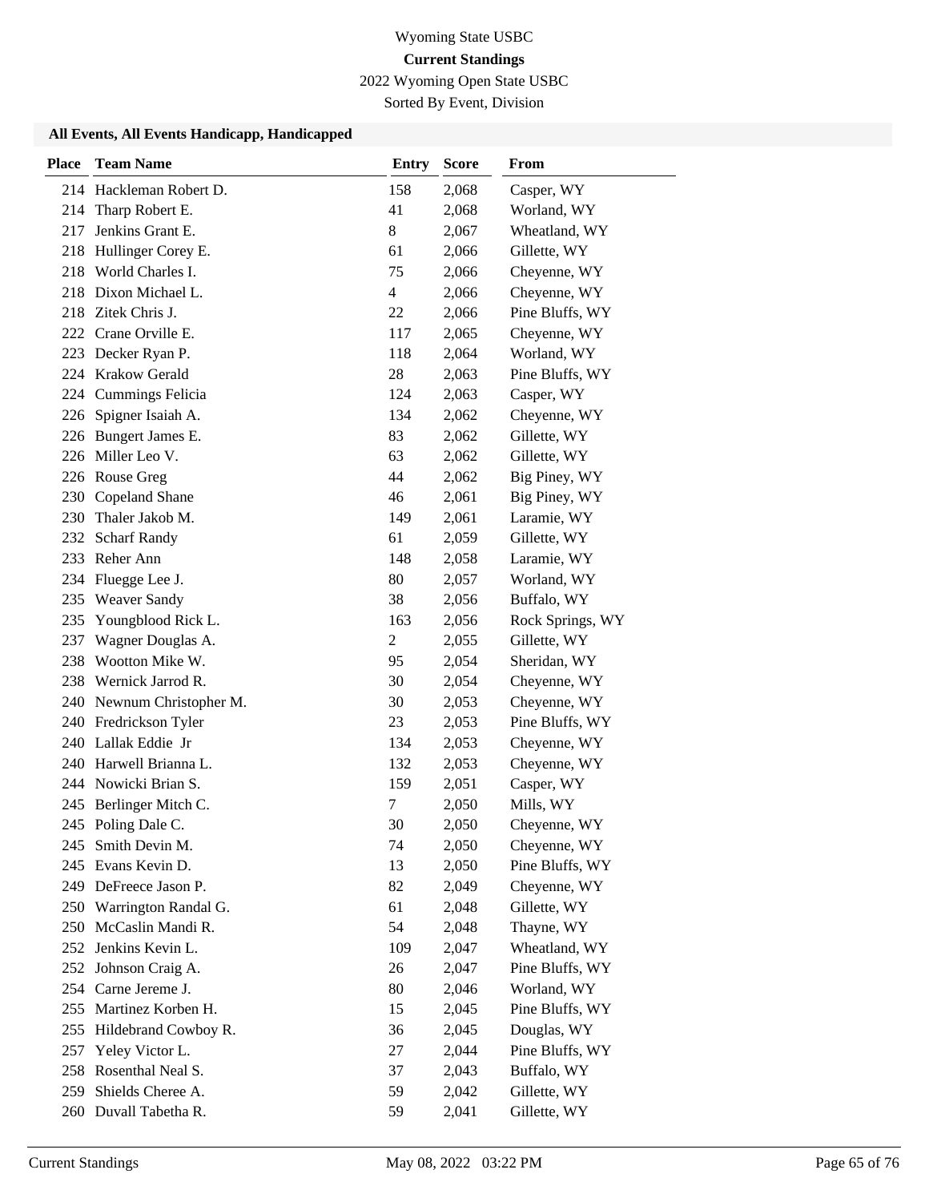Wyoming State USBC

**Current Standings**

2022 Wyoming Open State USBC

Sorted By Event, Division

### All Events, All Events Handicapp, Handicapped

| Place | Team Name | Entry | Score | From |
|---|---|---|---|---|
| 214 | Hackleman Robert D. | 158 | 2,068 | Casper, WY |
| 214 | Tharp Robert E. | 41 | 2,068 | Worland, WY |
| 217 | Jenkins Grant E. | 8 | 2,067 | Wheatland, WY |
| 218 | Hullinger Corey E. | 61 | 2,066 | Gillette, WY |
| 218 | World Charles I. | 75 | 2,066 | Cheyenne, WY |
| 218 | Dixon Michael L. | 4 | 2,066 | Cheyenne, WY |
| 218 | Zitek Chris J. | 22 | 2,066 | Pine Bluffs, WY |
| 222 | Crane Orville E. | 117 | 2,065 | Cheyenne, WY |
| 223 | Decker Ryan P. | 118 | 2,064 | Worland, WY |
| 224 | Krakow Gerald | 28 | 2,063 | Pine Bluffs, WY |
| 224 | Cummings Felicia | 124 | 2,063 | Casper, WY |
| 226 | Spigner Isaiah A. | 134 | 2,062 | Cheyenne, WY |
| 226 | Bungert James E. | 83 | 2,062 | Gillette, WY |
| 226 | Miller Leo V. | 63 | 2,062 | Gillette, WY |
| 226 | Rouse Greg | 44 | 2,062 | Big Piney, WY |
| 230 | Copeland Shane | 46 | 2,061 | Big Piney, WY |
| 230 | Thaler Jakob M. | 149 | 2,061 | Laramie, WY |
| 232 | Scharf Randy | 61 | 2,059 | Gillette, WY |
| 233 | Reher Ann | 148 | 2,058 | Laramie, WY |
| 234 | Fluegge Lee J. | 80 | 2,057 | Worland, WY |
| 235 | Weaver Sandy | 38 | 2,056 | Buffalo, WY |
| 235 | Youngblood Rick L. | 163 | 2,056 | Rock Springs, WY |
| 237 | Wagner Douglas A. | 2 | 2,055 | Gillette, WY |
| 238 | Wootton Mike W. | 95 | 2,054 | Sheridan, WY |
| 238 | Wernick Jarrod R. | 30 | 2,054 | Cheyenne, WY |
| 240 | Newnum Christopher M. | 30 | 2,053 | Cheyenne, WY |
| 240 | Fredrickson Tyler | 23 | 2,053 | Pine Bluffs, WY |
| 240 | Lallak Eddie Jr | 134 | 2,053 | Cheyenne, WY |
| 240 | Harwell Brianna L. | 132 | 2,053 | Cheyenne, WY |
| 244 | Nowicki Brian S. | 159 | 2,051 | Casper, WY |
| 245 | Berlinger Mitch C. | 7 | 2,050 | Mills, WY |
| 245 | Poling Dale C. | 30 | 2,050 | Cheyenne, WY |
| 245 | Smith Devin M. | 74 | 2,050 | Cheyenne, WY |
| 245 | Evans Kevin D. | 13 | 2,050 | Pine Bluffs, WY |
| 249 | DeFreece Jason P. | 82 | 2,049 | Cheyenne, WY |
| 250 | Warrington Randal G. | 61 | 2,048 | Gillette, WY |
| 250 | McCaslin Mandi R. | 54 | 2,048 | Thayne, WY |
| 252 | Jenkins Kevin L. | 109 | 2,047 | Wheatland, WY |
| 252 | Johnson Craig A. | 26 | 2,047 | Pine Bluffs, WY |
| 254 | Carne Jereme J. | 80 | 2,046 | Worland, WY |
| 255 | Martinez Korben H. | 15 | 2,045 | Pine Bluffs, WY |
| 255 | Hildebrand Cowboy R. | 36 | 2,045 | Douglas, WY |
| 257 | Yeley Victor L. | 27 | 2,044 | Pine Bluffs, WY |
| 258 | Rosenthal Neal S. | 37 | 2,043 | Buffalo, WY |
| 259 | Shields Cheree A. | 59 | 2,042 | Gillette, WY |
| 260 | Duvall Tabetha R. | 59 | 2,041 | Gillette, WY |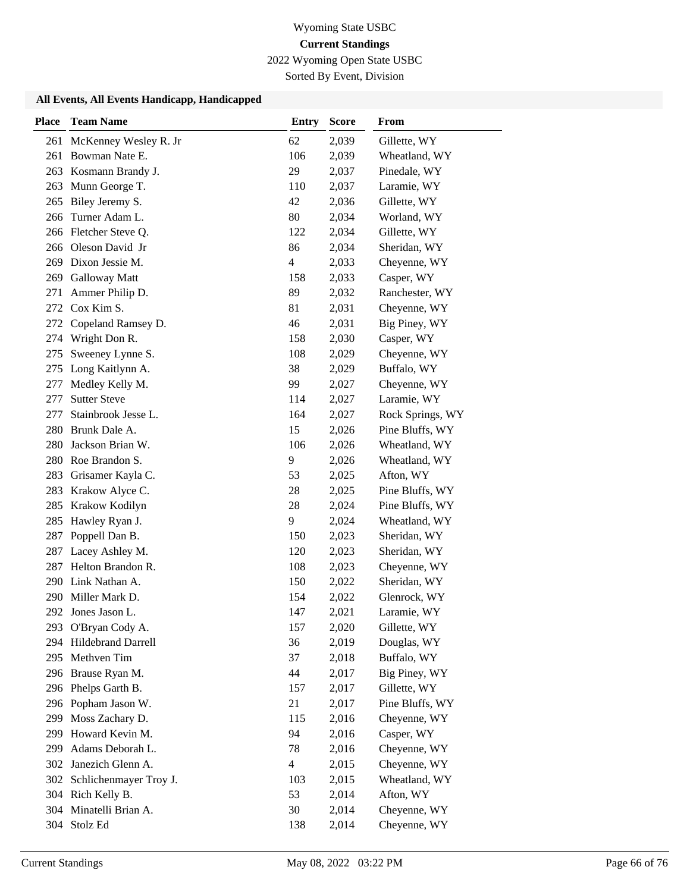Wyoming State USBC

**Current Standings**

2022 Wyoming Open State USBC

Sorted By Event, Division

### All Events, All Events Handicapp, Handicapped

| Place | Team Name | Entry | Score | From |
|---|---|---|---|---|
| 261 | McKenney Wesley R. Jr | 62 | 2,039 | Gillette, WY |
| 261 | Bowman Nate E. | 106 | 2,039 | Wheatland, WY |
| 263 | Kosmann Brandy J. | 29 | 2,037 | Pinedale, WY |
| 263 | Munn George T. | 110 | 2,037 | Laramie, WY |
| 265 | Biley Jeremy S. | 42 | 2,036 | Gillette, WY |
| 266 | Turner Adam L. | 80 | 2,034 | Worland, WY |
| 266 | Fletcher Steve Q. | 122 | 2,034 | Gillette, WY |
| 266 | Oleson David Jr | 86 | 2,034 | Sheridan, WY |
| 269 | Dixon Jessie M. | 4 | 2,033 | Cheyenne, WY |
| 269 | Galloway Matt | 158 | 2,033 | Casper, WY |
| 271 | Ammer Philip D. | 89 | 2,032 | Ranchester, WY |
| 272 | Cox Kim S. | 81 | 2,031 | Cheyenne, WY |
| 272 | Copeland Ramsey D. | 46 | 2,031 | Big Piney, WY |
| 274 | Wright Don R. | 158 | 2,030 | Casper, WY |
| 275 | Sweeney Lynne S. | 108 | 2,029 | Cheyenne, WY |
| 275 | Long Kaitlynn A. | 38 | 2,029 | Buffalo, WY |
| 277 | Medley Kelly M. | 99 | 2,027 | Cheyenne, WY |
| 277 | Sutter Steve | 114 | 2,027 | Laramie, WY |
| 277 | Stainbrook Jesse L. | 164 | 2,027 | Rock Springs, WY |
| 280 | Brunk Dale A. | 15 | 2,026 | Pine Bluffs, WY |
| 280 | Jackson Brian W. | 106 | 2,026 | Wheatland, WY |
| 280 | Roe Brandon S. | 9 | 2,026 | Wheatland, WY |
| 283 | Grisamer Kayla C. | 53 | 2,025 | Afton, WY |
| 283 | Krakow Alyce C. | 28 | 2,025 | Pine Bluffs, WY |
| 285 | Krakow Kodilyn | 28 | 2,024 | Pine Bluffs, WY |
| 285 | Hawley Ryan J. | 9 | 2,024 | Wheatland, WY |
| 287 | Poppell Dan B. | 150 | 2,023 | Sheridan, WY |
| 287 | Lacey Ashley M. | 120 | 2,023 | Sheridan, WY |
| 287 | Helton Brandon R. | 108 | 2,023 | Cheyenne, WY |
| 290 | Link Nathan A. | 150 | 2,022 | Sheridan, WY |
| 290 | Miller Mark D. | 154 | 2,022 | Glenrock, WY |
| 292 | Jones Jason L. | 147 | 2,021 | Laramie, WY |
| 293 | O'Bryan Cody A. | 157 | 2,020 | Gillette, WY |
| 294 | Hildebrand Darrell | 36 | 2,019 | Douglas, WY |
| 295 | Methven Tim | 37 | 2,018 | Buffalo, WY |
| 296 | Brause Ryan M. | 44 | 2,017 | Big Piney, WY |
| 296 | Phelps Garth B. | 157 | 2,017 | Gillette, WY |
| 296 | Popham Jason W. | 21 | 2,017 | Pine Bluffs, WY |
| 299 | Moss Zachary D. | 115 | 2,016 | Cheyenne, WY |
| 299 | Howard Kevin M. | 94 | 2,016 | Casper, WY |
| 299 | Adams Deborah L. | 78 | 2,016 | Cheyenne, WY |
| 302 | Janezich Glenn A. | 4 | 2,015 | Cheyenne, WY |
| 302 | Schlichenmayer Troy J. | 103 | 2,015 | Wheatland, WY |
| 304 | Rich Kelly B. | 53 | 2,014 | Afton, WY |
| 304 | Minatelli Brian A. | 30 | 2,014 | Cheyenne, WY |
| 304 | Stolz Ed | 138 | 2,014 | Cheyenne, WY |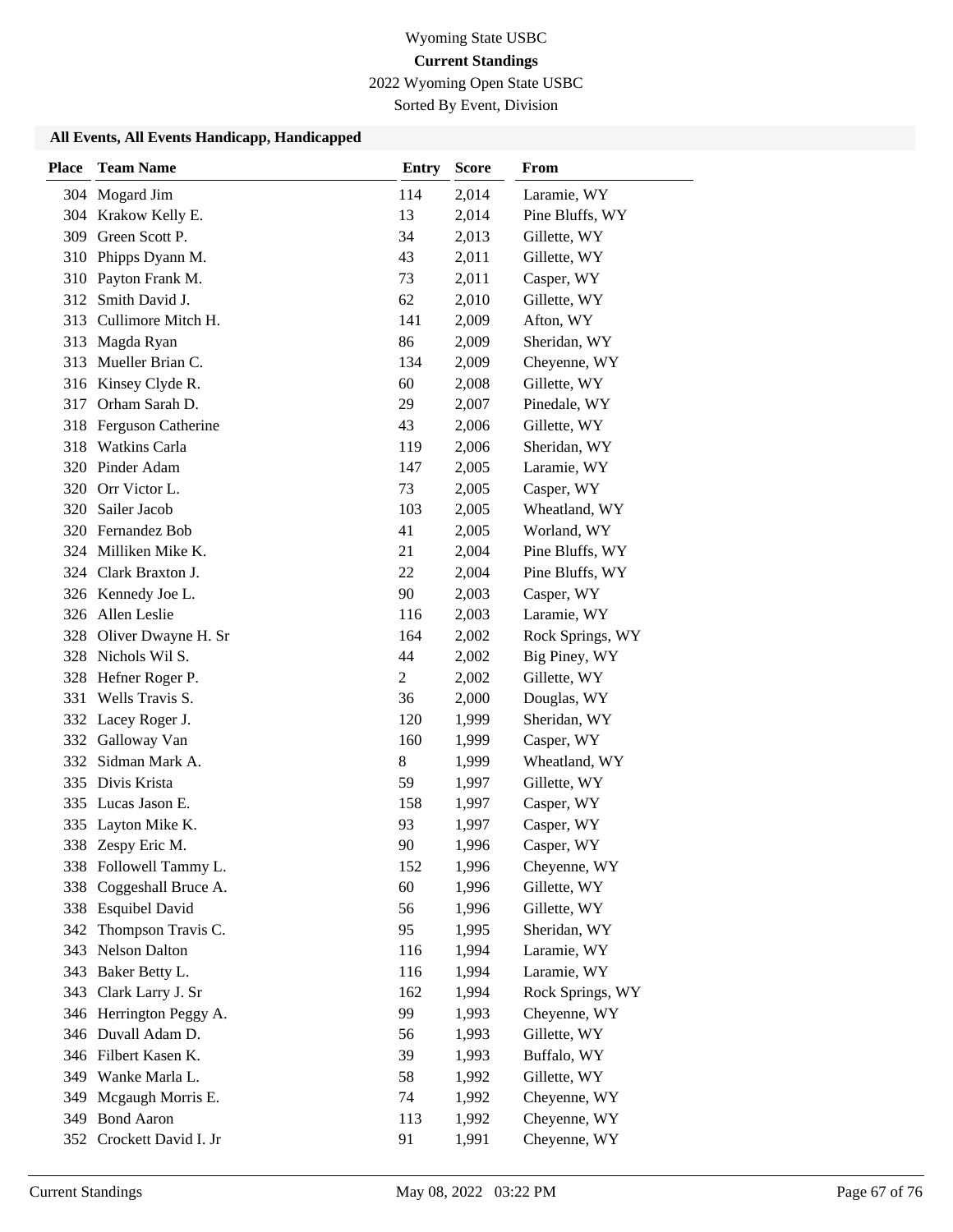Wyoming State USBC

**Current Standings**

2022 Wyoming Open State USBC

Sorted By Event, Division

### All Events, All Events Handicapp, Handicapped

| Place | Team Name | Entry | Score | From |
|---|---|---|---|---|
| 304 | Mogard Jim | 114 | 2,014 | Laramie, WY |
| 304 | Krakow Kelly E. | 13 | 2,014 | Pine Bluffs, WY |
| 309 | Green Scott P. | 34 | 2,013 | Gillette, WY |
| 310 | Phipps Dyann M. | 43 | 2,011 | Gillette, WY |
| 310 | Payton Frank M. | 73 | 2,011 | Casper, WY |
| 312 | Smith David J. | 62 | 2,010 | Gillette, WY |
| 313 | Cullimore Mitch H. | 141 | 2,009 | Afton, WY |
| 313 | Magda Ryan | 86 | 2,009 | Sheridan, WY |
| 313 | Mueller Brian C. | 134 | 2,009 | Cheyenne, WY |
| 316 | Kinsey Clyde R. | 60 | 2,008 | Gillette, WY |
| 317 | Orham Sarah D. | 29 | 2,007 | Pinedale, WY |
| 318 | Ferguson Catherine | 43 | 2,006 | Gillette, WY |
| 318 | Watkins Carla | 119 | 2,006 | Sheridan, WY |
| 320 | Pinder Adam | 147 | 2,005 | Laramie, WY |
| 320 | Orr Victor L. | 73 | 2,005 | Casper, WY |
| 320 | Sailer Jacob | 103 | 2,005 | Wheatland, WY |
| 320 | Fernandez Bob | 41 | 2,005 | Worland, WY |
| 324 | Milliken Mike K. | 21 | 2,004 | Pine Bluffs, WY |
| 324 | Clark Braxton J. | 22 | 2,004 | Pine Bluffs, WY |
| 326 | Kennedy Joe L. | 90 | 2,003 | Casper, WY |
| 326 | Allen Leslie | 116 | 2,003 | Laramie, WY |
| 328 | Oliver Dwayne H. Sr | 164 | 2,002 | Rock Springs, WY |
| 328 | Nichols Wil S. | 44 | 2,002 | Big Piney, WY |
| 328 | Hefner Roger P. | 2 | 2,002 | Gillette, WY |
| 331 | Wells Travis S. | 36 | 2,000 | Douglas, WY |
| 332 | Lacey Roger J. | 120 | 1,999 | Sheridan, WY |
| 332 | Galloway Van | 160 | 1,999 | Casper, WY |
| 332 | Sidman Mark A. | 8 | 1,999 | Wheatland, WY |
| 335 | Divis Krista | 59 | 1,997 | Gillette, WY |
| 335 | Lucas Jason E. | 158 | 1,997 | Casper, WY |
| 335 | Layton Mike K. | 93 | 1,997 | Casper, WY |
| 338 | Zespy Eric M. | 90 | 1,996 | Casper, WY |
| 338 | Followell Tammy L. | 152 | 1,996 | Cheyenne, WY |
| 338 | Coggeshall Bruce A. | 60 | 1,996 | Gillette, WY |
| 338 | Esquibel David | 56 | 1,996 | Gillette, WY |
| 342 | Thompson Travis C. | 95 | 1,995 | Sheridan, WY |
| 343 | Nelson Dalton | 116 | 1,994 | Laramie, WY |
| 343 | Baker Betty L. | 116 | 1,994 | Laramie, WY |
| 343 | Clark Larry J. Sr | 162 | 1,994 | Rock Springs, WY |
| 346 | Herrington Peggy A. | 99 | 1,993 | Cheyenne, WY |
| 346 | Duvall Adam D. | 56 | 1,993 | Gillette, WY |
| 346 | Filbert Kasen K. | 39 | 1,993 | Buffalo, WY |
| 349 | Wanke Marla L. | 58 | 1,992 | Gillette, WY |
| 349 | Mcgaugh Morris E. | 74 | 1,992 | Cheyenne, WY |
| 349 | Bond Aaron | 113 | 1,992 | Cheyenne, WY |
| 352 | Crockett David I. Jr | 91 | 1,991 | Cheyenne, WY |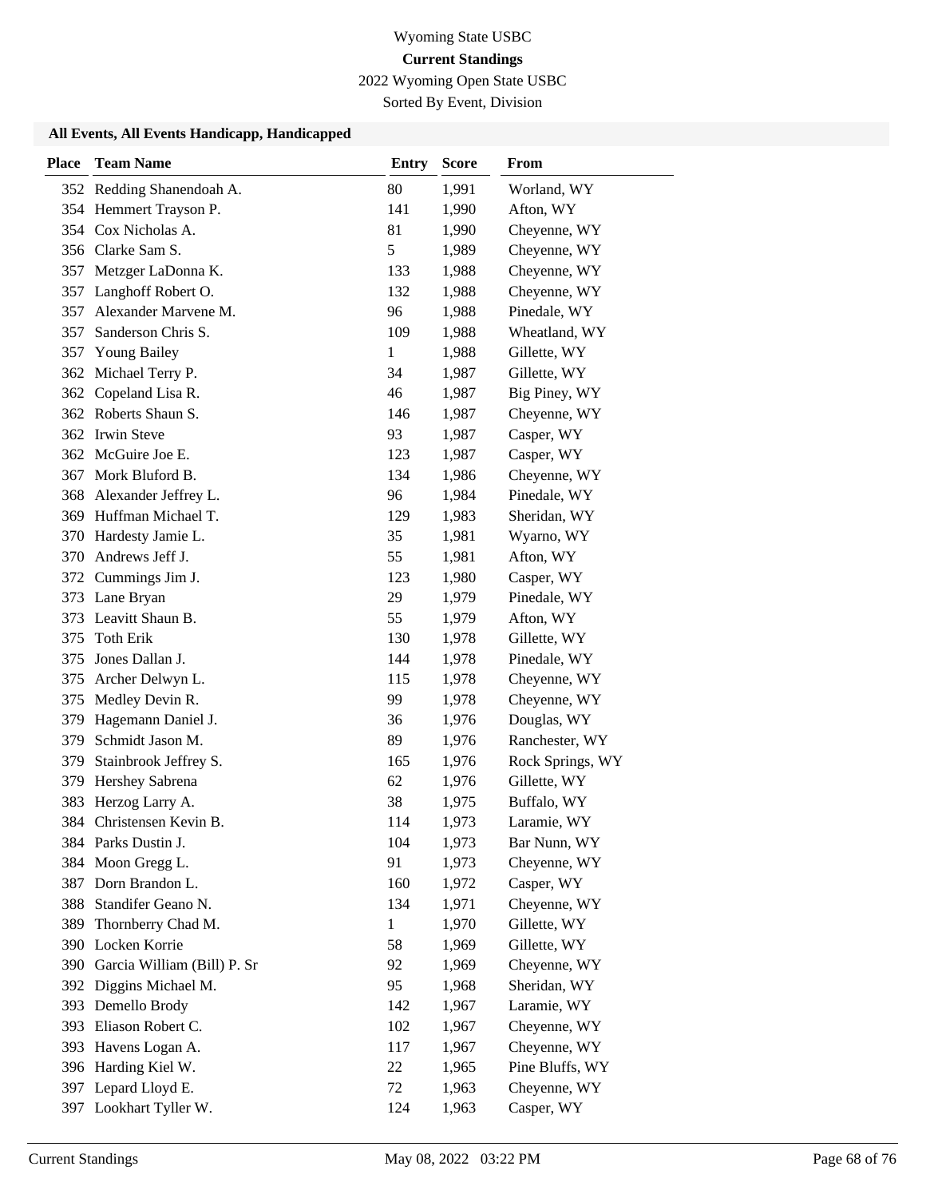Wyoming State USBC

**Current Standings**

2022 Wyoming Open State USBC

Sorted By Event, Division

### All Events, All Events Handicapp, Handicapped

| Place | Team Name | Entry | Score | From |
|---|---|---|---|---|
| 352 | Redding Shanendoah A. | 80 | 1,991 | Worland, WY |
| 354 | Hemmert Trayson P. | 141 | 1,990 | Afton, WY |
| 354 | Cox Nicholas A. | 81 | 1,990 | Cheyenne, WY |
| 356 | Clarke Sam S. | 5 | 1,989 | Cheyenne, WY |
| 357 | Metzger LaDonna K. | 133 | 1,988 | Cheyenne, WY |
| 357 | Langhoff Robert O. | 132 | 1,988 | Cheyenne, WY |
| 357 | Alexander Marvene M. | 96 | 1,988 | Pinedale, WY |
| 357 | Sanderson Chris S. | 109 | 1,988 | Wheatland, WY |
| 357 | Young Bailey | 1 | 1,988 | Gillette, WY |
| 362 | Michael Terry P. | 34 | 1,987 | Gillette, WY |
| 362 | Copeland Lisa R. | 46 | 1,987 | Big Piney, WY |
| 362 | Roberts Shaun S. | 146 | 1,987 | Cheyenne, WY |
| 362 | Irwin Steve | 93 | 1,987 | Casper, WY |
| 362 | McGuire Joe E. | 123 | 1,987 | Casper, WY |
| 367 | Mork Bluford B. | 134 | 1,986 | Cheyenne, WY |
| 368 | Alexander Jeffrey L. | 96 | 1,984 | Pinedale, WY |
| 369 | Huffman Michael T. | 129 | 1,983 | Sheridan, WY |
| 370 | Hardesty Jamie L. | 35 | 1,981 | Wyarno, WY |
| 370 | Andrews Jeff J. | 55 | 1,981 | Afton, WY |
| 372 | Cummings Jim J. | 123 | 1,980 | Casper, WY |
| 373 | Lane Bryan | 29 | 1,979 | Pinedale, WY |
| 373 | Leavitt Shaun B. | 55 | 1,979 | Afton, WY |
| 375 | Toth Erik | 130 | 1,978 | Gillette, WY |
| 375 | Jones Dallan J. | 144 | 1,978 | Pinedale, WY |
| 375 | Archer Delwyn L. | 115 | 1,978 | Cheyenne, WY |
| 375 | Medley Devin R. | 99 | 1,978 | Cheyenne, WY |
| 379 | Hagemann Daniel J. | 36 | 1,976 | Douglas, WY |
| 379 | Schmidt Jason M. | 89 | 1,976 | Ranchester, WY |
| 379 | Stainbrook Jeffrey S. | 165 | 1,976 | Rock Springs, WY |
| 379 | Hershey Sabrena | 62 | 1,976 | Gillette, WY |
| 383 | Herzog Larry A. | 38 | 1,975 | Buffalo, WY |
| 384 | Christensen Kevin B. | 114 | 1,973 | Laramie, WY |
| 384 | Parks Dustin J. | 104 | 1,973 | Bar Nunn, WY |
| 384 | Moon Gregg L. | 91 | 1,973 | Cheyenne, WY |
| 387 | Dorn Brandon L. | 160 | 1,972 | Casper, WY |
| 388 | Standifer Geano N. | 134 | 1,971 | Cheyenne, WY |
| 389 | Thornberry Chad M. | 1 | 1,970 | Gillette, WY |
| 390 | Locken Korrie | 58 | 1,969 | Gillette, WY |
| 390 | Garcia William (Bill) P. Sr | 92 | 1,969 | Cheyenne, WY |
| 392 | Diggins Michael M. | 95 | 1,968 | Sheridan, WY |
| 393 | Demello Brody | 142 | 1,967 | Laramie, WY |
| 393 | Eliason Robert C. | 102 | 1,967 | Cheyenne, WY |
| 393 | Havens Logan A. | 117 | 1,967 | Cheyenne, WY |
| 396 | Harding Kiel W. | 22 | 1,965 | Pine Bluffs, WY |
| 397 | Lepard Lloyd E. | 72 | 1,963 | Cheyenne, WY |
| 397 | Lookhart Tyller W. | 124 | 1,963 | Casper, WY |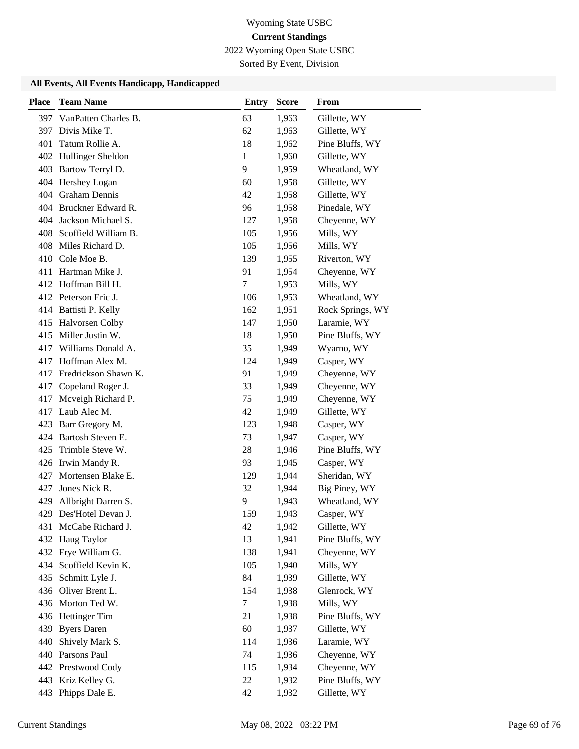Wyoming State USBC

**Current Standings**

2022 Wyoming Open State USBC

Sorted By Event, Division

### All Events, All Events Handicapp, Handicapped

| Place | Team Name | Entry | Score | From |
|---|---|---|---|---|
| 397 | VanPatten Charles B. | 63 | 1,963 | Gillette, WY |
| 397 | Divis Mike T. | 62 | 1,963 | Gillette, WY |
| 401 | Tatum Rollie A. | 18 | 1,962 | Pine Bluffs, WY |
| 402 | Hullinger Sheldon | 1 | 1,960 | Gillette, WY |
| 403 | Bartow Terryl D. | 9 | 1,959 | Wheatland, WY |
| 404 | Hershey Logan | 60 | 1,958 | Gillette, WY |
| 404 | Graham Dennis | 42 | 1,958 | Gillette, WY |
| 404 | Bruckner Edward R. | 96 | 1,958 | Pinedale, WY |
| 404 | Jackson Michael S. | 127 | 1,958 | Cheyenne, WY |
| 408 | Scoffield William B. | 105 | 1,956 | Mills, WY |
| 408 | Miles Richard D. | 105 | 1,956 | Mills, WY |
| 410 | Cole Moe B. | 139 | 1,955 | Riverton, WY |
| 411 | Hartman Mike J. | 91 | 1,954 | Cheyenne, WY |
| 412 | Hoffman Bill H. | 7 | 1,953 | Mills, WY |
| 412 | Peterson Eric J. | 106 | 1,953 | Wheatland, WY |
| 414 | Battisti P. Kelly | 162 | 1,951 | Rock Springs, WY |
| 415 | Halvorsen Colby | 147 | 1,950 | Laramie, WY |
| 415 | Miller Justin W. | 18 | 1,950 | Pine Bluffs, WY |
| 417 | Williams Donald A. | 35 | 1,949 | Wyarno, WY |
| 417 | Hoffman Alex M. | 124 | 1,949 | Casper, WY |
| 417 | Fredrickson Shawn K. | 91 | 1,949 | Cheyenne, WY |
| 417 | Copeland Roger J. | 33 | 1,949 | Cheyenne, WY |
| 417 | Mcveigh Richard P. | 75 | 1,949 | Cheyenne, WY |
| 417 | Laub Alec M. | 42 | 1,949 | Gillette, WY |
| 423 | Barr Gregory M. | 123 | 1,948 | Casper, WY |
| 424 | Bartosh Steven E. | 73 | 1,947 | Casper, WY |
| 425 | Trimble Steve W. | 28 | 1,946 | Pine Bluffs, WY |
| 426 | Irwin Mandy R. | 93 | 1,945 | Casper, WY |
| 427 | Mortensen Blake E. | 129 | 1,944 | Sheridan, WY |
| 427 | Jones Nick R. | 32 | 1,944 | Big Piney, WY |
| 429 | Allbright Darren S. | 9 | 1,943 | Wheatland, WY |
| 429 | Des'Hotel Devan J. | 159 | 1,943 | Casper, WY |
| 431 | McCabe Richard J. | 42 | 1,942 | Gillette, WY |
| 432 | Haug Taylor | 13 | 1,941 | Pine Bluffs, WY |
| 432 | Frye William G. | 138 | 1,941 | Cheyenne, WY |
| 434 | Scoffield Kevin K. | 105 | 1,940 | Mills, WY |
| 435 | Schmitt Lyle J. | 84 | 1,939 | Gillette, WY |
| 436 | Oliver Brent L. | 154 | 1,938 | Glenrock, WY |
| 436 | Morton Ted W. | 7 | 1,938 | Mills, WY |
| 436 | Hettinger Tim | 21 | 1,938 | Pine Bluffs, WY |
| 439 | Byers Daren | 60 | 1,937 | Gillette, WY |
| 440 | Shively Mark S. | 114 | 1,936 | Laramie, WY |
| 440 | Parsons Paul | 74 | 1,936 | Cheyenne, WY |
| 442 | Prestwood Cody | 115 | 1,934 | Cheyenne, WY |
| 443 | Kriz Kelley G. | 22 | 1,932 | Pine Bluffs, WY |
| 443 | Phipps Dale E. | 42 | 1,932 | Gillette, WY |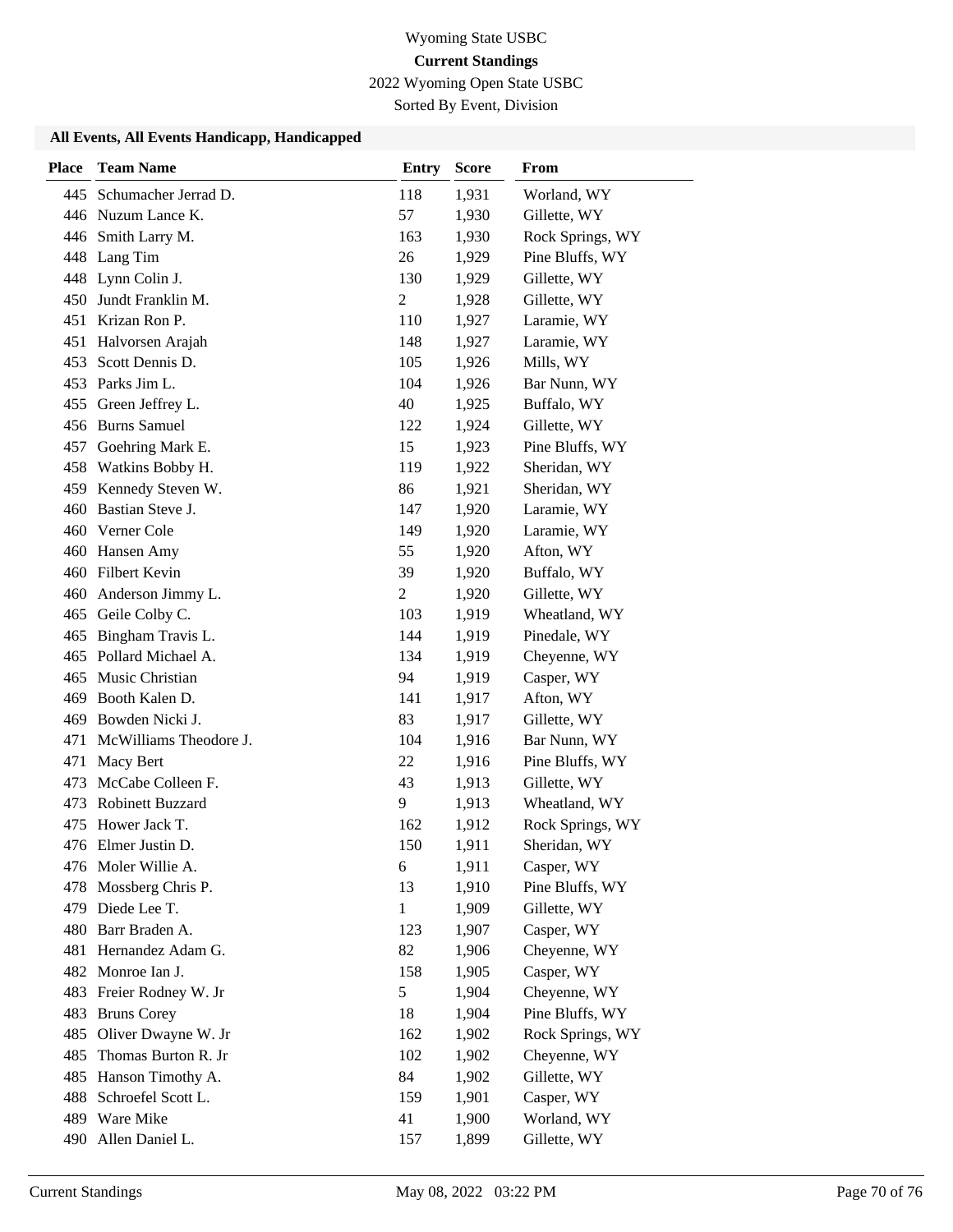Wyoming State USBC

**Current Standings**

2022 Wyoming Open State USBC

Sorted By Event, Division

### All Events, All Events Handicapp, Handicapped

| Place | Team Name | Entry | Score | From |
|---|---|---|---|---|
| 445 | Schumacher Jerrad D. | 118 | 1,931 | Worland, WY |
| 446 | Nuzum Lance K. | 57 | 1,930 | Gillette, WY |
| 446 | Smith Larry M. | 163 | 1,930 | Rock Springs, WY |
| 448 | Lang Tim | 26 | 1,929 | Pine Bluffs, WY |
| 448 | Lynn Colin J. | 130 | 1,929 | Gillette, WY |
| 450 | Jundt Franklin M. | 2 | 1,928 | Gillette, WY |
| 451 | Krizan Ron P. | 110 | 1,927 | Laramie, WY |
| 451 | Halvorsen Arajah | 148 | 1,927 | Laramie, WY |
| 453 | Scott Dennis D. | 105 | 1,926 | Mills, WY |
| 453 | Parks Jim L. | 104 | 1,926 | Bar Nunn, WY |
| 455 | Green Jeffrey L. | 40 | 1,925 | Buffalo, WY |
| 456 | Burns Samuel | 122 | 1,924 | Gillette, WY |
| 457 | Goehring Mark E. | 15 | 1,923 | Pine Bluffs, WY |
| 458 | Watkins Bobby H. | 119 | 1,922 | Sheridan, WY |
| 459 | Kennedy Steven W. | 86 | 1,921 | Sheridan, WY |
| 460 | Bastian Steve J. | 147 | 1,920 | Laramie, WY |
| 460 | Verner Cole | 149 | 1,920 | Laramie, WY |
| 460 | Hansen Amy | 55 | 1,920 | Afton, WY |
| 460 | Filbert Kevin | 39 | 1,920 | Buffalo, WY |
| 460 | Anderson Jimmy L. | 2 | 1,920 | Gillette, WY |
| 465 | Geile Colby C. | 103 | 1,919 | Wheatland, WY |
| 465 | Bingham Travis L. | 144 | 1,919 | Pinedale, WY |
| 465 | Pollard Michael A. | 134 | 1,919 | Cheyenne, WY |
| 465 | Music Christian | 94 | 1,919 | Casper, WY |
| 469 | Booth Kalen D. | 141 | 1,917 | Afton, WY |
| 469 | Bowden Nicki J. | 83 | 1,917 | Gillette, WY |
| 471 | McWilliams Theodore J. | 104 | 1,916 | Bar Nunn, WY |
| 471 | Macy Bert | 22 | 1,916 | Pine Bluffs, WY |
| 473 | McCabe Colleen F. | 43 | 1,913 | Gillette, WY |
| 473 | Robinett Buzzard | 9 | 1,913 | Wheatland, WY |
| 475 | Hower Jack T. | 162 | 1,912 | Rock Springs, WY |
| 476 | Elmer Justin D. | 150 | 1,911 | Sheridan, WY |
| 476 | Moler Willie A. | 6 | 1,911 | Casper, WY |
| 478 | Mossberg Chris P. | 13 | 1,910 | Pine Bluffs, WY |
| 479 | Diede Lee T. | 1 | 1,909 | Gillette, WY |
| 480 | Barr Braden A. | 123 | 1,907 | Casper, WY |
| 481 | Hernandez Adam G. | 82 | 1,906 | Cheyenne, WY |
| 482 | Monroe Ian J. | 158 | 1,905 | Casper, WY |
| 483 | Freier Rodney W. Jr | 5 | 1,904 | Cheyenne, WY |
| 483 | Bruns Corey | 18 | 1,904 | Pine Bluffs, WY |
| 485 | Oliver Dwayne W. Jr | 162 | 1,902 | Rock Springs, WY |
| 485 | Thomas Burton R. Jr | 102 | 1,902 | Cheyenne, WY |
| 485 | Hanson Timothy A. | 84 | 1,902 | Gillette, WY |
| 488 | Schroefel Scott L. | 159 | 1,901 | Casper, WY |
| 489 | Ware Mike | 41 | 1,900 | Worland, WY |
| 490 | Allen Daniel L. | 157 | 1,899 | Gillette, WY |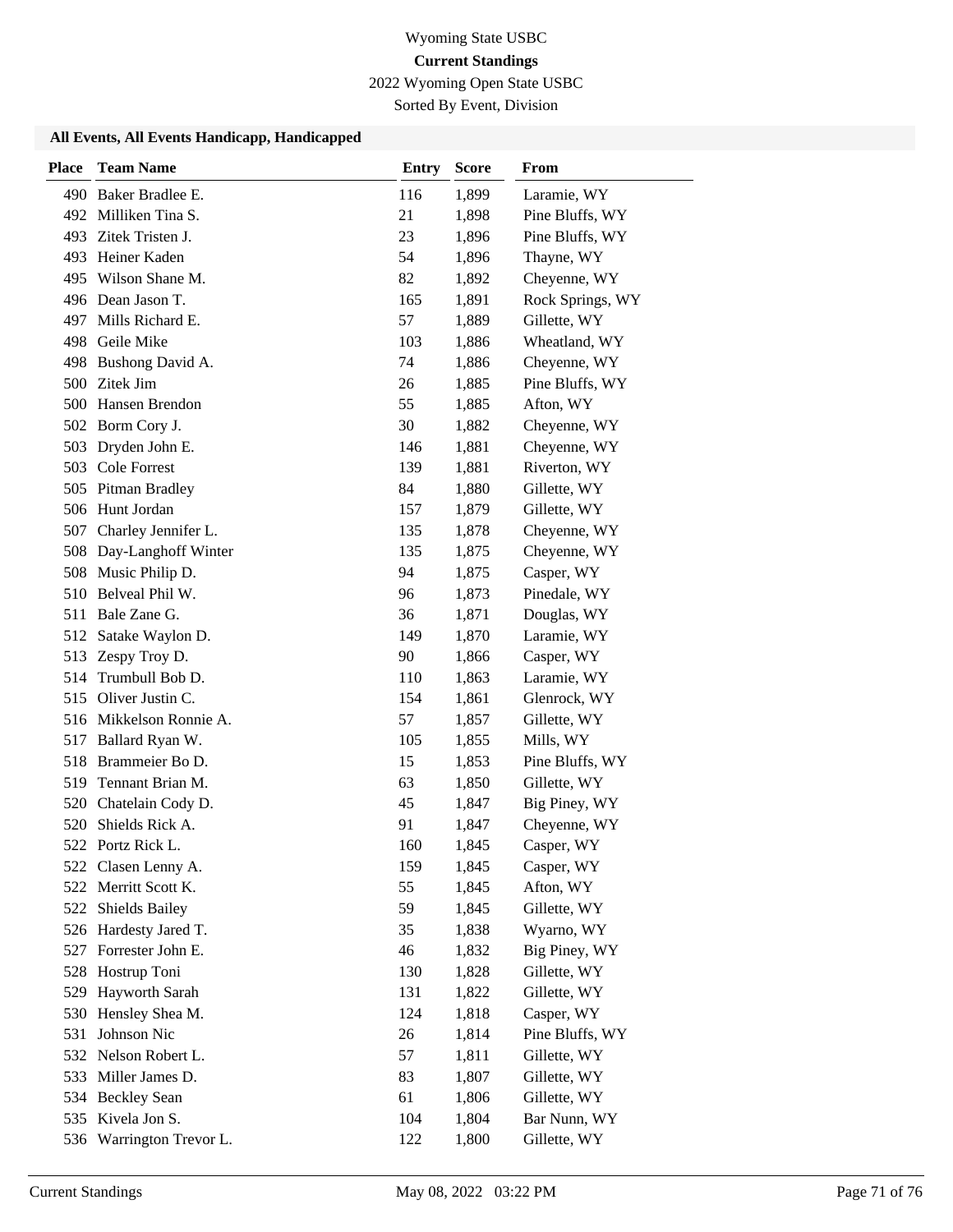Wyoming State USBC

**Current Standings**

2022 Wyoming Open State USBC

Sorted By Event, Division

### All Events, All Events Handicapp, Handicapped

| Place | Team Name | Entry | Score | From |
|---|---|---|---|---|
| 490 | Baker Bradlee E. | 116 | 1,899 | Laramie, WY |
| 492 | Milliken Tina S. | 21 | 1,898 | Pine Bluffs, WY |
| 493 | Zitek Tristen J. | 23 | 1,896 | Pine Bluffs, WY |
| 493 | Heiner Kaden | 54 | 1,896 | Thayne, WY |
| 495 | Wilson Shane M. | 82 | 1,892 | Cheyenne, WY |
| 496 | Dean Jason T. | 165 | 1,891 | Rock Springs, WY |
| 497 | Mills Richard E. | 57 | 1,889 | Gillette, WY |
| 498 | Geile Mike | 103 | 1,886 | Wheatland, WY |
| 498 | Bushong David A. | 74 | 1,886 | Cheyenne, WY |
| 500 | Zitek Jim | 26 | 1,885 | Pine Bluffs, WY |
| 500 | Hansen Brendon | 55 | 1,885 | Afton, WY |
| 502 | Borm Cory J. | 30 | 1,882 | Cheyenne, WY |
| 503 | Dryden John E. | 146 | 1,881 | Cheyenne, WY |
| 503 | Cole Forrest | 139 | 1,881 | Riverton, WY |
| 505 | Pitman Bradley | 84 | 1,880 | Gillette, WY |
| 506 | Hunt Jordan | 157 | 1,879 | Gillette, WY |
| 507 | Charley Jennifer L. | 135 | 1,878 | Cheyenne, WY |
| 508 | Day-Langhoff Winter | 135 | 1,875 | Cheyenne, WY |
| 508 | Music Philip D. | 94 | 1,875 | Casper, WY |
| 510 | Belveal Phil W. | 96 | 1,873 | Pinedale, WY |
| 511 | Bale Zane G. | 36 | 1,871 | Douglas, WY |
| 512 | Satake Waylon D. | 149 | 1,870 | Laramie, WY |
| 513 | Zespy Troy D. | 90 | 1,866 | Casper, WY |
| 514 | Trumbull Bob D. | 110 | 1,863 | Laramie, WY |
| 515 | Oliver Justin C. | 154 | 1,861 | Glenrock, WY |
| 516 | Mikkelson Ronnie A. | 57 | 1,857 | Gillette, WY |
| 517 | Ballard Ryan W. | 105 | 1,855 | Mills, WY |
| 518 | Brammeier Bo D. | 15 | 1,853 | Pine Bluffs, WY |
| 519 | Tennant Brian M. | 63 | 1,850 | Gillette, WY |
| 520 | Chatelain Cody D. | 45 | 1,847 | Big Piney, WY |
| 520 | Shields Rick A. | 91 | 1,847 | Cheyenne, WY |
| 522 | Portz Rick L. | 160 | 1,845 | Casper, WY |
| 522 | Clasen Lenny A. | 159 | 1,845 | Casper, WY |
| 522 | Merritt Scott K. | 55 | 1,845 | Afton, WY |
| 522 | Shields Bailey | 59 | 1,845 | Gillette, WY |
| 526 | Hardesty Jared T. | 35 | 1,838 | Wyarno, WY |
| 527 | Forrester John E. | 46 | 1,832 | Big Piney, WY |
| 528 | Hostrup Toni | 130 | 1,828 | Gillette, WY |
| 529 | Hayworth Sarah | 131 | 1,822 | Gillette, WY |
| 530 | Hensley Shea M. | 124 | 1,818 | Casper, WY |
| 531 | Johnson Nic | 26 | 1,814 | Pine Bluffs, WY |
| 532 | Nelson Robert L. | 57 | 1,811 | Gillette, WY |
| 533 | Miller James D. | 83 | 1,807 | Gillette, WY |
| 534 | Beckley Sean | 61 | 1,806 | Gillette, WY |
| 535 | Kivela Jon S. | 104 | 1,804 | Bar Nunn, WY |
| 536 | Warrington Trevor L. | 122 | 1,800 | Gillette, WY |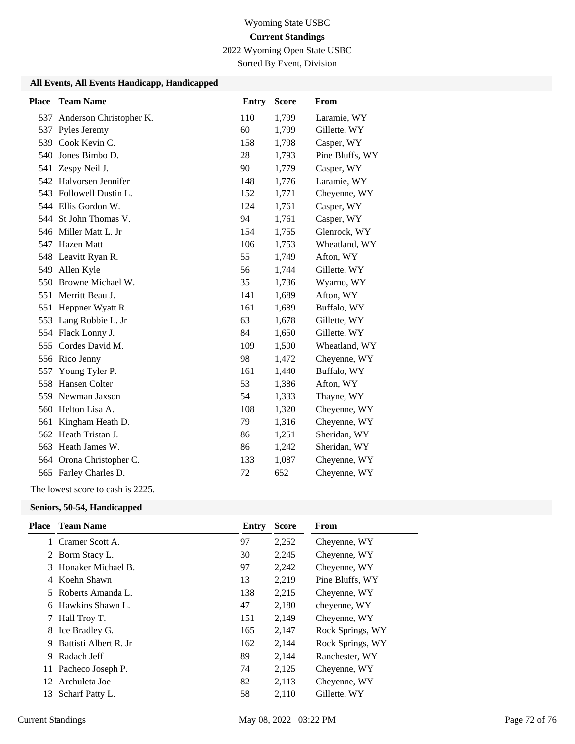Wyoming State USBC

**Current Standings**

2022 Wyoming Open State USBC

Sorted By Event, Division

### All Events, All Events Handicapp, Handicapped

| Place | Team Name | Entry | Score | From |
|---|---|---|---|---|
| 537 | Anderson Christopher K. | 110 | 1,799 | Laramie, WY |
| 537 | Pyles Jeremy | 60 | 1,799 | Gillette, WY |
| 539 | Cook Kevin C. | 158 | 1,798 | Casper, WY |
| 540 | Jones Bimbo D. | 28 | 1,793 | Pine Bluffs, WY |
| 541 | Zespy Neil J. | 90 | 1,779 | Casper, WY |
| 542 | Halvorsen Jennifer | 148 | 1,776 | Laramie, WY |
| 543 | Followell Dustin L. | 152 | 1,771 | Cheyenne, WY |
| 544 | Ellis Gordon W. | 124 | 1,761 | Casper, WY |
| 544 | St John Thomas V. | 94 | 1,761 | Casper, WY |
| 546 | Miller Matt L. Jr | 154 | 1,755 | Glenrock, WY |
| 547 | Hazen Matt | 106 | 1,753 | Wheatland, WY |
| 548 | Leavitt Ryan R. | 55 | 1,749 | Afton, WY |
| 549 | Allen Kyle | 56 | 1,744 | Gillette, WY |
| 550 | Browne Michael W. | 35 | 1,736 | Wyarno, WY |
| 551 | Merritt Beau J. | 141 | 1,689 | Afton, WY |
| 551 | Heppner Wyatt R. | 161 | 1,689 | Buffalo, WY |
| 553 | Lang Robbie L. Jr | 63 | 1,678 | Gillette, WY |
| 554 | Flack Lonny J. | 84 | 1,650 | Gillette, WY |
| 555 | Cordes David M. | 109 | 1,500 | Wheatland, WY |
| 556 | Rico Jenny | 98 | 1,472 | Cheyenne, WY |
| 557 | Young Tyler P. | 161 | 1,440 | Buffalo, WY |
| 558 | Hansen Colter | 53 | 1,386 | Afton, WY |
| 559 | Newman Jaxson | 54 | 1,333 | Thayne, WY |
| 560 | Helton Lisa A. | 108 | 1,320 | Cheyenne, WY |
| 561 | Kingham Heath D. | 79 | 1,316 | Cheyenne, WY |
| 562 | Heath Tristan J. | 86 | 1,251 | Sheridan, WY |
| 563 | Heath James W. | 86 | 1,242 | Sheridan, WY |
| 564 | Orona Christopher C. | 133 | 1,087 | Cheyenne, WY |
| 565 | Farley Charles D. | 72 | 652 | Cheyenne, WY |

The lowest score to cash is 2225.

### Seniors, 50-54, Handicapped

| Place | Team Name | Entry | Score | From |
|---|---|---|---|---|
| 1 | Cramer Scott A. | 97 | 2,252 | Cheyenne, WY |
| 2 | Borm Stacy L. | 30 | 2,245 | Cheyenne, WY |
| 3 | Honaker Michael B. | 97 | 2,242 | Cheyenne, WY |
| 4 | Koehn Shawn | 13 | 2,219 | Pine Bluffs, WY |
| 5 | Roberts Amanda L. | 138 | 2,215 | Cheyenne, WY |
| 6 | Hawkins Shawn L. | 47 | 2,180 | cheyenne, WY |
| 7 | Hall Troy T. | 151 | 2,149 | Cheyenne, WY |
| 8 | Ice Bradley G. | 165 | 2,147 | Rock Springs, WY |
| 9 | Battisti Albert R. Jr | 162 | 2,144 | Rock Springs, WY |
| 9 | Radach Jeff | 89 | 2,144 | Ranchester, WY |
| 11 | Pacheco Joseph P. | 74 | 2,125 | Cheyenne, WY |
| 12 | Archuleta Joe | 82 | 2,113 | Cheyenne, WY |
| 13 | Scharf Patty L. | 58 | 2,110 | Gillette, WY |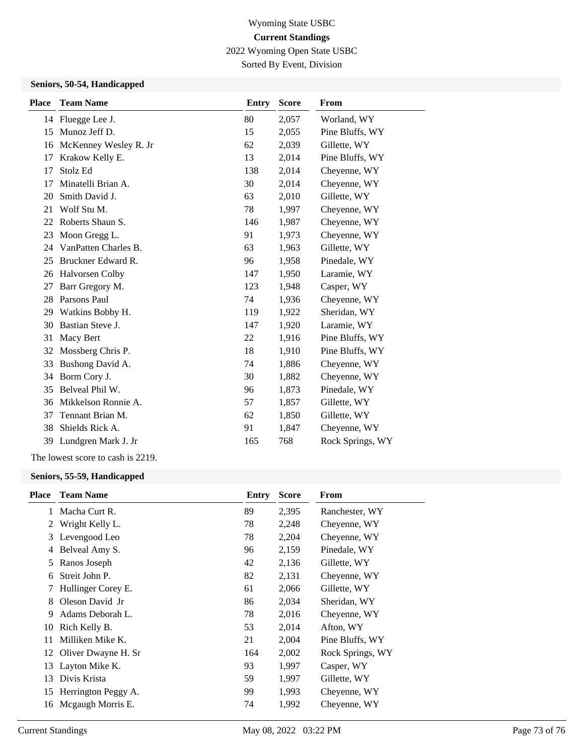Wyoming State USBC

**Current Standings**

2022 Wyoming Open State USBC

Sorted By Event, Division

### Seniors, 50-54, Handicapped

| Place | Team Name | Entry | Score | From |
|---|---|---|---|---|
| 14 | Fluegge Lee J. | 80 | 2,057 | Worland, WY |
| 15 | Munoz Jeff D. | 15 | 2,055 | Pine Bluffs, WY |
| 16 | McKenney Wesley R. Jr | 62 | 2,039 | Gillette, WY |
| 17 | Krakow Kelly E. | 13 | 2,014 | Pine Bluffs, WY |
| 17 | Stolz Ed | 138 | 2,014 | Cheyenne, WY |
| 17 | Minatelli Brian A. | 30 | 2,014 | Cheyenne, WY |
| 20 | Smith David J. | 63 | 2,010 | Gillette, WY |
| 21 | Wolf Stu M. | 78 | 1,997 | Cheyenne, WY |
| 22 | Roberts Shaun S. | 146 | 1,987 | Cheyenne, WY |
| 23 | Moon Gregg L. | 91 | 1,973 | Cheyenne, WY |
| 24 | VanPatten Charles B. | 63 | 1,963 | Gillette, WY |
| 25 | Bruckner Edward R. | 96 | 1,958 | Pinedale, WY |
| 26 | Halvorsen Colby | 147 | 1,950 | Laramie, WY |
| 27 | Barr Gregory M. | 123 | 1,948 | Casper, WY |
| 28 | Parsons Paul | 74 | 1,936 | Cheyenne, WY |
| 29 | Watkins Bobby H. | 119 | 1,922 | Sheridan, WY |
| 30 | Bastian Steve J. | 147 | 1,920 | Laramie, WY |
| 31 | Macy Bert | 22 | 1,916 | Pine Bluffs, WY |
| 32 | Mossberg Chris P. | 18 | 1,910 | Pine Bluffs, WY |
| 33 | Bushong David A. | 74 | 1,886 | Cheyenne, WY |
| 34 | Borm Cory J. | 30 | 1,882 | Cheyenne, WY |
| 35 | Belveal Phil W. | 96 | 1,873 | Pinedale, WY |
| 36 | Mikkelson Ronnie A. | 57 | 1,857 | Gillette, WY |
| 37 | Tennant Brian M. | 62 | 1,850 | Gillette, WY |
| 38 | Shields Rick A. | 91 | 1,847 | Cheyenne, WY |
| 39 | Lundgren Mark J. Jr | 165 | 768 | Rock Springs, WY |

The lowest score to cash is 2219.

### Seniors, 55-59, Handicapped

| Place | Team Name | Entry | Score | From |
|---|---|---|---|---|
| 1 | Macha Curt R. | 89 | 2,395 | Ranchester, WY |
| 2 | Wright Kelly L. | 78 | 2,248 | Cheyenne, WY |
| 3 | Levengood Leo | 78 | 2,204 | Cheyenne, WY |
| 4 | Belveal Amy S. | 96 | 2,159 | Pinedale, WY |
| 5 | Ranos Joseph | 42 | 2,136 | Gillette, WY |
| 6 | Streit John P. | 82 | 2,131 | Cheyenne, WY |
| 7 | Hullinger Corey E. | 61 | 2,066 | Gillette, WY |
| 8 | Oleson David Jr | 86 | 2,034 | Sheridan, WY |
| 9 | Adams Deborah L. | 78 | 2,016 | Cheyenne, WY |
| 10 | Rich Kelly B. | 53 | 2,014 | Afton, WY |
| 11 | Milliken Mike K. | 21 | 2,004 | Pine Bluffs, WY |
| 12 | Oliver Dwayne H. Sr | 164 | 2,002 | Rock Springs, WY |
| 13 | Layton Mike K. | 93 | 1,997 | Casper, WY |
| 13 | Divis Krista | 59 | 1,997 | Gillette, WY |
| 15 | Herrington Peggy A. | 99 | 1,993 | Cheyenne, WY |
| 16 | Mcgaugh Morris E. | 74 | 1,992 | Cheyenne, WY |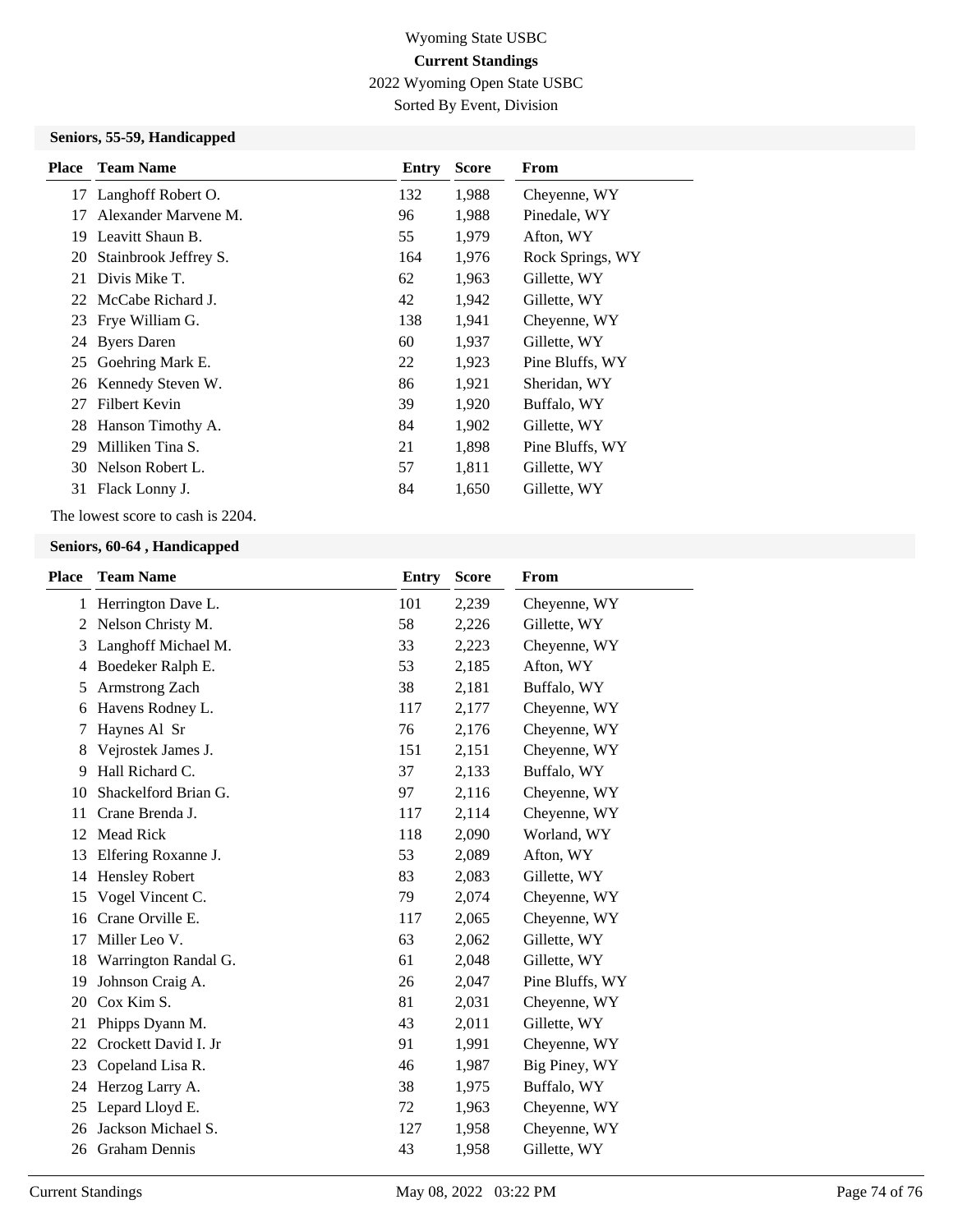Wyoming State USBC

**Current Standings**

2022 Wyoming Open State USBC

Sorted By Event, Division

### Seniors, 55-59, Handicapped

| Place | Team Name | Entry | Score | From |
|---|---|---|---|---|
| 17 | Langhoff Robert O. | 132 | 1,988 | Cheyenne, WY |
| 17 | Alexander Marvene M. | 96 | 1,988 | Pinedale, WY |
| 19 | Leavitt Shaun B. | 55 | 1,979 | Afton, WY |
| 20 | Stainbrook Jeffrey S. | 164 | 1,976 | Rock Springs, WY |
| 21 | Divis Mike T. | 62 | 1,963 | Gillette, WY |
| 22 | McCabe Richard J. | 42 | 1,942 | Gillette, WY |
| 23 | Frye William G. | 138 | 1,941 | Cheyenne, WY |
| 24 | Byers Daren | 60 | 1,937 | Gillette, WY |
| 25 | Goehring Mark E. | 22 | 1,923 | Pine Bluffs, WY |
| 26 | Kennedy Steven W. | 86 | 1,921 | Sheridan, WY |
| 27 | Filbert Kevin | 39 | 1,920 | Buffalo, WY |
| 28 | Hanson Timothy A. | 84 | 1,902 | Gillette, WY |
| 29 | Milliken Tina S. | 21 | 1,898 | Pine Bluffs, WY |
| 30 | Nelson Robert L. | 57 | 1,811 | Gillette, WY |
| 31 | Flack Lonny J. | 84 | 1,650 | Gillette, WY |

The lowest score to cash is 2204.

### Seniors, 60-64 , Handicapped

| Place | Team Name | Entry | Score | From |
|---|---|---|---|---|
| 1 | Herrington Dave L. | 101 | 2,239 | Cheyenne, WY |
| 2 | Nelson Christy M. | 58 | 2,226 | Gillette, WY |
| 3 | Langhoff Michael M. | 33 | 2,223 | Cheyenne, WY |
| 4 | Boedeker Ralph E. | 53 | 2,185 | Afton, WY |
| 5 | Armstrong Zach | 38 | 2,181 | Buffalo, WY |
| 6 | Havens Rodney L. | 117 | 2,177 | Cheyenne, WY |
| 7 | Haynes Al Sr | 76 | 2,176 | Cheyenne, WY |
| 8 | Vejrostek James J. | 151 | 2,151 | Cheyenne, WY |
| 9 | Hall Richard C. | 37 | 2,133 | Buffalo, WY |
| 10 | Shackelford Brian G. | 97 | 2,116 | Cheyenne, WY |
| 11 | Crane Brenda J. | 117 | 2,114 | Cheyenne, WY |
| 12 | Mead Rick | 118 | 2,090 | Worland, WY |
| 13 | Elfering Roxanne J. | 53 | 2,089 | Afton, WY |
| 14 | Hensley Robert | 83 | 2,083 | Gillette, WY |
| 15 | Vogel Vincent C. | 79 | 2,074 | Cheyenne, WY |
| 16 | Crane Orville E. | 117 | 2,065 | Cheyenne, WY |
| 17 | Miller Leo V. | 63 | 2,062 | Gillette, WY |
| 18 | Warrington Randal G. | 61 | 2,048 | Gillette, WY |
| 19 | Johnson Craig A. | 26 | 2,047 | Pine Bluffs, WY |
| 20 | Cox Kim S. | 81 | 2,031 | Cheyenne, WY |
| 21 | Phipps Dyann M. | 43 | 2,011 | Gillette, WY |
| 22 | Crockett David I. Jr | 91 | 1,991 | Cheyenne, WY |
| 23 | Copeland Lisa R. | 46 | 1,987 | Big Piney, WY |
| 24 | Herzog Larry A. | 38 | 1,975 | Buffalo, WY |
| 25 | Lepard Lloyd E. | 72 | 1,963 | Cheyenne, WY |
| 26 | Jackson Michael S. | 127 | 1,958 | Cheyenne, WY |
| 26 | Graham Dennis | 43 | 1,958 | Gillette, WY |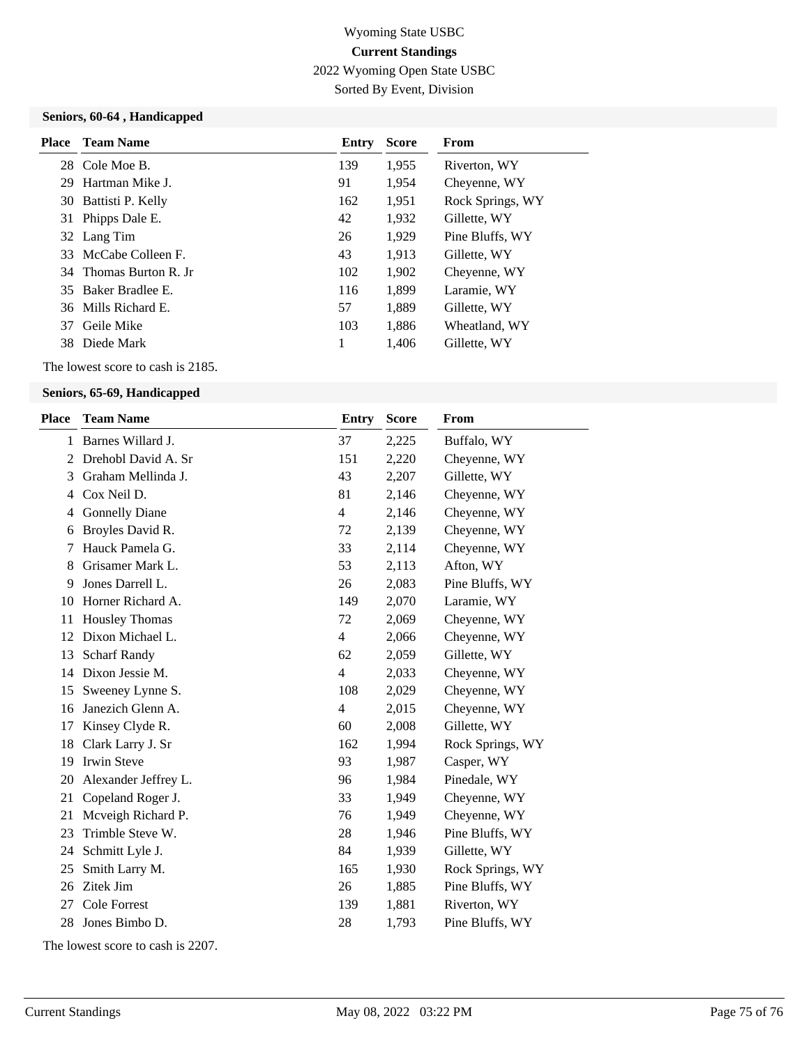Wyoming State USBC

**Current Standings**

2022 Wyoming Open State USBC

Sorted By Event, Division

### Seniors, 60-64 , Handicapped

| Place | Team Name | Entry | Score | From |
|---|---|---|---|---|
| 28 | Cole Moe B. | 139 | 1,955 | Riverton, WY |
| 29 | Hartman Mike J. | 91 | 1,954 | Cheyenne, WY |
| 30 | Battisti P. Kelly | 162 | 1,951 | Rock Springs, WY |
| 31 | Phipps Dale E. | 42 | 1,932 | Gillette, WY |
| 32 | Lang Tim | 26 | 1,929 | Pine Bluffs, WY |
| 33 | McCabe Colleen F. | 43 | 1,913 | Gillette, WY |
| 34 | Thomas Burton R. Jr | 102 | 1,902 | Cheyenne, WY |
| 35 | Baker Bradlee E. | 116 | 1,899 | Laramie, WY |
| 36 | Mills Richard E. | 57 | 1,889 | Gillette, WY |
| 37 | Geile Mike | 103 | 1,886 | Wheatland, WY |
| 38 | Diede Mark | 1 | 1,406 | Gillette, WY |

The lowest score to cash is 2185.

### Seniors, 65-69, Handicapped

| Place | Team Name | Entry | Score | From |
|---|---|---|---|---|
| 1 | Barnes Willard J. | 37 | 2,225 | Buffalo, WY |
| 2 | Drehobl David A. Sr | 151 | 2,220 | Cheyenne, WY |
| 3 | Graham Mellinda J. | 43 | 2,207 | Gillette, WY |
| 4 | Cox Neil D. | 81 | 2,146 | Cheyenne, WY |
| 4 | Gonnelly Diane | 4 | 2,146 | Cheyenne, WY |
| 6 | Broyles David R. | 72 | 2,139 | Cheyenne, WY |
| 7 | Hauck Pamela G. | 33 | 2,114 | Cheyenne, WY |
| 8 | Grisamer Mark L. | 53 | 2,113 | Afton, WY |
| 9 | Jones Darrell L. | 26 | 2,083 | Pine Bluffs, WY |
| 10 | Horner Richard A. | 149 | 2,070 | Laramie, WY |
| 11 | Housley Thomas | 72 | 2,069 | Cheyenne, WY |
| 12 | Dixon Michael L. | 4 | 2,066 | Cheyenne, WY |
| 13 | Scharf Randy | 62 | 2,059 | Gillette, WY |
| 14 | Dixon Jessie M. | 4 | 2,033 | Cheyenne, WY |
| 15 | Sweeney Lynne S. | 108 | 2,029 | Cheyenne, WY |
| 16 | Janezich Glenn A. | 4 | 2,015 | Cheyenne, WY |
| 17 | Kinsey Clyde R. | 60 | 2,008 | Gillette, WY |
| 18 | Clark Larry J. Sr | 162 | 1,994 | Rock Springs, WY |
| 19 | Irwin Steve | 93 | 1,987 | Casper, WY |
| 20 | Alexander Jeffrey L. | 96 | 1,984 | Pinedale, WY |
| 21 | Copeland Roger J. | 33 | 1,949 | Cheyenne, WY |
| 21 | Mcveigh Richard P. | 76 | 1,949 | Cheyenne, WY |
| 23 | Trimble Steve W. | 28 | 1,946 | Pine Bluffs, WY |
| 24 | Schmitt Lyle J. | 84 | 1,939 | Gillette, WY |
| 25 | Smith Larry M. | 165 | 1,930 | Rock Springs, WY |
| 26 | Zitek Jim | 26 | 1,885 | Pine Bluffs, WY |
| 27 | Cole Forrest | 139 | 1,881 | Riverton, WY |
| 28 | Jones Bimbo D. | 28 | 1,793 | Pine Bluffs, WY |

The lowest score to cash is 2207.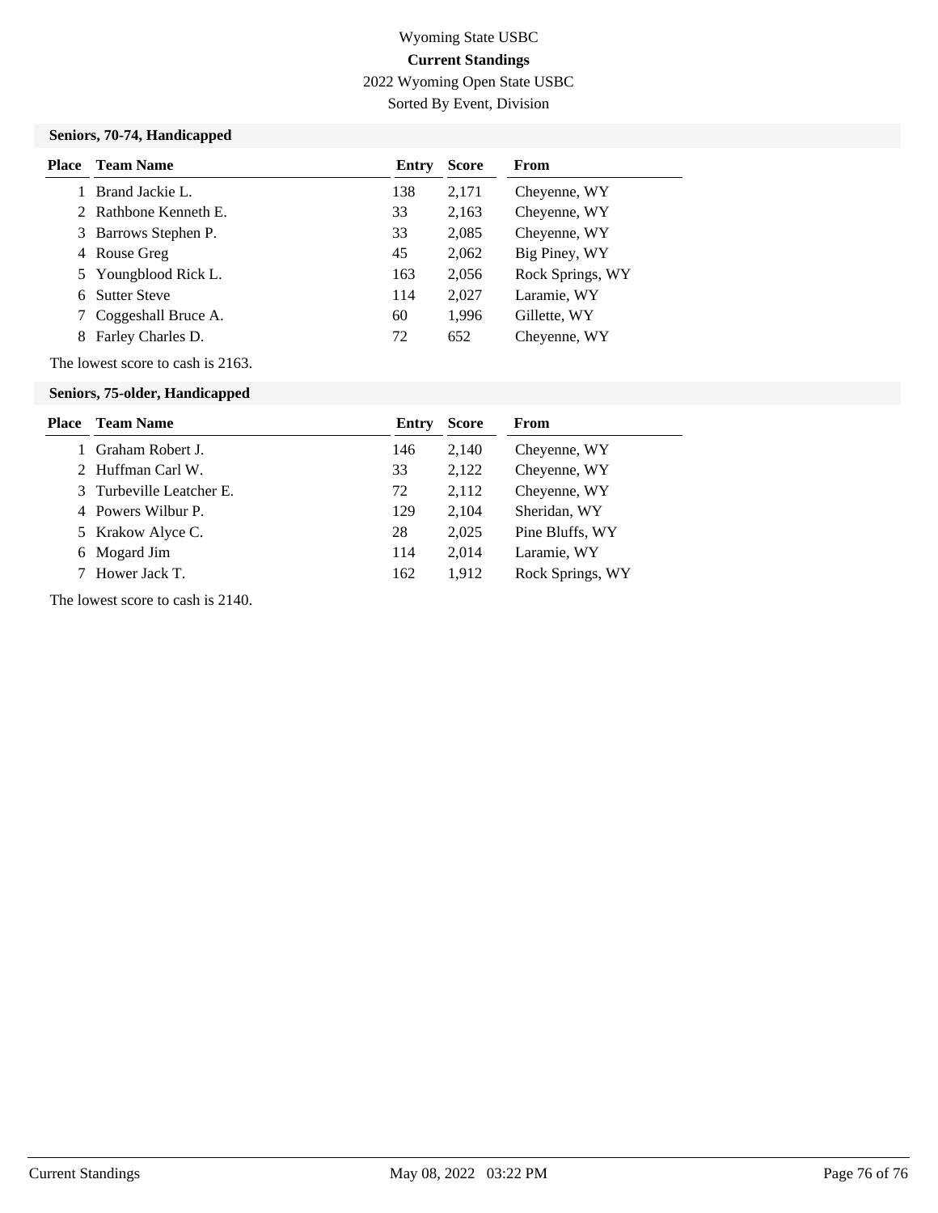Wyoming State USBC

**Current Standings**

2022 Wyoming Open State USBC

Sorted By Event, Division

### Seniors, 70-74, Handicapped

| Place | Team Name | Entry | Score | From |
|---|---|---|---|---|
| 1 | Brand Jackie L. | 138 | 2,171 | Cheyenne, WY |
| 2 | Rathbone Kenneth E. | 33 | 2,163 | Cheyenne, WY |
| 3 | Barrows Stephen P. | 33 | 2,085 | Cheyenne, WY |
| 4 | Rouse Greg | 45 | 2,062 | Big Piney, WY |
| 5 | Youngblood Rick L. | 163 | 2,056 | Rock Springs, WY |
| 6 | Sutter Steve | 114 | 2,027 | Laramie, WY |
| 7 | Coggeshall Bruce A. | 60 | 1,996 | Gillette, WY |
| 8 | Farley Charles D. | 72 | 652 | Cheyenne, WY |

The lowest score to cash is 2163.

### Seniors, 75-older, Handicapped

| Place | Team Name | Entry | Score | From |
|---|---|---|---|---|
| 1 | Graham Robert J. | 146 | 2,140 | Cheyenne, WY |
| 2 | Huffman Carl W. | 33 | 2,122 | Cheyenne, WY |
| 3 | Turbeville Leatcher E. | 72 | 2,112 | Cheyenne, WY |
| 4 | Powers Wilbur P. | 129 | 2,104 | Sheridan, WY |
| 5 | Krakow Alyce C. | 28 | 2,025 | Pine Bluffs, WY |
| 6 | Mogard Jim | 114 | 2,014 | Laramie, WY |
| 7 | Hower Jack T. | 162 | 1,912 | Rock Springs, WY |

The lowest score to cash is 2140.